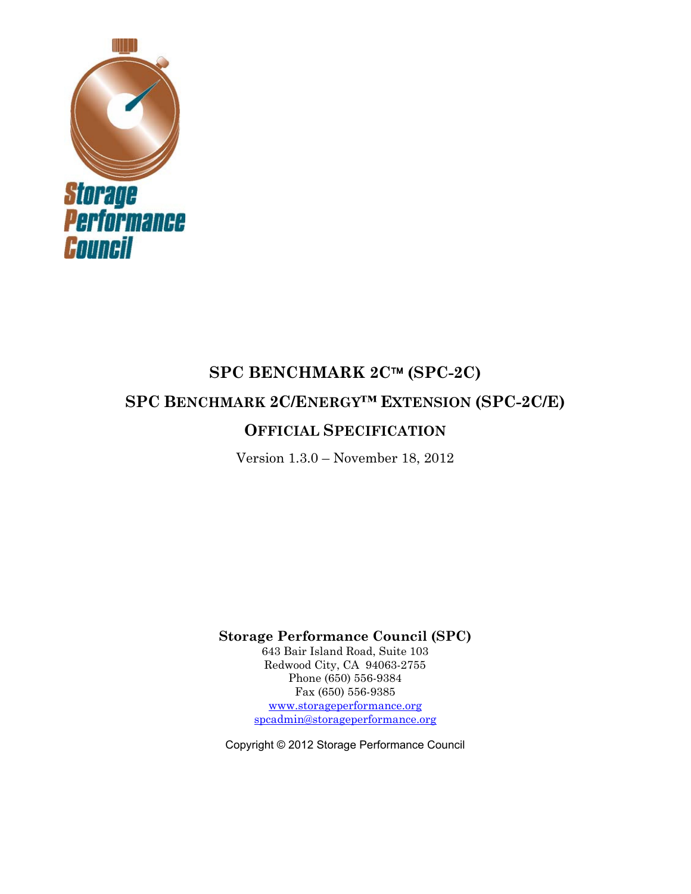Storage
Performance
Council

# SPC BENCHMARK 2C™ (SPC-2C)

## SPC BENCHMARK 2C/ENERGY™ EXTENSION (SPC-2C/E)

## OFFICIAL SPECIFICATION

Version 1.3.0 – November 18, 2012

**Storage Performance Council (SPC)**
643 Bair Island Road, Suite 103
Redwood City, CA 94063-2755
Phone (650) 556-9384
Fax (650) 556-9385
www.storageperformance.org
spcadmin@storageperformance.org

Copyright © 2012 Storage Performance Council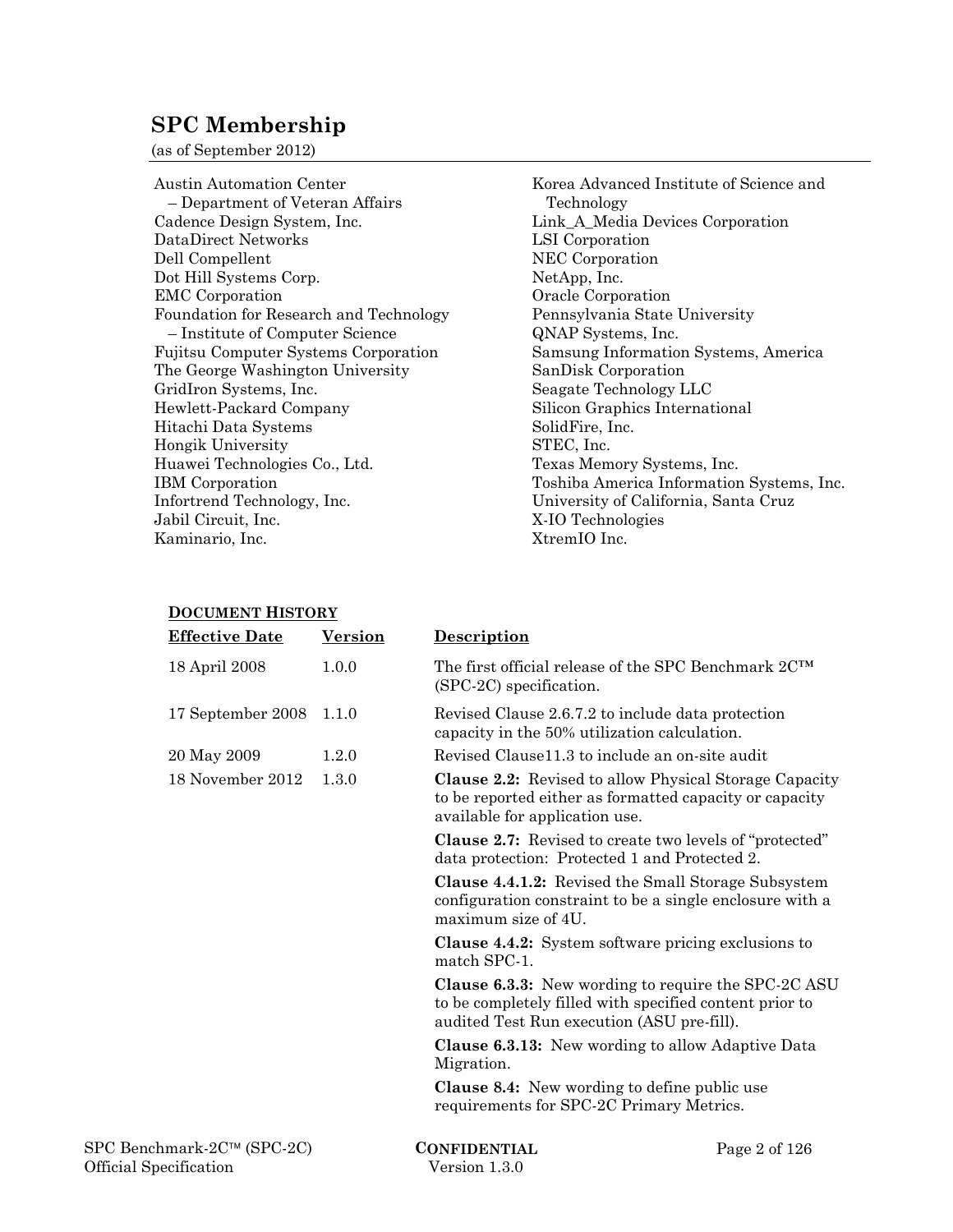## SPC Membership

(as of September 2012)

Austin Automation Center
– Department of Veteran Affairs
Cadence Design System, Inc.
DataDirect Networks
Dell Compellent
Dot Hill Systems Corp.
EMC Corporation
Foundation for Research and Technology
– Institute of Computer Science
Fujitsu Computer Systems Corporation
The George Washington University
GridIron Systems, Inc.
Hewlett-Packard Company
Hitachi Data Systems
Hongik University
Huawei Technologies Co., Ltd.
IBM Corporation
Infortrend Technology, Inc.
Jabil Circuit, Inc.
Kaminario, Inc.
Korea Advanced Institute of Science and Technology
Link_A_Media Devices Corporation
LSI Corporation
NEC Corporation
NetApp, Inc.
Oracle Corporation
Pennsylvania State University
QNAP Systems, Inc.
Samsung Information Systems, America
SanDisk Corporation
Seagate Technology LLC
Silicon Graphics International
SolidFire, Inc.
STEC, Inc.
Texas Memory Systems, Inc.
Toshiba America Information Systems, Inc.
University of California, Santa Cruz
X-IO Technologies
XtremIO Inc.

### DOCUMENT HISTORY

| Effective Date | Version | Description |
|---|---|---|
| 18 April 2008 | 1.0.0 | The first official release of the SPC Benchmark 2C™ (SPC-2C) specification. |
| 17 September 2008 | 1.1.0 | Revised Clause 2.6.7.2 to include data protection capacity in the 50% utilization calculation. |
| 20 May 2009 | 1.2.0 | Revised Clause11.3 to include an on-site audit |
| 18 November 2012 | 1.3.0 | **Clause 2.2:** Revised to allow Physical Storage Capacity to be reported either as formatted capacity or capacity available for application use. |
| | | **Clause 2.7:** Revised to create two levels of "protected" data protection: Protected 1 and Protected 2. |
| | | **Clause 4.4.1.2:** Revised the Small Storage Subsystem configuration constraint to be a single enclosure with a maximum size of 4U. |
| | | **Clause 4.4.2:** System software pricing exclusions to match SPC-1. |
| | | **Clause 6.3.3:** New wording to require the SPC-2C ASU to be completely filled with specified content prior to audited Test Run execution (ASU pre-fill). |
| | | **Clause 6.3.13:** New wording to allow Adaptive Data Migration. |
| | | **Clause 8.4:** New wording to define public use requirements for SPC-2C Primary Metrics. |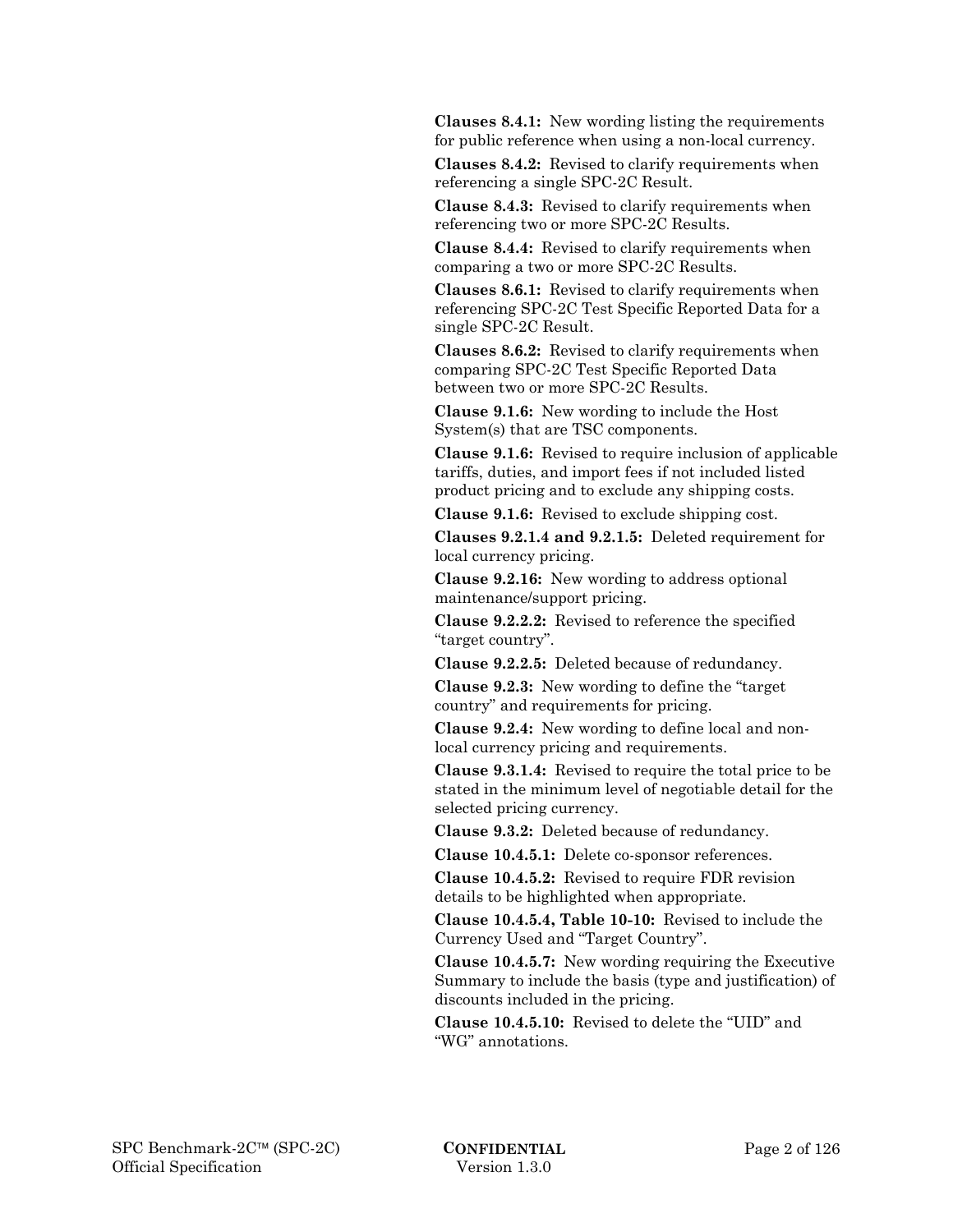**Clauses 8.4.1:** New wording listing the requirements for public reference when using a non-local currency.

**Clauses 8.4.2:** Revised to clarify requirements when referencing a single SPC-2C Result.

**Clause 8.4.3:** Revised to clarify requirements when referencing two or more SPC-2C Results.

**Clause 8.4.4:** Revised to clarify requirements when comparing a two or more SPC-2C Results.

**Clauses 8.6.1:** Revised to clarify requirements when referencing SPC-2C Test Specific Reported Data for a single SPC-2C Result.

**Clauses 8.6.2:** Revised to clarify requirements when comparing SPC-2C Test Specific Reported Data between two or more SPC-2C Results.

**Clause 9.1.6:** New wording to include the Host System(s) that are TSC components.

**Clause 9.1.6:** Revised to require inclusion of applicable tariffs, duties, and import fees if not included listed product pricing and to exclude any shipping costs.

**Clause 9.1.6:** Revised to exclude shipping cost.

**Clauses 9.2.1.4 and 9.2.1.5:** Deleted requirement for local currency pricing.

**Clause 9.2.16:** New wording to address optional maintenance/support pricing.

**Clause 9.2.2.2:** Revised to reference the specified "target country".

**Clause 9.2.2.5:** Deleted because of redundancy.

**Clause 9.2.3:** New wording to define the "target country" and requirements for pricing.

**Clause 9.2.4:** New wording to define local and non-local currency pricing and requirements.

**Clause 9.3.1.4:** Revised to require the total price to be stated in the minimum level of negotiable detail for the selected pricing currency.

**Clause 9.3.2:** Deleted because of redundancy.

**Clause 10.4.5.1:** Delete co-sponsor references.

**Clause 10.4.5.2:** Revised to require FDR revision details to be highlighted when appropriate.

**Clause 10.4.5.4, Table 10-10:** Revised to include the Currency Used and "Target Country".

**Clause 10.4.5.7:** New wording requiring the Executive Summary to include the basis (type and justification) of discounts included in the pricing.

**Clause 10.4.5.10:** Revised to delete the "UID" and "WG" annotations.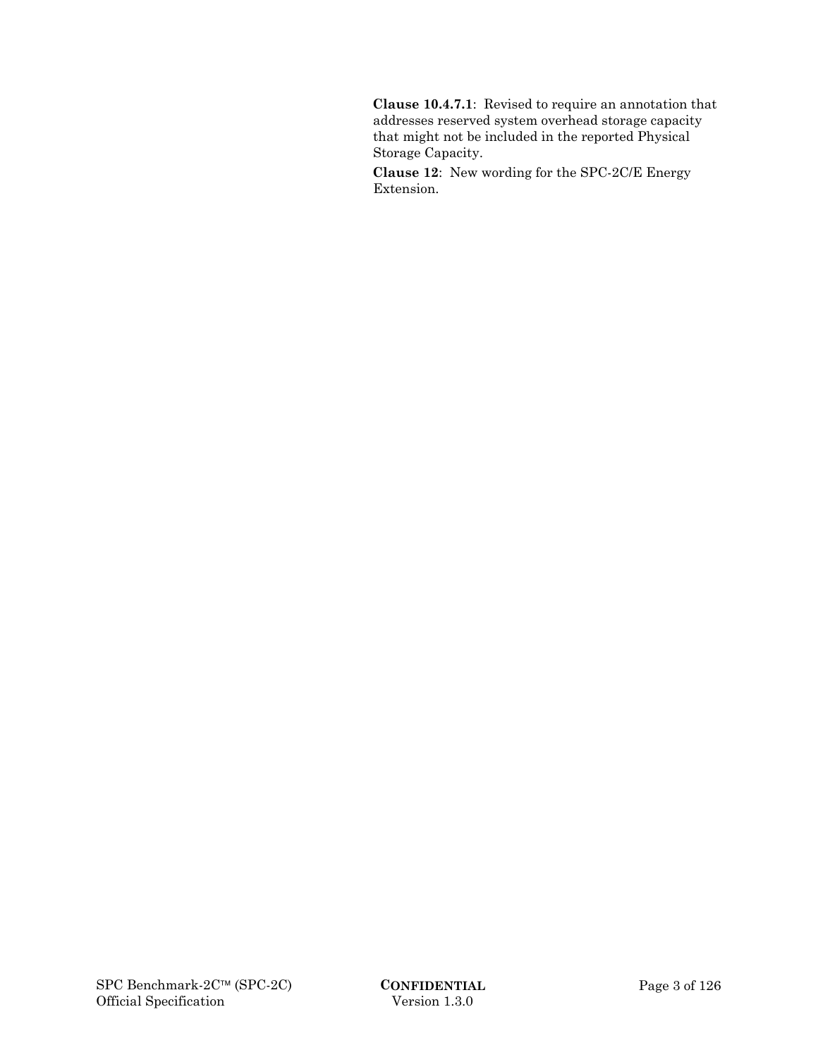**Clause 10.4.7.1**: Revised to require an annotation that addresses reserved system overhead storage capacity that might not be included in the reported Physical Storage Capacity.

**Clause 12**: New wording for the SPC-2C/E Energy Extension.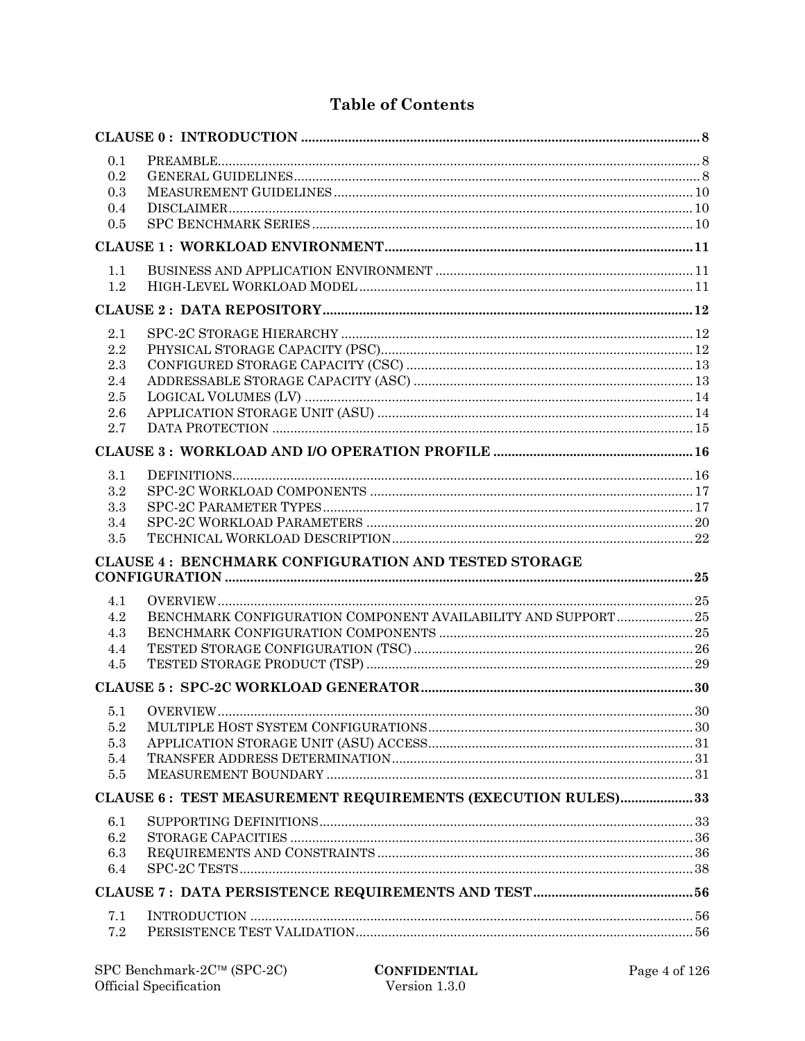# Table of Contents

**CLAUSE 0 : INTRODUCTION** .......... 8

- 0.1 PREAMBLE .......... 8
- 0.2 GENERAL GUIDELINES .......... 8
- 0.3 MEASUREMENT GUIDELINES .......... 10
- 0.4 DISCLAIMER .......... 10
- 0.5 SPC BENCHMARK SERIES .......... 10

**CLAUSE 1 : WORKLOAD ENVIRONMENT** .......... 11

- 1.1 BUSINESS AND APPLICATION ENVIRONMENT .......... 11
- 1.2 HIGH-LEVEL WORKLOAD MODEL .......... 11

**CLAUSE 2 : DATA REPOSITORY** .......... 12

- 2.1 SPC-2C STORAGE HIERARCHY .......... 12
- 2.2 PHYSICAL STORAGE CAPACITY (PSC) .......... 12
- 2.3 CONFIGURED STORAGE CAPACITY (CSC) .......... 13
- 2.4 ADDRESSABLE STORAGE CAPACITY (ASC) .......... 13
- 2.5 LOGICAL VOLUMES (LV) .......... 14
- 2.6 APPLICATION STORAGE UNIT (ASU) .......... 14
- 2.7 DATA PROTECTION .......... 15

**CLAUSE 3 : WORKLOAD AND I/O OPERATION PROFILE** .......... 16

- 3.1 DEFINITIONS .......... 16
- 3.2 SPC-2C WORKLOAD COMPONENTS .......... 17
- 3.3 SPC-2C PARAMETER TYPES .......... 17
- 3.4 SPC-2C WORKLOAD PARAMETERS .......... 20
- 3.5 TECHNICAL WORKLOAD DESCRIPTION .......... 22

**CLAUSE 4 : BENCHMARK CONFIGURATION AND TESTED STORAGE CONFIGURATION** .......... 25

- 4.1 OVERVIEW .......... 25
- 4.2 BENCHMARK CONFIGURATION COMPONENT AVAILABILITY AND SUPPORT .......... 25
- 4.3 BENCHMARK CONFIGURATION COMPONENTS .......... 25
- 4.4 TESTED STORAGE CONFIGURATION (TSC) .......... 26
- 4.5 TESTED STORAGE PRODUCT (TSP) .......... 29

**CLAUSE 5 : SPC-2C WORKLOAD GENERATOR** .......... 30

- 5.1 OVERVIEW .......... 30
- 5.2 MULTIPLE HOST SYSTEM CONFIGURATIONS .......... 30
- 5.3 APPLICATION STORAGE UNIT (ASU) ACCESS .......... 31
- 5.4 TRANSFER ADDRESS DETERMINATION .......... 31
- 5.5 MEASUREMENT BOUNDARY .......... 31

**CLAUSE 6 : TEST MEASUREMENT REQUIREMENTS (EXECUTION RULES)** .......... 33

- 6.1 SUPPORTING DEFINITIONS .......... 33
- 6.2 STORAGE CAPACITIES .......... 36
- 6.3 REQUIREMENTS AND CONSTRAINTS .......... 36
- 6.4 SPC-2C TESTS .......... 38

**CLAUSE 7 : DATA PERSISTENCE REQUIREMENTS AND TEST** .......... 56

- 7.1 INTRODUCTION .......... 56
- 7.2 PERSISTENCE TEST VALIDATION .......... 56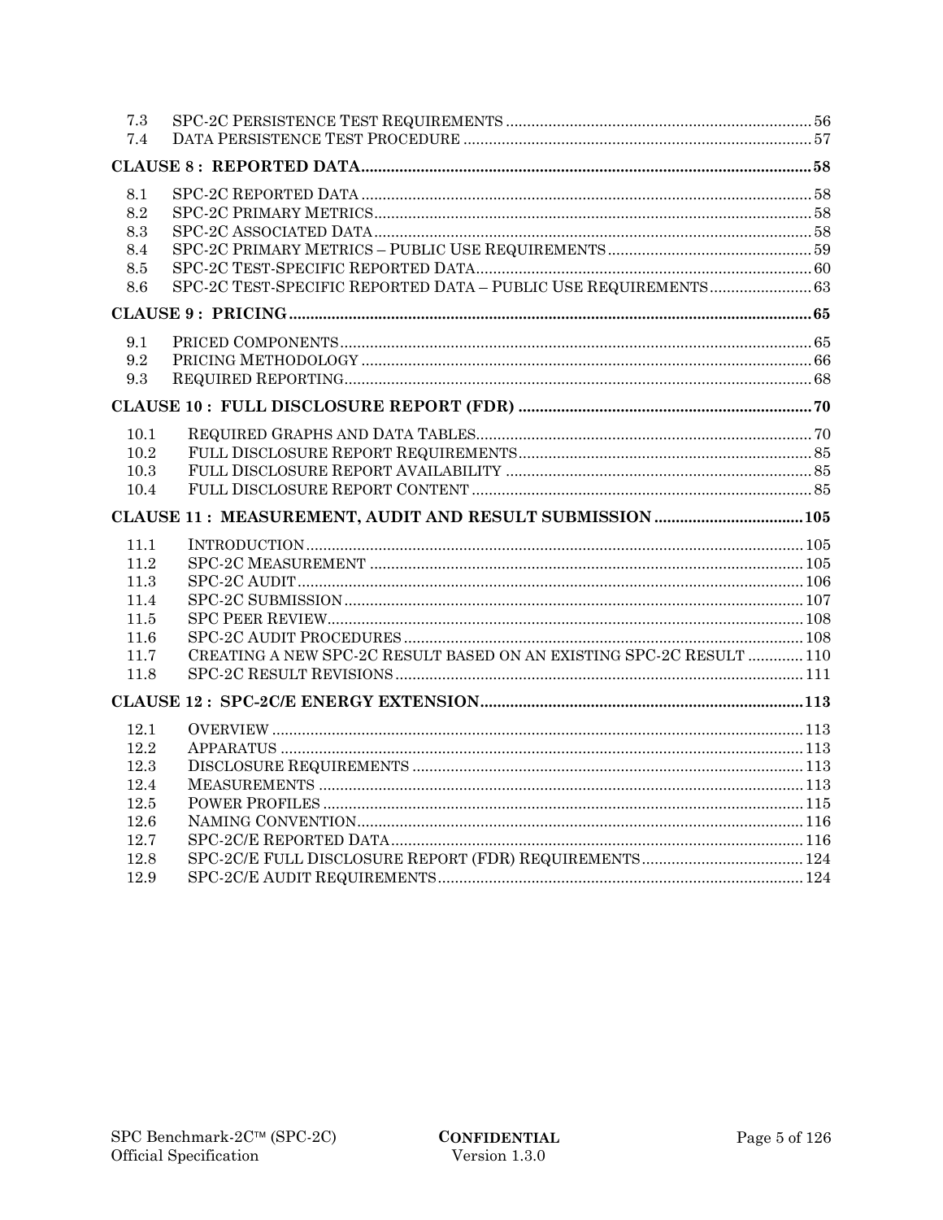| | | |
|---|---|---|
| 7.3 | SPC-2C PERSISTENCE TEST REQUIREMENTS | 56 |
| 7.4 | DATA PERSISTENCE TEST PROCEDURE | 57 |
| **CLAUSE 8 : REPORTED DATA** | | **58** |
| 8.1 | SPC-2C REPORTED DATA | 58 |
| 8.2 | SPC-2C PRIMARY METRICS | 58 |
| 8.3 | SPC-2C ASSOCIATED DATA | 58 |
| 8.4 | SPC-2C PRIMARY METRICS – PUBLIC USE REQUIREMENTS | 59 |
| 8.5 | SPC-2C TEST-SPECIFIC REPORTED DATA | 60 |
| 8.6 | SPC-2C TEST-SPECIFIC REPORTED DATA – PUBLIC USE REQUIREMENTS | 63 |
| **CLAUSE 9 : PRICING** | | **65** |
| 9.1 | PRICED COMPONENTS | 65 |
| 9.2 | PRICING METHODOLOGY | 66 |
| 9.3 | REQUIRED REPORTING | 68 |
| **CLAUSE 10 : FULL DISCLOSURE REPORT (FDR)** | | **70** |
| 10.1 | REQUIRED GRAPHS AND DATA TABLES | 70 |
| 10.2 | FULL DISCLOSURE REPORT REQUIREMENTS | 85 |
| 10.3 | FULL DISCLOSURE REPORT AVAILABILITY | 85 |
| 10.4 | FULL DISCLOSURE REPORT CONTENT | 85 |
| **CLAUSE 11 : MEASUREMENT, AUDIT AND RESULT SUBMISSION** | | **105** |
| 11.1 | INTRODUCTION | 105 |
| 11.2 | SPC-2C MEASUREMENT | 105 |
| 11.3 | SPC-2C AUDIT | 106 |
| 11.4 | SPC-2C SUBMISSION | 107 |
| 11.5 | SPC PEER REVIEW | 108 |
| 11.6 | SPC-2C AUDIT PROCEDURES | 108 |
| 11.7 | CREATING A NEW SPC-2C RESULT BASED ON AN EXISTING SPC-2C RESULT | 110 |
| 11.8 | SPC-2C RESULT REVISIONS | 111 |
| **CLAUSE 12 : SPC-2C/E ENERGY EXTENSION** | | **113** |
| 12.1 | OVERVIEW | 113 |
| 12.2 | APPARATUS | 113 |
| 12.3 | DISCLOSURE REQUIREMENTS | 113 |
| 12.4 | MEASUREMENTS | 113 |
| 12.5 | POWER PROFILES | 115 |
| 12.6 | NAMING CONVENTION | 116 |
| 12.7 | SPC-2C/E REPORTED DATA | 116 |
| 12.8 | SPC-2C/E FULL DISCLOSURE REPORT (FDR) REQUIREMENTS | 124 |
| 12.9 | SPC-2C/E AUDIT REQUIREMENTS | 124 |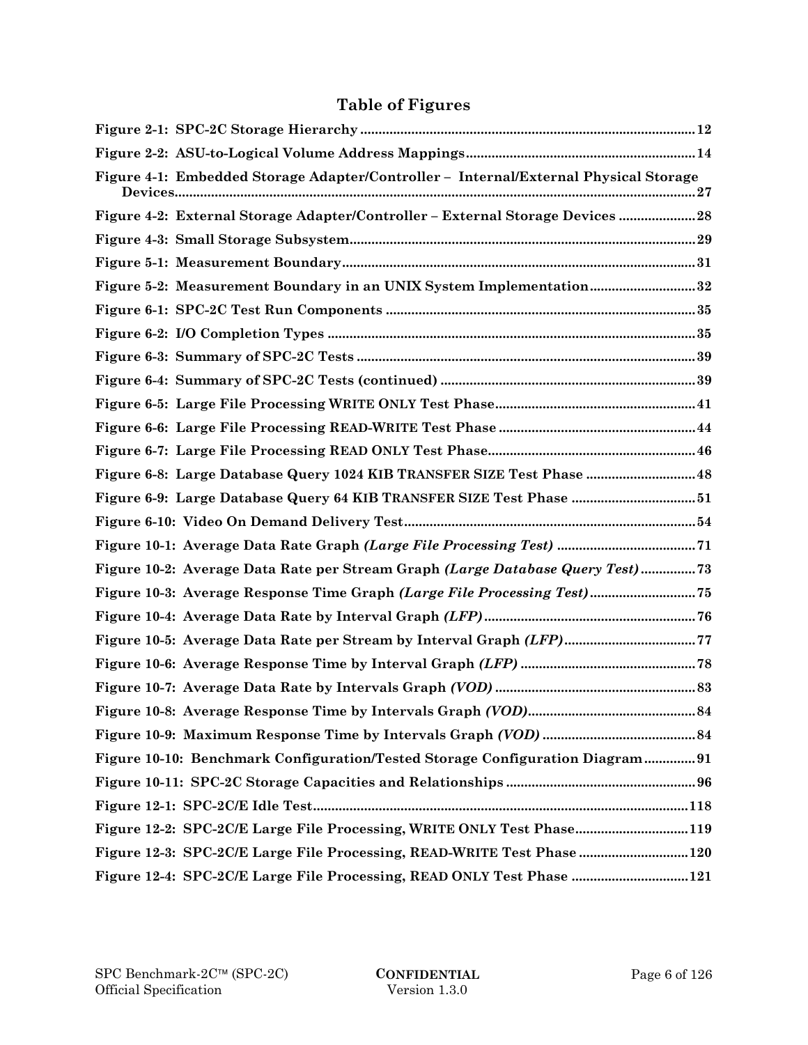# Table of Figures

**Figure 2-1: SPC-2C Storage Hierarchy** ..... 12

**Figure 2-2: ASU-to-Logical Volume Address Mappings** ..... 14

**Figure 4-1: Embedded Storage Adapter/Controller – Internal/External Physical Storage Devices** ..... 27

**Figure 4-2: External Storage Adapter/Controller – External Storage Devices** ..... 28

**Figure 4-3: Small Storage Subsystem** ..... 29

**Figure 5-1: Measurement Boundary** ..... 31

**Figure 5-2: Measurement Boundary in an UNIX System Implementation** ..... 32

**Figure 6-1: SPC-2C Test Run Components** ..... 35

**Figure 6-2: I/O Completion Types** ..... 35

**Figure 6-3: Summary of SPC-2C Tests** ..... 39

**Figure 6-4: Summary of SPC-2C Tests (continued)** ..... 39

**Figure 6-5: Large File Processing WRITE ONLY Test Phase** ..... 41

**Figure 6-6: Large File Processing READ-WRITE Test Phase** ..... 44

**Figure 6-7: Large File Processing READ ONLY Test Phase** ..... 46

**Figure 6-8: Large Database Query 1024 KIB TRANSFER SIZE Test Phase** ..... 48

**Figure 6-9: Large Database Query 64 KIB TRANSFER SIZE Test Phase** ..... 51

**Figure 6-10: Video On Demand Delivery Test** ..... 54

**Figure 10-1: Average Data Rate Graph *(Large File Processing Test)*** ..... 71

**Figure 10-2: Average Data Rate per Stream Graph *(Large Database Query Test)*** ..... 73

**Figure 10-3: Average Response Time Graph *(Large File Processing Test)*** ..... 75

**Figure 10-4: Average Data Rate by Interval Graph *(LFP)*** ..... 76

**Figure 10-5: Average Data Rate per Stream by Interval Graph *(LFP)*** ..... 77

**Figure 10-6: Average Response Time by Interval Graph *(LFP)*** ..... 78

**Figure 10-7: Average Data Rate by Intervals Graph *(VOD)*** ..... 83

**Figure 10-8: Average Response Time by Intervals Graph *(VOD)*** ..... 84

**Figure 10-9: Maximum Response Time by Intervals Graph *(VOD)*** ..... 84

**Figure 10-10: Benchmark Configuration/Tested Storage Configuration Diagram** ..... 91

**Figure 10-11: SPC-2C Storage Capacities and Relationships** ..... 96

**Figure 12-1: SPC-2C/E Idle Test** ..... 118

**Figure 12-2: SPC-2C/E Large File Processing, WRITE ONLY Test Phase** ..... 119

**Figure 12-3: SPC-2C/E Large File Processing, READ-WRITE Test Phase** ..... 120

**Figure 12-4: SPC-2C/E Large File Processing, READ ONLY Test Phase** ..... 121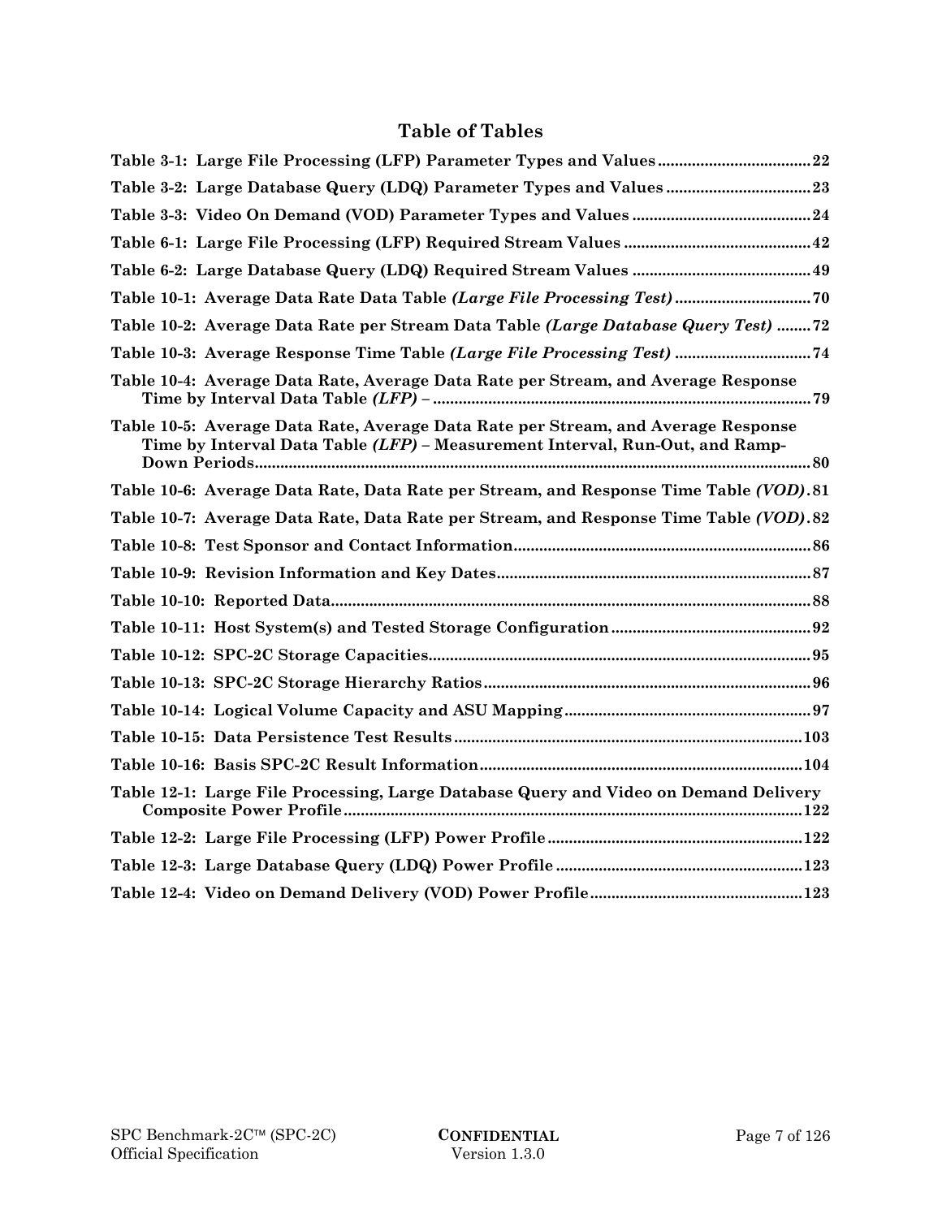# Table of Tables

**Table 3-1: Large File Processing (LFP) Parameter Types and Values....................................22**

**Table 3-2: Large Database Query (LDQ) Parameter Types and Values ..................................23**

**Table 3-3: Video On Demand (VOD) Parameter Types and Values ..........................................24**

**Table 6-1: Large File Processing (LFP) Required Stream Values ............................................42**

**Table 6-2: Large Database Query (LDQ) Required Stream Values ..........................................49**

**Table 10-1: Average Data Rate Data Table *(Large File Processing Test)*................................70**

**Table 10-2: Average Data Rate per Stream Data Table *(Large Database Query Test)* ........72**

**Table 10-3: Average Response Time Table *(Large File Processing Test)* ...............................74**

**Table 10-4: Average Data Rate, Average Data Rate per Stream, and Average Response Time by Interval Data Table *(LFP)* – ........................................................................................79**

**Table 10-5: Average Data Rate, Average Data Rate per Stream, and Average Response Time by Interval Data Table *(LFP)* – Measurement Interval, Run-Out, and Ramp-Down Periods...................................................................................................................................80**

**Table 10-6: Average Data Rate, Data Rate per Stream, and Response Time Table *(VOD)*.81**

**Table 10-7: Average Data Rate, Data Rate per Stream, and Response Time Table *(VOD)*.82**

**Table 10-8: Test Sponsor and Contact Information.....................................................................86**

**Table 10-9: Revision Information and Key Dates..........................................................................87**

**Table 10-10: Reported Data................................................................................................................88**

**Table 10-11: Host System(s) and Tested Storage Configuration ...............................................92**

**Table 10-12: SPC-2C Storage Capacities..........................................................................................95**

**Table 10-13: SPC-2C Storage Hierarchy Ratios.............................................................................96**

**Table 10-14: Logical Volume Capacity and ASU Mapping ..........................................................97**

**Table 10-15: Data Persistence Test Results.................................................................................103**

**Table 10-16: Basis SPC-2C Result Information...........................................................................104**

**Table 12-1: Large File Processing, Large Database Query and Video on Demand Delivery Composite Power Profile...........................................................................................................122**

**Table 12-2: Large File Processing (LFP) Power Profile............................................................122**

**Table 12-3: Large Database Query (LDQ) Power Profile ..........................................................123**

**Table 12-4: Video on Demand Delivery (VOD) Power Profile.................................................123**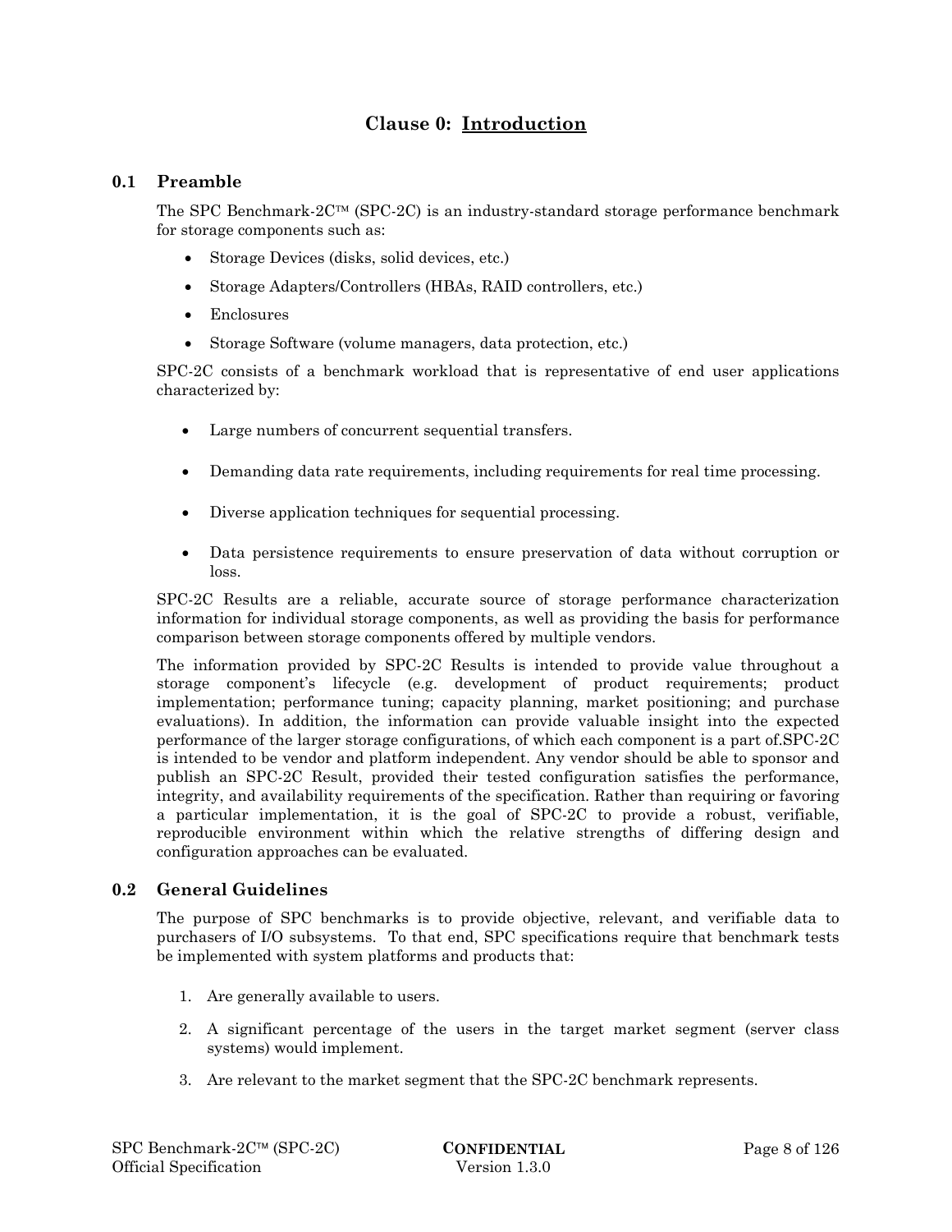# Clause 0: Introduction

## 0.1 Preamble

The SPC Benchmark-2C™ (SPC-2C) is an industry-standard storage performance benchmark for storage components such as:

- Storage Devices (disks, solid devices, etc.)
- Storage Adapters/Controllers (HBAs, RAID controllers, etc.)
- Enclosures
- Storage Software (volume managers, data protection, etc.)

SPC-2C consists of a benchmark workload that is representative of end user applications characterized by:

- Large numbers of concurrent sequential transfers.
- Demanding data rate requirements, including requirements for real time processing.
- Diverse application techniques for sequential processing.
- Data persistence requirements to ensure preservation of data without corruption or loss.

SPC-2C Results are a reliable, accurate source of storage performance characterization information for individual storage components, as well as providing the basis for performance comparison between storage components offered by multiple vendors.

The information provided by SPC-2C Results is intended to provide value throughout a storage component's lifecycle (e.g. development of product requirements; product implementation; performance tuning; capacity planning, market positioning; and purchase evaluations). In addition, the information can provide valuable insight into the expected performance of the larger storage configurations, of which each component is a part of.SPC-2C is intended to be vendor and platform independent. Any vendor should be able to sponsor and publish an SPC-2C Result, provided their tested configuration satisfies the performance, integrity, and availability requirements of the specification. Rather than requiring or favoring a particular implementation, it is the goal of SPC-2C to provide a robust, verifiable, reproducible environment within which the relative strengths of differing design and configuration approaches can be evaluated.

## 0.2 General Guidelines

The purpose of SPC benchmarks is to provide objective, relevant, and verifiable data to purchasers of I/O subsystems. To that end, SPC specifications require that benchmark tests be implemented with system platforms and products that:

1. Are generally available to users.
2. A significant percentage of the users in the target market segment (server class systems) would implement.
3. Are relevant to the market segment that the SPC-2C benchmark represents.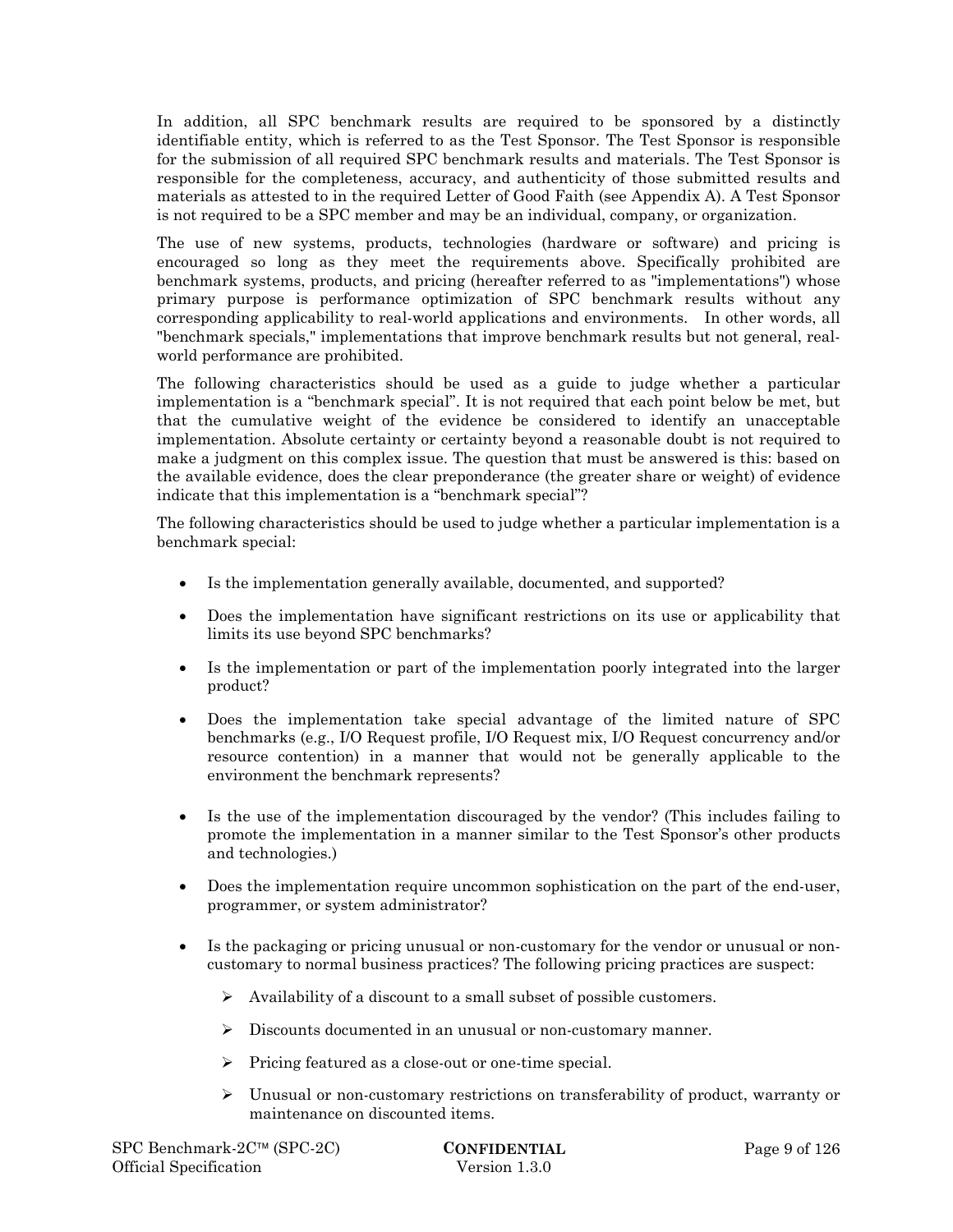In addition, all SPC benchmark results are required to be sponsored by a distinctly identifiable entity, which is referred to as the Test Sponsor. The Test Sponsor is responsible for the submission of all required SPC benchmark results and materials. The Test Sponsor is responsible for the completeness, accuracy, and authenticity of those submitted results and materials as attested to in the required Letter of Good Faith (see Appendix A). A Test Sponsor is not required to be a SPC member and may be an individual, company, or organization.

The use of new systems, products, technologies (hardware or software) and pricing is encouraged so long as they meet the requirements above. Specifically prohibited are benchmark systems, products, and pricing (hereafter referred to as "implementations") whose primary purpose is performance optimization of SPC benchmark results without any corresponding applicability to real-world applications and environments. In other words, all "benchmark specials," implementations that improve benchmark results but not general, real-world performance are prohibited.

The following characteristics should be used as a guide to judge whether a particular implementation is a "benchmark special". It is not required that each point below be met, but that the cumulative weight of the evidence be considered to identify an unacceptable implementation. Absolute certainty or certainty beyond a reasonable doubt is not required to make a judgment on this complex issue. The question that must be answered is this: based on the available evidence, does the clear preponderance (the greater share or weight) of evidence indicate that this implementation is a "benchmark special"?

The following characteristics should be used to judge whether a particular implementation is a benchmark special:

- Is the implementation generally available, documented, and supported?
- Does the implementation have significant restrictions on its use or applicability that limits its use beyond SPC benchmarks?
- Is the implementation or part of the implementation poorly integrated into the larger product?
- Does the implementation take special advantage of the limited nature of SPC benchmarks (e.g., I/O Request profile, I/O Request mix, I/O Request concurrency and/or resource contention) in a manner that would not be generally applicable to the environment the benchmark represents?
- Is the use of the implementation discouraged by the vendor? (This includes failing to promote the implementation in a manner similar to the Test Sponsor's other products and technologies.)
- Does the implementation require uncommon sophistication on the part of the end-user, programmer, or system administrator?
- Is the packaging or pricing unusual or non-customary for the vendor or unusual or non-customary to normal business practices? The following pricing practices are suspect:
  - Availability of a discount to a small subset of possible customers.
  - Discounts documented in an unusual or non-customary manner.
  - Pricing featured as a close-out or one-time special.
  - Unusual or non-customary restrictions on transferability of product, warranty or maintenance on discounted items.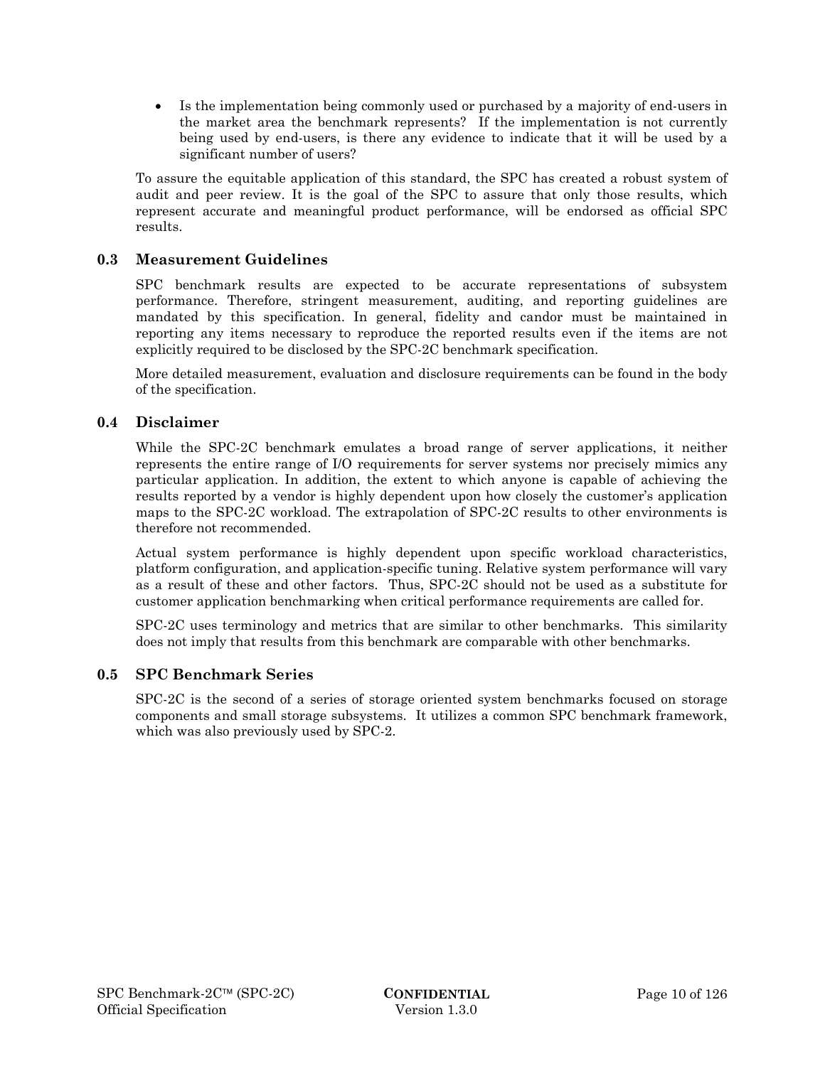- Is the implementation being commonly used or purchased by a majority of end-users in the market area the benchmark represents? If the implementation is not currently being used by end-users, is there any evidence to indicate that it will be used by a significant number of users?

To assure the equitable application of this standard, the SPC has created a robust system of audit and peer review. It is the goal of the SPC to assure that only those results, which represent accurate and meaningful product performance, will be endorsed as official SPC results.

## 0.3 Measurement Guidelines

SPC benchmark results are expected to be accurate representations of subsystem performance. Therefore, stringent measurement, auditing, and reporting guidelines are mandated by this specification. In general, fidelity and candor must be maintained in reporting any items necessary to reproduce the reported results even if the items are not explicitly required to be disclosed by the SPC-2C benchmark specification.

More detailed measurement, evaluation and disclosure requirements can be found in the body of the specification.

## 0.4 Disclaimer

While the SPC-2C benchmark emulates a broad range of server applications, it neither represents the entire range of I/O requirements for server systems nor precisely mimics any particular application. In addition, the extent to which anyone is capable of achieving the results reported by a vendor is highly dependent upon how closely the customer's application maps to the SPC-2C workload. The extrapolation of SPC-2C results to other environments is therefore not recommended.

Actual system performance is highly dependent upon specific workload characteristics, platform configuration, and application-specific tuning. Relative system performance will vary as a result of these and other factors. Thus, SPC-2C should not be used as a substitute for customer application benchmarking when critical performance requirements are called for.

SPC-2C uses terminology and metrics that are similar to other benchmarks. This similarity does not imply that results from this benchmark are comparable with other benchmarks.

## 0.5 SPC Benchmark Series

SPC-2C is the second of a series of storage oriented system benchmarks focused on storage components and small storage subsystems. It utilizes a common SPC benchmark framework, which was also previously used by SPC-2.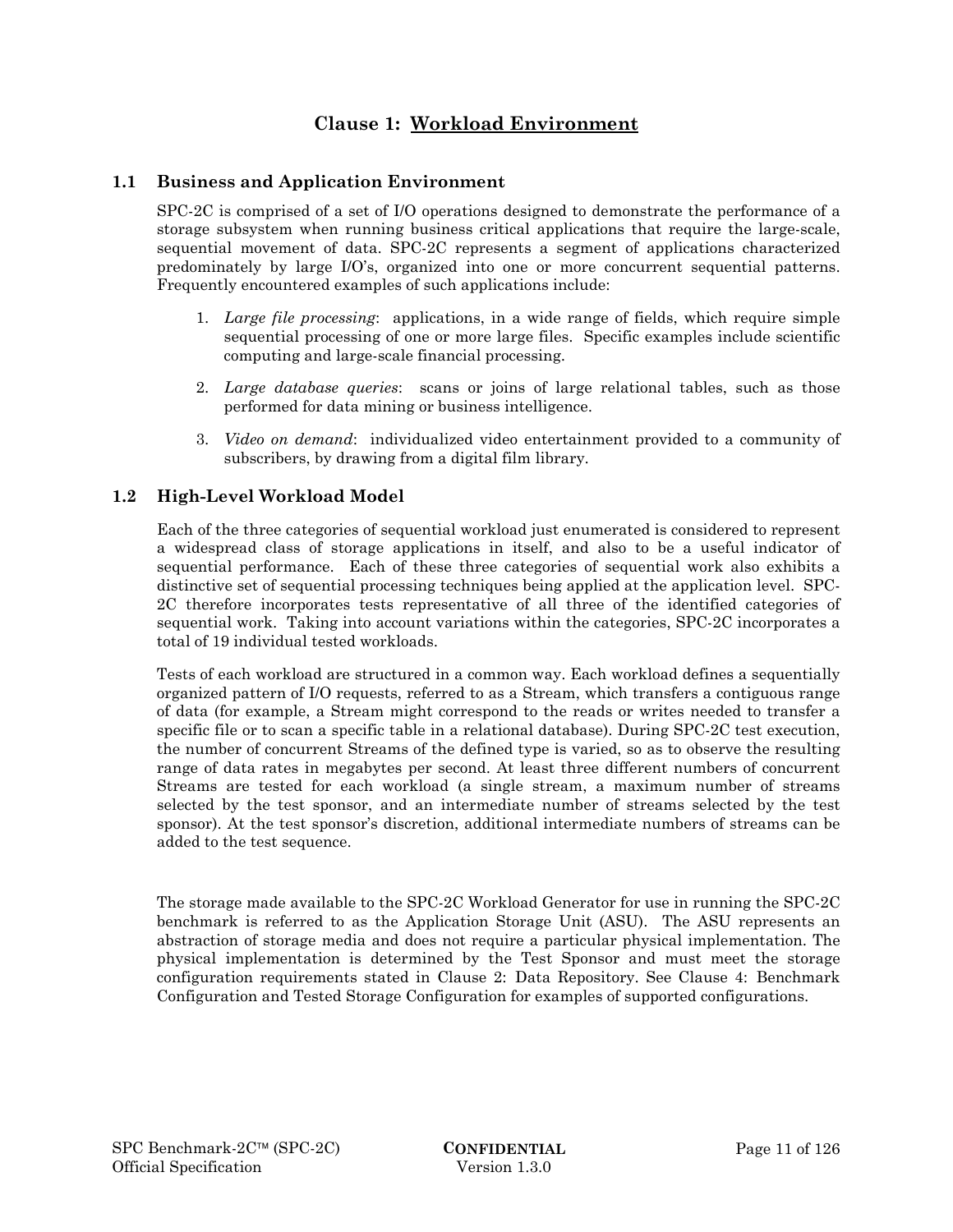# Clause 1: Workload Environment

## 1.1 Business and Application Environment

SPC-2C is comprised of a set of I/O operations designed to demonstrate the performance of a storage subsystem when running business critical applications that require the large-scale, sequential movement of data. SPC-2C represents a segment of applications characterized predominately by large I/O's, organized into one or more concurrent sequential patterns. Frequently encountered examples of such applications include:

1. *Large file processing*: applications, in a wide range of fields, which require simple sequential processing of one or more large files. Specific examples include scientific computing and large-scale financial processing.
2. *Large database queries*: scans or joins of large relational tables, such as those performed for data mining or business intelligence.
3. *Video on demand*: individualized video entertainment provided to a community of subscribers, by drawing from a digital film library.

## 1.2 High-Level Workload Model

Each of the three categories of sequential workload just enumerated is considered to represent a widespread class of storage applications in itself, and also to be a useful indicator of sequential performance. Each of these three categories of sequential work also exhibits a distinctive set of sequential processing techniques being applied at the application level. SPC-2C therefore incorporates tests representative of all three of the identified categories of sequential work. Taking into account variations within the categories, SPC-2C incorporates a total of 19 individual tested workloads.

Tests of each workload are structured in a common way. Each workload defines a sequentially organized pattern of I/O requests, referred to as a Stream, which transfers a contiguous range of data (for example, a Stream might correspond to the reads or writes needed to transfer a specific file or to scan a specific table in a relational database). During SPC-2C test execution, the number of concurrent Streams of the defined type is varied, so as to observe the resulting range of data rates in megabytes per second. At least three different numbers of concurrent Streams are tested for each workload (a single stream, a maximum number of streams selected by the test sponsor, and an intermediate number of streams selected by the test sponsor). At the test sponsor's discretion, additional intermediate numbers of streams can be added to the test sequence.

The storage made available to the SPC-2C Workload Generator for use in running the SPC-2C benchmark is referred to as the Application Storage Unit (ASU). The ASU represents an abstraction of storage media and does not require a particular physical implementation. The physical implementation is determined by the Test Sponsor and must meet the storage configuration requirements stated in Clause 2: Data Repository. See Clause 4: Benchmark Configuration and Tested Storage Configuration for examples of supported configurations.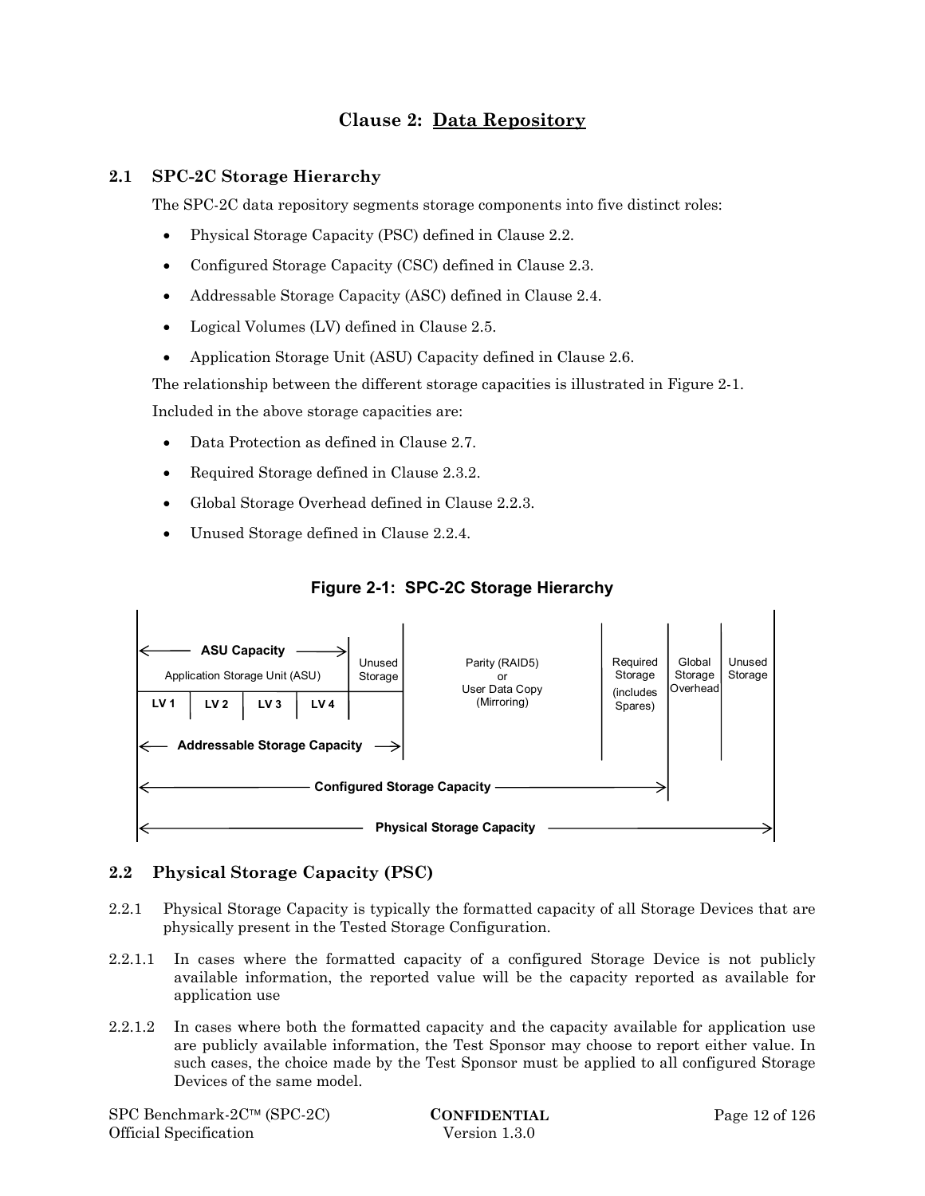# Clause 2: Data Repository

## 2.1 SPC-2C Storage Hierarchy

The SPC-2C data repository segments storage components into five distinct roles:

- Physical Storage Capacity (PSC) defined in Clause 2.2.
- Configured Storage Capacity (CSC) defined in Clause 2.3.
- Addressable Storage Capacity (ASC) defined in Clause 2.4.
- Logical Volumes (LV) defined in Clause 2.5.
- Application Storage Unit (ASU) Capacity defined in Clause 2.6.

The relationship between the different storage capacities is illustrated in Figure 2-1.

Included in the above storage capacities are:

- Data Protection as defined in Clause 2.7.
- Required Storage defined in Clause 2.3.2.
- Global Storage Overhead defined in Clause 2.2.3.
- Unused Storage defined in Clause 2.2.4.

**Figure 2-1: SPC-2C Storage Hierarchy**

| ASU Capacity | | | | Unused Storage | Parity (RAID5) or User Data Copy (Mirroring) | Required Storage (includes Spares) | Global Storage Overhead | Unused Storage |
|---|---|---|---|---|---|---|---|---|
| Application Storage Unit (ASU) | | | | | | | | |
| LV 1 | LV 2 | LV 3 | LV 4 | | | | | |
| Addressable Storage Capacity | | | | | | | | |
| Configured Storage Capacity | | | | | | | | |
| Physical Storage Capacity | | | | | | | | |

## 2.2 Physical Storage Capacity (PSC)

2.2.1 Physical Storage Capacity is typically the formatted capacity of all Storage Devices that are physically present in the Tested Storage Configuration.

2.2.1.1 In cases where the formatted capacity of a configured Storage Device is not publicly available information, the reported value will be the capacity reported as available for application use

2.2.1.2 In cases where both the formatted capacity and the capacity available for application use are publicly available information, the Test Sponsor may choose to report either value. In such cases, the choice made by the Test Sponsor must be applied to all configured Storage Devices of the same model.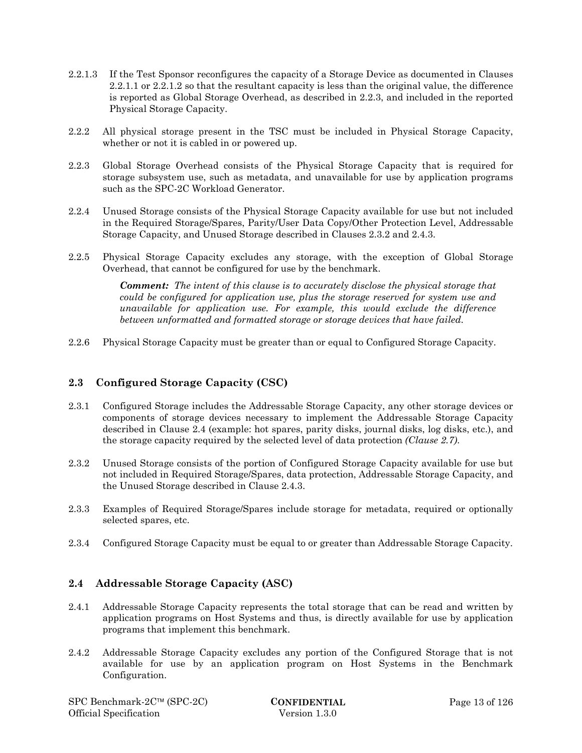2.2.1.3 If the Test Sponsor reconfigures the capacity of a Storage Device as documented in Clauses 2.2.1.1 or 2.2.1.2 so that the resultant capacity is less than the original value, the difference is reported as Global Storage Overhead, as described in 2.2.3, and included in the reported Physical Storage Capacity.

2.2.2 All physical storage present in the TSC must be included in Physical Storage Capacity, whether or not it is cabled in or powered up.

2.2.3 Global Storage Overhead consists of the Physical Storage Capacity that is required for storage subsystem use, such as metadata, and unavailable for use by application programs such as the SPC-2C Workload Generator.

2.2.4 Unused Storage consists of the Physical Storage Capacity available for use but not included in the Required Storage/Spares, Parity/User Data Copy/Other Protection Level, Addressable Storage Capacity, and Unused Storage described in Clauses 2.3.2 and 2.4.3.

2.2.5 Physical Storage Capacity excludes any storage, with the exception of Global Storage Overhead, that cannot be configured for use by the benchmark.

> ***Comment:*** *The intent of this clause is to accurately disclose the physical storage that could be configured for application use, plus the storage reserved for system use and unavailable for application use. For example, this would exclude the difference between unformatted and formatted storage or storage devices that have failed.*

2.2.6 Physical Storage Capacity must be greater than or equal to Configured Storage Capacity.

## 2.3 Configured Storage Capacity (CSC)

2.3.1 Configured Storage includes the Addressable Storage Capacity, any other storage devices or components of storage devices necessary to implement the Addressable Storage Capacity described in Clause 2.4 (example: hot spares, parity disks, journal disks, log disks, etc.), and the storage capacity required by the selected level of data protection *(Clause 2.7).*

2.3.2 Unused Storage consists of the portion of Configured Storage Capacity available for use but not included in Required Storage/Spares, data protection, Addressable Storage Capacity, and the Unused Storage described in Clause 2.4.3.

2.3.3 Examples of Required Storage/Spares include storage for metadata, required or optionally selected spares, etc.

2.3.4 Configured Storage Capacity must be equal to or greater than Addressable Storage Capacity.

## 2.4 Addressable Storage Capacity (ASC)

2.4.1 Addressable Storage Capacity represents the total storage that can be read and written by application programs on Host Systems and thus, is directly available for use by application programs that implement this benchmark.

2.4.2 Addressable Storage Capacity excludes any portion of the Configured Storage that is not available for use by an application program on Host Systems in the Benchmark Configuration.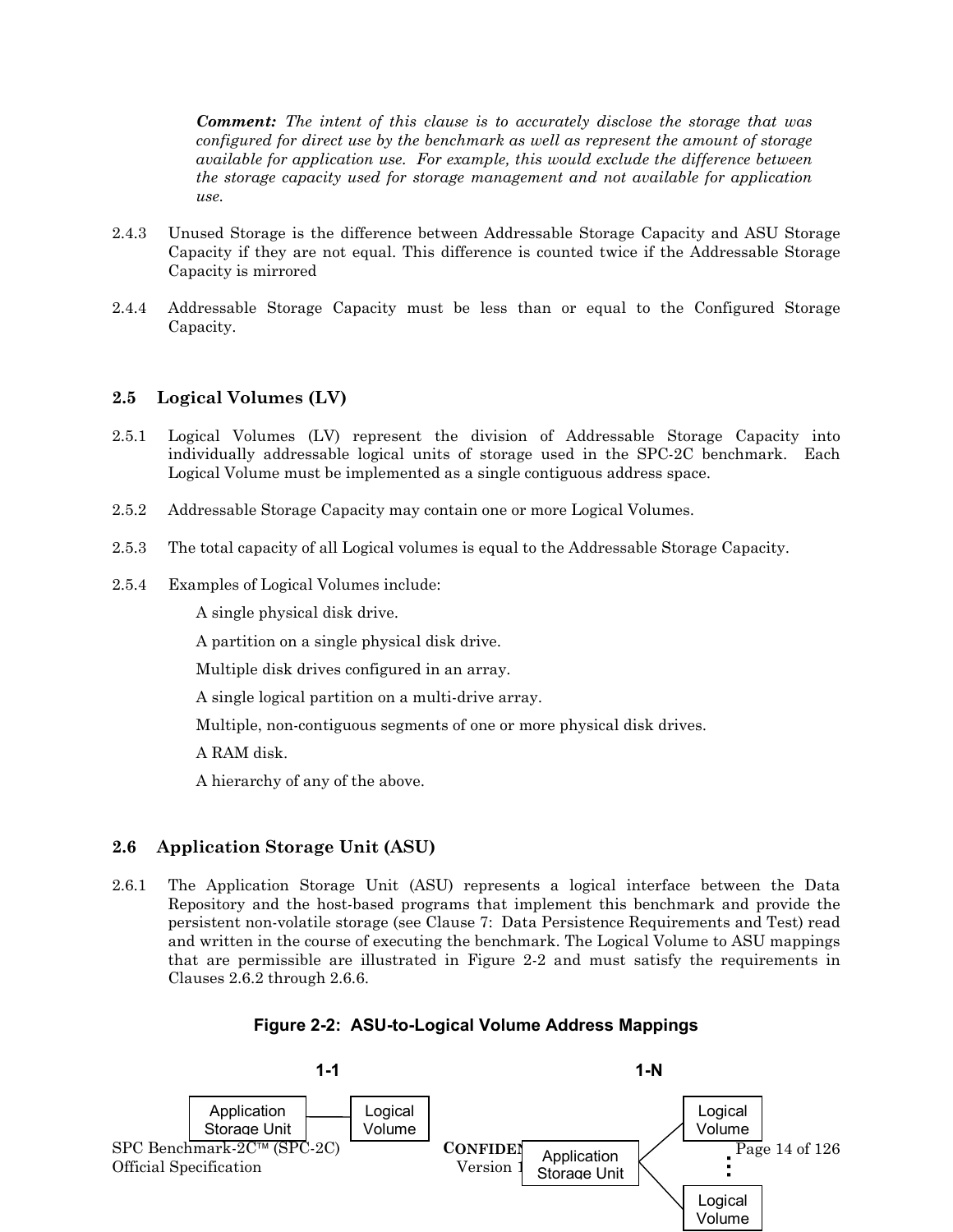***Comment:*** *The intent of this clause is to accurately disclose the storage that was configured for direct use by the benchmark as well as represent the amount of storage available for application use. For example, this would exclude the difference between the storage capacity used for storage management and not available for application use.*

2.4.3 Unused Storage is the difference between Addressable Storage Capacity and ASU Storage Capacity if they are not equal. This difference is counted twice if the Addressable Storage Capacity is mirrored

2.4.4 Addressable Storage Capacity must be less than or equal to the Configured Storage Capacity.

## 2.5 Logical Volumes (LV)

2.5.1 Logical Volumes (LV) represent the division of Addressable Storage Capacity into individually addressable logical units of storage used in the SPC-2C benchmark. Each Logical Volume must be implemented as a single contiguous address space.

2.5.2 Addressable Storage Capacity may contain one or more Logical Volumes.

2.5.3 The total capacity of all Logical volumes is equal to the Addressable Storage Capacity.

2.5.4 Examples of Logical Volumes include:

A single physical disk drive.

A partition on a single physical disk drive.

Multiple disk drives configured in an array.

A single logical partition on a multi-drive array.

Multiple, non-contiguous segments of one or more physical disk drives.

A RAM disk.

A hierarchy of any of the above.

## 2.6 Application Storage Unit (ASU)

2.6.1 The Application Storage Unit (ASU) represents a logical interface between the Data Repository and the host-based programs that implement this benchmark and provide the persistent non-volatile storage (see Clause 7: Data Persistence Requirements and Test) read and written in the course of executing the benchmark. The Logical Volume to ASU mappings that are permissible are illustrated in Figure 2-2 and must satisfy the requirements in Clauses 2.6.2 through 2.6.6.

**Figure 2-2: ASU-to-Logical Volume Address Mappings**

**1-1**

Application Storage Unit — Logical Volume

**1-N**

Application Storage Unit — Logical Volume ⋮ Logical Volume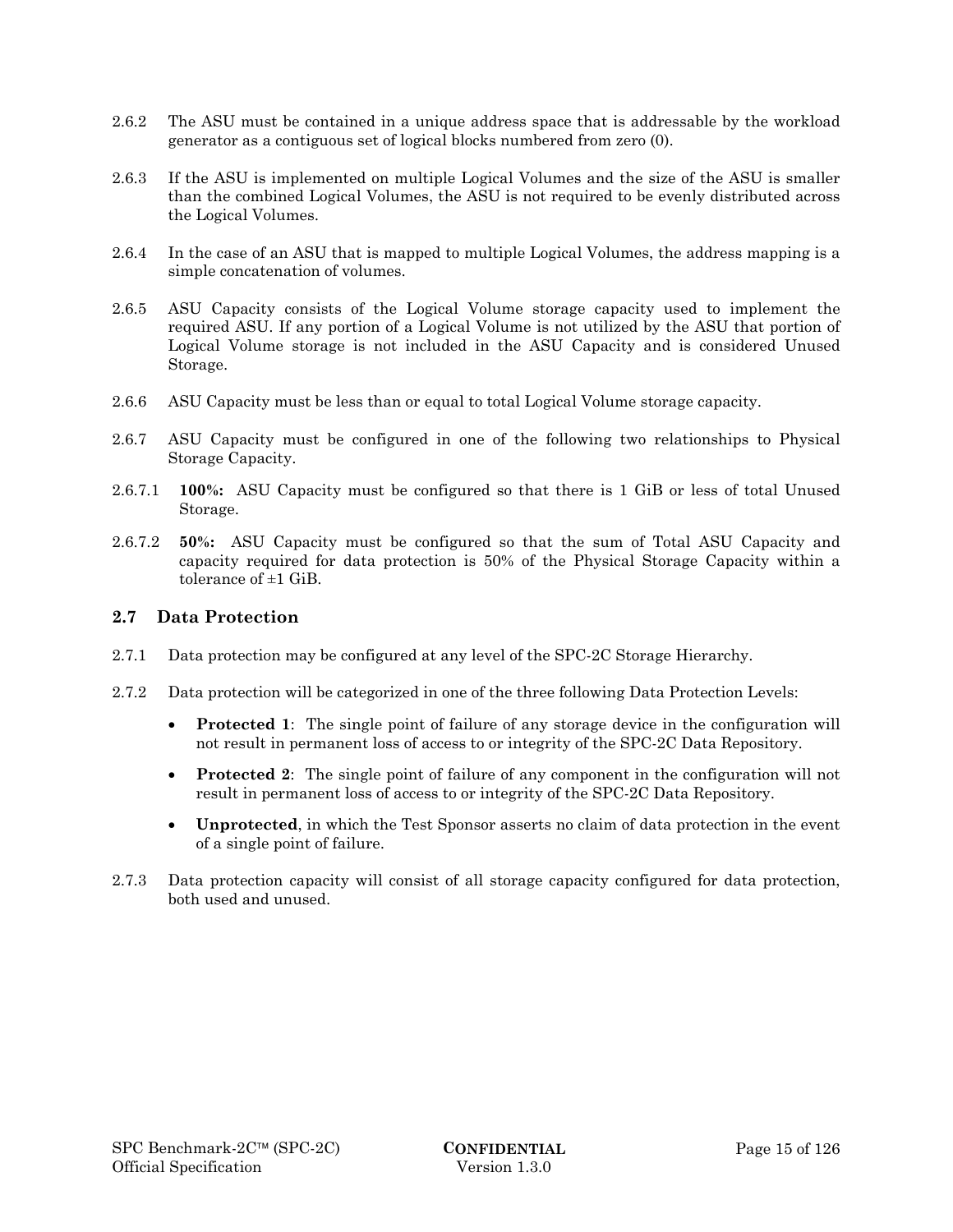2.6.2 The ASU must be contained in a unique address space that is addressable by the workload generator as a contiguous set of logical blocks numbered from zero (0).

2.6.3 If the ASU is implemented on multiple Logical Volumes and the size of the ASU is smaller than the combined Logical Volumes, the ASU is not required to be evenly distributed across the Logical Volumes.

2.6.4 In the case of an ASU that is mapped to multiple Logical Volumes, the address mapping is a simple concatenation of volumes.

2.6.5 ASU Capacity consists of the Logical Volume storage capacity used to implement the required ASU. If any portion of a Logical Volume is not utilized by the ASU that portion of Logical Volume storage is not included in the ASU Capacity and is considered Unused Storage.

2.6.6 ASU Capacity must be less than or equal to total Logical Volume storage capacity.

2.6.7 ASU Capacity must be configured in one of the following two relationships to Physical Storage Capacity.

2.6.7.1 **100%:** ASU Capacity must be configured so that there is 1 GiB or less of total Unused Storage.

2.6.7.2 **50%:** ASU Capacity must be configured so that the sum of Total ASU Capacity and capacity required for data protection is 50% of the Physical Storage Capacity within a tolerance of ±1 GiB.

## 2.7 Data Protection

2.7.1 Data protection may be configured at any level of the SPC-2C Storage Hierarchy.

2.7.2 Data protection will be categorized in one of the three following Data Protection Levels:

- **Protected 1**: The single point of failure of any storage device in the configuration will not result in permanent loss of access to or integrity of the SPC-2C Data Repository.
- **Protected 2**: The single point of failure of any component in the configuration will not result in permanent loss of access to or integrity of the SPC-2C Data Repository.
- **Unprotected**, in which the Test Sponsor asserts no claim of data protection in the event of a single point of failure.

2.7.3 Data protection capacity will consist of all storage capacity configured for data protection, both used and unused.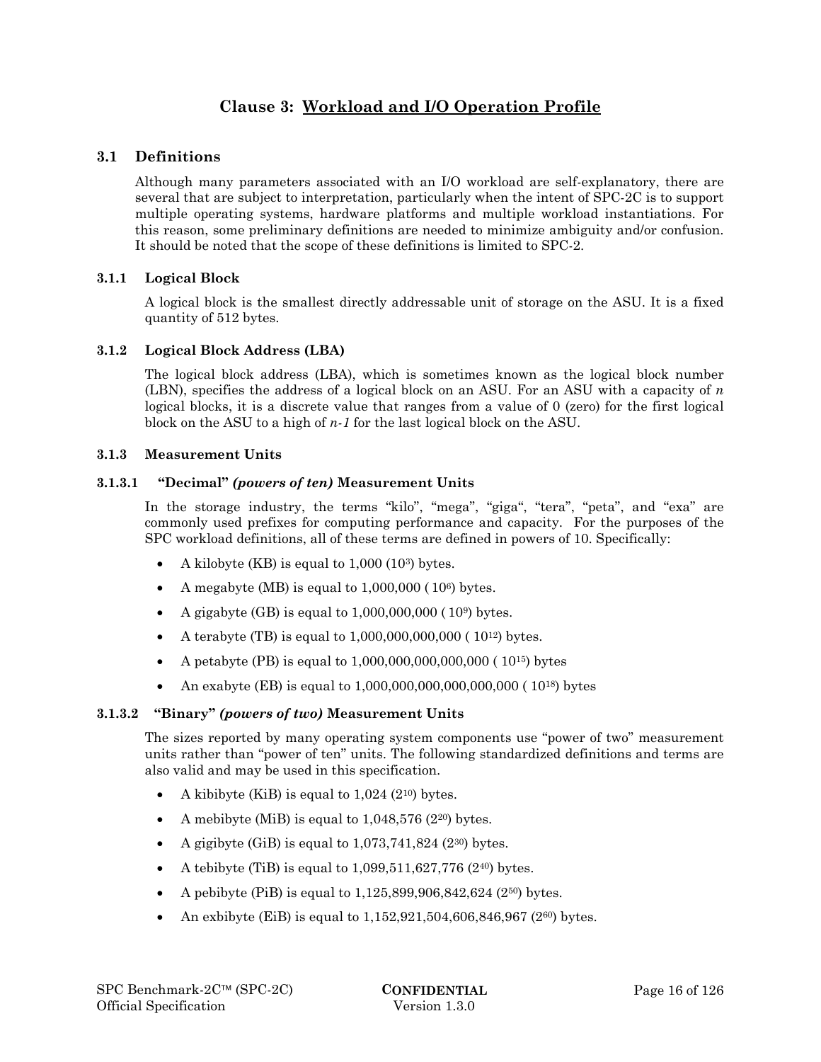# Clause 3: Workload and I/O Operation Profile

## 3.1 Definitions

Although many parameters associated with an I/O workload are self-explanatory, there are several that are subject to interpretation, particularly when the intent of SPC-2C is to support multiple operating systems, hardware platforms and multiple workload instantiations. For this reason, some preliminary definitions are needed to minimize ambiguity and/or confusion. It should be noted that the scope of these definitions is limited to SPC-2.

### 3.1.1 Logical Block

A logical block is the smallest directly addressable unit of storage on the ASU. It is a fixed quantity of 512 bytes.

### 3.1.2 Logical Block Address (LBA)

The logical block address (LBA), which is sometimes known as the logical block number (LBN), specifies the address of a logical block on an ASU. For an ASU with a capacity of *n* logical blocks, it is a discrete value that ranges from a value of 0 (zero) for the first logical block on the ASU to a high of *n-1* for the last logical block on the ASU.

### 3.1.3 Measurement Units

#### 3.1.3.1 "Decimal" *(powers of ten)* Measurement Units

In the storage industry, the terms "kilo", "mega", "giga", "tera", "peta", and "exa" are commonly used prefixes for computing performance and capacity. For the purposes of the SPC workload definitions, all of these terms are defined in powers of 10. Specifically:

- A kilobyte (KB) is equal to 1,000 ($10^3$) bytes.
- A megabyte (MB) is equal to 1,000,000 ( $10^6$) bytes.
- A gigabyte (GB) is equal to 1,000,000,000 ( $10^9$) bytes.
- A terabyte (TB) is equal to 1,000,000,000,000 ( $10^{12}$) bytes.
- A petabyte (PB) is equal to 1,000,000,000,000,000 ( $10^{15}$) bytes
- An exabyte (EB) is equal to 1,000,000,000,000,000,000 ( $10^{18}$) bytes

#### 3.1.3.2 "Binary" *(powers of two)* Measurement Units

The sizes reported by many operating system components use "power of two" measurement units rather than "power of ten" units. The following standardized definitions and terms are also valid and may be used in this specification.

- A kibibyte (KiB) is equal to 1,024 ($2^{10}$) bytes.
- A mebibyte (MiB) is equal to 1,048,576 ($2^{20}$) bytes.
- A gigibyte (GiB) is equal to 1,073,741,824 ($2^{30}$) bytes.
- A tebibyte (TiB) is equal to 1,099,511,627,776 ($2^{40}$) bytes.
- A pebibyte (PiB) is equal to 1,125,899,906,842,624 ($2^{50}$) bytes.
- An exbibyte (EiB) is equal to 1,152,921,504,606,846,967 ($2^{60}$) bytes.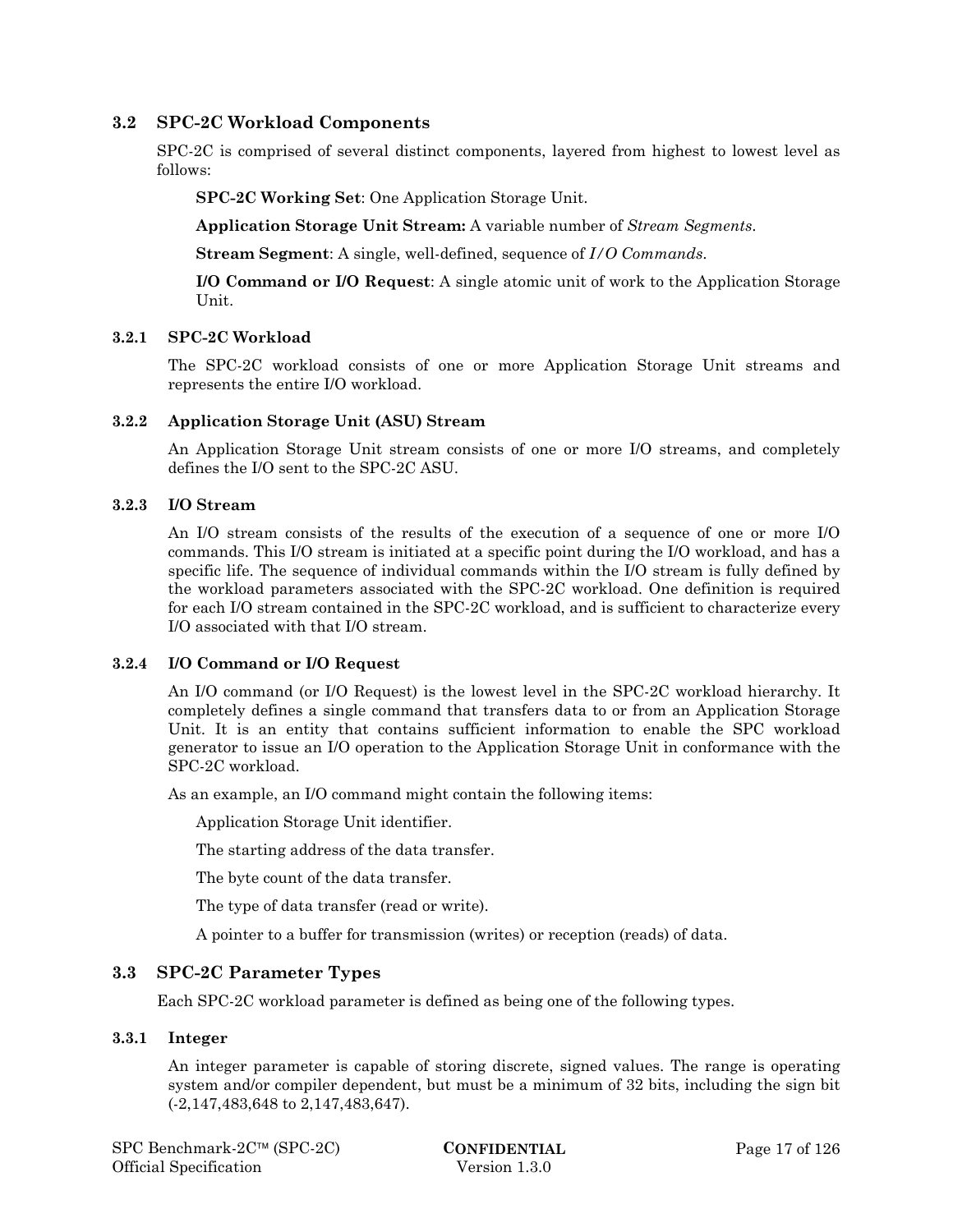## 3.2 SPC-2C Workload Components

SPC-2C is comprised of several distinct components, layered from highest to lowest level as follows:

**SPC-2C Working Set**: One Application Storage Unit.

**Application Storage Unit Stream:** A variable number of *Stream Segments*.

**Stream Segment**: A single, well-defined, sequence of *I/O Commands*.

**I/O Command or I/O Request**: A single atomic unit of work to the Application Storage Unit.

### 3.2.1 SPC-2C Workload

The SPC-2C workload consists of one or more Application Storage Unit streams and represents the entire I/O workload.

### 3.2.2 Application Storage Unit (ASU) Stream

An Application Storage Unit stream consists of one or more I/O streams, and completely defines the I/O sent to the SPC-2C ASU.

### 3.2.3 I/O Stream

An I/O stream consists of the results of the execution of a sequence of one or more I/O commands. This I/O stream is initiated at a specific point during the I/O workload, and has a specific life. The sequence of individual commands within the I/O stream is fully defined by the workload parameters associated with the SPC-2C workload. One definition is required for each I/O stream contained in the SPC-2C workload, and is sufficient to characterize every I/O associated with that I/O stream.

### 3.2.4 I/O Command or I/O Request

An I/O command (or I/O Request) is the lowest level in the SPC-2C workload hierarchy. It completely defines a single command that transfers data to or from an Application Storage Unit. It is an entity that contains sufficient information to enable the SPC workload generator to issue an I/O operation to the Application Storage Unit in conformance with the SPC-2C workload.

As an example, an I/O command might contain the following items:

Application Storage Unit identifier.

The starting address of the data transfer.

The byte count of the data transfer.

The type of data transfer (read or write).

A pointer to a buffer for transmission (writes) or reception (reads) of data.

## 3.3 SPC-2C Parameter Types

Each SPC-2C workload parameter is defined as being one of the following types.

### 3.3.1 Integer

An integer parameter is capable of storing discrete, signed values. The range is operating system and/or compiler dependent, but must be a minimum of 32 bits, including the sign bit (-2,147,483,648 to 2,147,483,647).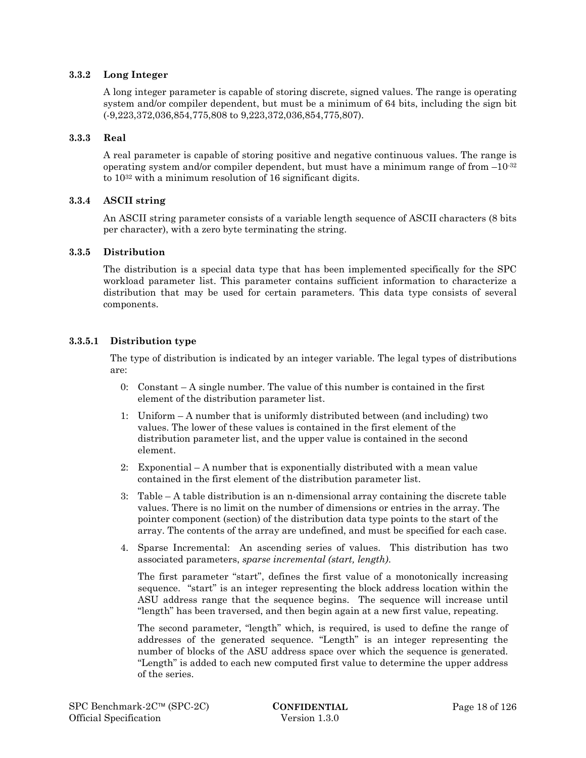### 3.3.2 Long Integer

A long integer parameter is capable of storing discrete, signed values. The range is operating system and/or compiler dependent, but must be a minimum of 64 bits, including the sign bit (-9,223,372,036,854,775,808 to 9,223,372,036,854,775,807).

### 3.3.3 Real

A real parameter is capable of storing positive and negative continuous values. The range is operating system and/or compiler dependent, but must have a minimum range of from $-10^{-32}$ to $10^{32}$ with a minimum resolution of 16 significant digits.

### 3.3.4 ASCII string

An ASCII string parameter consists of a variable length sequence of ASCII characters (8 bits per character), with a zero byte terminating the string.

### 3.3.5 Distribution

The distribution is a special data type that has been implemented specifically for the SPC workload parameter list. This parameter contains sufficient information to characterize a distribution that may be used for certain parameters. This data type consists of several components.

#### 3.3.5.1 Distribution type

The type of distribution is indicated by an integer variable. The legal types of distributions are:

0: Constant – A single number. The value of this number is contained in the first element of the distribution parameter list.

1: Uniform – A number that is uniformly distributed between (and including) two values. The lower of these values is contained in the first element of the distribution parameter list, and the upper value is contained in the second element.

2: Exponential – A number that is exponentially distributed with a mean value contained in the first element of the distribution parameter list.

3: Table – A table distribution is an n-dimensional array containing the discrete table values. There is no limit on the number of dimensions or entries in the array. The pointer component (section) of the distribution data type points to the start of the array. The contents of the array are undefined, and must be specified for each case.

4. Sparse Incremental: An ascending series of values. This distribution has two associated parameters, *sparse incremental (start, length)*.

   The first parameter "start", defines the first value of a monotonically increasing sequence. "start" is an integer representing the block address location within the ASU address range that the sequence begins. The sequence will increase until "length" has been traversed, and then begin again at a new first value, repeating.

   The second parameter, "length" which, is required, is used to define the range of addresses of the generated sequence. "Length" is an integer representing the number of blocks of the ASU address space over which the sequence is generated. "Length" is added to each new computed first value to determine the upper address of the series.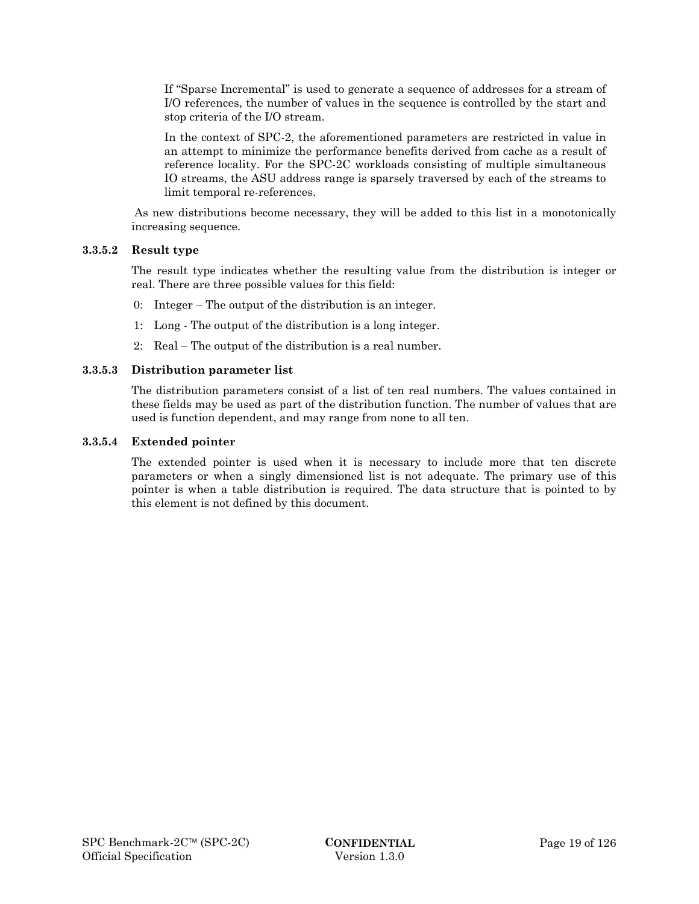If "Sparse Incremental" is used to generate a sequence of addresses for a stream of I/O references, the number of values in the sequence is controlled by the start and stop criteria of the I/O stream.

In the context of SPC-2, the aforementioned parameters are restricted in value in an attempt to minimize the performance benefits derived from cache as a result of reference locality. For the SPC-2C workloads consisting of multiple simultaneous IO streams, the ASU address range is sparsely traversed by each of the streams to limit temporal re-references.

As new distributions become necessary, they will be added to this list in a monotonically increasing sequence.

#### 3.3.5.2 Result type

The result type indicates whether the resulting value from the distribution is integer or real. There are three possible values for this field:

0: Integer – The output of the distribution is an integer.

1: Long - The output of the distribution is a long integer.

2: Real – The output of the distribution is a real number.

#### 3.3.5.3 Distribution parameter list

The distribution parameters consist of a list of ten real numbers. The values contained in these fields may be used as part of the distribution function. The number of values that are used is function dependent, and may range from none to all ten.

#### 3.3.5.4 Extended pointer

The extended pointer is used when it is necessary to include more that ten discrete parameters or when a singly dimensioned list is not adequate. The primary use of this pointer is when a table distribution is required. The data structure that is pointed to by this element is not defined by this document.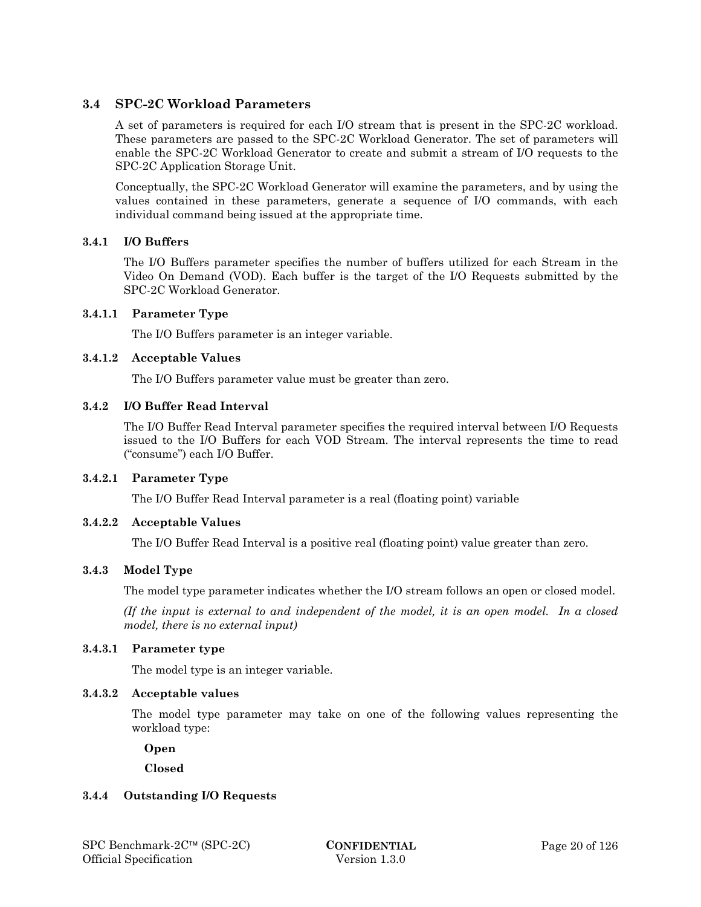## 3.4 SPC-2C Workload Parameters

A set of parameters is required for each I/O stream that is present in the SPC-2C workload. These parameters are passed to the SPC-2C Workload Generator. The set of parameters will enable the SPC-2C Workload Generator to create and submit a stream of I/O requests to the SPC-2C Application Storage Unit.

Conceptually, the SPC-2C Workload Generator will examine the parameters, and by using the values contained in these parameters, generate a sequence of I/O commands, with each individual command being issued at the appropriate time.

### 3.4.1 I/O Buffers

The I/O Buffers parameter specifies the number of buffers utilized for each Stream in the Video On Demand (VOD). Each buffer is the target of the I/O Requests submitted by the SPC-2C Workload Generator.

#### 3.4.1.1 Parameter Type

The I/O Buffers parameter is an integer variable.

#### 3.4.1.2 Acceptable Values

The I/O Buffers parameter value must be greater than zero.

### 3.4.2 I/O Buffer Read Interval

The I/O Buffer Read Interval parameter specifies the required interval between I/O Requests issued to the I/O Buffers for each VOD Stream. The interval represents the time to read ("consume") each I/O Buffer.

#### 3.4.2.1 Parameter Type

The I/O Buffer Read Interval parameter is a real (floating point) variable

#### 3.4.2.2 Acceptable Values

The I/O Buffer Read Interval is a positive real (floating point) value greater than zero.

### 3.4.3 Model Type

The model type parameter indicates whether the I/O stream follows an open or closed model.

*(If the input is external to and independent of the model, it is an open model. In a closed model, there is no external input)*

#### 3.4.3.1 Parameter type

The model type is an integer variable.

#### 3.4.3.2 Acceptable values

The model type parameter may take on one of the following values representing the workload type:

**Open**

**Closed**

### 3.4.4 Outstanding I/O Requests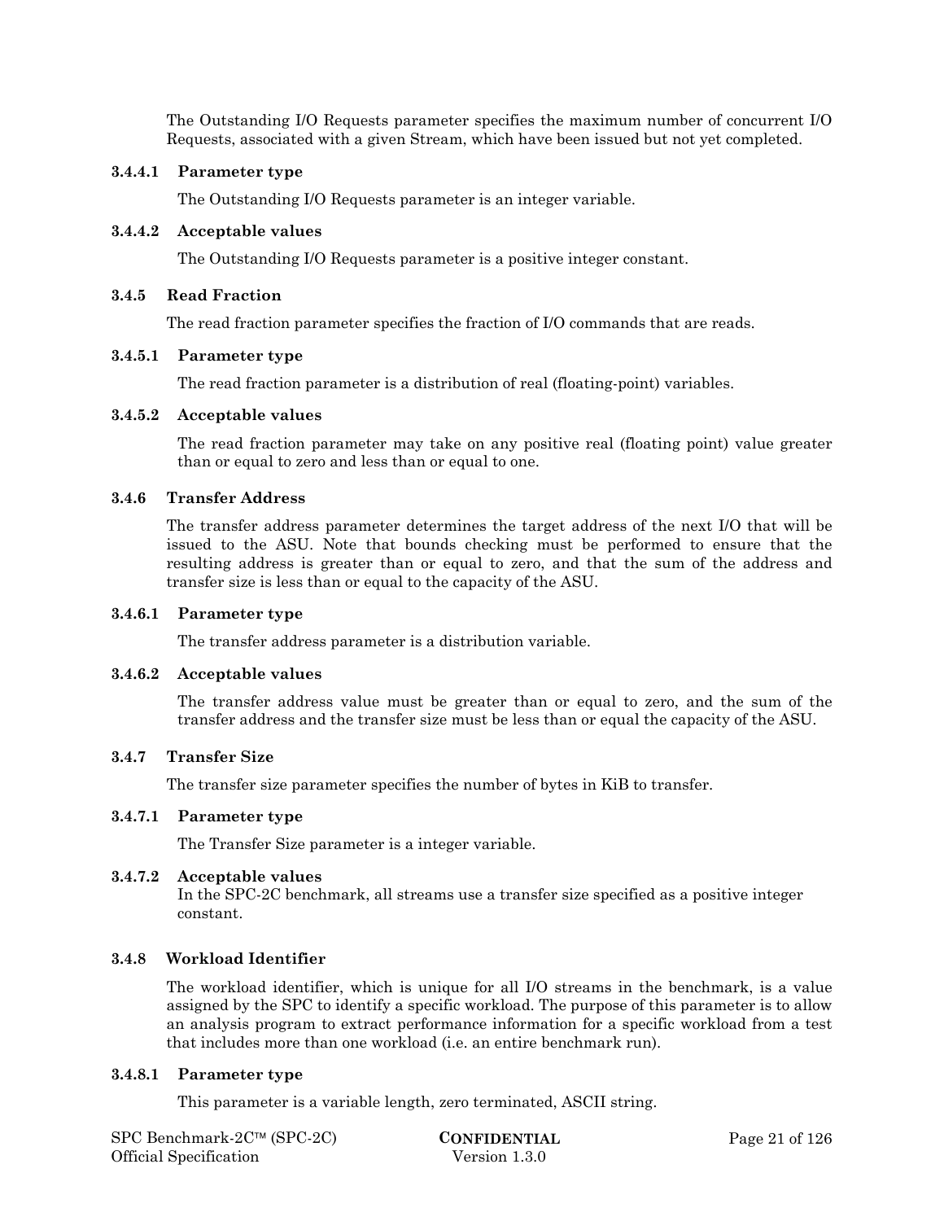The Outstanding I/O Requests parameter specifies the maximum number of concurrent I/O Requests, associated with a given Stream, which have been issued but not yet completed.

#### 3.4.4.1 Parameter type

The Outstanding I/O Requests parameter is an integer variable.

#### 3.4.4.2 Acceptable values

The Outstanding I/O Requests parameter is a positive integer constant.

### 3.4.5 Read Fraction

The read fraction parameter specifies the fraction of I/O commands that are reads.

#### 3.4.5.1 Parameter type

The read fraction parameter is a distribution of real (floating-point) variables.

#### 3.4.5.2 Acceptable values

The read fraction parameter may take on any positive real (floating point) value greater than or equal to zero and less than or equal to one.

### 3.4.6 Transfer Address

The transfer address parameter determines the target address of the next I/O that will be issued to the ASU. Note that bounds checking must be performed to ensure that the resulting address is greater than or equal to zero, and that the sum of the address and transfer size is less than or equal to the capacity of the ASU.

#### 3.4.6.1 Parameter type

The transfer address parameter is a distribution variable.

#### 3.4.6.2 Acceptable values

The transfer address value must be greater than or equal to zero, and the sum of the transfer address and the transfer size must be less than or equal the capacity of the ASU.

### 3.4.7 Transfer Size

The transfer size parameter specifies the number of bytes in KiB to transfer.

#### 3.4.7.1 Parameter type

The Transfer Size parameter is a integer variable.

#### 3.4.7.2 Acceptable values

In the SPC-2C benchmark, all streams use a transfer size specified as a positive integer constant.

### 3.4.8 Workload Identifier

The workload identifier, which is unique for all I/O streams in the benchmark, is a value assigned by the SPC to identify a specific workload. The purpose of this parameter is to allow an analysis program to extract performance information for a specific workload from a test that includes more than one workload (i.e. an entire benchmark run).

#### 3.4.8.1 Parameter type

This parameter is a variable length, zero terminated, ASCII string.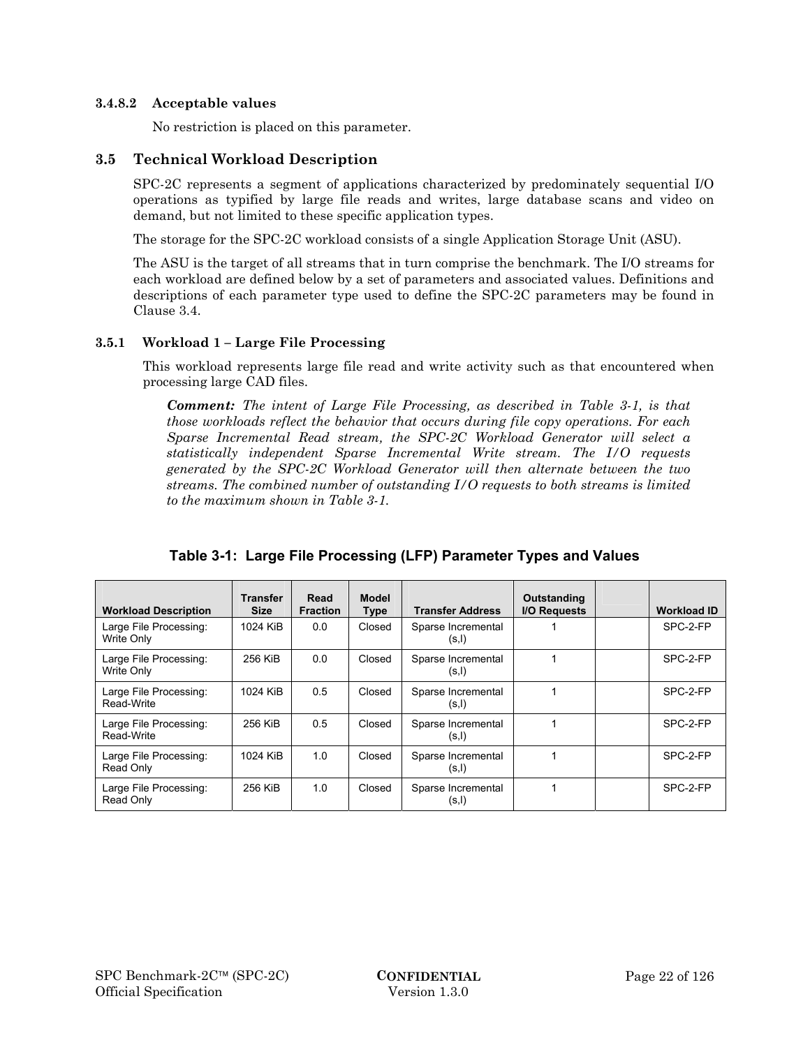#### 3.4.8.2 Acceptable values

No restriction is placed on this parameter.

## 3.5 Technical Workload Description

SPC-2C represents a segment of applications characterized by predominately sequential I/O operations as typified by large file reads and writes, large database scans and video on demand, but not limited to these specific application types.

The storage for the SPC-2C workload consists of a single Application Storage Unit (ASU).

The ASU is the target of all streams that in turn comprise the benchmark. The I/O streams for each workload are defined below by a set of parameters and associated values. Definitions and descriptions of each parameter type used to define the SPC-2C parameters may be found in Clause 3.4.

### 3.5.1 Workload 1 – Large File Processing

This workload represents large file read and write activity such as that encountered when processing large CAD files.

> ***Comment:*** *The intent of Large File Processing, as described in Table 3-1, is that those workloads reflect the behavior that occurs during file copy operations. For each Sparse Incremental Read stream, the SPC-2C Workload Generator will select a statistically independent Sparse Incremental Write stream. The I/O requests generated by the SPC-2C Workload Generator will then alternate between the two streams. The combined number of outstanding I/O requests to both streams is limited to the maximum shown in Table 3-1.*

**Table 3-1: Large File Processing (LFP) Parameter Types and Values**

| Workload Description | Transfer Size | Read Fraction | Model Type | Transfer Address | Outstanding I/O Requests | | Workload ID |
|---|---|---|---|---|---|---|---|
| Large File Processing: Write Only | 1024 KiB | 0.0 | Closed | Sparse Incremental (s,l) | 1 | | SPC-2-FP |
| Large File Processing: Write Only | 256 KiB | 0.0 | Closed | Sparse Incremental (s,l) | 1 | | SPC-2-FP |
| Large File Processing: Read-Write | 1024 KiB | 0.5 | Closed | Sparse Incremental (s,l) | 1 | | SPC-2-FP |
| Large File Processing: Read-Write | 256 KiB | 0.5 | Closed | Sparse Incremental (s,l) | 1 | | SPC-2-FP |
| Large File Processing: Read Only | 1024 KiB | 1.0 | Closed | Sparse Incremental (s,l) | 1 | | SPC-2-FP |
| Large File Processing: Read Only | 256 KiB | 1.0 | Closed | Sparse Incremental (s,l) | 1 | | SPC-2-FP |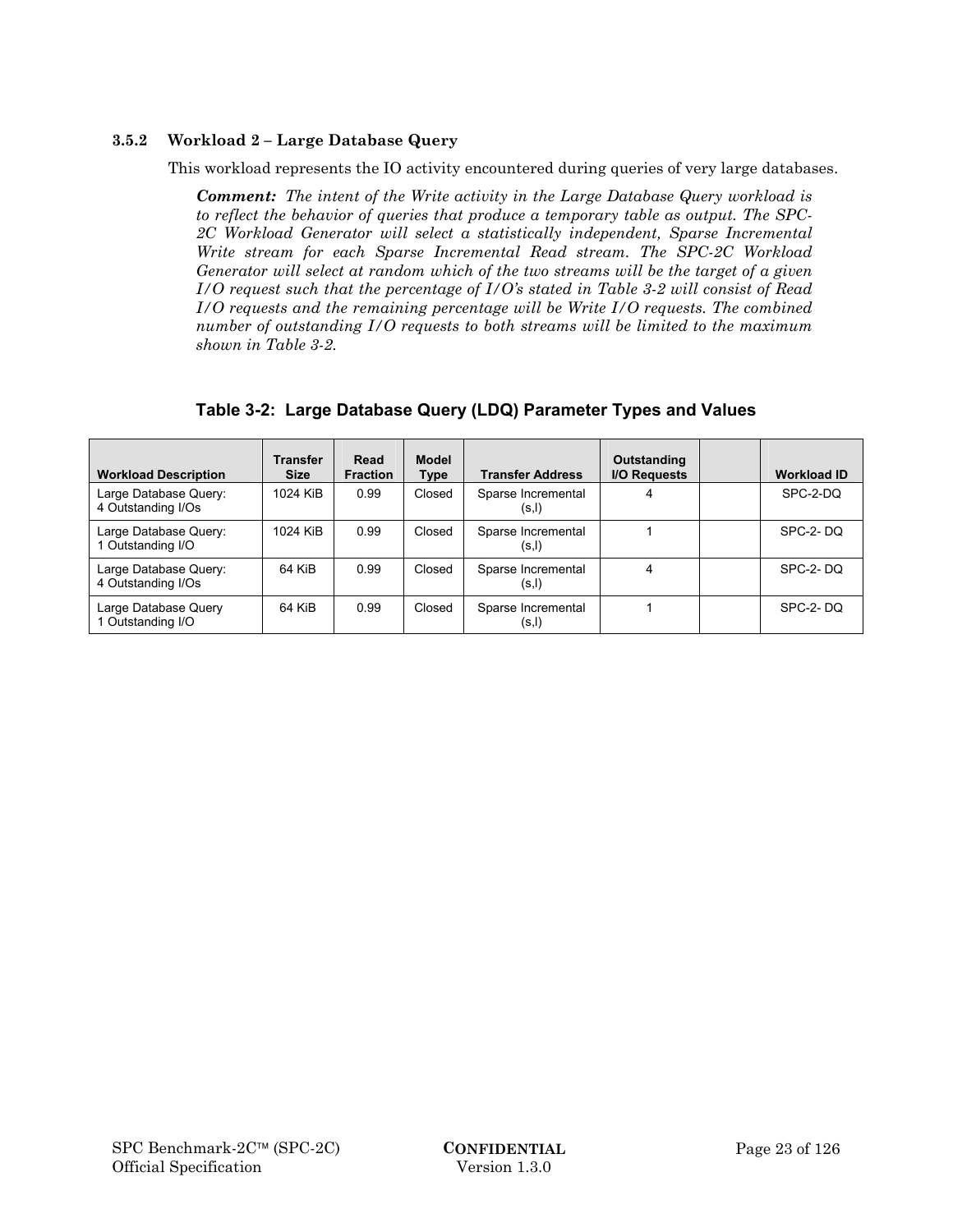### 3.5.2 Workload 2 – Large Database Query

This workload represents the IO activity encountered during queries of very large databases.

> ***Comment:*** *The intent of the Write activity in the Large Database Query workload is to reflect the behavior of queries that produce a temporary table as output. The SPC-2C Workload Generator will select a statistically independent, Sparse Incremental Write stream for each Sparse Incremental Read stream. The SPC-2C Workload Generator will select at random which of the two streams will be the target of a given I/O request such that the percentage of I/O's stated in Table 3-2 will consist of Read I/O requests and the remaining percentage will be Write I/O requests. The combined number of outstanding I/O requests to both streams will be limited to the maximum shown in Table 3-2.*

**Table 3-2: Large Database Query (LDQ) Parameter Types and Values**

| Workload Description | Transfer Size | Read Fraction | Model Type | Transfer Address | Outstanding I/O Requests | | Workload ID |
|---|---|---|---|---|---|---|---|
| Large Database Query: 4 Outstanding I/Os | 1024 KiB | 0.99 | Closed | Sparse Incremental (s,l) | 4 | | SPC-2-DQ |
| Large Database Query: 1 Outstanding I/O | 1024 KiB | 0.99 | Closed | Sparse Incremental (s,l) | 1 | | SPC-2- DQ |
| Large Database Query: 4 Outstanding I/Os | 64 KiB | 0.99 | Closed | Sparse Incremental (s,l) | 4 | | SPC-2- DQ |
| Large Database Query 1 Outstanding I/O | 64 KiB | 0.99 | Closed | Sparse Incremental (s,l) | 1 | | SPC-2- DQ |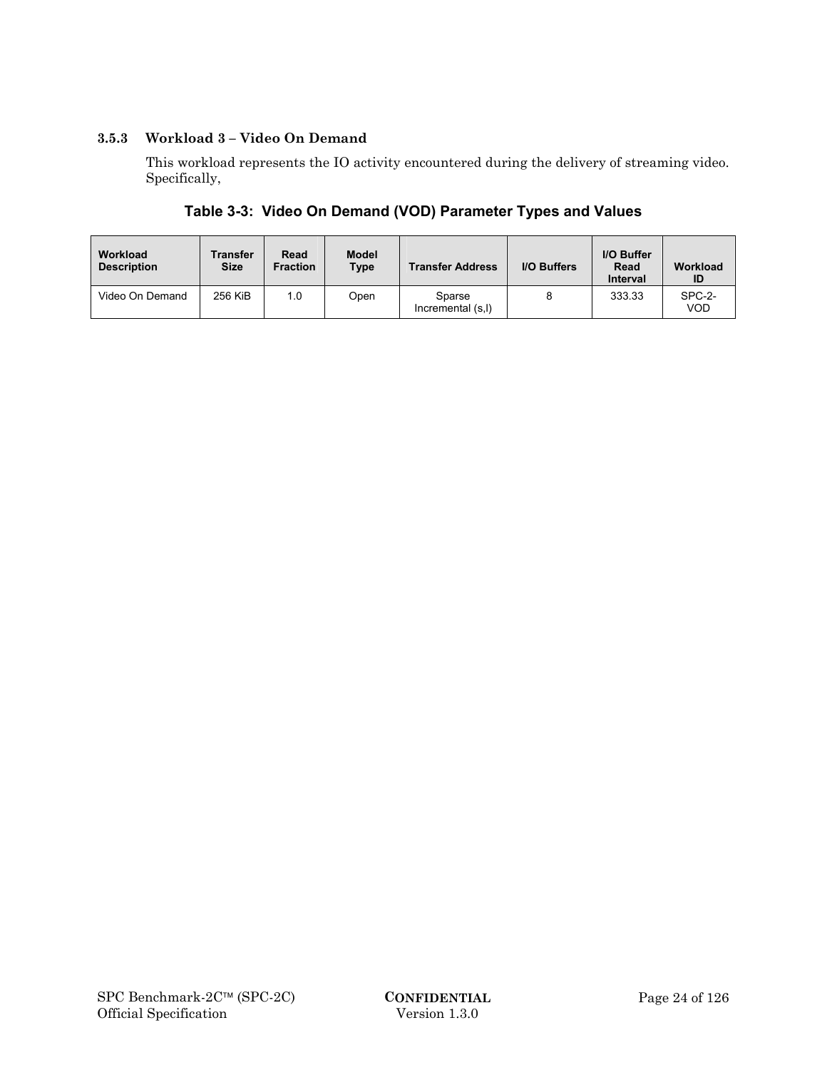### 3.5.3 Workload 3 – Video On Demand

This workload represents the IO activity encountered during the delivery of streaming video. Specifically,

**Table 3-3: Video On Demand (VOD) Parameter Types and Values**

| Workload Description | Transfer Size | Read Fraction | Model Type | Transfer Address | I/O Buffers | I/O Buffer Read Interval | Workload ID |
|---|---|---|---|---|---|---|---|
| Video On Demand | 256 KiB | 1.0 | Open | Sparse Incremental (s,l) | 8 | 333.33 | SPC-2-VOD |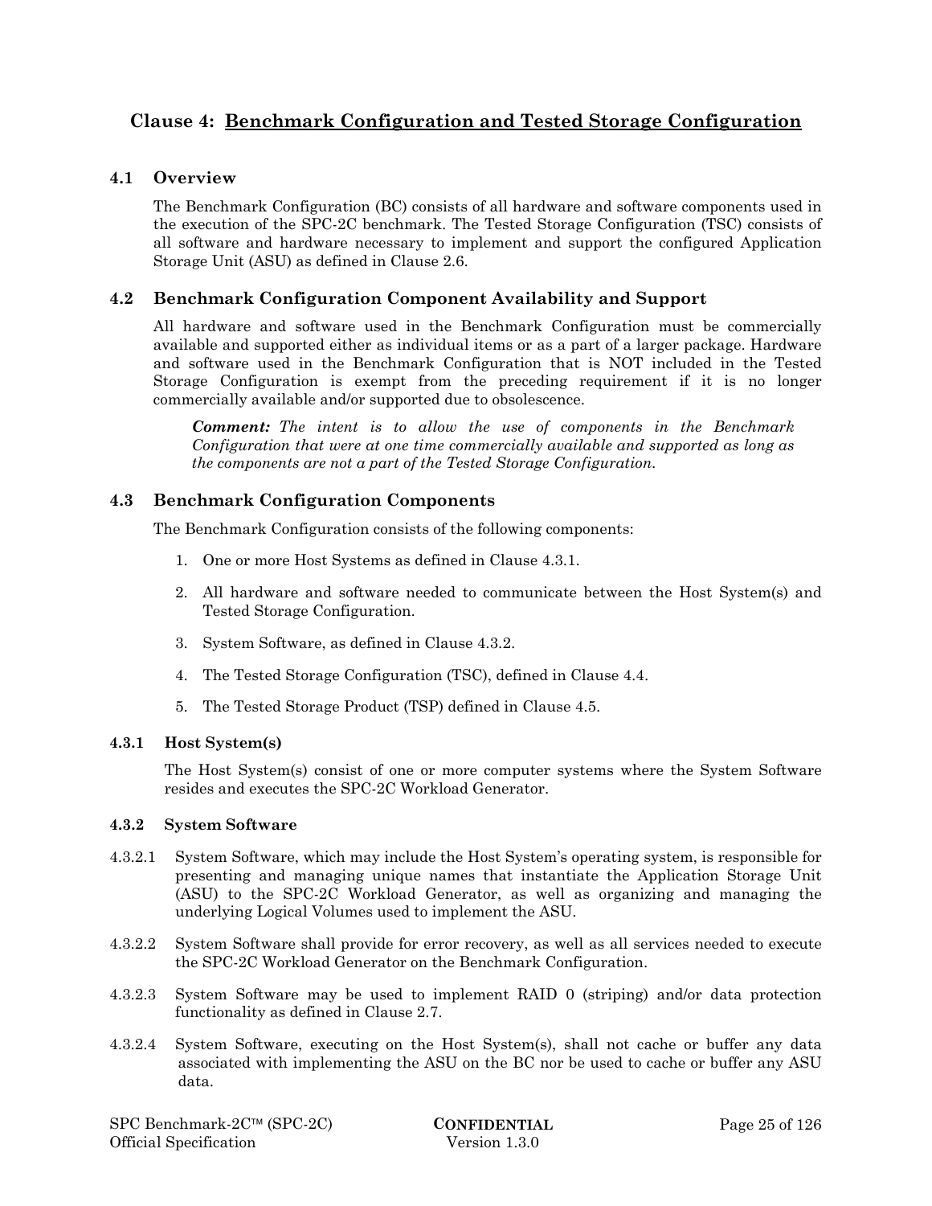# Clause 4: Benchmark Configuration and Tested Storage Configuration

## 4.1 Overview

The Benchmark Configuration (BC) consists of all hardware and software components used in the execution of the SPC-2C benchmark. The Tested Storage Configuration (TSC) consists of all software and hardware necessary to implement and support the configured Application Storage Unit (ASU) as defined in Clause 2.6.

## 4.2 Benchmark Configuration Component Availability and Support

All hardware and software used in the Benchmark Configuration must be commercially available and supported either as individual items or as a part of a larger package. Hardware and software used in the Benchmark Configuration that is NOT included in the Tested Storage Configuration is exempt from the preceding requirement if it is no longer commercially available and/or supported due to obsolescence.

> ***Comment:*** *The intent is to allow the use of components in the Benchmark Configuration that were at one time commercially available and supported as long as the components are not a part of the Tested Storage Configuration.*

## 4.3 Benchmark Configuration Components

The Benchmark Configuration consists of the following components:

1. One or more Host Systems as defined in Clause 4.3.1.
2. All hardware and software needed to communicate between the Host System(s) and Tested Storage Configuration.
3. System Software, as defined in Clause 4.3.2.
4. The Tested Storage Configuration (TSC), defined in Clause 4.4.
5. The Tested Storage Product (TSP) defined in Clause 4.5.

### 4.3.1 Host System(s)

The Host System(s) consist of one or more computer systems where the System Software resides and executes the SPC-2C Workload Generator.

### 4.3.2 System Software

4.3.2.1 System Software, which may include the Host System's operating system, is responsible for presenting and managing unique names that instantiate the Application Storage Unit (ASU) to the SPC-2C Workload Generator, as well as organizing and managing the underlying Logical Volumes used to implement the ASU.

4.3.2.2 System Software shall provide for error recovery, as well as all services needed to execute the SPC-2C Workload Generator on the Benchmark Configuration.

4.3.2.3 System Software may be used to implement RAID 0 (striping) and/or data protection functionality as defined in Clause 2.7.

4.3.2.4 System Software, executing on the Host System(s), shall not cache or buffer any data associated with implementing the ASU on the BC nor be used to cache or buffer any ASU data.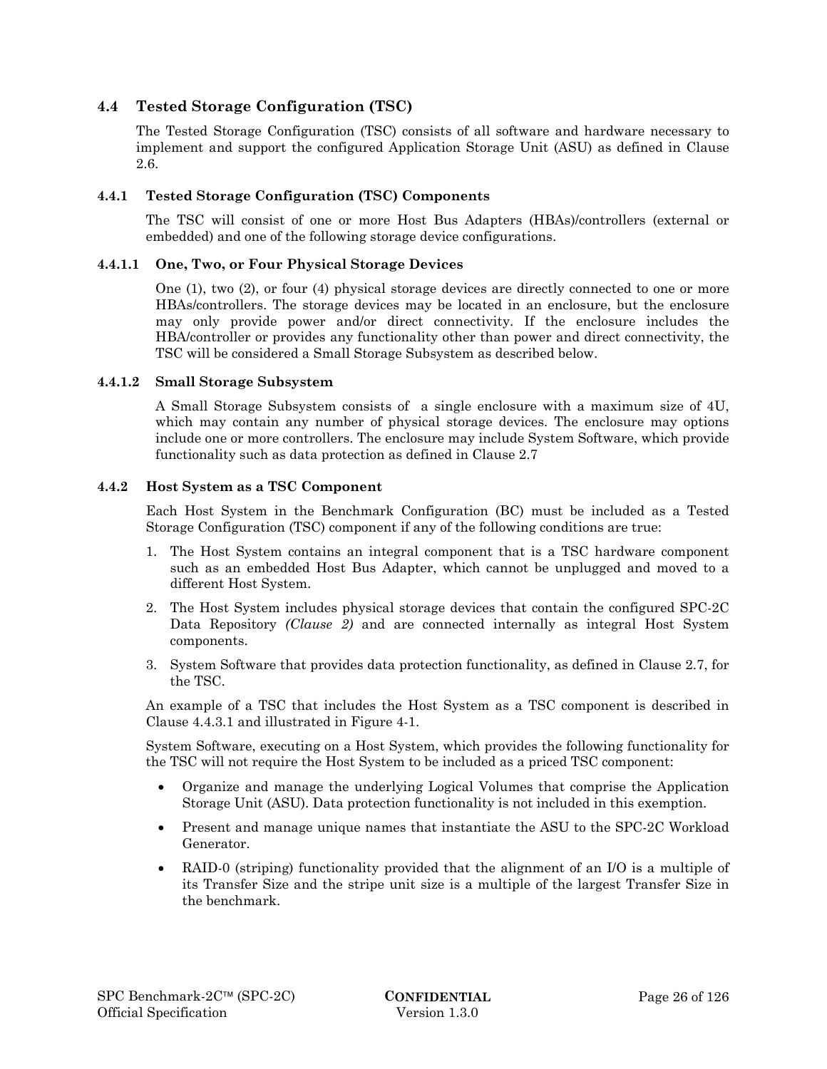## 4.4 Tested Storage Configuration (TSC)

The Tested Storage Configuration (TSC) consists of all software and hardware necessary to implement and support the configured Application Storage Unit (ASU) as defined in Clause 2.6.

### 4.4.1 Tested Storage Configuration (TSC) Components

The TSC will consist of one or more Host Bus Adapters (HBAs)/controllers (external or embedded) and one of the following storage device configurations.

#### 4.4.1.1 One, Two, or Four Physical Storage Devices

One (1), two (2), or four (4) physical storage devices are directly connected to one or more HBAs/controllers. The storage devices may be located in an enclosure, but the enclosure may only provide power and/or direct connectivity. If the enclosure includes the HBA/controller or provides any functionality other than power and direct connectivity, the TSC will be considered a Small Storage Subsystem as described below.

#### 4.4.1.2 Small Storage Subsystem

A Small Storage Subsystem consists of  a single enclosure with a maximum size of 4U, which may contain any number of physical storage devices. The enclosure may options include one or more controllers. The enclosure may include System Software, which provide functionality such as data protection as defined in Clause 2.7

### 4.4.2 Host System as a TSC Component

Each Host System in the Benchmark Configuration (BC) must be included as a Tested Storage Configuration (TSC) component if any of the following conditions are true:

1. The Host System contains an integral component that is a TSC hardware component such as an embedded Host Bus Adapter, which cannot be unplugged and moved to a different Host System.
2. The Host System includes physical storage devices that contain the configured SPC-2C Data Repository *(Clause 2)* and are connected internally as integral Host System components.
3. System Software that provides data protection functionality, as defined in Clause 2.7, for the TSC.

An example of a TSC that includes the Host System as a TSC component is described in Clause 4.4.3.1 and illustrated in Figure 4-1.

System Software, executing on a Host System, which provides the following functionality for the TSC will not require the Host System to be included as a priced TSC component:

- Organize and manage the underlying Logical Volumes that comprise the Application Storage Unit (ASU). Data protection functionality is not included in this exemption.
- Present and manage unique names that instantiate the ASU to the SPC-2C Workload Generator.
- RAID-0 (striping) functionality provided that the alignment of an I/O is a multiple of its Transfer Size and the stripe unit size is a multiple of the largest Transfer Size in the benchmark.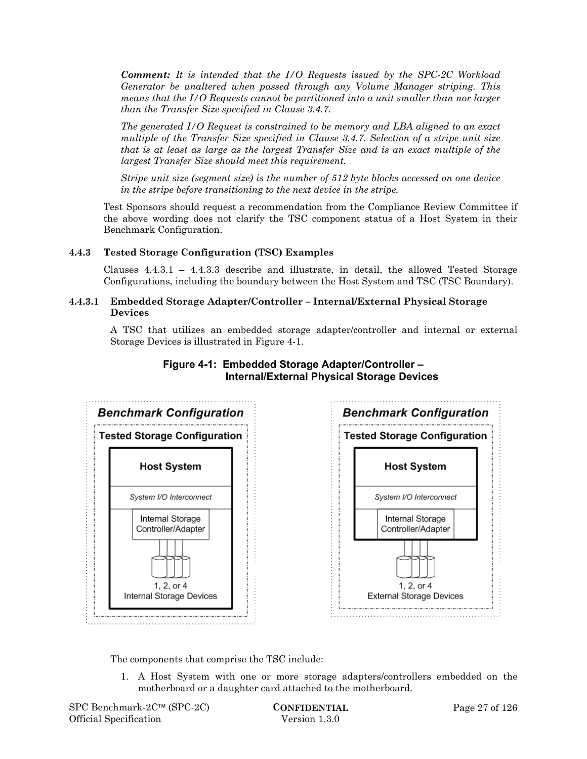*Comment: It is intended that the I/O Requests issued by the SPC-2C Workload Generator be unaltered when passed through any Volume Manager striping. This means that the I/O Requests cannot be partitioned into a unit smaller than nor larger than the Transfer Size specified in Clause 3.4.7.*

*The generated I/O Request is constrained to be memory and LBA aligned to an exact multiple of the Transfer Size specified in Clause 3.4.7. Selection of a stripe unit size that is at least as large as the largest Transfer Size and is an exact multiple of the largest Transfer Size should meet this requirement.*

*Stripe unit size (segment size) is the number of 512 byte blocks accessed on one device in the stripe before transitioning to the next device in the stripe.*

Test Sponsors should request a recommendation from the Compliance Review Committee if the above wording does not clarify the TSC component status of a Host System in their Benchmark Configuration.

### 4.4.3 Tested Storage Configuration (TSC) Examples

Clauses 4.4.3.1 – 4.4.3.3 describe and illustrate, in detail, the allowed Tested Storage Configurations, including the boundary between the Host System and TSC (TSC Boundary).

#### 4.4.3.1 Embedded Storage Adapter/Controller – Internal/External Physical Storage Devices

A TSC that utilizes an embedded storage adapter/controller and internal or external Storage Devices is illustrated in Figure 4-1.

**Figure 4-1: Embedded Storage Adapter/Controller – Internal/External Physical Storage Devices**

The components that comprise the TSC include:

1. A Host System with one or more storage adapters/controllers embedded on the motherboard or a daughter card attached to the motherboard.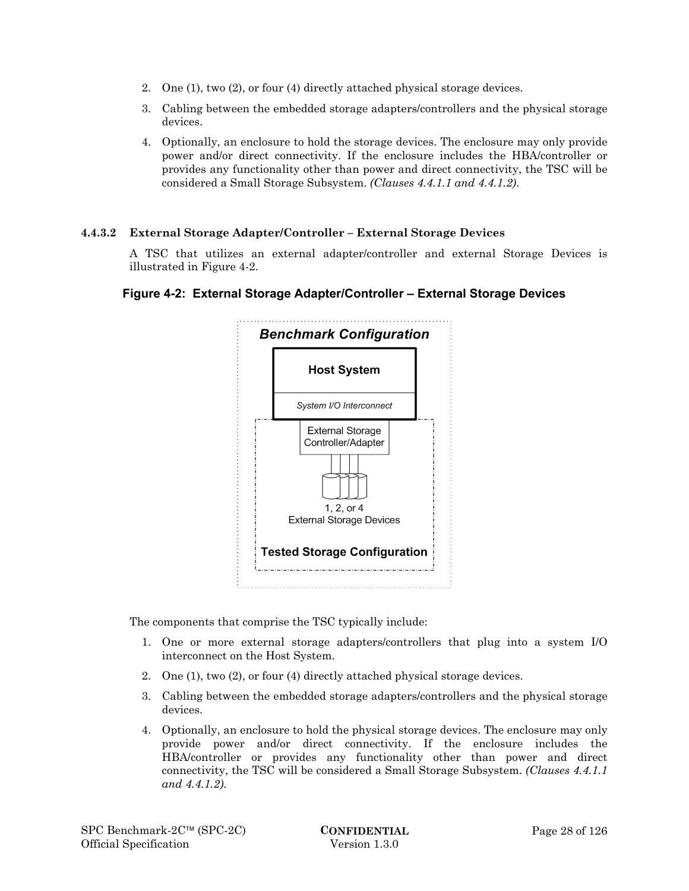2. One (1), two (2), or four (4) directly attached physical storage devices.
3. Cabling between the embedded storage adapters/controllers and the physical storage devices.
4. Optionally, an enclosure to hold the storage devices. The enclosure may only provide power and/or direct connectivity. If the enclosure includes the HBA/controller or provides any functionality other than power and direct connectivity, the TSC will be considered a Small Storage Subsystem. *(Clauses 4.4.1.1 and 4.4.1.2).*

#### 4.4.3.2 External Storage Adapter/Controller – External Storage Devices

A TSC that utilizes an external adapter/controller and external Storage Devices is illustrated in Figure 4-2.

**Figure 4-2: External Storage Adapter/Controller – External Storage Devices**

*Benchmark Configuration*

**Host System**

*System I/O Interconnect*

External Storage Controller/Adapter

1, 2, or 4 External Storage Devices

**Tested Storage Configuration**

The components that comprise the TSC typically include:

1. One or more external storage adapters/controllers that plug into a system I/O interconnect on the Host System.
2. One (1), two (2), or four (4) directly attached physical storage devices.
3. Cabling between the embedded storage adapters/controllers and the physical storage devices.
4. Optionally, an enclosure to hold the physical storage devices. The enclosure may only provide power and/or direct connectivity. If the enclosure includes the HBA/controller or provides any functionality other than power and direct connectivity, the TSC will be considered a Small Storage Subsystem. *(Clauses 4.4.1.1 and 4.4.1.2).*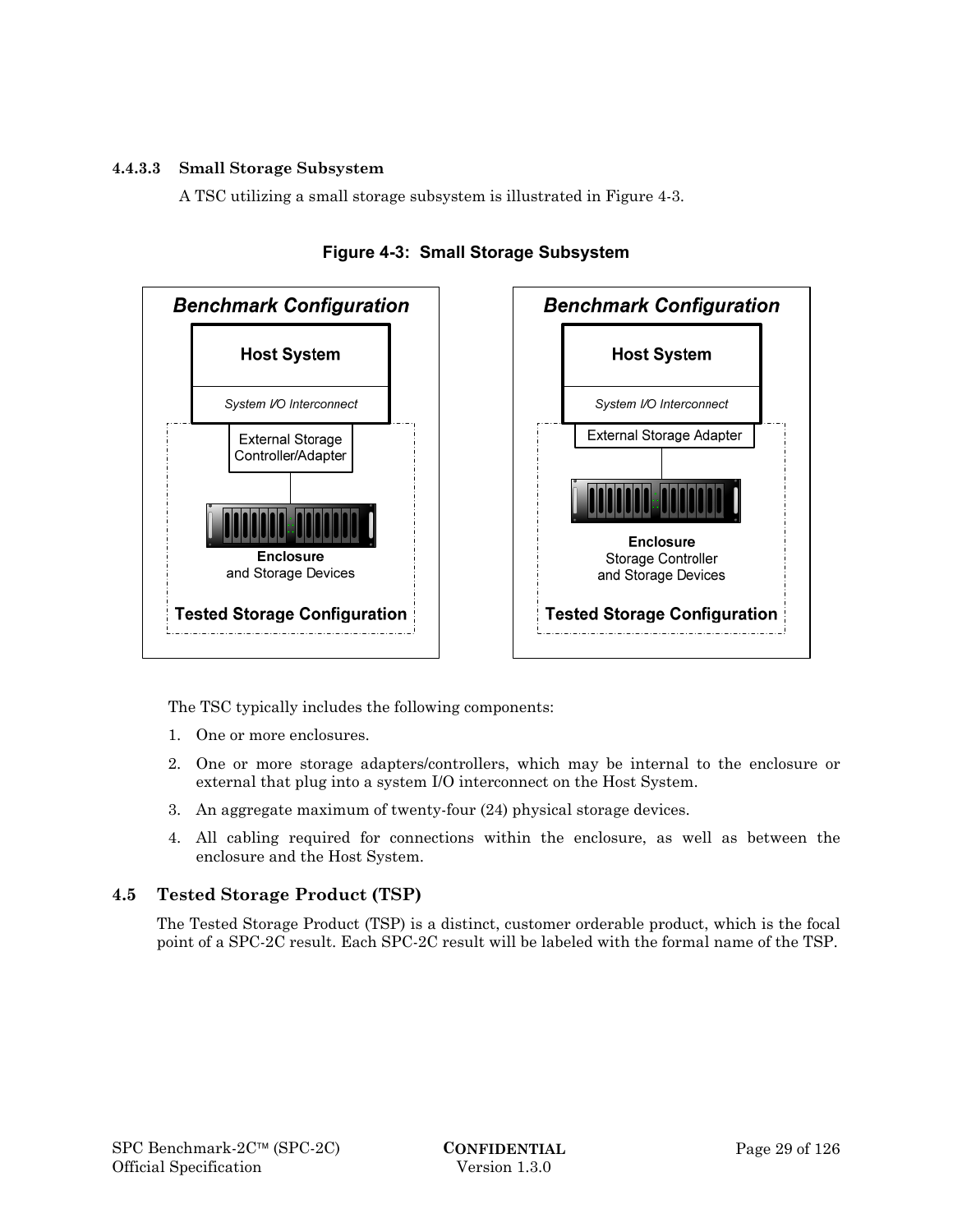#### 4.4.3.3 Small Storage Subsystem

A TSC utilizing a small storage subsystem is illustrated in Figure 4-3.

**Figure 4-3: Small Storage Subsystem**

The TSC typically includes the following components:

1. One or more enclosures.
2. One or more storage adapters/controllers, which may be internal to the enclosure or external that plug into a system I/O interconnect on the Host System.
3. An aggregate maximum of twenty-four (24) physical storage devices.
4. All cabling required for connections within the enclosure, as well as between the enclosure and the Host System.

### 4.5 Tested Storage Product (TSP)

The Tested Storage Product (TSP) is a distinct, customer orderable product, which is the focal point of a SPC-2C result. Each SPC-2C result will be labeled with the formal name of the TSP.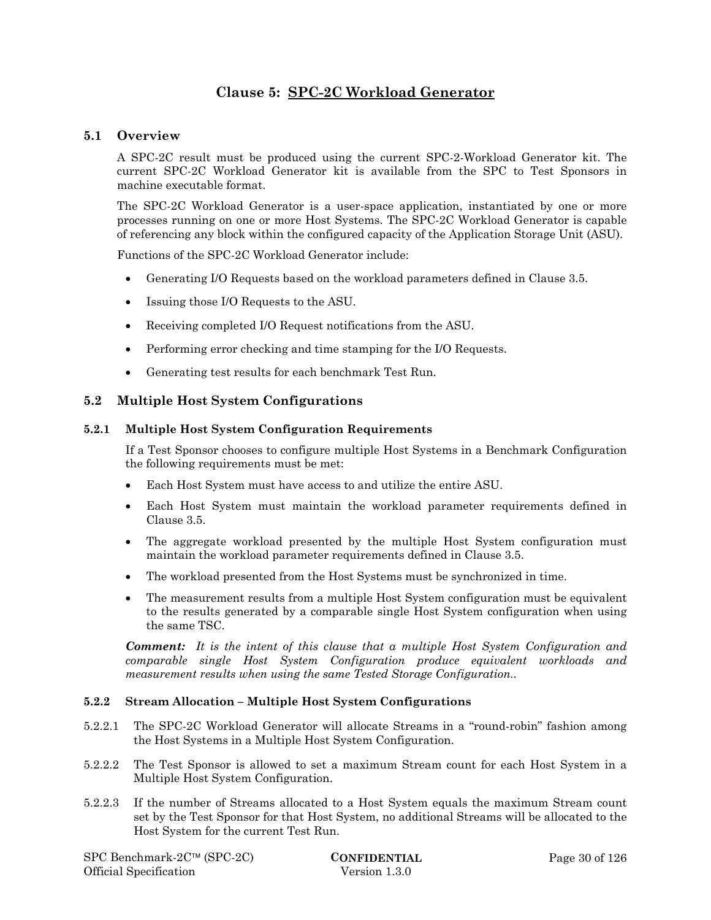# Clause 5: SPC-2C Workload Generator

## 5.1 Overview

A SPC-2C result must be produced using the current SPC-2-Workload Generator kit. The current SPC-2C Workload Generator kit is available from the SPC to Test Sponsors in machine executable format.

The SPC-2C Workload Generator is a user-space application, instantiated by one or more processes running on one or more Host Systems. The SPC-2C Workload Generator is capable of referencing any block within the configured capacity of the Application Storage Unit (ASU).

Functions of the SPC-2C Workload Generator include:

- Generating I/O Requests based on the workload parameters defined in Clause 3.5.
- Issuing those I/O Requests to the ASU.
- Receiving completed I/O Request notifications from the ASU.
- Performing error checking and time stamping for the I/O Requests.
- Generating test results for each benchmark Test Run.

## 5.2 Multiple Host System Configurations

### 5.2.1 Multiple Host System Configuration Requirements

If a Test Sponsor chooses to configure multiple Host Systems in a Benchmark Configuration the following requirements must be met:

- Each Host System must have access to and utilize the entire ASU.
- Each Host System must maintain the workload parameter requirements defined in Clause 3.5.
- The aggregate workload presented by the multiple Host System configuration must maintain the workload parameter requirements defined in Clause 3.5.
- The workload presented from the Host Systems must be synchronized in time.
- The measurement results from a multiple Host System configuration must be equivalent to the results generated by a comparable single Host System configuration when using the same TSC.

***Comment:*** *It is the intent of this clause that a multiple Host System Configuration and comparable single Host System Configuration produce equivalent workloads and measurement results when using the same Tested Storage Configuration..*

### 5.2.2 Stream Allocation – Multiple Host System Configurations

5.2.2.1 The SPC-2C Workload Generator will allocate Streams in a "round-robin" fashion among the Host Systems in a Multiple Host System Configuration.

5.2.2.2 The Test Sponsor is allowed to set a maximum Stream count for each Host System in a Multiple Host System Configuration.

5.2.2.3 If the number of Streams allocated to a Host System equals the maximum Stream count set by the Test Sponsor for that Host System, no additional Streams will be allocated to the Host System for the current Test Run.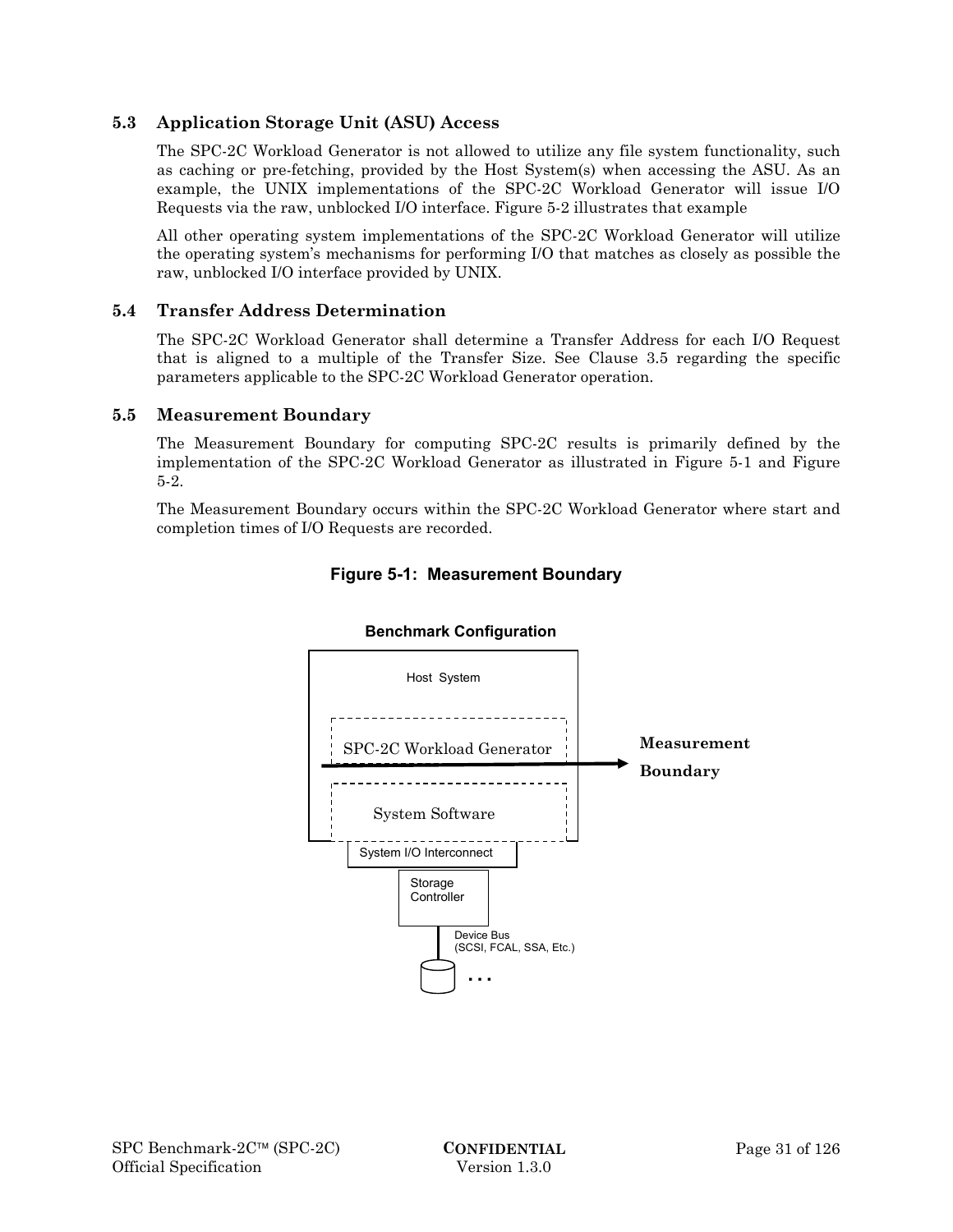## 5.3 Application Storage Unit (ASU) Access

The SPC-2C Workload Generator is not allowed to utilize any file system functionality, such as caching or pre-fetching, provided by the Host System(s) when accessing the ASU. As an example, the UNIX implementations of the SPC-2C Workload Generator will issue I/O Requests via the raw, unblocked I/O interface. Figure 5-2 illustrates that example

All other operating system implementations of the SPC-2C Workload Generator will utilize the operating system's mechanisms for performing I/O that matches as closely as possible the raw, unblocked I/O interface provided by UNIX.

## 5.4 Transfer Address Determination

The SPC-2C Workload Generator shall determine a Transfer Address for each I/O Request that is aligned to a multiple of the Transfer Size. See Clause 3.5 regarding the specific parameters applicable to the SPC-2C Workload Generator operation.

## 5.5 Measurement Boundary

The Measurement Boundary for computing SPC-2C results is primarily defined by the implementation of the SPC-2C Workload Generator as illustrated in Figure 5-1 and Figure 5-2.

The Measurement Boundary occurs within the SPC-2C Workload Generator where start and completion times of I/O Requests are recorded.

**Figure 5-1: Measurement Boundary**

**Benchmark Configuration**

Host System

SPC-2C Workload Generator

**Measurement Boundary**

System Software

System I/O Interconnect

Storage Controller

Device Bus (SCSI, FCAL, SSA, Etc.)

. . .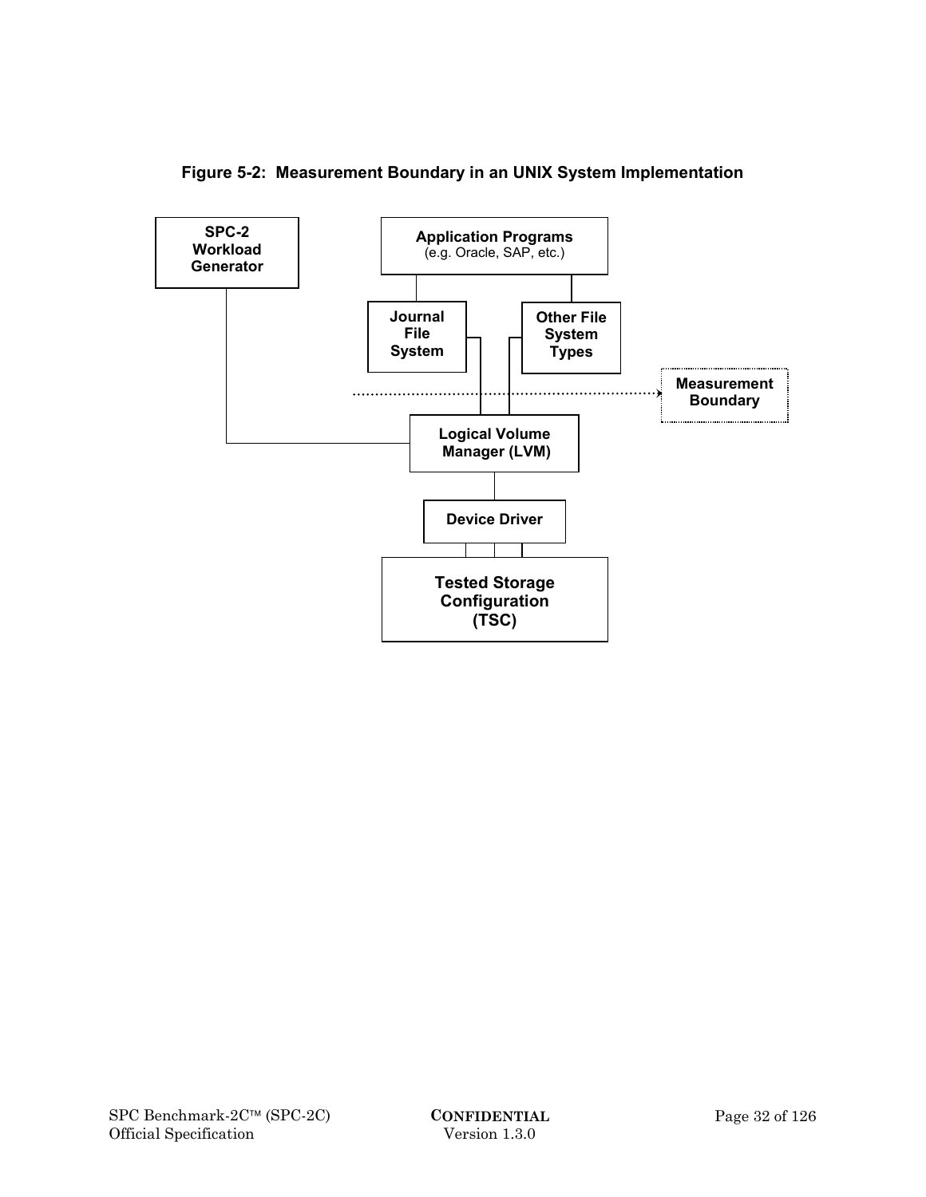**Figure 5-2: Measurement Boundary in an UNIX System Implementation**

SPC-2 Workload Generator

Application Programs
(e.g. Oracle, SAP, etc.)

Journal File System

Other File System Types

Measurement Boundary

Logical Volume Manager (LVM)

Device Driver

Tested Storage Configuration (TSC)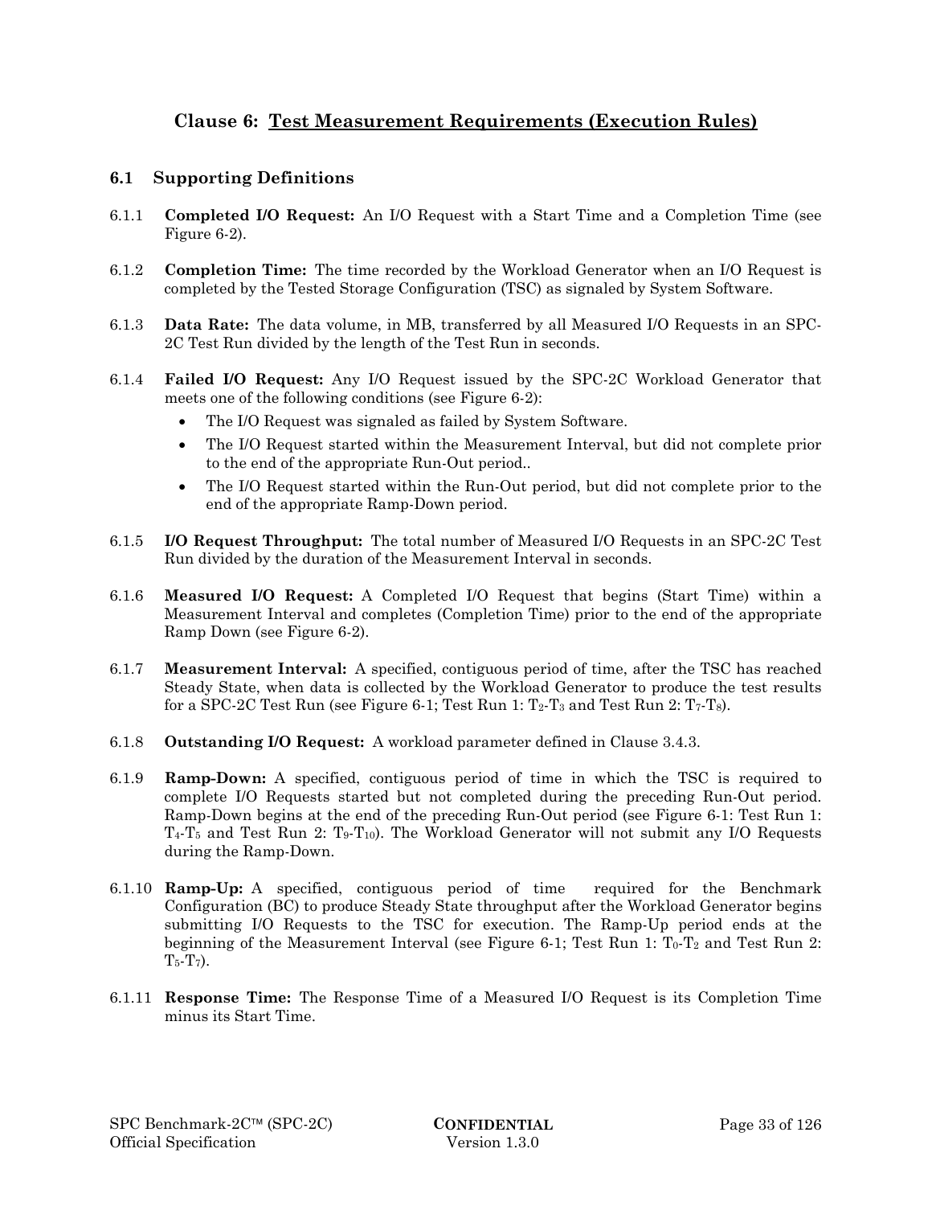# Clause 6: Test Measurement Requirements (Execution Rules)

## 6.1 Supporting Definitions

6.1.1 **Completed I/O Request:** An I/O Request with a Start Time and a Completion Time (see Figure 6-2).

6.1.2 **Completion Time:** The time recorded by the Workload Generator when an I/O Request is completed by the Tested Storage Configuration (TSC) as signaled by System Software.

6.1.3 **Data Rate:** The data volume, in MB, transferred by all Measured I/O Requests in an SPC-2C Test Run divided by the length of the Test Run in seconds.

6.1.4 **Failed I/O Request:** Any I/O Request issued by the SPC-2C Workload Generator that meets one of the following conditions (see Figure 6-2):

- The I/O Request was signaled as failed by System Software.
- The I/O Request started within the Measurement Interval, but did not complete prior to the end of the appropriate Run-Out period..
- The I/O Request started within the Run-Out period, but did not complete prior to the end of the appropriate Ramp-Down period.

6.1.5 **I/O Request Throughput:** The total number of Measured I/O Requests in an SPC-2C Test Run divided by the duration of the Measurement Interval in seconds.

6.1.6 **Measured I/O Request:** A Completed I/O Request that begins (Start Time) within a Measurement Interval and completes (Completion Time) prior to the end of the appropriate Ramp Down (see Figure 6-2).

6.1.7 **Measurement Interval:** A specified, contiguous period of time, after the TSC has reached Steady State, when data is collected by the Workload Generator to produce the test results for a SPC-2C Test Run (see Figure 6-1; Test Run 1: $T_2$-$T_3$ and Test Run 2: $T_7$-$T_8$).

6.1.8 **Outstanding I/O Request:** A workload parameter defined in Clause 3.4.3.

6.1.9 **Ramp-Down:** A specified, contiguous period of time in which the TSC is required to complete I/O Requests started but not completed during the preceding Run-Out period. Ramp-Down begins at the end of the preceding Run-Out period (see Figure 6-1: Test Run 1: $T_4$-$T_5$ and Test Run 2: $T_9$-$T_{10}$). The Workload Generator will not submit any I/O Requests during the Ramp-Down.

6.1.10 **Ramp-Up:** A specified, contiguous period of time required for the Benchmark Configuration (BC) to produce Steady State throughput after the Workload Generator begins submitting I/O Requests to the TSC for execution. The Ramp-Up period ends at the beginning of the Measurement Interval (see Figure 6-1; Test Run 1: $T_0$-$T_2$ and Test Run 2: $T_5$-$T_7$).

6.1.11 **Response Time:** The Response Time of a Measured I/O Request is its Completion Time minus its Start Time.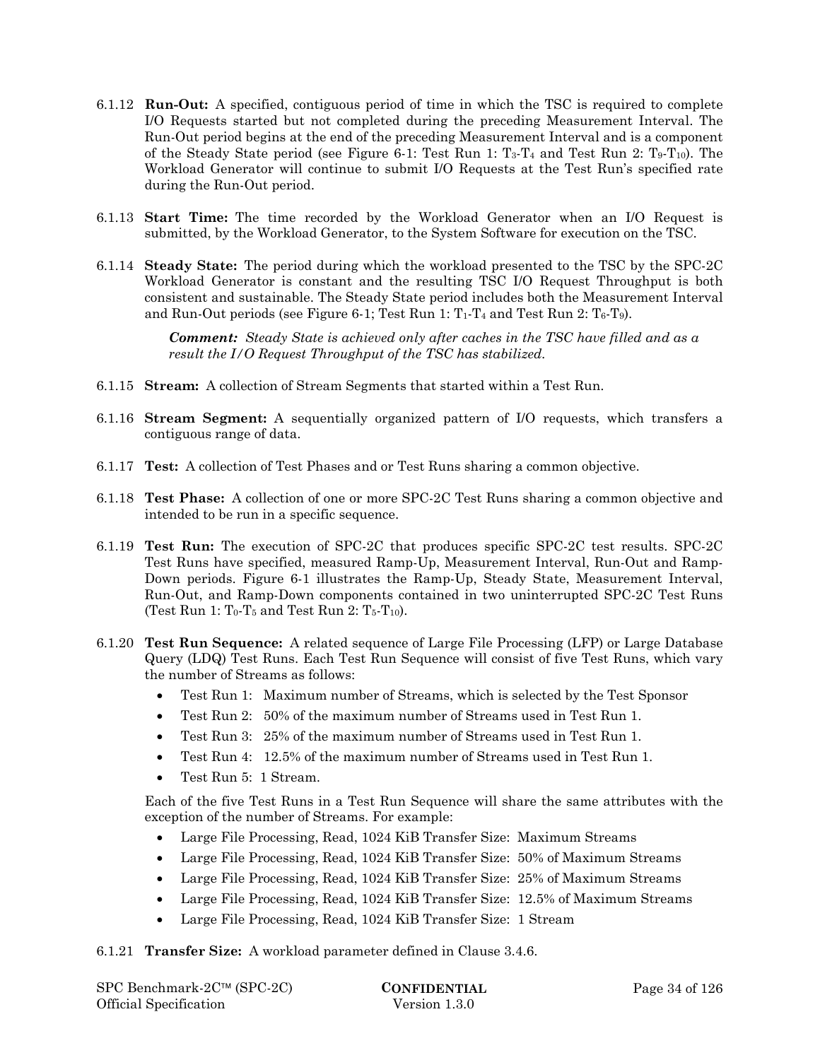6.1.12 **Run-Out:** A specified, contiguous period of time in which the TSC is required to complete I/O Requests started but not completed during the preceding Measurement Interval. The Run-Out period begins at the end of the preceding Measurement Interval and is a component of the Steady State period (see Figure 6-1: Test Run 1: $T_3$-$T_4$ and Test Run 2: $T_9$-$T_{10}$). The Workload Generator will continue to submit I/O Requests at the Test Run's specified rate during the Run-Out period.

6.1.13 **Start Time:** The time recorded by the Workload Generator when an I/O Request is submitted, by the Workload Generator, to the System Software for execution on the TSC.

6.1.14 **Steady State:** The period during which the workload presented to the TSC by the SPC-2C Workload Generator is constant and the resulting TSC I/O Request Throughput is both consistent and sustainable. The Steady State period includes both the Measurement Interval and Run-Out periods (see Figure 6-1; Test Run 1: $T_1$-$T_4$ and Test Run 2: $T_6$-$T_9$).

> ***Comment:*** *Steady State is achieved only after caches in the TSC have filled and as a result the I/O Request Throughput of the TSC has stabilized.*

6.1.15 **Stream:** A collection of Stream Segments that started within a Test Run.

6.1.16 **Stream Segment:** A sequentially organized pattern of I/O requests, which transfers a contiguous range of data.

6.1.17 **Test:** A collection of Test Phases and or Test Runs sharing a common objective.

6.1.18 **Test Phase:** A collection of one or more SPC-2C Test Runs sharing a common objective and intended to be run in a specific sequence.

6.1.19 **Test Run:** The execution of SPC-2C that produces specific SPC-2C test results. SPC-2C Test Runs have specified, measured Ramp-Up, Measurement Interval, Run-Out and Ramp-Down periods. Figure 6-1 illustrates the Ramp-Up, Steady State, Measurement Interval, Run-Out, and Ramp-Down components contained in two uninterrupted SPC-2C Test Runs (Test Run 1: $T_0$-$T_5$ and Test Run 2: $T_5$-$T_{10}$).

6.1.20 **Test Run Sequence:** A related sequence of Large File Processing (LFP) or Large Database Query (LDQ) Test Runs. Each Test Run Sequence will consist of five Test Runs, which vary the number of Streams as follows:

- Test Run 1: Maximum number of Streams, which is selected by the Test Sponsor
- Test Run 2: 50% of the maximum number of Streams used in Test Run 1.
- Test Run 3: 25% of the maximum number of Streams used in Test Run 1.
- Test Run 4: 12.5% of the maximum number of Streams used in Test Run 1.
- Test Run 5: 1 Stream.

Each of the five Test Runs in a Test Run Sequence will share the same attributes with the exception of the number of Streams. For example:

- Large File Processing, Read, 1024 KiB Transfer Size: Maximum Streams
- Large File Processing, Read, 1024 KiB Transfer Size: 50% of Maximum Streams
- Large File Processing, Read, 1024 KiB Transfer Size: 25% of Maximum Streams
- Large File Processing, Read, 1024 KiB Transfer Size: 12.5% of Maximum Streams
- Large File Processing, Read, 1024 KiB Transfer Size: 1 Stream

6.1.21 **Transfer Size:** A workload parameter defined in Clause 3.4.6.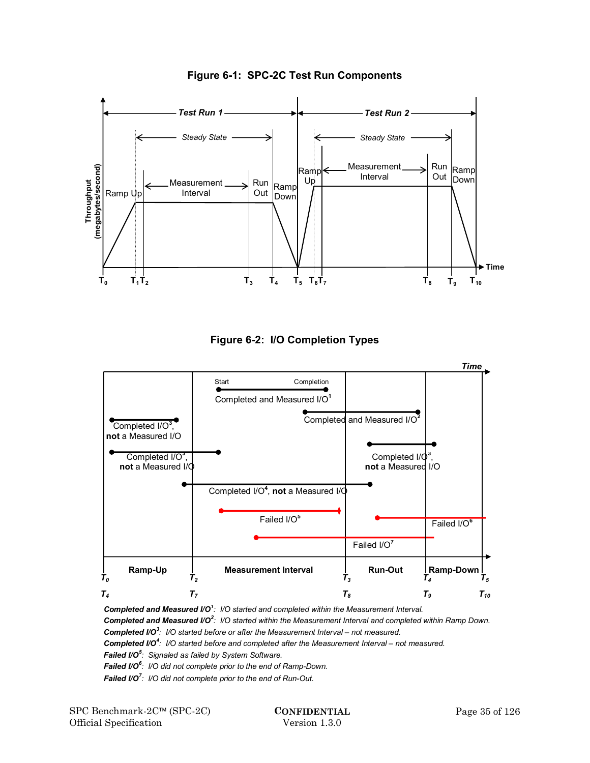**Figure 6-1: SPC-2C Test Run Components**

**Figure 6-2: I/O Completion Types**

***Completed and Measured I/O***[1]*: I/O started and completed within the Measurement Interval.*

***Completed and Measured I/O***[2]*: I/O started within the Measurement Interval and completed within Ramp Down.*

***Completed I/O***[3]*: I/O started before or after the Measurement Interval – not measured.*

***Completed I/O***[4]*: I/O started before and completed after the Measurement Interval – not measured.*

***Failed I/O***[5]*: Signaled as failed by System Software.*

***Failed I/O***[6]*: I/O did not complete prior to the end of Ramp-Down.*

***Failed I/O***[7]*: I/O did not complete prior to the end of Run-Out.*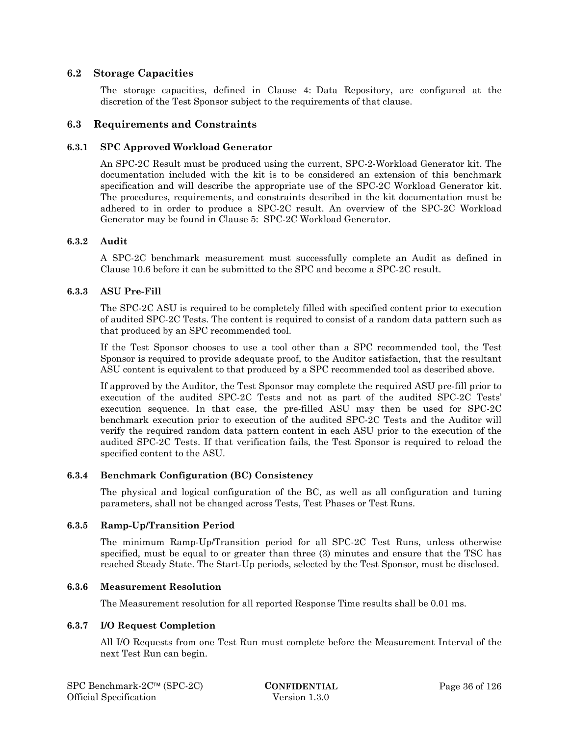## 6.2 Storage Capacities

The storage capacities, defined in Clause 4: Data Repository, are configured at the discretion of the Test Sponsor subject to the requirements of that clause.

## 6.3 Requirements and Constraints

### 6.3.1 SPC Approved Workload Generator

An SPC-2C Result must be produced using the current, SPC-2-Workload Generator kit. The documentation included with the kit is to be considered an extension of this benchmark specification and will describe the appropriate use of the SPC-2C Workload Generator kit. The procedures, requirements, and constraints described in the kit documentation must be adhered to in order to produce a SPC-2C result. An overview of the SPC-2C Workload Generator may be found in Clause 5: SPC-2C Workload Generator.

### 6.3.2 Audit

A SPC-2C benchmark measurement must successfully complete an Audit as defined in Clause 10.6 before it can be submitted to the SPC and become a SPC-2C result.

### 6.3.3 ASU Pre-Fill

The SPC-2C ASU is required to be completely filled with specified content prior to execution of audited SPC-2C Tests. The content is required to consist of a random data pattern such as that produced by an SPC recommended tool.

If the Test Sponsor chooses to use a tool other than a SPC recommended tool, the Test Sponsor is required to provide adequate proof, to the Auditor satisfaction, that the resultant ASU content is equivalent to that produced by a SPC recommended tool as described above.

If approved by the Auditor, the Test Sponsor may complete the required ASU pre-fill prior to execution of the audited SPC-2C Tests and not as part of the audited SPC-2C Tests' execution sequence. In that case, the pre-filled ASU may then be used for SPC-2C benchmark execution prior to execution of the audited SPC-2C Tests and the Auditor will verify the required random data pattern content in each ASU prior to the execution of the audited SPC-2C Tests. If that verification fails, the Test Sponsor is required to reload the specified content to the ASU.

### 6.3.4 Benchmark Configuration (BC) Consistency

The physical and logical configuration of the BC, as well as all configuration and tuning parameters, shall not be changed across Tests, Test Phases or Test Runs.

### 6.3.5 Ramp-Up/Transition Period

The minimum Ramp-Up/Transition period for all SPC-2C Test Runs, unless otherwise specified, must be equal to or greater than three (3) minutes and ensure that the TSC has reached Steady State. The Start-Up periods, selected by the Test Sponsor, must be disclosed.

### 6.3.6 Measurement Resolution

The Measurement resolution for all reported Response Time results shall be 0.01 ms.

### 6.3.7 I/O Request Completion

All I/O Requests from one Test Run must complete before the Measurement Interval of the next Test Run can begin.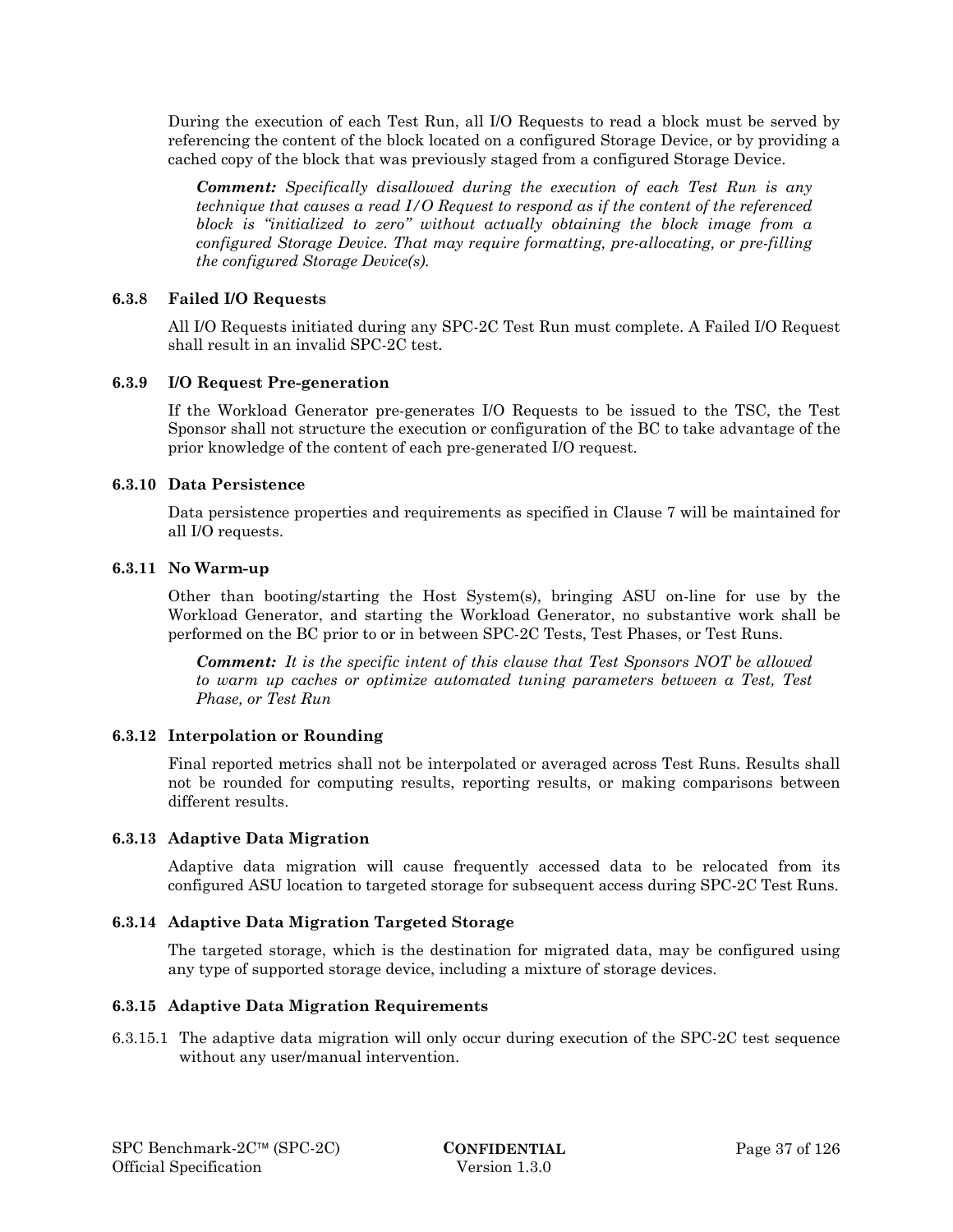During the execution of each Test Run, all I/O Requests to read a block must be served by referencing the content of the block located on a configured Storage Device, or by providing a cached copy of the block that was previously staged from a configured Storage Device.

> ***Comment:*** *Specifically disallowed during the execution of each Test Run is any technique that causes a read I/O Request to respond as if the content of the referenced block is "initialized to zero" without actually obtaining the block image from a configured Storage Device. That may require formatting, pre-allocating, or pre-filling the configured Storage Device(s).*

### 6.3.8 Failed I/O Requests

All I/O Requests initiated during any SPC-2C Test Run must complete. A Failed I/O Request shall result in an invalid SPC-2C test.

### 6.3.9 I/O Request Pre-generation

If the Workload Generator pre-generates I/O Requests to be issued to the TSC, the Test Sponsor shall not structure the execution or configuration of the BC to take advantage of the prior knowledge of the content of each pre-generated I/O request.

### 6.3.10 Data Persistence

Data persistence properties and requirements as specified in Clause 7 will be maintained for all I/O requests.

### 6.3.11 No Warm-up

Other than booting/starting the Host System(s), bringing ASU on-line for use by the Workload Generator, and starting the Workload Generator, no substantive work shall be performed on the BC prior to or in between SPC-2C Tests, Test Phases, or Test Runs.

> ***Comment:*** *It is the specific intent of this clause that Test Sponsors NOT be allowed to warm up caches or optimize automated tuning parameters between a Test, Test Phase, or Test Run*

### 6.3.12 Interpolation or Rounding

Final reported metrics shall not be interpolated or averaged across Test Runs. Results shall not be rounded for computing results, reporting results, or making comparisons between different results.

### 6.3.13 Adaptive Data Migration

Adaptive data migration will cause frequently accessed data to be relocated from its configured ASU location to targeted storage for subsequent access during SPC-2C Test Runs.

### 6.3.14 Adaptive Data Migration Targeted Storage

The targeted storage, which is the destination for migrated data, may be configured using any type of supported storage device, including a mixture of storage devices.

### 6.3.15 Adaptive Data Migration Requirements

6.3.15.1 The adaptive data migration will only occur during execution of the SPC-2C test sequence without any user/manual intervention.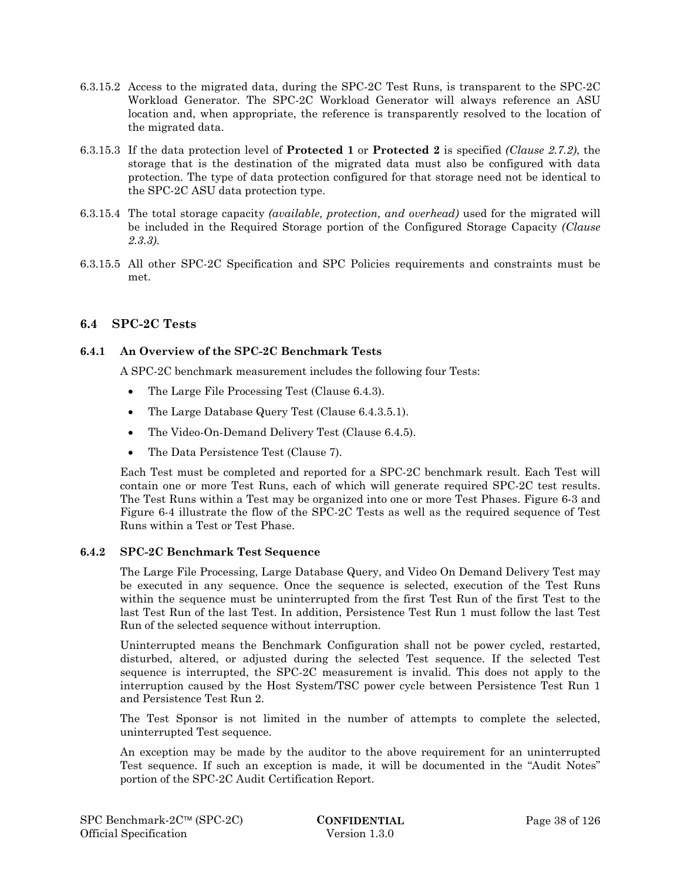6.3.15.2 Access to the migrated data, during the SPC-2C Test Runs, is transparent to the SPC-2C Workload Generator. The SPC-2C Workload Generator will always reference an ASU location and, when appropriate, the reference is transparently resolved to the location of the migrated data.

6.3.15.3 If the data protection level of **Protected 1** or **Protected 2** is specified *(Clause 2.7.2)*, the storage that is the destination of the migrated data must also be configured with data protection. The type of data protection configured for that storage need not be identical to the SPC-2C ASU data protection type.

6.3.15.4 The total storage capacity *(available, protection, and overhead)* used for the migrated will be included in the Required Storage portion of the Configured Storage Capacity *(Clause 2.3.3)*.

6.3.15.5 All other SPC-2C Specification and SPC Policies requirements and constraints must be met.

## 6.4 SPC-2C Tests

### 6.4.1 An Overview of the SPC-2C Benchmark Tests

A SPC-2C benchmark measurement includes the following four Tests:

- The Large File Processing Test (Clause 6.4.3).
- The Large Database Query Test (Clause 6.4.3.5.1).
- The Video-On-Demand Delivery Test (Clause 6.4.5).
- The Data Persistence Test (Clause 7).

Each Test must be completed and reported for a SPC-2C benchmark result. Each Test will contain one or more Test Runs, each of which will generate required SPC-2C test results. The Test Runs within a Test may be organized into one or more Test Phases. Figure 6-3 and Figure 6-4 illustrate the flow of the SPC-2C Tests as well as the required sequence of Test Runs within a Test or Test Phase.

### 6.4.2 SPC-2C Benchmark Test Sequence

The Large File Processing, Large Database Query, and Video On Demand Delivery Test may be executed in any sequence. Once the sequence is selected, execution of the Test Runs within the sequence must be uninterrupted from the first Test Run of the first Test to the last Test Run of the last Test. In addition, Persistence Test Run 1 must follow the last Test Run of the selected sequence without interruption.

Uninterrupted means the Benchmark Configuration shall not be power cycled, restarted, disturbed, altered, or adjusted during the selected Test sequence. If the selected Test sequence is interrupted, the SPC-2C measurement is invalid. This does not apply to the interruption caused by the Host System/TSC power cycle between Persistence Test Run 1 and Persistence Test Run 2.

The Test Sponsor is not limited in the number of attempts to complete the selected, uninterrupted Test sequence.

An exception may be made by the auditor to the above requirement for an uninterrupted Test sequence. If such an exception is made, it will be documented in the "Audit Notes" portion of the SPC-2C Audit Certification Report.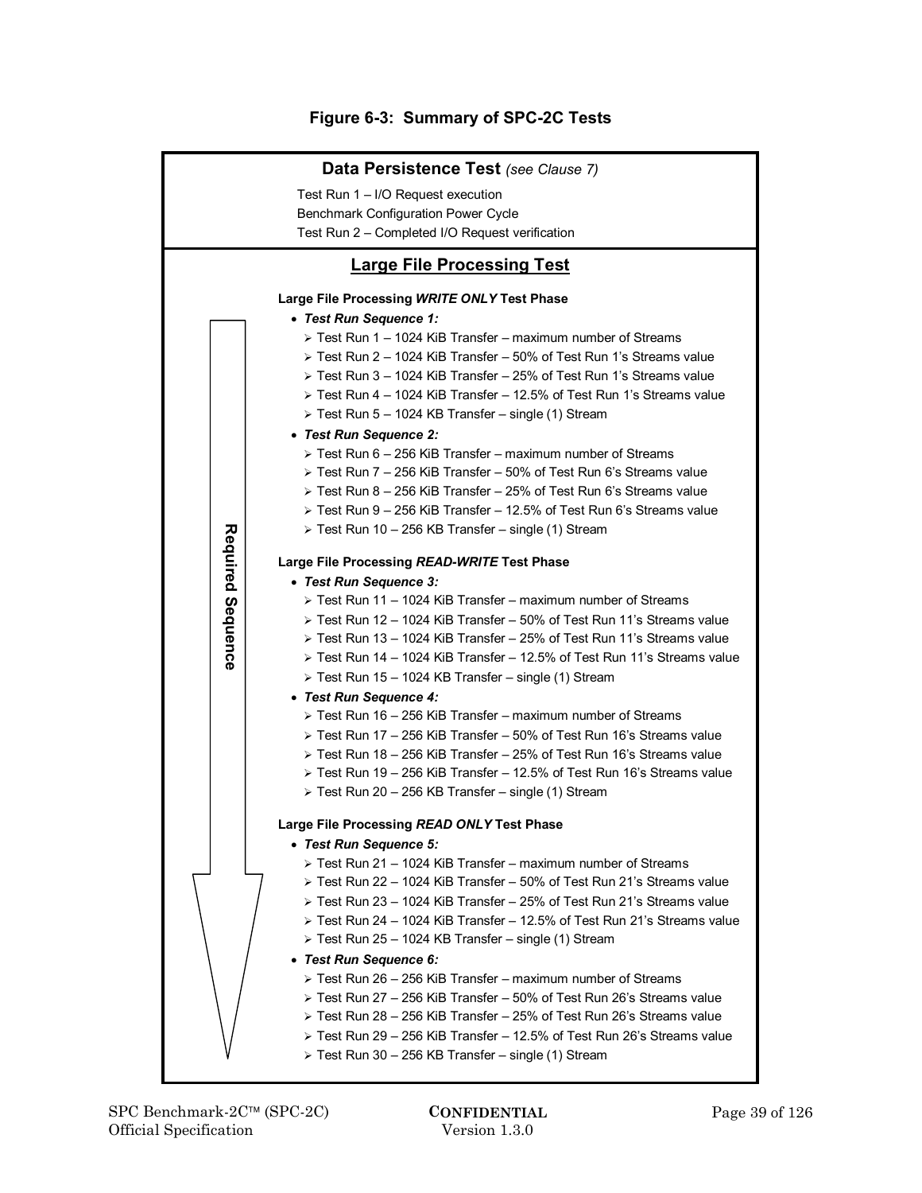**Figure 6-3: Summary of SPC-2C Tests**

**Data Persistence Test** *(see Clause 7)*

Test Run 1 – I/O Request execution

Benchmark Configuration Power Cycle

Test Run 2 – Completed I/O Request verification

**Large File Processing Test**

Required Sequence

**Large File Processing *WRITE ONLY* Test Phase**

- ***Test Run Sequence 1:***
  - Test Run 1 – 1024 KiB Transfer – maximum number of Streams
  - Test Run 2 – 1024 KiB Transfer – 50% of Test Run 1's Streams value
  - Test Run 3 – 1024 KiB Transfer – 25% of Test Run 1's Streams value
  - Test Run 4 – 1024 KiB Transfer – 12.5% of Test Run 1's Streams value
  - Test Run 5 – 1024 KB Transfer – single (1) Stream
- ***Test Run Sequence 2:***
  - Test Run 6 – 256 KiB Transfer – maximum number of Streams
  - Test Run 7 – 256 KiB Transfer – 50% of Test Run 6's Streams value
  - Test Run 8 – 256 KiB Transfer – 25% of Test Run 6's Streams value
  - Test Run 9 – 256 KiB Transfer – 12.5% of Test Run 6's Streams value
  - Test Run 10 – 256 KB Transfer – single (1) Stream

**Large File Processing *READ-WRITE* Test Phase**

- ***Test Run Sequence 3:***
  - Test Run 11 – 1024 KiB Transfer – maximum number of Streams
  - Test Run 12 – 1024 KiB Transfer – 50% of Test Run 11's Streams value
  - Test Run 13 – 1024 KiB Transfer – 25% of Test Run 11's Streams value
  - Test Run 14 – 1024 KiB Transfer – 12.5% of Test Run 11's Streams value
  - Test Run 15 – 1024 KB Transfer – single (1) Stream
- ***Test Run Sequence 4:***
  - Test Run 16 – 256 KiB Transfer – maximum number of Streams
  - Test Run 17 – 256 KiB Transfer – 50% of Test Run 16's Streams value
  - Test Run 18 – 256 KiB Transfer – 25% of Test Run 16's Streams value
  - Test Run 19 – 256 KiB Transfer – 12.5% of Test Run 16's Streams value
  - Test Run 20 – 256 KB Transfer – single (1) Stream

**Large File Processing *READ ONLY* Test Phase**

- ***Test Run Sequence 5:***
  - Test Run 21 – 1024 KiB Transfer – maximum number of Streams
  - Test Run 22 – 1024 KiB Transfer – 50% of Test Run 21's Streams value
  - Test Run 23 – 1024 KiB Transfer – 25% of Test Run 21's Streams value
  - Test Run 24 – 1024 KiB Transfer – 12.5% of Test Run 21's Streams value
  - Test Run 25 – 1024 KB Transfer – single (1) Stream
- ***Test Run Sequence 6:***
  - Test Run 26 – 256 KiB Transfer – maximum number of Streams
  - Test Run 27 – 256 KiB Transfer – 50% of Test Run 26's Streams value
  - Test Run 28 – 256 KiB Transfer – 25% of Test Run 26's Streams value
  - Test Run 29 – 256 KiB Transfer – 12.5% of Test Run 26's Streams value
  - Test Run 30 – 256 KB Transfer – single (1) Stream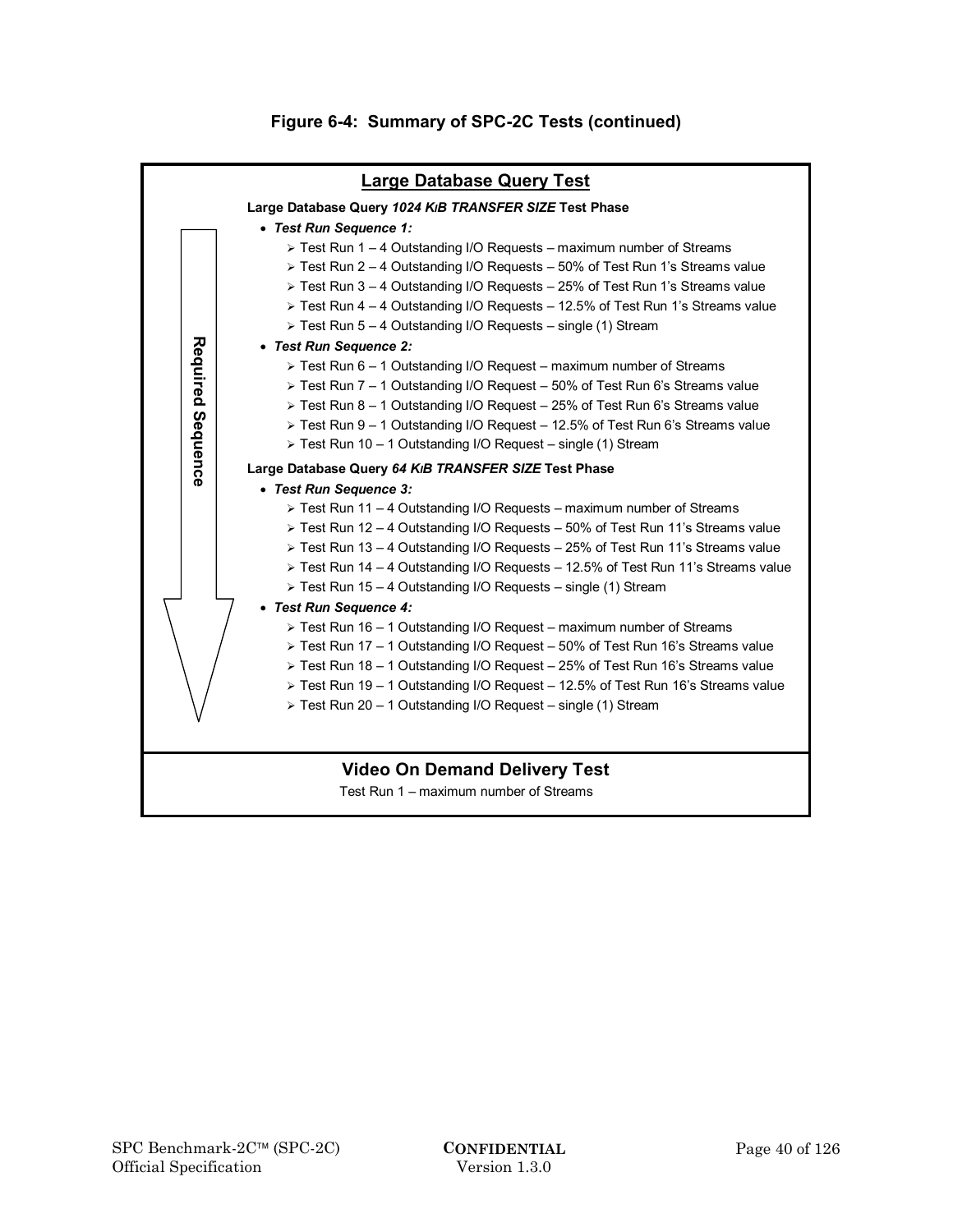**Figure 6-4: Summary of SPC-2C Tests (continued)**

## Large Database Query Test

*Required Sequence*

**Large Database Query *1024 KiB TRANSFER SIZE* Test Phase**

- ***Test Run Sequence 1:***
  - Test Run 1 – 4 Outstanding I/O Requests – maximum number of Streams
  - Test Run 2 – 4 Outstanding I/O Requests – 50% of Test Run 1's Streams value
  - Test Run 3 – 4 Outstanding I/O Requests – 25% of Test Run 1's Streams value
  - Test Run 4 – 4 Outstanding I/O Requests – 12.5% of Test Run 1's Streams value
  - Test Run 5 – 4 Outstanding I/O Requests – single (1) Stream
- ***Test Run Sequence 2:***
  - Test Run 6 – 1 Outstanding I/O Request – maximum number of Streams
  - Test Run 7 – 1 Outstanding I/O Request – 50% of Test Run 6's Streams value
  - Test Run 8 – 1 Outstanding I/O Request – 25% of Test Run 6's Streams value
  - Test Run 9 – 1 Outstanding I/O Request – 12.5% of Test Run 6's Streams value
  - Test Run 10 – 1 Outstanding I/O Request – single (1) Stream

**Large Database Query *64 KiB TRANSFER SIZE* Test Phase**

- ***Test Run Sequence 3:***
  - Test Run 11 – 4 Outstanding I/O Requests – maximum number of Streams
  - Test Run 12 – 4 Outstanding I/O Requests – 50% of Test Run 11's Streams value
  - Test Run 13 – 4 Outstanding I/O Requests – 25% of Test Run 11's Streams value
  - Test Run 14 – 4 Outstanding I/O Requests – 12.5% of Test Run 11's Streams value
  - Test Run 15 – 4 Outstanding I/O Requests – single (1) Stream
- ***Test Run Sequence 4:***
  - Test Run 16 – 1 Outstanding I/O Request – maximum number of Streams
  - Test Run 17 – 1 Outstanding I/O Request – 50% of Test Run 16's Streams value
  - Test Run 18 – 1 Outstanding I/O Request – 25% of Test Run 16's Streams value
  - Test Run 19 – 1 Outstanding I/O Request – 12.5% of Test Run 16's Streams value
  - Test Run 20 – 1 Outstanding I/O Request – single (1) Stream

## Video On Demand Delivery Test

Test Run 1 – maximum number of Streams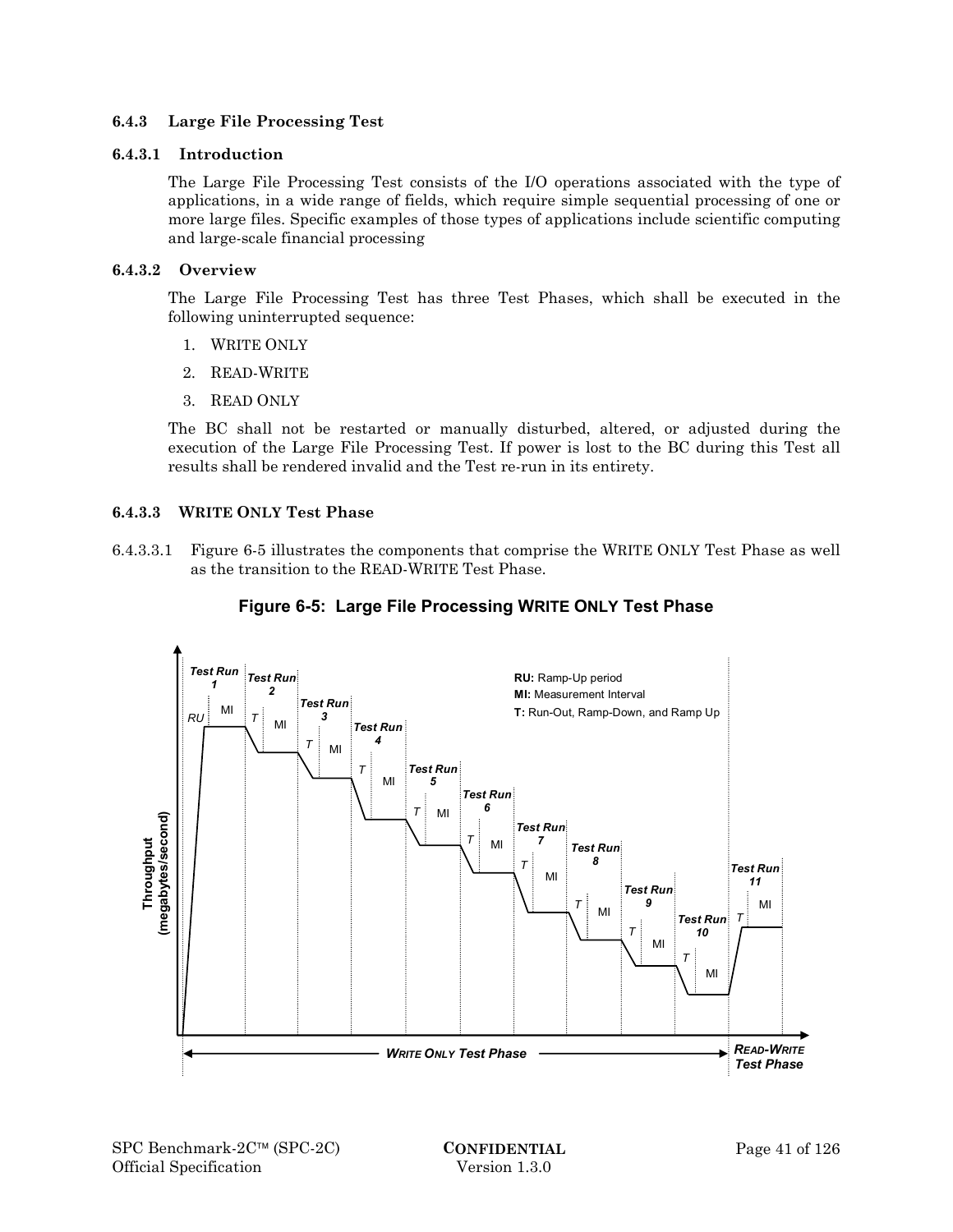### 6.4.3 Large File Processing Test

#### 6.4.3.1 Introduction

The Large File Processing Test consists of the I/O operations associated with the type of applications, in a wide range of fields, which require simple sequential processing of one or more large files. Specific examples of those types of applications include scientific computing and large-scale financial processing

#### 6.4.3.2 Overview

The Large File Processing Test has three Test Phases, which shall be executed in the following uninterrupted sequence:

1. WRITE ONLY
2. READ-WRITE
3. READ ONLY

The BC shall not be restarted or manually disturbed, altered, or adjusted during the execution of the Large File Processing Test. If power is lost to the BC during this Test all results shall be rendered invalid and the Test re-run in its entirety.

#### 6.4.3.3 WRITE ONLY Test Phase

6.4.3.3.1 Figure 6-5 illustrates the components that comprise the WRITE ONLY Test Phase as well as the transition to the READ-WRITE Test Phase.

**Figure 6-5: Large File Processing WRITE ONLY Test Phase**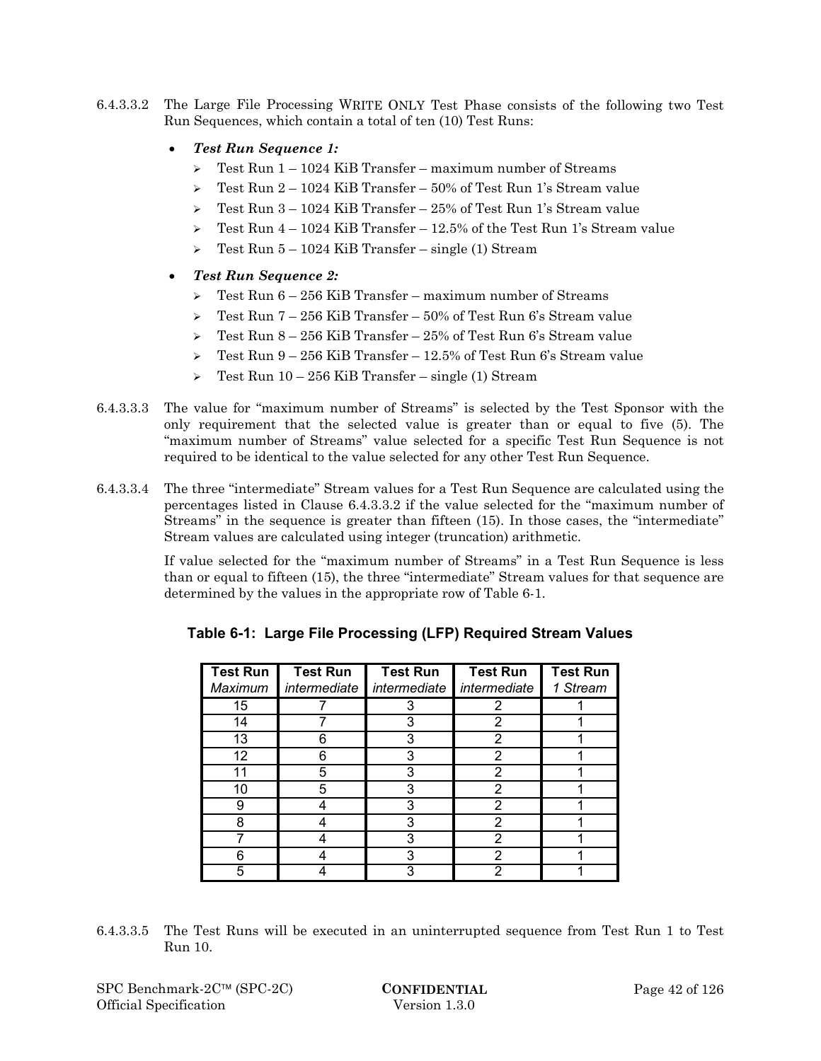6.4.3.3.2 The Large File Processing WRITE ONLY Test Phase consists of the following two Test Run Sequences, which contain a total of ten (10) Test Runs:

- ***Test Run Sequence 1:***
  - Test Run 1 – 1024 KiB Transfer – maximum number of Streams
  - Test Run 2 – 1024 KiB Transfer – 50% of Test Run 1's Stream value
  - Test Run 3 – 1024 KiB Transfer – 25% of Test Run 1's Stream value
  - Test Run 4 – 1024 KiB Transfer – 12.5% of the Test Run 1's Stream value
  - Test Run 5 – 1024 KiB Transfer – single (1) Stream
- ***Test Run Sequence 2:***
  - Test Run 6 – 256 KiB Transfer – maximum number of Streams
  - Test Run 7 – 256 KiB Transfer – 50% of Test Run 6's Stream value
  - Test Run 8 – 256 KiB Transfer – 25% of Test Run 6's Stream value
  - Test Run 9 – 256 KiB Transfer – 12.5% of Test Run 6's Stream value
  - Test Run 10 – 256 KiB Transfer – single (1) Stream

6.4.3.3.3 The value for "maximum number of Streams" is selected by the Test Sponsor with the only requirement that the selected value is greater than or equal to five (5). The "maximum number of Streams" value selected for a specific Test Run Sequence is not required to be identical to the value selected for any other Test Run Sequence.

6.4.3.3.4 The three "intermediate" Stream values for a Test Run Sequence are calculated using the percentages listed in Clause 6.4.3.3.2 if the value selected for the "maximum number of Streams" in the sequence is greater than fifteen (15). In those cases, the "intermediate" Stream values are calculated using integer (truncation) arithmetic.

If value selected for the "maximum number of Streams" in a Test Run Sequence is less than or equal to fifteen (15), the three "intermediate" Stream values for that sequence are determined by the values in the appropriate row of Table 6-1.

**Table 6-1: Large File Processing (LFP) Required Stream Values**

| Test Run *Maximum* | Test Run *intermediate* | Test Run *intermediate* | Test Run *intermediate* | Test Run *1 Stream* |
|---|---|---|---|---|
| 15 | 7 | 3 | 2 | 1 |
| 14 | 7 | 3 | 2 | 1 |
| 13 | 6 | 3 | 2 | 1 |
| 12 | 6 | 3 | 2 | 1 |
| 11 | 5 | 3 | 2 | 1 |
| 10 | 5 | 3 | 2 | 1 |
| 9 | 4 | 3 | 2 | 1 |
| 8 | 4 | 3 | 2 | 1 |
| 7 | 4 | 3 | 2 | 1 |
| 6 | 4 | 3 | 2 | 1 |
| 5 | 4 | 3 | 2 | 1 |

6.4.3.3.5 The Test Runs will be executed in an uninterrupted sequence from Test Run 1 to Test Run 10.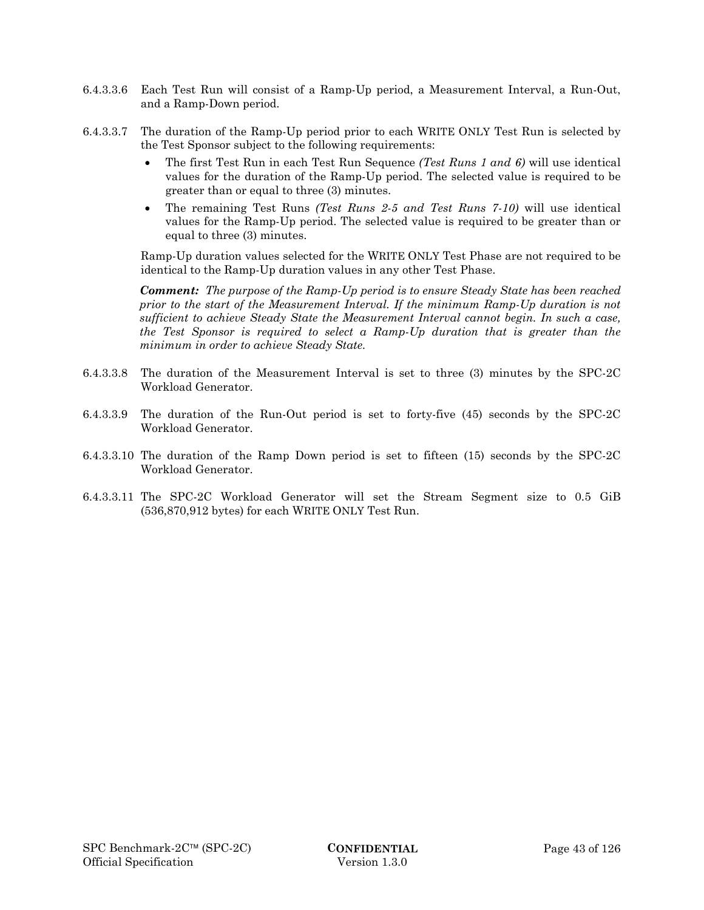6.4.3.3.6 Each Test Run will consist of a Ramp-Up period, a Measurement Interval, a Run-Out, and a Ramp-Down period.

6.4.3.3.7 The duration of the Ramp-Up period prior to each WRITE ONLY Test Run is selected by the Test Sponsor subject to the following requirements:

- The first Test Run in each Test Run Sequence *(Test Runs 1 and 6)* will use identical values for the duration of the Ramp-Up period. The selected value is required to be greater than or equal to three (3) minutes.
- The remaining Test Runs *(Test Runs 2-5 and Test Runs 7-10)* will use identical values for the Ramp-Up period. The selected value is required to be greater than or equal to three (3) minutes.

Ramp-Up duration values selected for the WRITE ONLY Test Phase are not required to be identical to the Ramp-Up duration values in any other Test Phase.

***Comment:*** *The purpose of the Ramp-Up period is to ensure Steady State has been reached prior to the start of the Measurement Interval. If the minimum Ramp-Up duration is not sufficient to achieve Steady State the Measurement Interval cannot begin. In such a case, the Test Sponsor is required to select a Ramp-Up duration that is greater than the minimum in order to achieve Steady State.*

6.4.3.3.8 The duration of the Measurement Interval is set to three (3) minutes by the SPC-2C Workload Generator.

6.4.3.3.9 The duration of the Run-Out period is set to forty-five (45) seconds by the SPC-2C Workload Generator.

6.4.3.3.10 The duration of the Ramp Down period is set to fifteen (15) seconds by the SPC-2C Workload Generator.

6.4.3.3.11 The SPC-2C Workload Generator will set the Stream Segment size to 0.5 GiB (536,870,912 bytes) for each WRITE ONLY Test Run.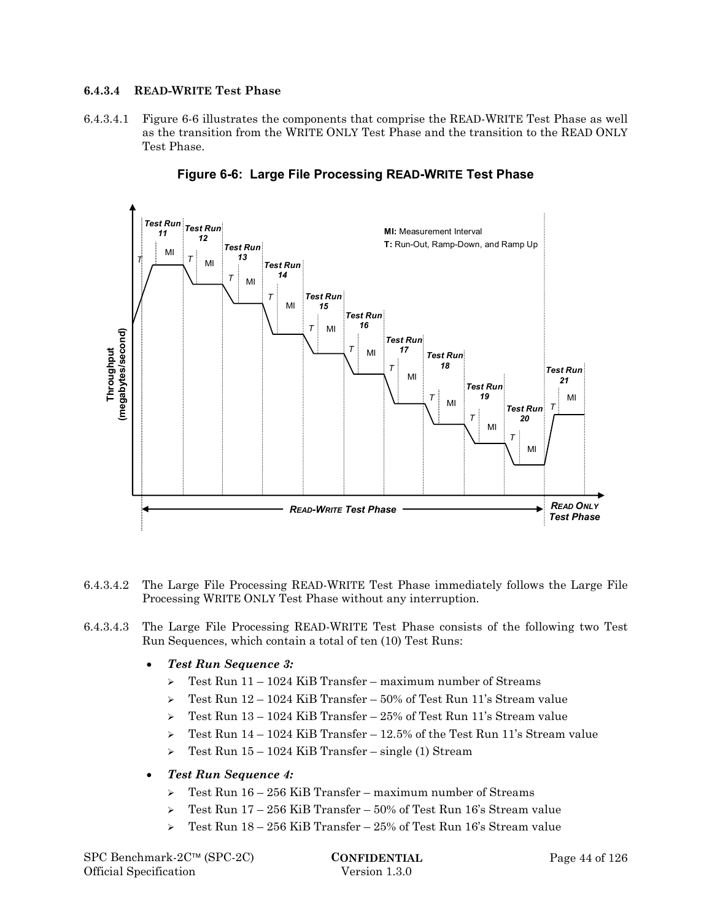#### 6.4.3.4 READ-WRITE Test Phase

6.4.3.4.1 Figure 6-6 illustrates the components that comprise the READ-WRITE Test Phase as well as the transition from the WRITE ONLY Test Phase and the transition to the READ ONLY Test Phase.

**Figure 6-6: Large File Processing READ-WRITE Test Phase**

6.4.3.4.2 The Large File Processing READ-WRITE Test Phase immediately follows the Large File Processing WRITE ONLY Test Phase without any interruption.

6.4.3.4.3 The Large File Processing READ-WRITE Test Phase consists of the following two Test Run Sequences, which contain a total of ten (10) Test Runs:

- ***Test Run Sequence 3:***
  - Test Run 11 – 1024 KiB Transfer – maximum number of Streams
  - Test Run 12 – 1024 KiB Transfer – 50% of Test Run 11's Stream value
  - Test Run 13 – 1024 KiB Transfer – 25% of Test Run 11's Stream value
  - Test Run 14 – 1024 KiB Transfer – 12.5% of the Test Run 11's Stream value
  - Test Run 15 – 1024 KiB Transfer – single (1) Stream
- ***Test Run Sequence 4:***
  - Test Run 16 – 256 KiB Transfer – maximum number of Streams
  - Test Run 17 – 256 KiB Transfer – 50% of Test Run 16's Stream value
  - Test Run 18 – 256 KiB Transfer – 25% of Test Run 16's Stream value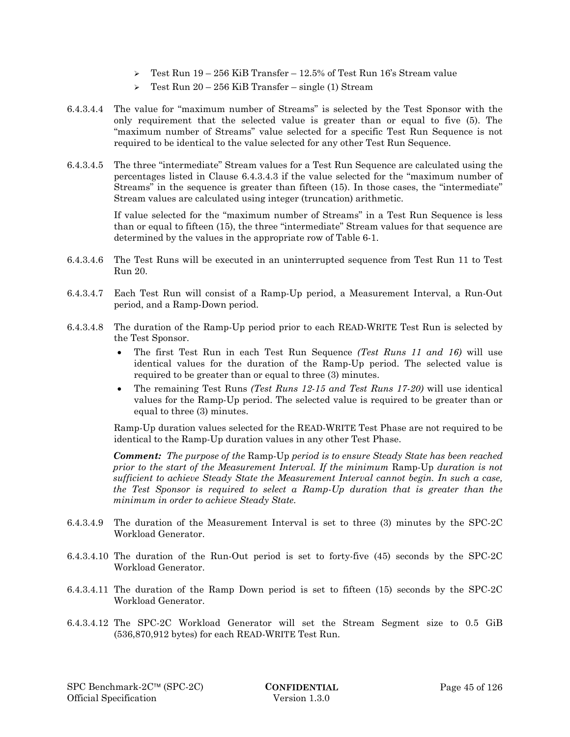- Test Run 19 – 256 KiB Transfer – 12.5% of Test Run 16's Stream value
- Test Run 20 – 256 KiB Transfer – single (1) Stream

6.4.3.4.4 The value for "maximum number of Streams" is selected by the Test Sponsor with the only requirement that the selected value is greater than or equal to five (5). The "maximum number of Streams" value selected for a specific Test Run Sequence is not required to be identical to the value selected for any other Test Run Sequence.

6.4.3.4.5 The three "intermediate" Stream values for a Test Run Sequence are calculated using the percentages listed in Clause 6.4.3.4.3 if the value selected for the "maximum number of Streams" in the sequence is greater than fifteen (15). In those cases, the "intermediate" Stream values are calculated using integer (truncation) arithmetic.

If value selected for the "maximum number of Streams" in a Test Run Sequence is less than or equal to fifteen (15), the three "intermediate" Stream values for that sequence are determined by the values in the appropriate row of Table 6-1.

6.4.3.4.6 The Test Runs will be executed in an uninterrupted sequence from Test Run 11 to Test Run 20.

6.4.3.4.7 Each Test Run will consist of a Ramp-Up period, a Measurement Interval, a Run-Out period, and a Ramp-Down period.

6.4.3.4.8 The duration of the Ramp-Up period prior to each READ-WRITE Test Run is selected by the Test Sponsor.

- The first Test Run in each Test Run Sequence *(Test Runs 11 and 16)* will use identical values for the duration of the Ramp-Up period. The selected value is required to be greater than or equal to three (3) minutes.
- The remaining Test Runs *(Test Runs 12-15 and Test Runs 17-20)* will use identical values for the Ramp-Up period. The selected value is required to be greater than or equal to three (3) minutes.

Ramp-Up duration values selected for the READ-WRITE Test Phase are not required to be identical to the Ramp-Up duration values in any other Test Phase.

***Comment:*** *The purpose of the* Ramp-Up *period is to ensure Steady State has been reached prior to the start of the Measurement Interval. If the minimum* Ramp-Up *duration is not sufficient to achieve Steady State the Measurement Interval cannot begin. In such a case, the Test Sponsor is required to select a Ramp-Up duration that is greater than the minimum in order to achieve Steady State.*

6.4.3.4.9 The duration of the Measurement Interval is set to three (3) minutes by the SPC-2C Workload Generator.

6.4.3.4.10 The duration of the Run-Out period is set to forty-five (45) seconds by the SPC-2C Workload Generator.

6.4.3.4.11 The duration of the Ramp Down period is set to fifteen (15) seconds by the SPC-2C Workload Generator.

6.4.3.4.12 The SPC-2C Workload Generator will set the Stream Segment size to 0.5 GiB (536,870,912 bytes) for each READ-WRITE Test Run.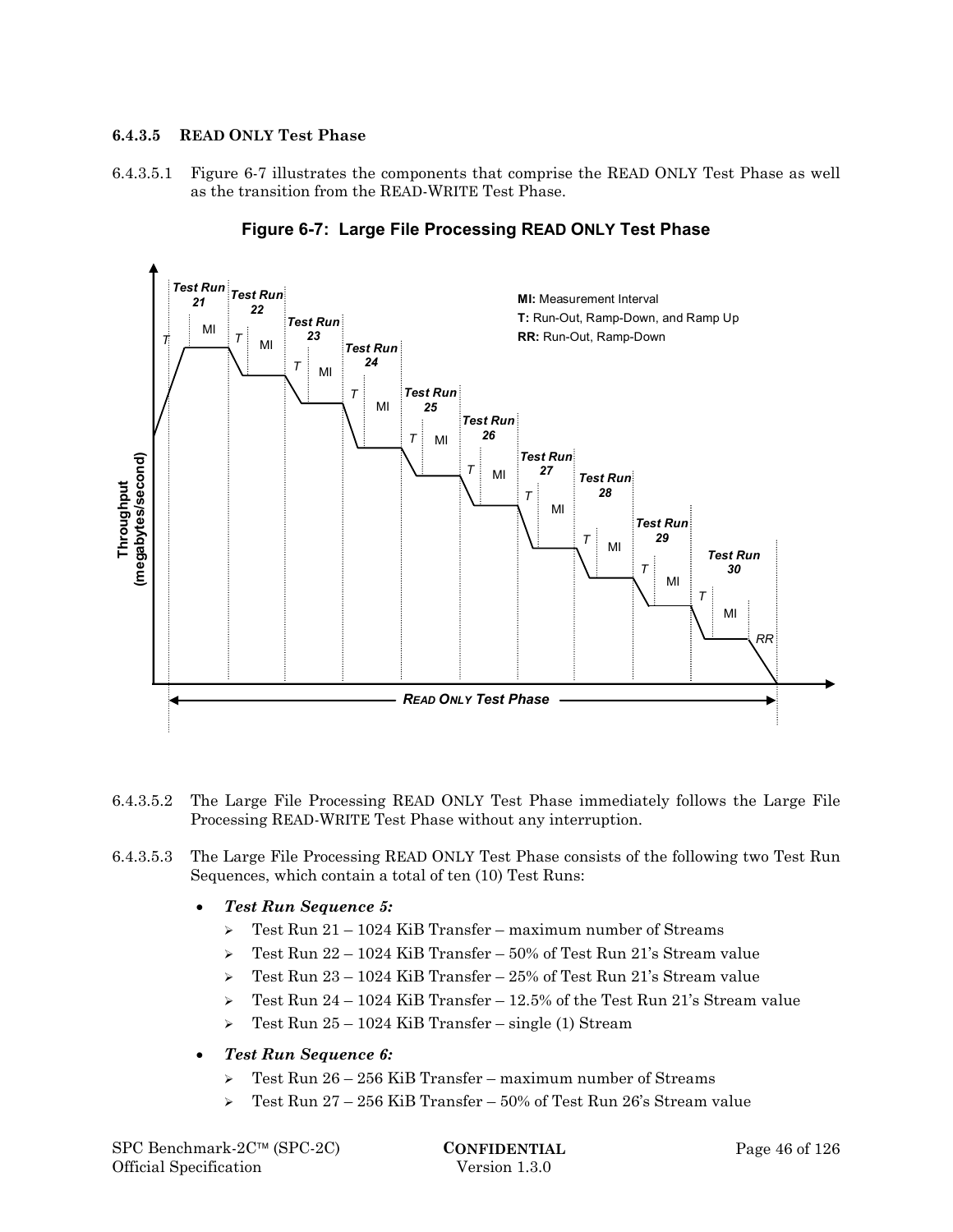#### 6.4.3.5 READ ONLY Test Phase

6.4.3.5.1 Figure 6-7 illustrates the components that comprise the READ ONLY Test Phase as well as the transition from the READ-WRITE Test Phase.

**Figure 6-7: Large File Processing READ ONLY Test Phase**

6.4.3.5.2 The Large File Processing READ ONLY Test Phase immediately follows the Large File Processing READ-WRITE Test Phase without any interruption.

6.4.3.5.3 The Large File Processing READ ONLY Test Phase consists of the following two Test Run Sequences, which contain a total of ten (10) Test Runs:

- ***Test Run Sequence 5:***
  - Test Run 21 – 1024 KiB Transfer – maximum number of Streams
  - Test Run 22 – 1024 KiB Transfer – 50% of Test Run 21's Stream value
  - Test Run 23 – 1024 KiB Transfer – 25% of Test Run 21's Stream value
  - Test Run 24 – 1024 KiB Transfer – 12.5% of the Test Run 21's Stream value
  - Test Run 25 – 1024 KiB Transfer – single (1) Stream
- ***Test Run Sequence 6:***
  - Test Run 26 – 256 KiB Transfer – maximum number of Streams
  - Test Run 27 – 256 KiB Transfer – 50% of Test Run 26's Stream value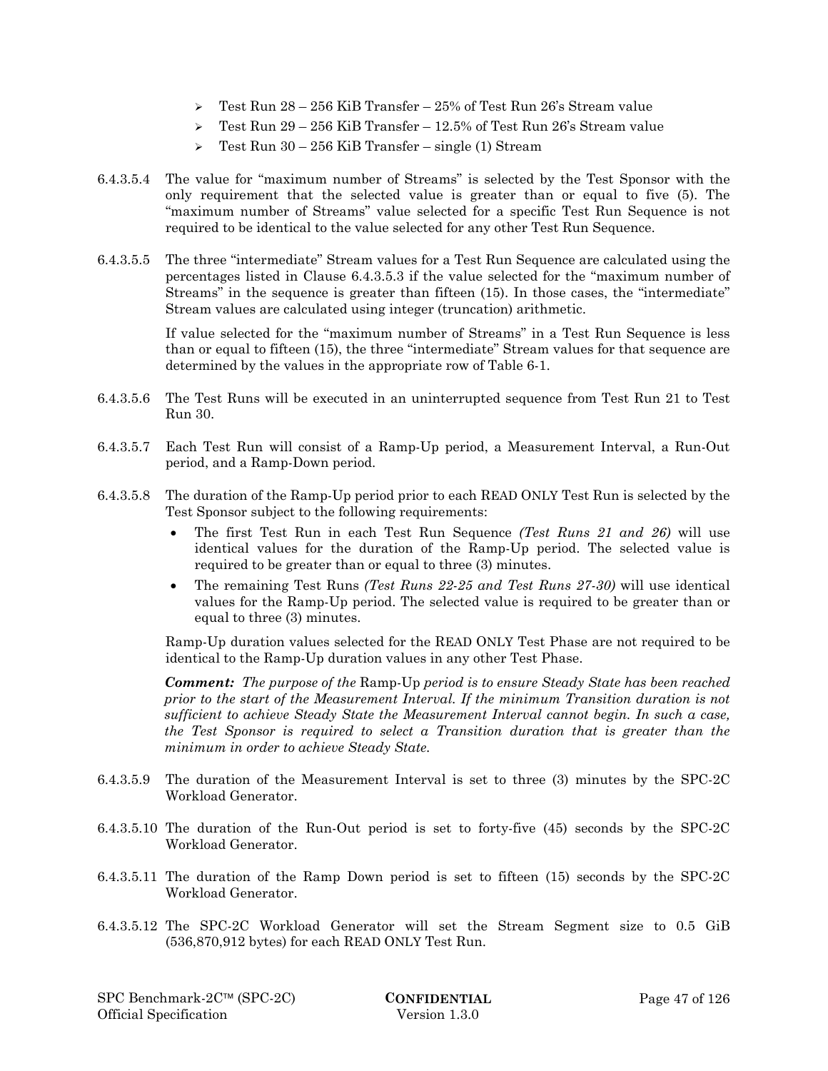- Test Run 28 – 256 KiB Transfer – 25% of Test Run 26's Stream value
- Test Run 29 – 256 KiB Transfer – 12.5% of Test Run 26's Stream value
- Test Run 30 – 256 KiB Transfer – single (1) Stream

6.4.3.5.4 The value for "maximum number of Streams" is selected by the Test Sponsor with the only requirement that the selected value is greater than or equal to five (5). The "maximum number of Streams" value selected for a specific Test Run Sequence is not required to be identical to the value selected for any other Test Run Sequence.

6.4.3.5.5 The three "intermediate" Stream values for a Test Run Sequence are calculated using the percentages listed in Clause 6.4.3.5.3 if the value selected for the "maximum number of Streams" in the sequence is greater than fifteen (15). In those cases, the "intermediate" Stream values are calculated using integer (truncation) arithmetic.

If value selected for the "maximum number of Streams" in a Test Run Sequence is less than or equal to fifteen (15), the three "intermediate" Stream values for that sequence are determined by the values in the appropriate row of Table 6-1.

6.4.3.5.6 The Test Runs will be executed in an uninterrupted sequence from Test Run 21 to Test Run 30.

6.4.3.5.7 Each Test Run will consist of a Ramp-Up period, a Measurement Interval, a Run-Out period, and a Ramp-Down period.

6.4.3.5.8 The duration of the Ramp-Up period prior to each READ ONLY Test Run is selected by the Test Sponsor subject to the following requirements:

- The first Test Run in each Test Run Sequence *(Test Runs 21 and 26)* will use identical values for the duration of the Ramp-Up period. The selected value is required to be greater than or equal to three (3) minutes.
- The remaining Test Runs *(Test Runs 22-25 and Test Runs 27-30)* will use identical values for the Ramp-Up period. The selected value is required to be greater than or equal to three (3) minutes.

Ramp-Up duration values selected for the READ ONLY Test Phase are not required to be identical to the Ramp-Up duration values in any other Test Phase.

***Comment:*** *The purpose of the* Ramp-Up *period is to ensure Steady State has been reached prior to the start of the Measurement Interval. If the minimum Transition duration is not sufficient to achieve Steady State the Measurement Interval cannot begin. In such a case, the Test Sponsor is required to select a Transition duration that is greater than the minimum in order to achieve Steady State.*

6.4.3.5.9 The duration of the Measurement Interval is set to three (3) minutes by the SPC-2C Workload Generator.

6.4.3.5.10 The duration of the Run-Out period is set to forty-five (45) seconds by the SPC-2C Workload Generator.

6.4.3.5.11 The duration of the Ramp Down period is set to fifteen (15) seconds by the SPC-2C Workload Generator.

6.4.3.5.12 The SPC-2C Workload Generator will set the Stream Segment size to 0.5 GiB (536,870,912 bytes) for each READ ONLY Test Run.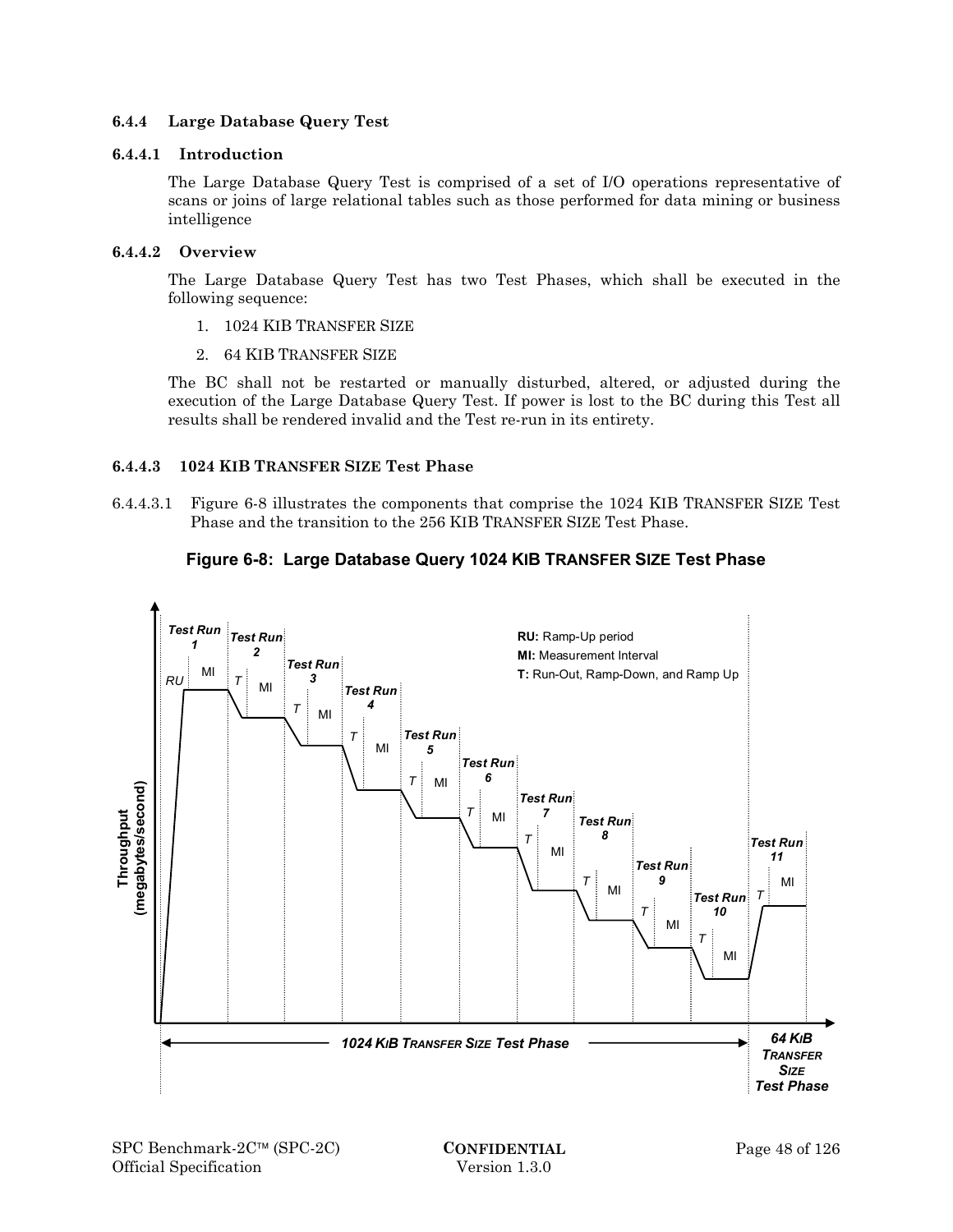### 6.4.4 Large Database Query Test

#### 6.4.4.1 Introduction

The Large Database Query Test is comprised of a set of I/O operations representative of scans or joins of large relational tables such as those performed for data mining or business intelligence

#### 6.4.4.2 Overview

The Large Database Query Test has two Test Phases, which shall be executed in the following sequence:

1. 1024 KIB TRANSFER SIZE
2. 64 KIB TRANSFER SIZE

The BC shall not be restarted or manually disturbed, altered, or adjusted during the execution of the Large Database Query Test. If power is lost to the BC during this Test all results shall be rendered invalid and the Test re-run in its entirety.

#### 6.4.4.3 1024 KIB TRANSFER SIZE Test Phase

6.4.4.3.1 Figure 6-8 illustrates the components that comprise the 1024 KIB TRANSFER SIZE Test Phase and the transition to the 256 KIB TRANSFER SIZE Test Phase.

**Figure 6-8: Large Database Query 1024 KIB TRANSFER SIZE Test Phase**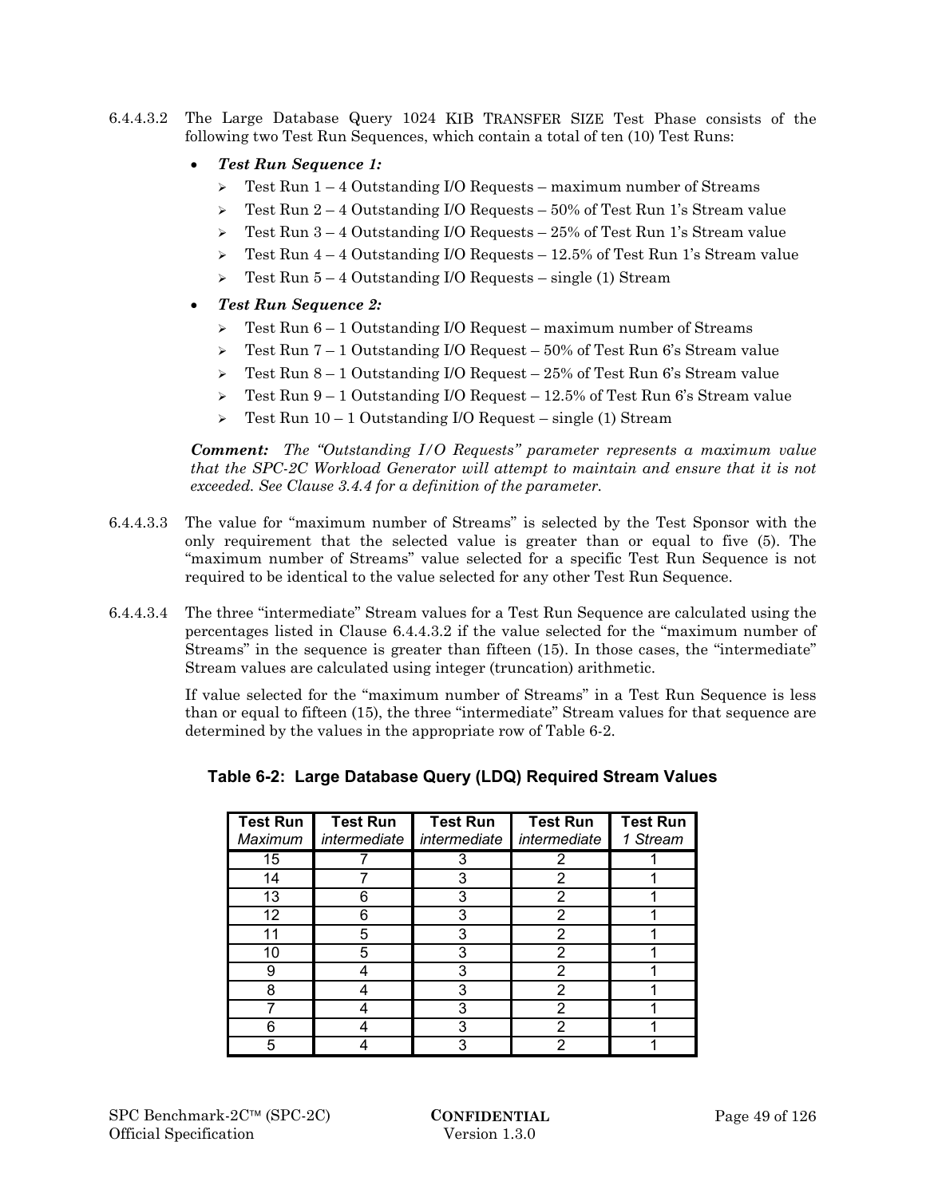6.4.4.3.2 The Large Database Query 1024 KIB TRANSFER SIZE Test Phase consists of the following two Test Run Sequences, which contain a total of ten (10) Test Runs:

- ***Test Run Sequence 1:***
  - Test Run 1 – 4 Outstanding I/O Requests – maximum number of Streams
  - Test Run 2 – 4 Outstanding I/O Requests – 50% of Test Run 1's Stream value
  - Test Run 3 – 4 Outstanding I/O Requests – 25% of Test Run 1's Stream value
  - Test Run 4 – 4 Outstanding I/O Requests – 12.5% of Test Run 1's Stream value
  - Test Run 5 – 4 Outstanding I/O Requests – single (1) Stream
- ***Test Run Sequence 2:***
  - Test Run 6 – 1 Outstanding I/O Request – maximum number of Streams
  - Test Run 7 – 1 Outstanding I/O Request – 50% of Test Run 6's Stream value
  - Test Run 8 – 1 Outstanding I/O Request – 25% of Test Run 6's Stream value
  - Test Run 9 – 1 Outstanding I/O Request – 12.5% of Test Run 6's Stream value
  - Test Run 10 – 1 Outstanding I/O Request – single (1) Stream

***Comment:*** *The "Outstanding I/O Requests" parameter represents a maximum value that the SPC-2C Workload Generator will attempt to maintain and ensure that it is not exceeded. See Clause 3.4.4 for a definition of the parameter.*

6.4.4.3.3 The value for "maximum number of Streams" is selected by the Test Sponsor with the only requirement that the selected value is greater than or equal to five (5). The "maximum number of Streams" value selected for a specific Test Run Sequence is not required to be identical to the value selected for any other Test Run Sequence.

6.4.4.3.4 The three "intermediate" Stream values for a Test Run Sequence are calculated using the percentages listed in Clause 6.4.4.3.2 if the value selected for the "maximum number of Streams" in the sequence is greater than fifteen (15). In those cases, the "intermediate" Stream values are calculated using integer (truncation) arithmetic.

If value selected for the "maximum number of Streams" in a Test Run Sequence is less than or equal to fifteen (15), the three "intermediate" Stream values for that sequence are determined by the values in the appropriate row of Table 6-2.

**Table 6-2: Large Database Query (LDQ) Required Stream Values**

| Test Run *Maximum* | Test Run *intermediate* | Test Run *intermediate* | Test Run *intermediate* | Test Run *1 Stream* |
|---|---|---|---|---|
| 15 | 7 | 3 | 2 | 1 |
| 14 | 7 | 3 | 2 | 1 |
| 13 | 6 | 3 | 2 | 1 |
| 12 | 6 | 3 | 2 | 1 |
| 11 | 5 | 3 | 2 | 1 |
| 10 | 5 | 3 | 2 | 1 |
| 9 | 4 | 3 | 2 | 1 |
| 8 | 4 | 3 | 2 | 1 |
| 7 | 4 | 3 | 2 | 1 |
| 6 | 4 | 3 | 2 | 1 |
| 5 | 4 | 3 | 2 | 1 |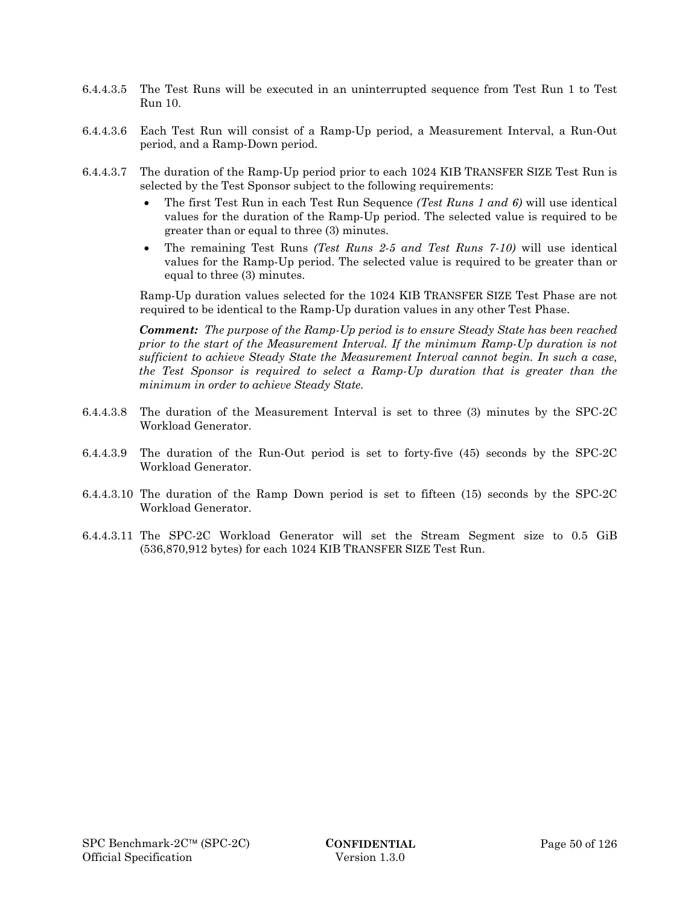6.4.4.3.5 The Test Runs will be executed in an uninterrupted sequence from Test Run 1 to Test Run 10.

6.4.4.3.6 Each Test Run will consist of a Ramp-Up period, a Measurement Interval, a Run-Out period, and a Ramp-Down period.

6.4.4.3.7 The duration of the Ramp-Up period prior to each 1024 KIB TRANSFER SIZE Test Run is selected by the Test Sponsor subject to the following requirements:

- The first Test Run in each Test Run Sequence *(Test Runs 1 and 6)* will use identical values for the duration of the Ramp-Up period. The selected value is required to be greater than or equal to three (3) minutes.
- The remaining Test Runs *(Test Runs 2-5 and Test Runs 7-10)* will use identical values for the Ramp-Up period. The selected value is required to be greater than or equal to three (3) minutes.

Ramp-Up duration values selected for the 1024 KIB TRANSFER SIZE Test Phase are not required to be identical to the Ramp-Up duration values in any other Test Phase.

***Comment:*** *The purpose of the Ramp-Up period is to ensure Steady State has been reached prior to the start of the Measurement Interval. If the minimum Ramp-Up duration is not sufficient to achieve Steady State the Measurement Interval cannot begin. In such a case, the Test Sponsor is required to select a Ramp-Up duration that is greater than the minimum in order to achieve Steady State.*

6.4.4.3.8 The duration of the Measurement Interval is set to three (3) minutes by the SPC-2C Workload Generator.

6.4.4.3.9 The duration of the Run-Out period is set to forty-five (45) seconds by the SPC-2C Workload Generator.

6.4.4.3.10 The duration of the Ramp Down period is set to fifteen (15) seconds by the SPC-2C Workload Generator.

6.4.4.3.11 The SPC-2C Workload Generator will set the Stream Segment size to 0.5 GiB (536,870,912 bytes) for each 1024 KIB TRANSFER SIZE Test Run.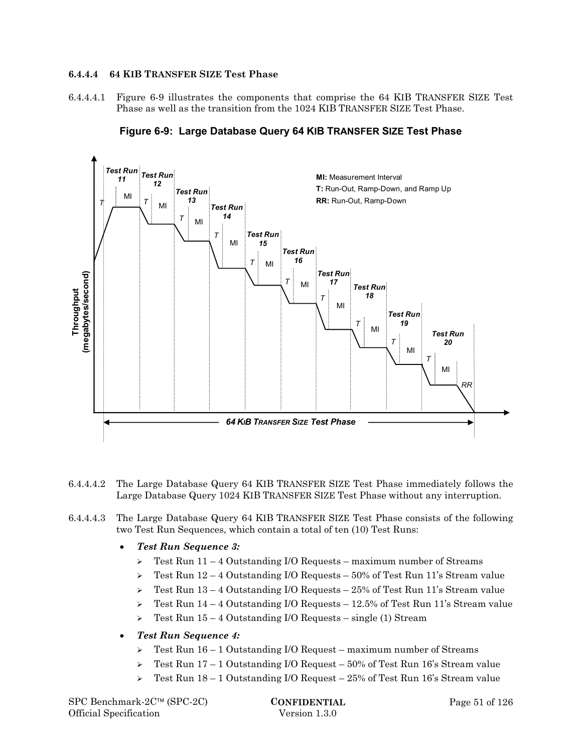#### 6.4.4.4 64 KIB TRANSFER SIZE Test Phase

6.4.4.4.1 Figure 6-9 illustrates the components that comprise the 64 KIB TRANSFER SIZE Test Phase as well as the transition from the 1024 KIB TRANSFER SIZE Test Phase.

**Figure 6-9: Large Database Query 64 KIB TRANSFER SIZE Test Phase**

6.4.4.4.2 The Large Database Query 64 KIB TRANSFER SIZE Test Phase immediately follows the Large Database Query 1024 KIB TRANSFER SIZE Test Phase without any interruption.

6.4.4.4.3 The Large Database Query 64 KIB TRANSFER SIZE Test Phase consists of the following two Test Run Sequences, which contain a total of ten (10) Test Runs:

- ***Test Run Sequence 3:***
  - Test Run 11 – 4 Outstanding I/O Requests – maximum number of Streams
  - Test Run 12 – 4 Outstanding I/O Requests – 50% of Test Run 11's Stream value
  - Test Run 13 – 4 Outstanding I/O Requests – 25% of Test Run 11's Stream value
  - Test Run 14 – 4 Outstanding I/O Requests – 12.5% of Test Run 11's Stream value
  - Test Run 15 – 4 Outstanding I/O Requests – single (1) Stream
- ***Test Run Sequence 4:***
  - Test Run 16 – 1 Outstanding I/O Request – maximum number of Streams
  - Test Run 17 – 1 Outstanding I/O Request – 50% of Test Run 16's Stream value
  - Test Run 18 – 1 Outstanding I/O Request – 25% of Test Run 16's Stream value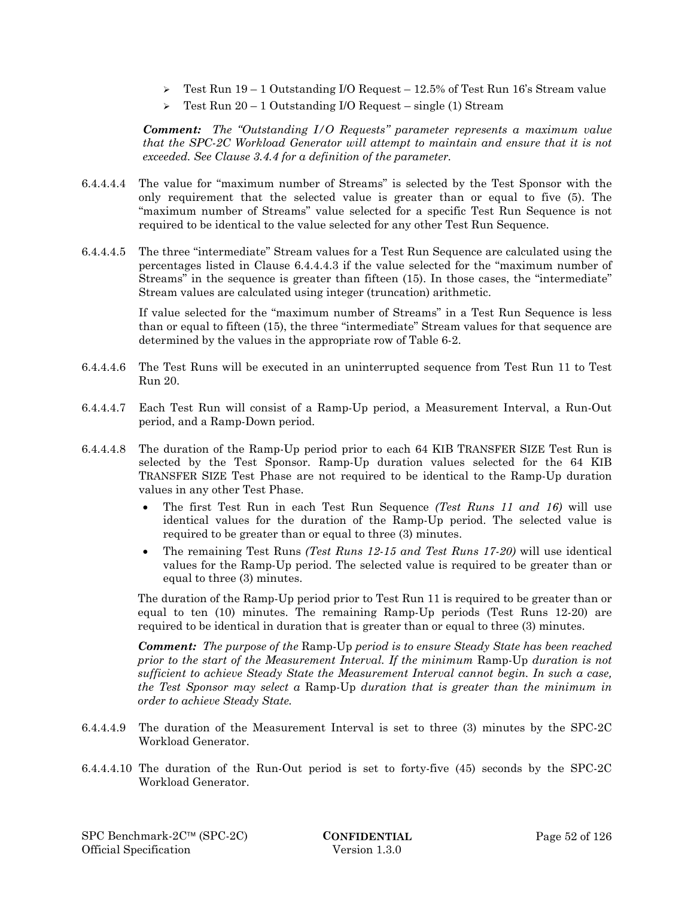- Test Run 19 – 1 Outstanding I/O Request – 12.5% of Test Run 16's Stream value
- Test Run 20 – 1 Outstanding I/O Request – single (1) Stream

***Comment:*** *The "Outstanding I/O Requests" parameter represents a maximum value that the SPC-2C Workload Generator will attempt to maintain and ensure that it is not exceeded. See Clause 3.4.4 for a definition of the parameter.*

6.4.4.4.4 The value for "maximum number of Streams" is selected by the Test Sponsor with the only requirement that the selected value is greater than or equal to five (5). The "maximum number of Streams" value selected for a specific Test Run Sequence is not required to be identical to the value selected for any other Test Run Sequence.

6.4.4.4.5 The three "intermediate" Stream values for a Test Run Sequence are calculated using the percentages listed in Clause 6.4.4.4.3 if the value selected for the "maximum number of Streams" in the sequence is greater than fifteen (15). In those cases, the "intermediate" Stream values are calculated using integer (truncation) arithmetic.

If value selected for the "maximum number of Streams" in a Test Run Sequence is less than or equal to fifteen (15), the three "intermediate" Stream values for that sequence are determined by the values in the appropriate row of Table 6-2.

6.4.4.4.6 The Test Runs will be executed in an uninterrupted sequence from Test Run 11 to Test Run 20.

6.4.4.4.7 Each Test Run will consist of a Ramp-Up period, a Measurement Interval, a Run-Out period, and a Ramp-Down period.

6.4.4.4.8 The duration of the Ramp-Up period prior to each 64 KIB TRANSFER SIZE Test Run is selected by the Test Sponsor. Ramp-Up duration values selected for the 64 KIB TRANSFER SIZE Test Phase are not required to be identical to the Ramp-Up duration values in any other Test Phase.

- The first Test Run in each Test Run Sequence *(Test Runs 11 and 16)* will use identical values for the duration of the Ramp-Up period. The selected value is required to be greater than or equal to three (3) minutes.
- The remaining Test Runs *(Test Runs 12-15 and Test Runs 17-20)* will use identical values for the Ramp-Up period. The selected value is required to be greater than or equal to three (3) minutes.

The duration of the Ramp-Up period prior to Test Run 11 is required to be greater than or equal to ten (10) minutes. The remaining Ramp-Up periods (Test Runs 12-20) are required to be identical in duration that is greater than or equal to three (3) minutes.

***Comment:*** *The purpose of the* Ramp-Up *period is to ensure Steady State has been reached prior to the start of the Measurement Interval. If the minimum* Ramp-Up *duration is not sufficient to achieve Steady State the Measurement Interval cannot begin. In such a case, the Test Sponsor may select a* Ramp-Up *duration that is greater than the minimum in order to achieve Steady State.*

6.4.4.4.9 The duration of the Measurement Interval is set to three (3) minutes by the SPC-2C Workload Generator.

6.4.4.4.10 The duration of the Run-Out period is set to forty-five (45) seconds by the SPC-2C Workload Generator.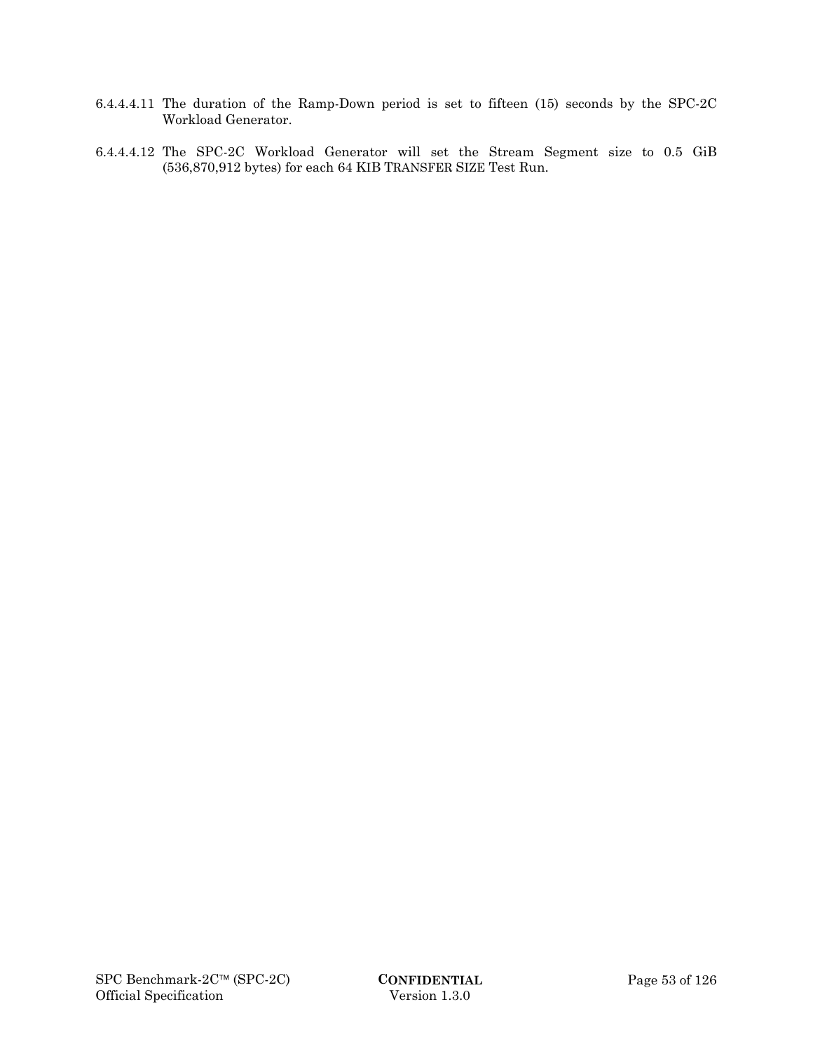6.4.4.4.11 The duration of the Ramp-Down period is set to fifteen (15) seconds by the SPC-2C Workload Generator.

6.4.4.4.12 The SPC-2C Workload Generator will set the Stream Segment size to 0.5 GiB (536,870,912 bytes) for each 64 KIB TRANSFER SIZE Test Run.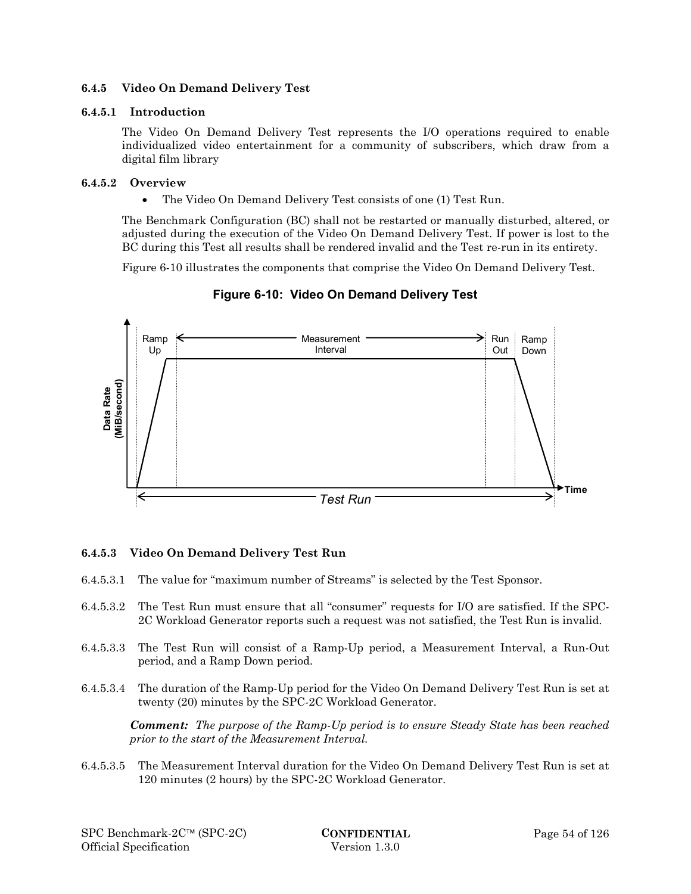### 6.4.5 Video On Demand Delivery Test

#### 6.4.5.1 Introduction

The Video On Demand Delivery Test represents the I/O operations required to enable individualized video entertainment for a community of subscribers, which draw from a digital film library

#### 6.4.5.2 Overview

- The Video On Demand Delivery Test consists of one (1) Test Run.

The Benchmark Configuration (BC) shall not be restarted or manually disturbed, altered, or adjusted during the execution of the Video On Demand Delivery Test. If power is lost to the BC during this Test all results shall be rendered invalid and the Test re-run in its entirety.

Figure 6-10 illustrates the components that comprise the Video On Demand Delivery Test.

**Figure 6-10: Video On Demand Delivery Test**

#### 6.4.5.3 Video On Demand Delivery Test Run

6.4.5.3.1 The value for "maximum number of Streams" is selected by the Test Sponsor.

6.4.5.3.2 The Test Run must ensure that all "consumer" requests for I/O are satisfied. If the SPC-2C Workload Generator reports such a request was not satisfied, the Test Run is invalid.

6.4.5.3.3 The Test Run will consist of a Ramp-Up period, a Measurement Interval, a Run-Out period, and a Ramp Down period.

6.4.5.3.4 The duration of the Ramp-Up period for the Video On Demand Delivery Test Run is set at twenty (20) minutes by the SPC-2C Workload Generator.

***Comment:*** *The purpose of the Ramp-Up period is to ensure Steady State has been reached prior to the start of the Measurement Interval.*

6.4.5.3.5 The Measurement Interval duration for the Video On Demand Delivery Test Run is set at 120 minutes (2 hours) by the SPC-2C Workload Generator.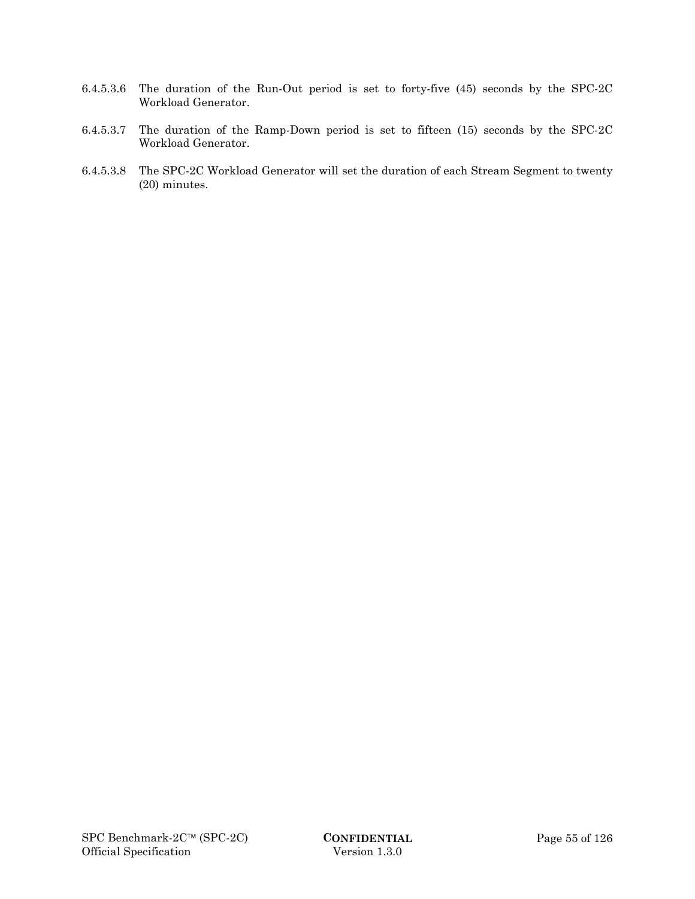6.4.5.3.6 The duration of the Run-Out period is set to forty-five (45) seconds by the SPC-2C Workload Generator.

6.4.5.3.7 The duration of the Ramp-Down period is set to fifteen (15) seconds by the SPC-2C Workload Generator.

6.4.5.3.8 The SPC-2C Workload Generator will set the duration of each Stream Segment to twenty (20) minutes.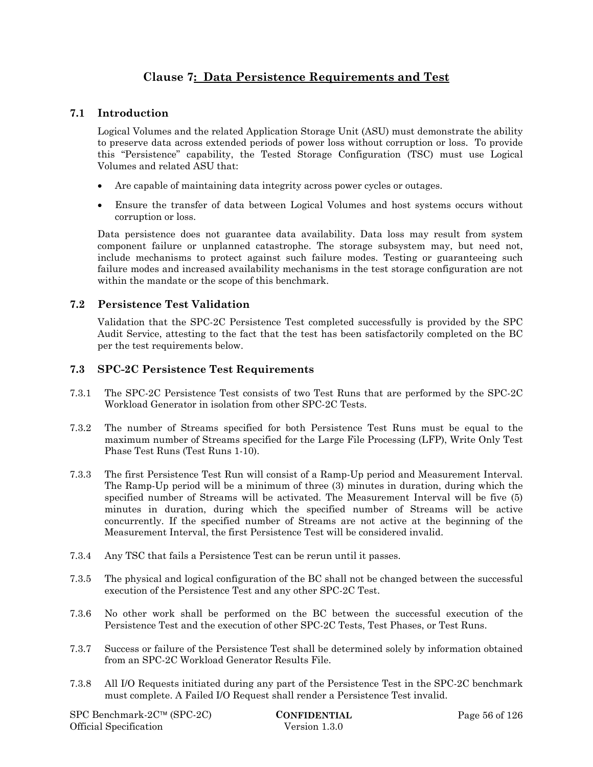# Clause 7: Data Persistence Requirements and Test

## 7.1 Introduction

Logical Volumes and the related Application Storage Unit (ASU) must demonstrate the ability to preserve data across extended periods of power loss without corruption or loss. To provide this "Persistence" capability, the Tested Storage Configuration (TSC) must use Logical Volumes and related ASU that:

- Are capable of maintaining data integrity across power cycles or outages.
- Ensure the transfer of data between Logical Volumes and host systems occurs without corruption or loss.

Data persistence does not guarantee data availability. Data loss may result from system component failure or unplanned catastrophe. The storage subsystem may, but need not, include mechanisms to protect against such failure modes. Testing or guaranteeing such failure modes and increased availability mechanisms in the test storage configuration are not within the mandate or the scope of this benchmark.

## 7.2 Persistence Test Validation

Validation that the SPC-2C Persistence Test completed successfully is provided by the SPC Audit Service, attesting to the fact that the test has been satisfactorily completed on the BC per the test requirements below.

## 7.3 SPC-2C Persistence Test Requirements

7.3.1 The SPC-2C Persistence Test consists of two Test Runs that are performed by the SPC-2C Workload Generator in isolation from other SPC-2C Tests.

7.3.2 The number of Streams specified for both Persistence Test Runs must be equal to the maximum number of Streams specified for the Large File Processing (LFP), Write Only Test Phase Test Runs (Test Runs 1-10).

7.3.3 The first Persistence Test Run will consist of a Ramp-Up period and Measurement Interval. The Ramp-Up period will be a minimum of three (3) minutes in duration, during which the specified number of Streams will be activated. The Measurement Interval will be five (5) minutes in duration, during which the specified number of Streams will be active concurrently. If the specified number of Streams are not active at the beginning of the Measurement Interval, the first Persistence Test will be considered invalid.

7.3.4 Any TSC that fails a Persistence Test can be rerun until it passes.

7.3.5 The physical and logical configuration of the BC shall not be changed between the successful execution of the Persistence Test and any other SPC-2C Test.

7.3.6 No other work shall be performed on the BC between the successful execution of the Persistence Test and the execution of other SPC-2C Tests, Test Phases, or Test Runs.

7.3.7 Success or failure of the Persistence Test shall be determined solely by information obtained from an SPC-2C Workload Generator Results File.

7.3.8 All I/O Requests initiated during any part of the Persistence Test in the SPC-2C benchmark must complete. A Failed I/O Request shall render a Persistence Test invalid.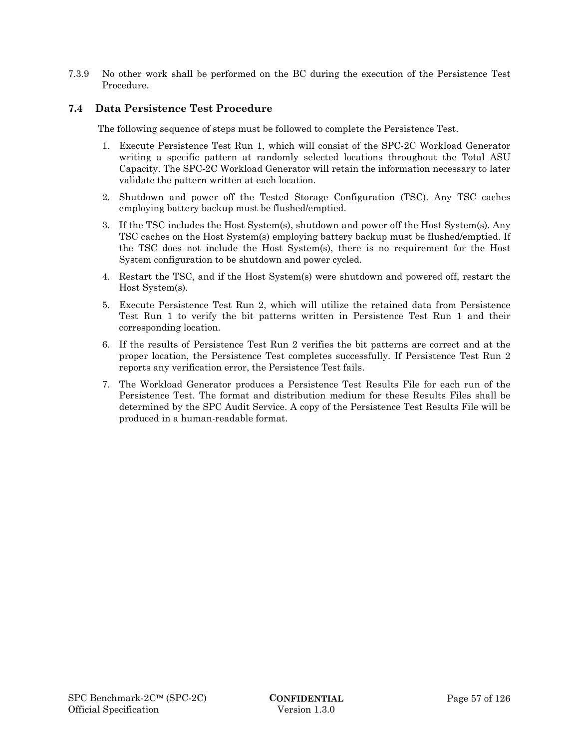7.3.9 No other work shall be performed on the BC during the execution of the Persistence Test Procedure.

## 7.4 Data Persistence Test Procedure

The following sequence of steps must be followed to complete the Persistence Test.

1. Execute Persistence Test Run 1, which will consist of the SPC-2C Workload Generator writing a specific pattern at randomly selected locations throughout the Total ASU Capacity. The SPC-2C Workload Generator will retain the information necessary to later validate the pattern written at each location.
2. Shutdown and power off the Tested Storage Configuration (TSC). Any TSC caches employing battery backup must be flushed/emptied.
3. If the TSC includes the Host System(s), shutdown and power off the Host System(s). Any TSC caches on the Host System(s) employing battery backup must be flushed/emptied. If the TSC does not include the Host System(s), there is no requirement for the Host System configuration to be shutdown and power cycled.
4. Restart the TSC, and if the Host System(s) were shutdown and powered off, restart the Host System(s).
5. Execute Persistence Test Run 2, which will utilize the retained data from Persistence Test Run 1 to verify the bit patterns written in Persistence Test Run 1 and their corresponding location.
6. If the results of Persistence Test Run 2 verifies the bit patterns are correct and at the proper location, the Persistence Test completes successfully. If Persistence Test Run 2 reports any verification error, the Persistence Test fails.
7. The Workload Generator produces a Persistence Test Results File for each run of the Persistence Test. The format and distribution medium for these Results Files shall be determined by the SPC Audit Service. A copy of the Persistence Test Results File will be produced in a human-readable format.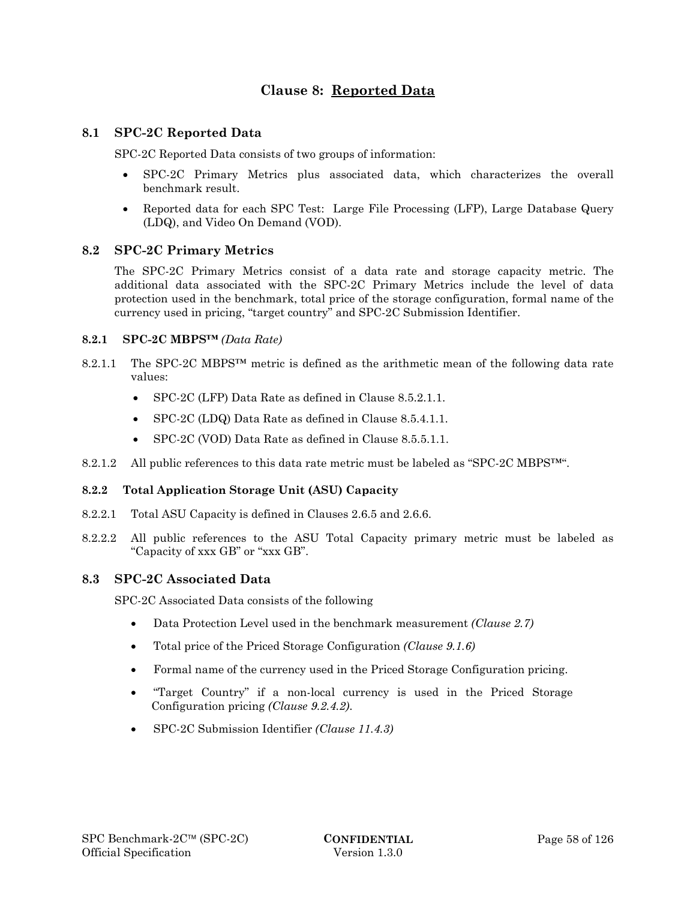# Clause 8: Reported Data

## 8.1 SPC-2C Reported Data

SPC-2C Reported Data consists of two groups of information:

- SPC-2C Primary Metrics plus associated data, which characterizes the overall benchmark result.
- Reported data for each SPC Test: Large File Processing (LFP), Large Database Query (LDQ), and Video On Demand (VOD).

## 8.2 SPC-2C Primary Metrics

The SPC-2C Primary Metrics consist of a data rate and storage capacity metric. The additional data associated with the SPC-2C Primary Metrics include the level of data protection used in the benchmark, total price of the storage configuration, formal name of the currency used in pricing, "target country" and SPC-2C Submission Identifier.

### 8.2.1 SPC-2C MBPS™ *(Data Rate)*

8.2.1.1 The SPC-2C MBPS™ metric is defined as the arithmetic mean of the following data rate values:

- SPC-2C (LFP) Data Rate as defined in Clause 8.5.2.1.1.
- SPC-2C (LDQ) Data Rate as defined in Clause 8.5.4.1.1.
- SPC-2C (VOD) Data Rate as defined in Clause 8.5.5.1.1.

8.2.1.2 All public references to this data rate metric must be labeled as "SPC-2C MBPS™".

### 8.2.2 Total Application Storage Unit (ASU) Capacity

8.2.2.1 Total ASU Capacity is defined in Clauses 2.6.5 and 2.6.6.

8.2.2.2 All public references to the ASU Total Capacity primary metric must be labeled as "Capacity of xxx GB" or "xxx GB".

## 8.3 SPC-2C Associated Data

SPC-2C Associated Data consists of the following

- Data Protection Level used in the benchmark measurement *(Clause 2.7)*
- Total price of the Priced Storage Configuration *(Clause 9.1.6)*
- Formal name of the currency used in the Priced Storage Configuration pricing.
- "Target Country" if a non-local currency is used in the Priced Storage Configuration pricing *(Clause 9.2.4.2)*.
- SPC-2C Submission Identifier *(Clause 11.4.3)*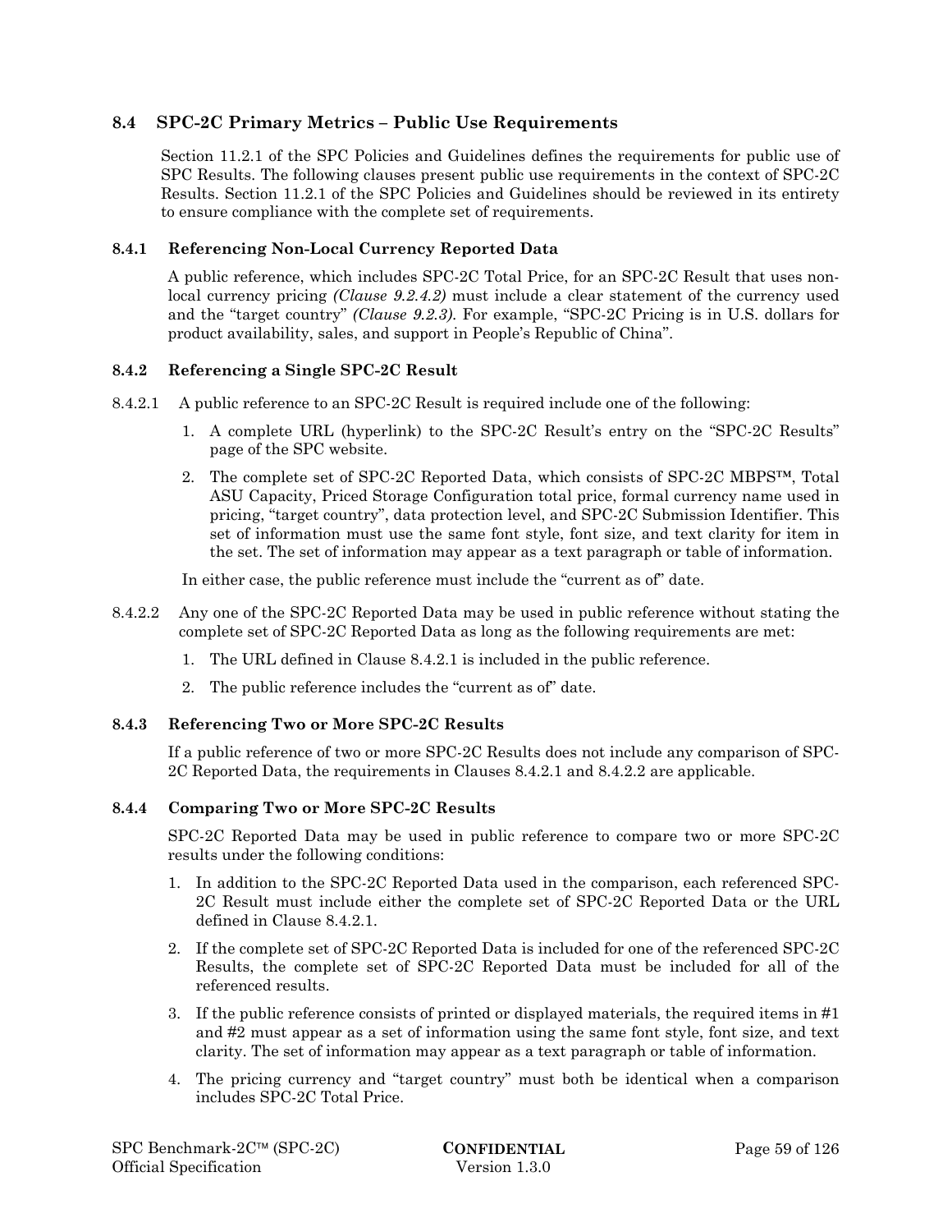## 8.4 SPC-2C Primary Metrics – Public Use Requirements

Section 11.2.1 of the SPC Policies and Guidelines defines the requirements for public use of SPC Results. The following clauses present public use requirements in the context of SPC-2C Results. Section 11.2.1 of the SPC Policies and Guidelines should be reviewed in its entirety to ensure compliance with the complete set of requirements.

### 8.4.1 Referencing Non-Local Currency Reported Data

A public reference, which includes SPC-2C Total Price, for an SPC-2C Result that uses non-local currency pricing *(Clause 9.2.4.2)* must include a clear statement of the currency used and the "target country" *(Clause 9.2.3)*. For example, "SPC-2C Pricing is in U.S. dollars for product availability, sales, and support in People's Republic of China".

### 8.4.2 Referencing a Single SPC-2C Result

8.4.2.1 A public reference to an SPC-2C Result is required include one of the following:

1. A complete URL (hyperlink) to the SPC-2C Result's entry on the "SPC-2C Results" page of the SPC website.
2. The complete set of SPC-2C Reported Data, which consists of SPC-2C MBPS™, Total ASU Capacity, Priced Storage Configuration total price, formal currency name used in pricing, "target country", data protection level, and SPC-2C Submission Identifier. This set of information must use the same font style, font size, and text clarity for item in the set. The set of information may appear as a text paragraph or table of information.

In either case, the public reference must include the "current as of" date.

8.4.2.2 Any one of the SPC-2C Reported Data may be used in public reference without stating the complete set of SPC-2C Reported Data as long as the following requirements are met:

1. The URL defined in Clause 8.4.2.1 is included in the public reference.
2. The public reference includes the "current as of" date.

### 8.4.3 Referencing Two or More SPC-2C Results

If a public reference of two or more SPC-2C Results does not include any comparison of SPC-2C Reported Data, the requirements in Clauses 8.4.2.1 and 8.4.2.2 are applicable.

### 8.4.4 Comparing Two or More SPC-2C Results

SPC-2C Reported Data may be used in public reference to compare two or more SPC-2C results under the following conditions:

1. In addition to the SPC-2C Reported Data used in the comparison, each referenced SPC-2C Result must include either the complete set of SPC-2C Reported Data or the URL defined in Clause 8.4.2.1.
2. If the complete set of SPC-2C Reported Data is included for one of the referenced SPC-2C Results, the complete set of SPC-2C Reported Data must be included for all of the referenced results.
3. If the public reference consists of printed or displayed materials, the required items in #1 and #2 must appear as a set of information using the same font style, font size, and text clarity. The set of information may appear as a text paragraph or table of information.
4. The pricing currency and "target country" must both be identical when a comparison includes SPC-2C Total Price.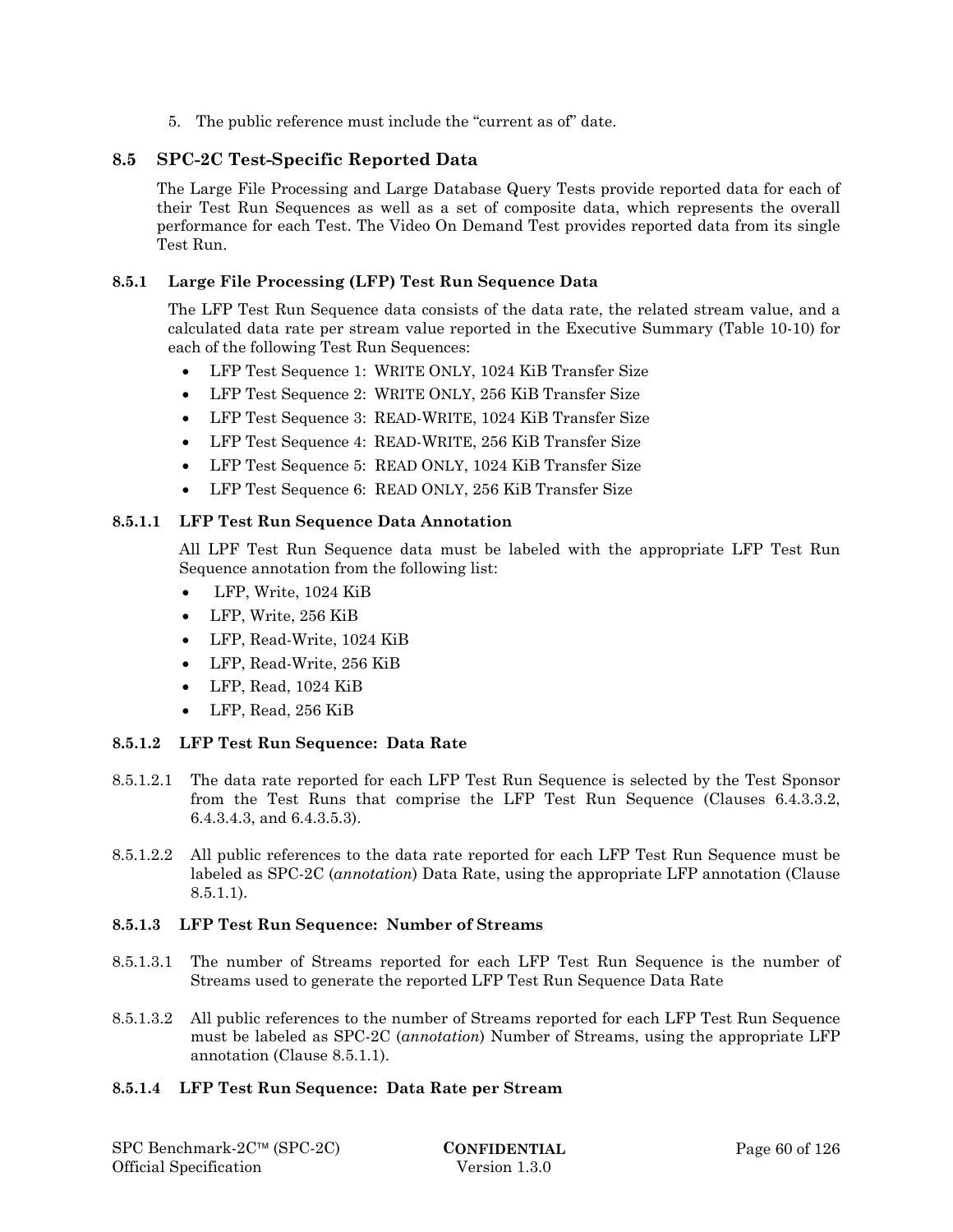5. The public reference must include the “current as of” date.

## 8.5 SPC-2C Test-Specific Reported Data

The Large File Processing and Large Database Query Tests provide reported data for each of their Test Run Sequences as well as a set of composite data, which represents the overall performance for each Test. The Video On Demand Test provides reported data from its single Test Run.

### 8.5.1 Large File Processing (LFP) Test Run Sequence Data

The LFP Test Run Sequence data consists of the data rate, the related stream value, and a calculated data rate per stream value reported in the Executive Summary (Table 10-10) for each of the following Test Run Sequences:

- LFP Test Sequence 1: WRITE ONLY, 1024 KiB Transfer Size
- LFP Test Sequence 2: WRITE ONLY, 256 KiB Transfer Size
- LFP Test Sequence 3: READ-WRITE, 1024 KiB Transfer Size
- LFP Test Sequence 4: READ-WRITE, 256 KiB Transfer Size
- LFP Test Sequence 5: READ ONLY, 1024 KiB Transfer Size
- LFP Test Sequence 6: READ ONLY, 256 KiB Transfer Size

#### 8.5.1.1 LFP Test Run Sequence Data Annotation

All LPF Test Run Sequence data must be labeled with the appropriate LFP Test Run Sequence annotation from the following list:

- LFP, Write, 1024 KiB
- LFP, Write, 256 KiB
- LFP, Read-Write, 1024 KiB
- LFP, Read-Write, 256 KiB
- LFP, Read, 1024 KiB
- LFP, Read, 256 KiB

#### 8.5.1.2 LFP Test Run Sequence: Data Rate

8.5.1.2.1 The data rate reported for each LFP Test Run Sequence is selected by the Test Sponsor from the Test Runs that comprise the LFP Test Run Sequence (Clauses 6.4.3.3.2, 6.4.3.4.3, and 6.4.3.5.3).

8.5.1.2.2 All public references to the data rate reported for each LFP Test Run Sequence must be labeled as SPC-2C (*annotation*) Data Rate, using the appropriate LFP annotation (Clause 8.5.1.1).

#### 8.5.1.3 LFP Test Run Sequence: Number of Streams

8.5.1.3.1 The number of Streams reported for each LFP Test Run Sequence is the number of Streams used to generate the reported LFP Test Run Sequence Data Rate

8.5.1.3.2 All public references to the number of Streams reported for each LFP Test Run Sequence must be labeled as SPC-2C (*annotation*) Number of Streams, using the appropriate LFP annotation (Clause 8.5.1.1).

#### 8.5.1.4 LFP Test Run Sequence: Data Rate per Stream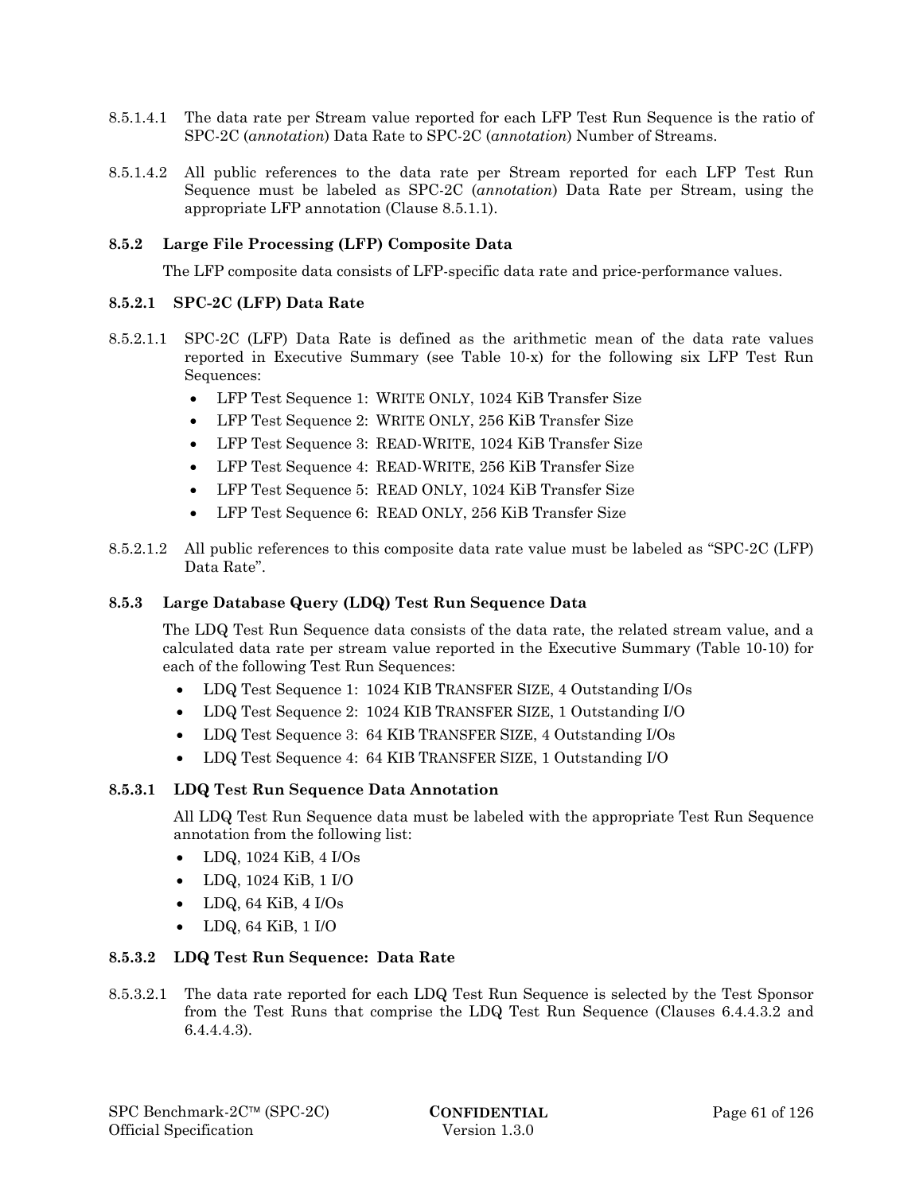8.5.1.4.1 The data rate per Stream value reported for each LFP Test Run Sequence is the ratio of SPC-2C (*annotation*) Data Rate to SPC-2C (*annotation*) Number of Streams.

8.5.1.4.2 All public references to the data rate per Stream reported for each LFP Test Run Sequence must be labeled as SPC-2C (*annotation*) Data Rate per Stream, using the appropriate LFP annotation (Clause 8.5.1.1).

### 8.5.2 Large File Processing (LFP) Composite Data

The LFP composite data consists of LFP-specific data rate and price-performance values.

#### 8.5.2.1 SPC-2C (LFP) Data Rate

8.5.2.1.1 SPC-2C (LFP) Data Rate is defined as the arithmetic mean of the data rate values reported in Executive Summary (see Table 10-x) for the following six LFP Test Run Sequences:

- LFP Test Sequence 1: WRITE ONLY, 1024 KiB Transfer Size
- LFP Test Sequence 2: WRITE ONLY, 256 KiB Transfer Size
- LFP Test Sequence 3: READ-WRITE, 1024 KiB Transfer Size
- LFP Test Sequence 4: READ-WRITE, 256 KiB Transfer Size
- LFP Test Sequence 5: READ ONLY, 1024 KiB Transfer Size
- LFP Test Sequence 6: READ ONLY, 256 KiB Transfer Size

8.5.2.1.2 All public references to this composite data rate value must be labeled as "SPC-2C (LFP) Data Rate".

### 8.5.3 Large Database Query (LDQ) Test Run Sequence Data

The LDQ Test Run Sequence data consists of the data rate, the related stream value, and a calculated data rate per stream value reported in the Executive Summary (Table 10-10) for each of the following Test Run Sequences:

- LDQ Test Sequence 1: 1024 KIB TRANSFER SIZE, 4 Outstanding I/Os
- LDQ Test Sequence 2: 1024 KIB TRANSFER SIZE, 1 Outstanding I/O
- LDQ Test Sequence 3: 64 KIB TRANSFER SIZE, 4 Outstanding I/Os
- LDQ Test Sequence 4: 64 KIB TRANSFER SIZE, 1 Outstanding I/O

#### 8.5.3.1 LDQ Test Run Sequence Data Annotation

All LDQ Test Run Sequence data must be labeled with the appropriate Test Run Sequence annotation from the following list:

- LDQ, 1024 KiB, 4 I/Os
- LDQ, 1024 KiB, 1 I/O
- LDQ, 64 KiB, 4 I/Os
- LDQ, 64 KiB, 1 I/O

#### 8.5.3.2 LDQ Test Run Sequence: Data Rate

8.5.3.2.1 The data rate reported for each LDQ Test Run Sequence is selected by the Test Sponsor from the Test Runs that comprise the LDQ Test Run Sequence (Clauses 6.4.4.3.2 and 6.4.4.4.3).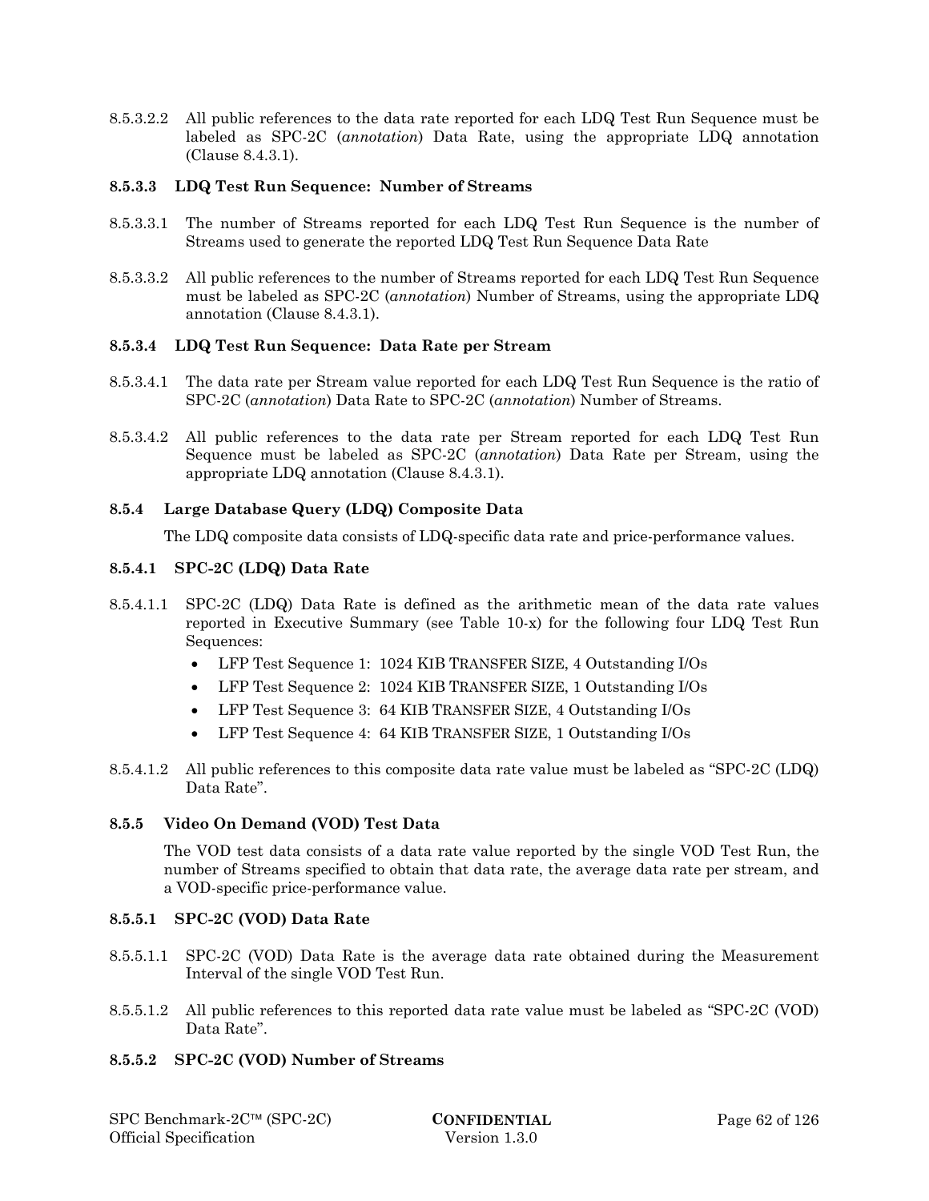8.5.3.2.2 All public references to the data rate reported for each LDQ Test Run Sequence must be labeled as SPC-2C (*annotation*) Data Rate, using the appropriate LDQ annotation (Clause 8.4.3.1).

#### 8.5.3.3 LDQ Test Run Sequence: Number of Streams

8.5.3.3.1 The number of Streams reported for each LDQ Test Run Sequence is the number of Streams used to generate the reported LDQ Test Run Sequence Data Rate

8.5.3.3.2 All public references to the number of Streams reported for each LDQ Test Run Sequence must be labeled as SPC-2C (*annotation*) Number of Streams, using the appropriate LDQ annotation (Clause 8.4.3.1).

#### 8.5.3.4 LDQ Test Run Sequence: Data Rate per Stream

8.5.3.4.1 The data rate per Stream value reported for each LDQ Test Run Sequence is the ratio of SPC-2C (*annotation*) Data Rate to SPC-2C (*annotation*) Number of Streams.

8.5.3.4.2 All public references to the data rate per Stream reported for each LDQ Test Run Sequence must be labeled as SPC-2C (*annotation*) Data Rate per Stream, using the appropriate LDQ annotation (Clause 8.4.3.1).

### 8.5.4 Large Database Query (LDQ) Composite Data

The LDQ composite data consists of LDQ-specific data rate and price-performance values.

#### 8.5.4.1 SPC-2C (LDQ) Data Rate

8.5.4.1.1 SPC-2C (LDQ) Data Rate is defined as the arithmetic mean of the data rate values reported in Executive Summary (see Table 10-x) for the following four LDQ Test Run Sequences:

- LFP Test Sequence 1: 1024 KIB TRANSFER SIZE, 4 Outstanding I/Os
- LFP Test Sequence 2: 1024 KIB TRANSFER SIZE, 1 Outstanding I/Os
- LFP Test Sequence 3: 64 KIB TRANSFER SIZE, 4 Outstanding I/Os
- LFP Test Sequence 4: 64 KIB TRANSFER SIZE, 1 Outstanding I/Os

8.5.4.1.2 All public references to this composite data rate value must be labeled as "SPC-2C (LDQ) Data Rate".

### 8.5.5 Video On Demand (VOD) Test Data

The VOD test data consists of a data rate value reported by the single VOD Test Run, the number of Streams specified to obtain that data rate, the average data rate per stream, and a VOD-specific price-performance value.

#### 8.5.5.1 SPC-2C (VOD) Data Rate

8.5.5.1.1 SPC-2C (VOD) Data Rate is the average data rate obtained during the Measurement Interval of the single VOD Test Run.

8.5.5.1.2 All public references to this reported data rate value must be labeled as "SPC-2C (VOD) Data Rate".

#### 8.5.5.2 SPC-2C (VOD) Number of Streams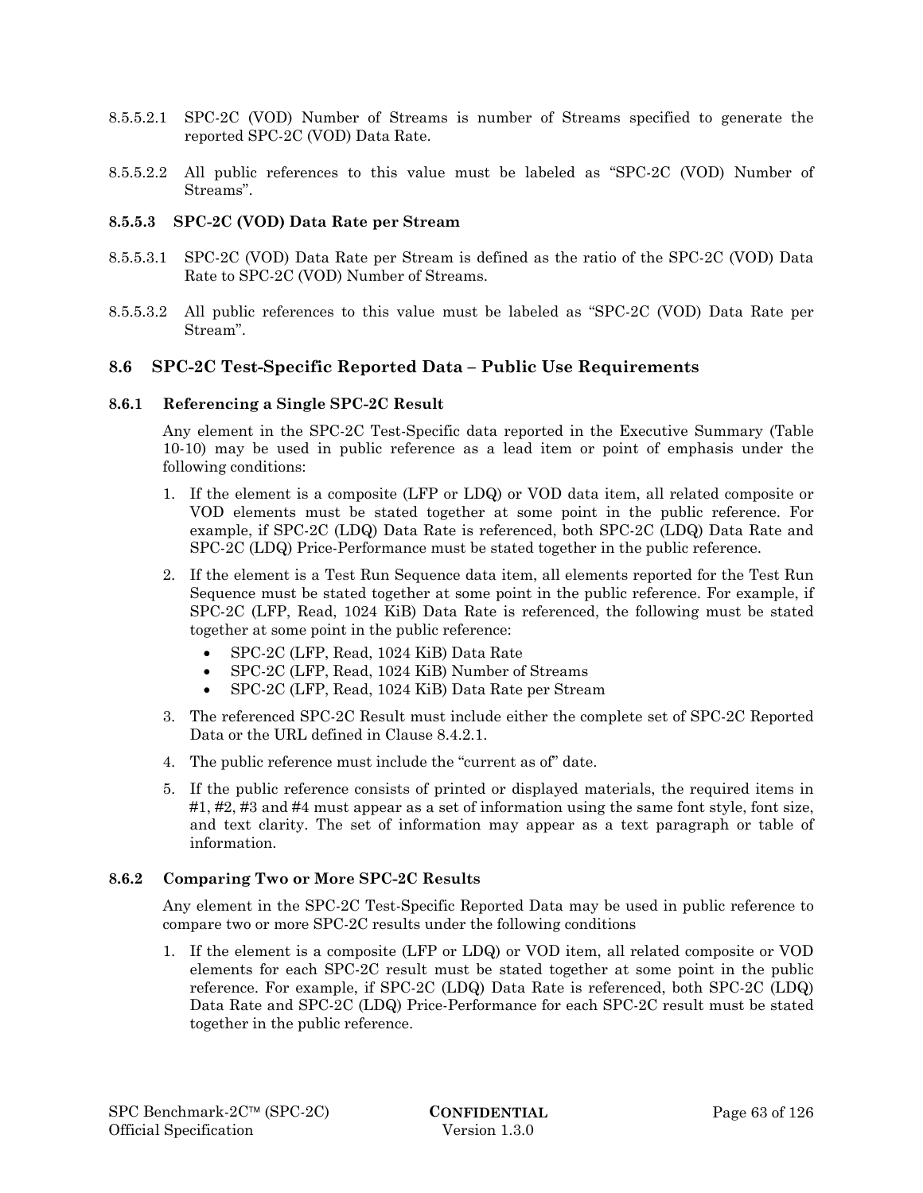8.5.5.2.1 SPC-2C (VOD) Number of Streams is number of Streams specified to generate the reported SPC-2C (VOD) Data Rate.

8.5.5.2.2 All public references to this value must be labeled as "SPC-2C (VOD) Number of Streams".

#### 8.5.5.3 SPC-2C (VOD) Data Rate per Stream

8.5.5.3.1 SPC-2C (VOD) Data Rate per Stream is defined as the ratio of the SPC-2C (VOD) Data Rate to SPC-2C (VOD) Number of Streams.

8.5.5.3.2 All public references to this value must be labeled as "SPC-2C (VOD) Data Rate per Stream".

## 8.6 SPC-2C Test-Specific Reported Data – Public Use Requirements

### 8.6.1 Referencing a Single SPC-2C Result

Any element in the SPC-2C Test-Specific data reported in the Executive Summary (Table 10-10) may be used in public reference as a lead item or point of emphasis under the following conditions:

1. If the element is a composite (LFP or LDQ) or VOD data item, all related composite or VOD elements must be stated together at some point in the public reference. For example, if SPC-2C (LDQ) Data Rate is referenced, both SPC-2C (LDQ) Data Rate and SPC-2C (LDQ) Price-Performance must be stated together in the public reference.
2. If the element is a Test Run Sequence data item, all elements reported for the Test Run Sequence must be stated together at some point in the public reference. For example, if SPC-2C (LFP, Read, 1024 KiB) Data Rate is referenced, the following must be stated together at some point in the public reference:
   - SPC-2C (LFP, Read, 1024 KiB) Data Rate
   - SPC-2C (LFP, Read, 1024 KiB) Number of Streams
   - SPC-2C (LFP, Read, 1024 KiB) Data Rate per Stream
3. The referenced SPC-2C Result must include either the complete set of SPC-2C Reported Data or the URL defined in Clause 8.4.2.1.
4. The public reference must include the "current as of" date.
5. If the public reference consists of printed or displayed materials, the required items in #1, #2, #3 and #4 must appear as a set of information using the same font style, font size, and text clarity. The set of information may appear as a text paragraph or table of information.

### 8.6.2 Comparing Two or More SPC-2C Results

Any element in the SPC-2C Test-Specific Reported Data may be used in public reference to compare two or more SPC-2C results under the following conditions

1. If the element is a composite (LFP or LDQ) or VOD item, all related composite or VOD elements for each SPC-2C result must be stated together at some point in the public reference. For example, if SPC-2C (LDQ) Data Rate is referenced, both SPC-2C (LDQ) Data Rate and SPC-2C (LDQ) Price-Performance for each SPC-2C result must be stated together in the public reference.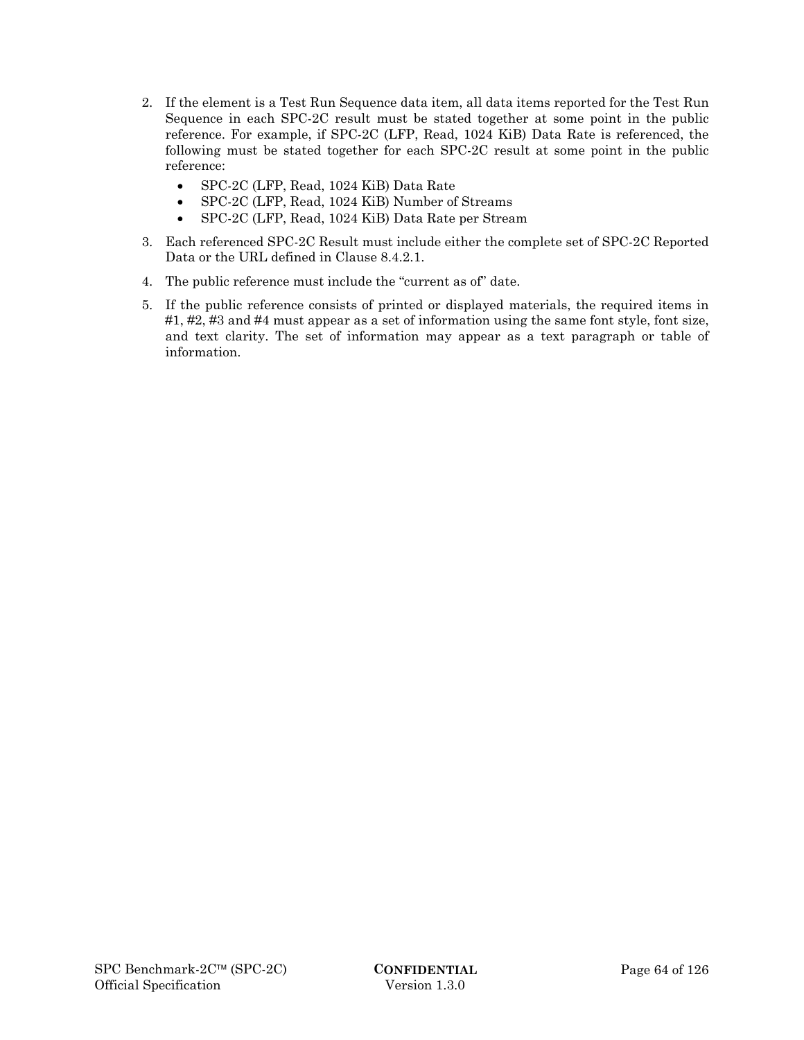2. If the element is a Test Run Sequence data item, all data items reported for the Test Run Sequence in each SPC-2C result must be stated together at some point in the public reference. For example, if SPC-2C (LFP, Read, 1024 KiB) Data Rate is referenced, the following must be stated together for each SPC-2C result at some point in the public reference:
   - SPC-2C (LFP, Read, 1024 KiB) Data Rate
   - SPC-2C (LFP, Read, 1024 KiB) Number of Streams
   - SPC-2C (LFP, Read, 1024 KiB) Data Rate per Stream
3. Each referenced SPC-2C Result must include either the complete set of SPC-2C Reported Data or the URL defined in Clause 8.4.2.1.
4. The public reference must include the "current as of" date.
5. If the public reference consists of printed or displayed materials, the required items in #1, #2, #3 and #4 must appear as a set of information using the same font style, font size, and text clarity. The set of information may appear as a text paragraph or table of information.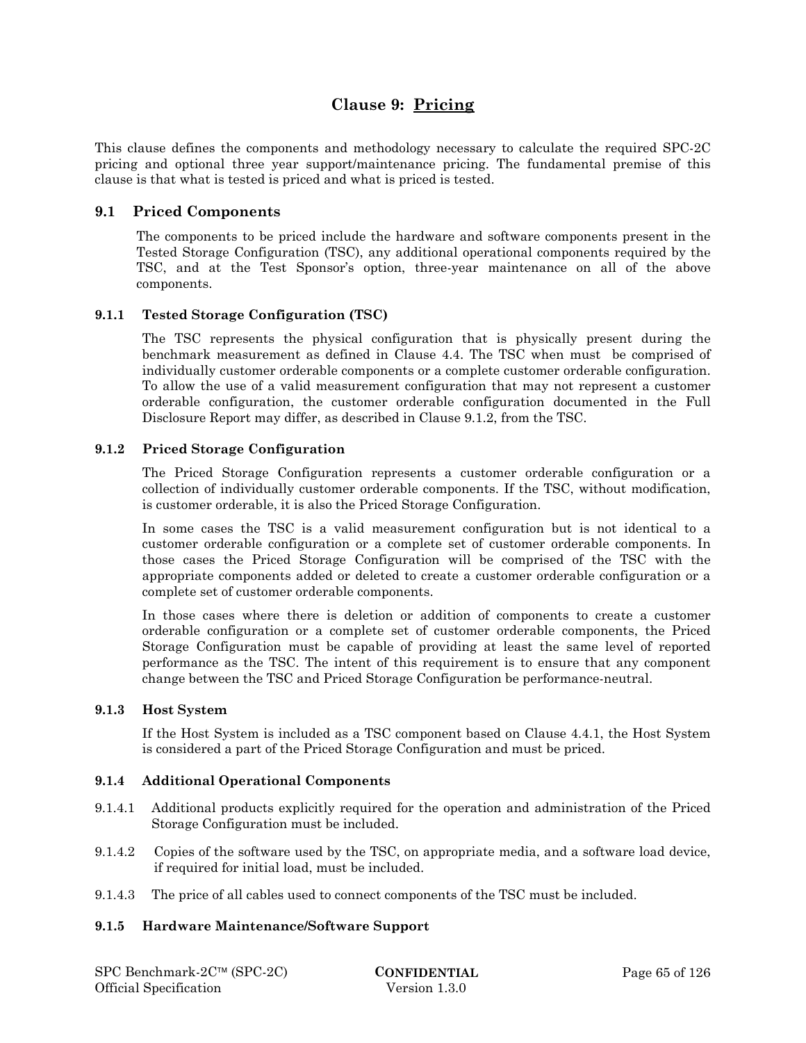# Clause 9: Pricing

This clause defines the components and methodology necessary to calculate the required SPC-2C pricing and optional three year support/maintenance pricing. The fundamental premise of this clause is that what is tested is priced and what is priced is tested.

## 9.1 Priced Components

The components to be priced include the hardware and software components present in the Tested Storage Configuration (TSC), any additional operational components required by the TSC, and at the Test Sponsor's option, three-year maintenance on all of the above components.

### 9.1.1 Tested Storage Configuration (TSC)

The TSC represents the physical configuration that is physically present during the benchmark measurement as defined in Clause 4.4. The TSC when must be comprised of individually customer orderable components or a complete customer orderable configuration. To allow the use of a valid measurement configuration that may not represent a customer orderable configuration, the customer orderable configuration documented in the Full Disclosure Report may differ, as described in Clause 9.1.2, from the TSC.

### 9.1.2 Priced Storage Configuration

The Priced Storage Configuration represents a customer orderable configuration or a collection of individually customer orderable components. If the TSC, without modification, is customer orderable, it is also the Priced Storage Configuration.

In some cases the TSC is a valid measurement configuration but is not identical to a customer orderable configuration or a complete set of customer orderable components. In those cases the Priced Storage Configuration will be comprised of the TSC with the appropriate components added or deleted to create a customer orderable configuration or a complete set of customer orderable components.

In those cases where there is deletion or addition of components to create a customer orderable configuration or a complete set of customer orderable components, the Priced Storage Configuration must be capable of providing at least the same level of reported performance as the TSC. The intent of this requirement is to ensure that any component change between the TSC and Priced Storage Configuration be performance-neutral.

### 9.1.3 Host System

If the Host System is included as a TSC component based on Clause 4.4.1, the Host System is considered a part of the Priced Storage Configuration and must be priced.

### 9.1.4 Additional Operational Components

9.1.4.1 Additional products explicitly required for the operation and administration of the Priced Storage Configuration must be included.

9.1.4.2 Copies of the software used by the TSC, on appropriate media, and a software load device, if required for initial load, must be included.

9.1.4.3 The price of all cables used to connect components of the TSC must be included.

### 9.1.5 Hardware Maintenance/Software Support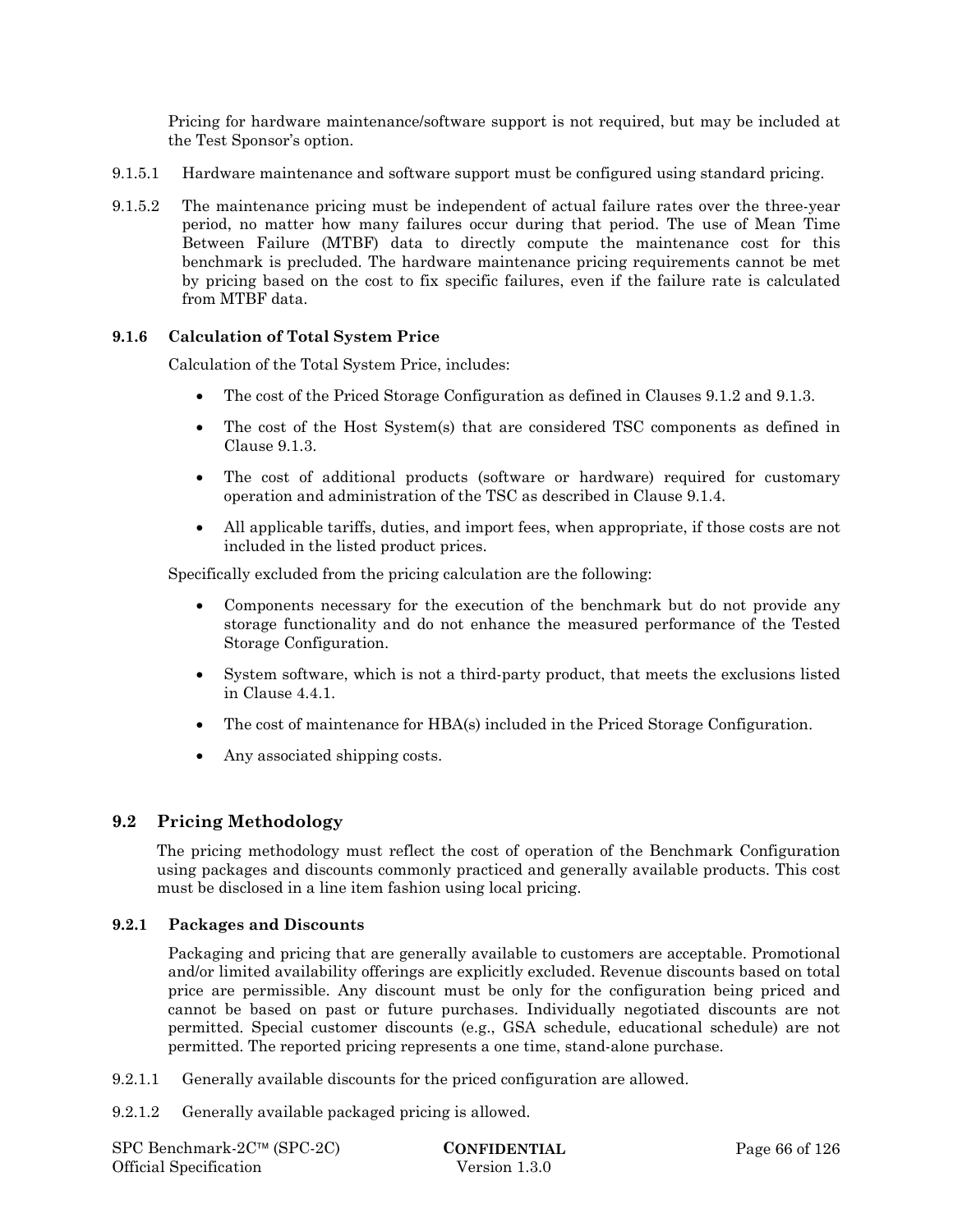Pricing for hardware maintenance/software support is not required, but may be included at the Test Sponsor's option.

9.1.5.1 Hardware maintenance and software support must be configured using standard pricing.

9.1.5.2 The maintenance pricing must be independent of actual failure rates over the three-year period, no matter how many failures occur during that period. The use of Mean Time Between Failure (MTBF) data to directly compute the maintenance cost for this benchmark is precluded. The hardware maintenance pricing requirements cannot be met by pricing based on the cost to fix specific failures, even if the failure rate is calculated from MTBF data.

### 9.1.6 Calculation of Total System Price

Calculation of the Total System Price, includes:

- The cost of the Priced Storage Configuration as defined in Clauses 9.1.2 and 9.1.3.
- The cost of the Host System(s) that are considered TSC components as defined in Clause 9.1.3.
- The cost of additional products (software or hardware) required for customary operation and administration of the TSC as described in Clause 9.1.4.
- All applicable tariffs, duties, and import fees, when appropriate, if those costs are not included in the listed product prices.

Specifically excluded from the pricing calculation are the following:

- Components necessary for the execution of the benchmark but do not provide any storage functionality and do not enhance the measured performance of the Tested Storage Configuration.
- System software, which is not a third-party product, that meets the exclusions listed in Clause 4.4.1.
- The cost of maintenance for HBA(s) included in the Priced Storage Configuration.
- Any associated shipping costs.

## 9.2 Pricing Methodology

The pricing methodology must reflect the cost of operation of the Benchmark Configuration using packages and discounts commonly practiced and generally available products. This cost must be disclosed in a line item fashion using local pricing.

### 9.2.1 Packages and Discounts

Packaging and pricing that are generally available to customers are acceptable. Promotional and/or limited availability offerings are explicitly excluded. Revenue discounts based on total price are permissible. Any discount must be only for the configuration being priced and cannot be based on past or future purchases. Individually negotiated discounts are not permitted. Special customer discounts (e.g., GSA schedule, educational schedule) are not permitted. The reported pricing represents a one time, stand-alone purchase.

9.2.1.1 Generally available discounts for the priced configuration are allowed.

9.2.1.2 Generally available packaged pricing is allowed.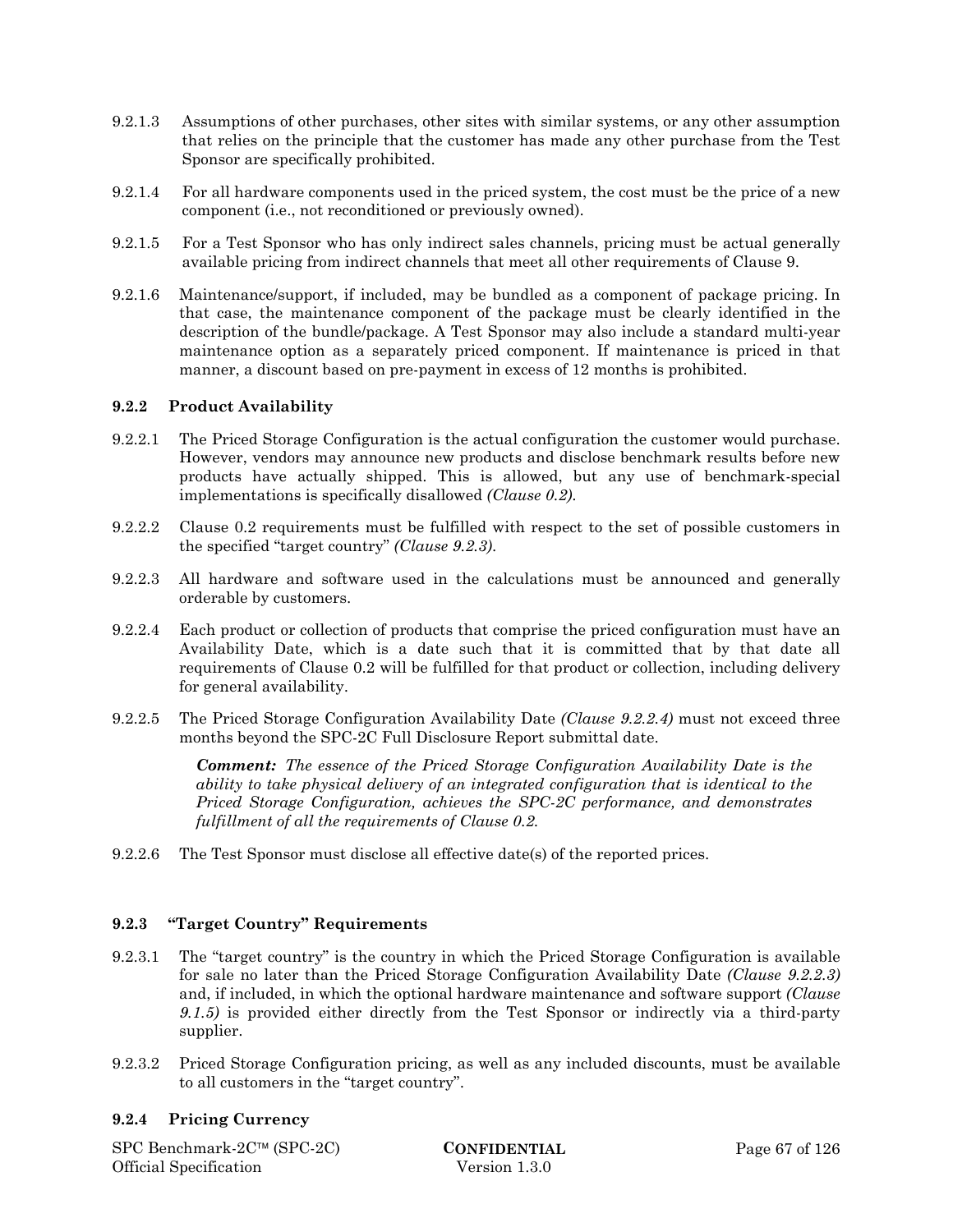9.2.1.3 Assumptions of other purchases, other sites with similar systems, or any other assumption that relies on the principle that the customer has made any other purchase from the Test Sponsor are specifically prohibited.

9.2.1.4 For all hardware components used in the priced system, the cost must be the price of a new component (i.e., not reconditioned or previously owned).

9.2.1.5 For a Test Sponsor who has only indirect sales channels, pricing must be actual generally available pricing from indirect channels that meet all other requirements of Clause 9.

9.2.1.6 Maintenance/support, if included, may be bundled as a component of package pricing. In that case, the maintenance component of the package must be clearly identified in the description of the bundle/package. A Test Sponsor may also include a standard multi-year maintenance option as a separately priced component. If maintenance is priced in that manner, a discount based on pre-payment in excess of 12 months is prohibited.

### 9.2.2 Product Availability

9.2.2.1 The Priced Storage Configuration is the actual configuration the customer would purchase. However, vendors may announce new products and disclose benchmark results before new products have actually shipped. This is allowed, but any use of benchmark-special implementations is specifically disallowed *(Clause 0.2)*.

9.2.2.2 Clause 0.2 requirements must be fulfilled with respect to the set of possible customers in the specified "target country" *(Clause 9.2.3)*.

9.2.2.3 All hardware and software used in the calculations must be announced and generally orderable by customers.

9.2.2.4 Each product or collection of products that comprise the priced configuration must have an Availability Date, which is a date such that it is committed that by that date all requirements of Clause 0.2 will be fulfilled for that product or collection, including delivery for general availability.

9.2.2.5 The Priced Storage Configuration Availability Date *(Clause 9.2.2.4)* must not exceed three months beyond the SPC-2C Full Disclosure Report submittal date.

> ***Comment:*** *The essence of the Priced Storage Configuration Availability Date is the ability to take physical delivery of an integrated configuration that is identical to the Priced Storage Configuration, achieves the SPC-2C performance, and demonstrates fulfillment of all the requirements of Clause 0.2.*

9.2.2.6 The Test Sponsor must disclose all effective date(s) of the reported prices.

### 9.2.3 "Target Country" Requirements

9.2.3.1 The "target country" is the country in which the Priced Storage Configuration is available for sale no later than the Priced Storage Configuration Availability Date *(Clause 9.2.2.3)* and, if included, in which the optional hardware maintenance and software support *(Clause 9.1.5)* is provided either directly from the Test Sponsor or indirectly via a third-party supplier.

9.2.3.2 Priced Storage Configuration pricing, as well as any included discounts, must be available to all customers in the "target country".

### 9.2.4 Pricing Currency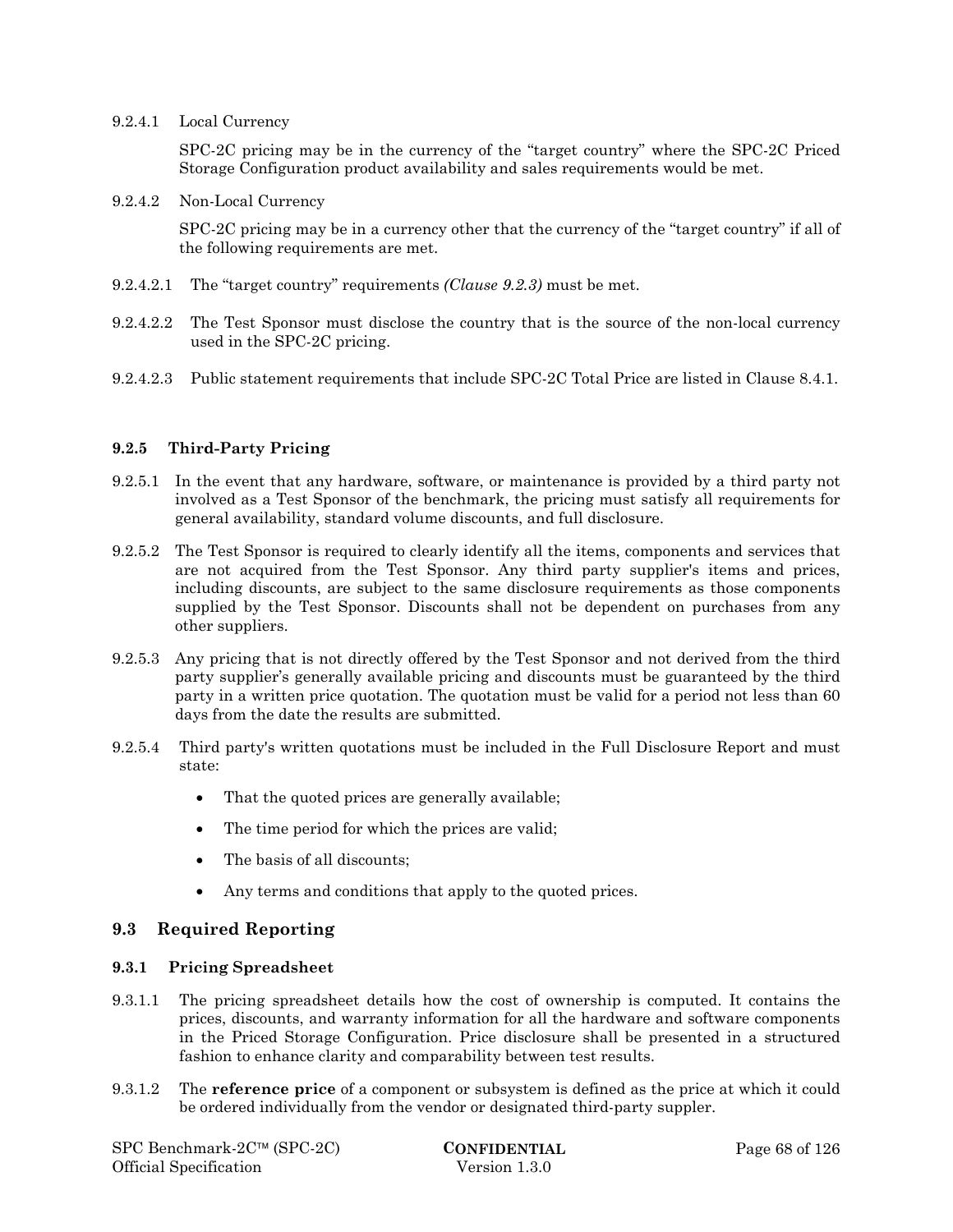9.2.4.1 Local Currency

SPC-2C pricing may be in the currency of the "target country" where the SPC-2C Priced Storage Configuration product availability and sales requirements would be met.

9.2.4.2 Non-Local Currency

SPC-2C pricing may be in a currency other that the currency of the "target country" if all of the following requirements are met.

9.2.4.2.1 The "target country" requirements *(Clause 9.2.3)* must be met.

9.2.4.2.2 The Test Sponsor must disclose the country that is the source of the non-local currency used in the SPC-2C pricing.

9.2.4.2.3 Public statement requirements that include SPC-2C Total Price are listed in Clause 8.4.1.

### 9.2.5 Third-Party Pricing

9.2.5.1 In the event that any hardware, software, or maintenance is provided by a third party not involved as a Test Sponsor of the benchmark, the pricing must satisfy all requirements for general availability, standard volume discounts, and full disclosure.

9.2.5.2 The Test Sponsor is required to clearly identify all the items, components and services that are not acquired from the Test Sponsor. Any third party supplier's items and prices, including discounts, are subject to the same disclosure requirements as those components supplied by the Test Sponsor. Discounts shall not be dependent on purchases from any other suppliers.

9.2.5.3 Any pricing that is not directly offered by the Test Sponsor and not derived from the third party supplier's generally available pricing and discounts must be guaranteed by the third party in a written price quotation. The quotation must be valid for a period not less than 60 days from the date the results are submitted.

9.2.5.4 Third party's written quotations must be included in the Full Disclosure Report and must state:

- That the quoted prices are generally available;
- The time period for which the prices are valid;
- The basis of all discounts;
- Any terms and conditions that apply to the quoted prices.

## 9.3 Required Reporting

### 9.3.1 Pricing Spreadsheet

9.3.1.1 The pricing spreadsheet details how the cost of ownership is computed. It contains the prices, discounts, and warranty information for all the hardware and software components in the Priced Storage Configuration. Price disclosure shall be presented in a structured fashion to enhance clarity and comparability between test results.

9.3.1.2 The **reference price** of a component or subsystem is defined as the price at which it could be ordered individually from the vendor or designated third-party suppler.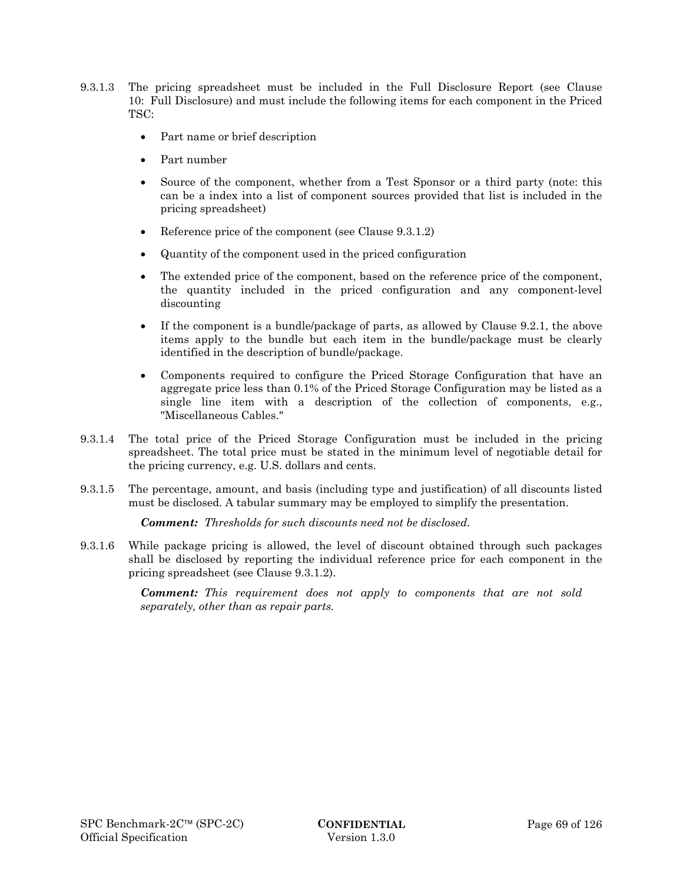9.3.1.3 The pricing spreadsheet must be included in the Full Disclosure Report (see Clause 10: Full Disclosure) and must include the following items for each component in the Priced TSC:

- Part name or brief description
- Part number
- Source of the component, whether from a Test Sponsor or a third party (note: this can be a index into a list of component sources provided that list is included in the pricing spreadsheet)
- Reference price of the component (see Clause 9.3.1.2)
- Quantity of the component used in the priced configuration
- The extended price of the component, based on the reference price of the component, the quantity included in the priced configuration and any component-level discounting
- If the component is a bundle/package of parts, as allowed by Clause 9.2.1, the above items apply to the bundle but each item in the bundle/package must be clearly identified in the description of bundle/package.
- Components required to configure the Priced Storage Configuration that have an aggregate price less than 0.1% of the Priced Storage Configuration may be listed as a single line item with a description of the collection of components, e.g., "Miscellaneous Cables."

9.3.1.4 The total price of the Priced Storage Configuration must be included in the pricing spreadsheet. The total price must be stated in the minimum level of negotiable detail for the pricing currency, e.g. U.S. dollars and cents.

9.3.1.5 The percentage, amount, and basis (including type and justification) of all discounts listed must be disclosed. A tabular summary may be employed to simplify the presentation.

***Comment:*** *Thresholds for such discounts need not be disclosed.*

9.3.1.6 While package pricing is allowed, the level of discount obtained through such packages shall be disclosed by reporting the individual reference price for each component in the pricing spreadsheet (see Clause 9.3.1.2).

***Comment:*** *This requirement does not apply to components that are not sold separately, other than as repair parts.*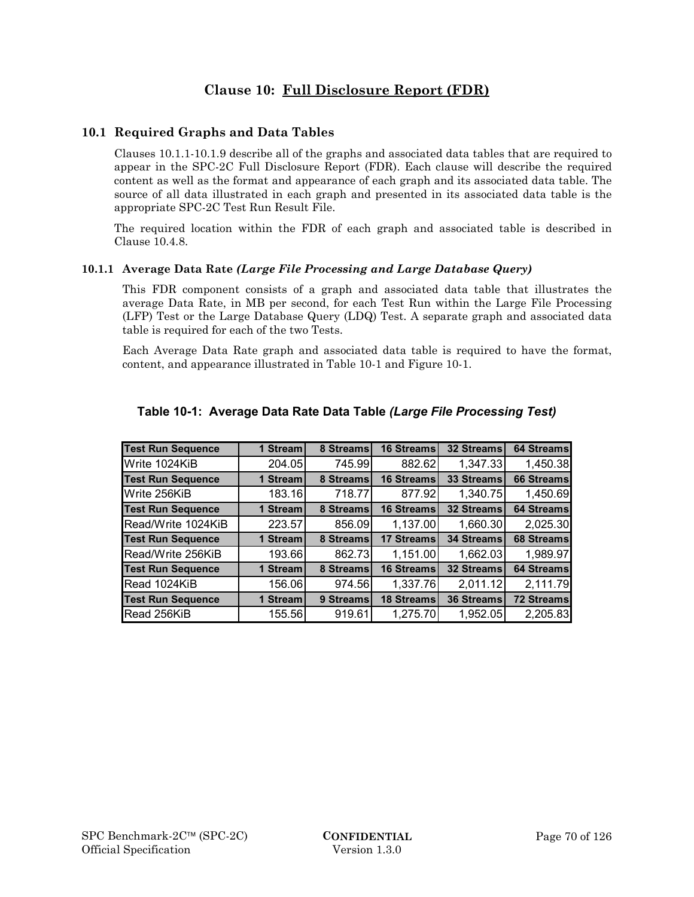# Clause 10: Full Disclosure Report (FDR)

## 10.1 Required Graphs and Data Tables

Clauses 10.1.1-10.1.9 describe all of the graphs and associated data tables that are required to appear in the SPC-2C Full Disclosure Report (FDR). Each clause will describe the required content as well as the format and appearance of each graph and its associated data table. The source of all data illustrated in each graph and presented in its associated data table is the appropriate SPC-2C Test Run Result File.

The required location within the FDR of each graph and associated table is described in Clause 10.4.8.

### 10.1.1 Average Data Rate *(Large File Processing and Large Database Query)*

This FDR component consists of a graph and associated data table that illustrates the average Data Rate, in MB per second, for each Test Run within the Large File Processing (LFP) Test or the Large Database Query (LDQ) Test. A separate graph and associated data table is required for each of the two Tests.

Each Average Data Rate graph and associated data table is required to have the format, content, and appearance illustrated in Table 10-1 and Figure 10-1.

**Table 10-1: Average Data Rate Data Table *(Large File Processing Test)***

| Test Run Sequence | 1 Stream | 8 Streams | 16 Streams | 32 Streams | 64 Streams |
|---|---|---|---|---|---|
| Write 1024KiB | 204.05 | 745.99 | 882.62 | 1,347.33 | 1,450.38 |
| **Test Run Sequence** | **1 Stream** | **8 Streams** | **16 Streams** | **33 Streams** | **66 Streams** |
| Write 256KiB | 183.16 | 718.77 | 877.92 | 1,340.75 | 1,450.69 |
| **Test Run Sequence** | **1 Stream** | **8 Streams** | **16 Streams** | **32 Streams** | **64 Streams** |
| Read/Write 1024KiB | 223.57 | 856.09 | 1,137.00 | 1,660.30 | 2,025.30 |
| **Test Run Sequence** | **1 Stream** | **8 Streams** | **17 Streams** | **34 Streams** | **68 Streams** |
| Read/Write 256KiB | 193.66 | 862.73 | 1,151.00 | 1,662.03 | 1,989.97 |
| **Test Run Sequence** | **1 Stream** | **8 Streams** | **16 Streams** | **32 Streams** | **64 Streams** |
| Read 1024KiB | 156.06 | 974.56 | 1,337.76 | 2,011.12 | 2,111.79 |
| **Test Run Sequence** | **1 Stream** | **9 Streams** | **18 Streams** | **36 Streams** | **72 Streams** |
| Read 256KiB | 155.56 | 919.61 | 1,275.70 | 1,952.05 | 2,205.83 |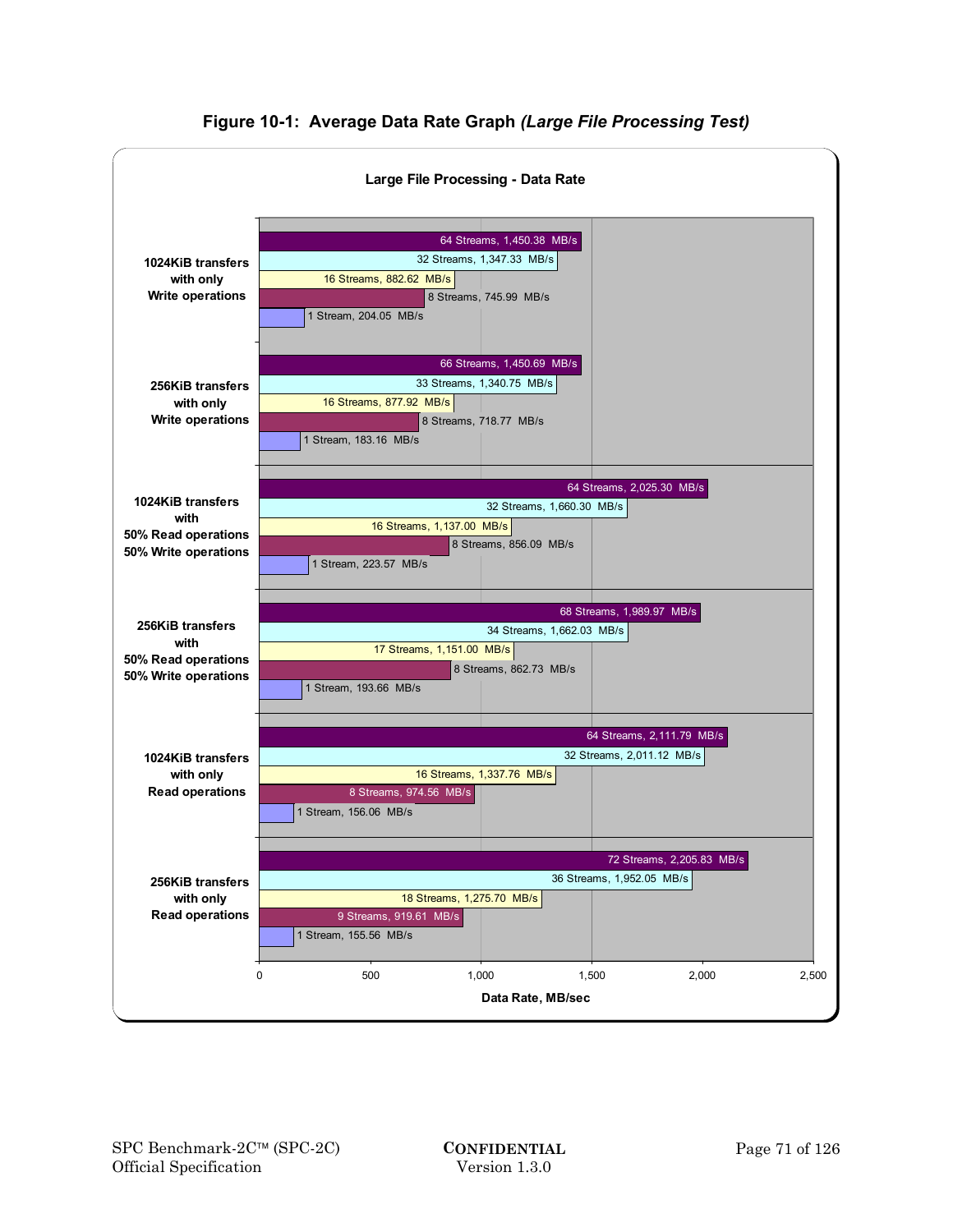## Figure 10-1: Average Data Rate Graph *(Large File Processing Test)*

**Large File Processing - Data Rate**

| Test | Streams | Data Rate (MB/s) |
|---|---|---|
| 1024KiB transfers with only Write operations | 64 Streams | 1,450.38 |
| | 32 Streams | 1,347.33 |
| | 16 Streams | 882.62 |
| | 8 Streams | 745.99 |
| | 1 Stream | 204.05 |
| 256KiB transfers with only Write operations | 66 Streams | 1,450.69 |
| | 33 Streams | 1,340.75 |
| | 16 Streams | 877.92 |
| | 8 Streams | 718.77 |
| | 1 Stream | 183.16 |
| 1024KiB transfers with 50% Read operations 50% Write operations | 64 Streams | 2,025.30 |
| | 32 Streams | 1,660.30 |
| | 16 Streams | 1,137.00 |
| | 8 Streams | 856.09 |
| | 1 Stream | 223.57 |
| 256KiB transfers with 50% Read operations 50% Write operations | 68 Streams | 1,989.97 |
| | 34 Streams | 1,662.03 |
| | 17 Streams | 1,151.00 |
| | 8 Streams | 862.73 |
| | 1 Stream | 193.66 |
| 1024KiB transfers with only Read operations | 64 Streams | 2,111.79 |
| | 32 Streams | 2,011.12 |
| | 16 Streams | 1,337.76 |
| | 8 Streams | 974.56 |
| | 1 Stream | 156.06 |
| 256KiB transfers with only Read operations | 72 Streams | 2,205.83 |
| | 36 Streams | 1,952.05 |
| | 18 Streams | 1,275.70 |
| | 9 Streams | 919.61 |
| | 1 Stream | 155.56 |

Data Rate, MB/sec (axis: 0 – 2,500)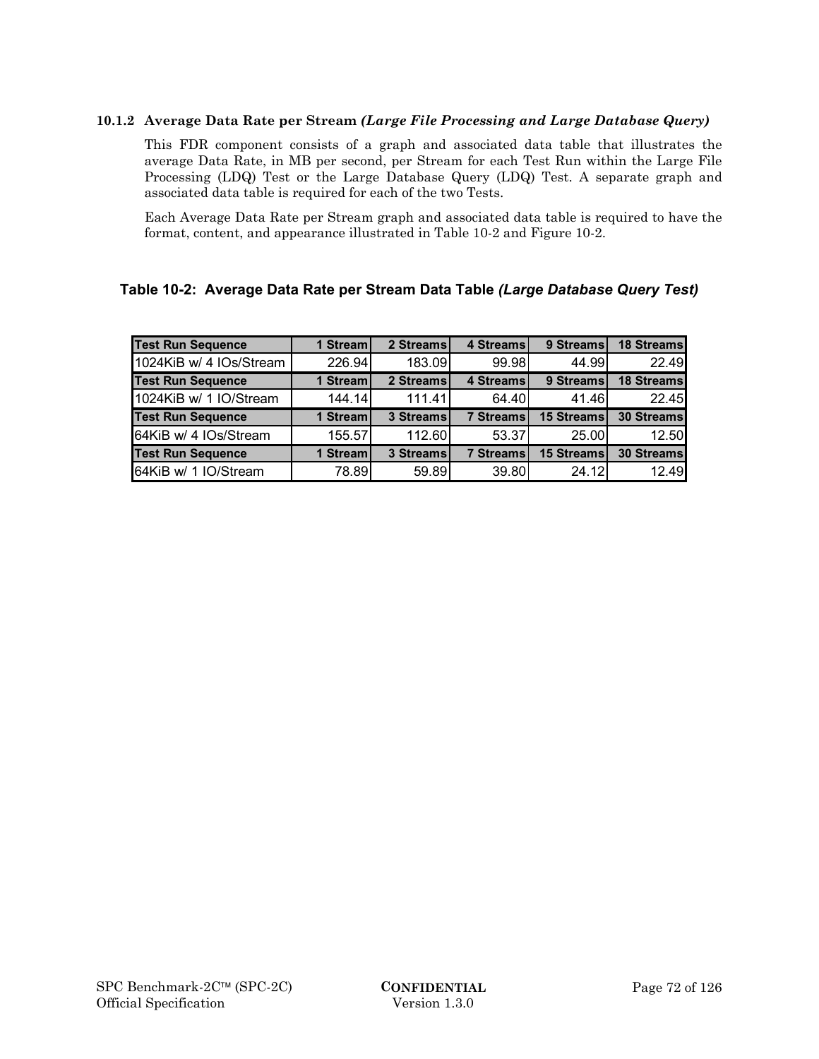### 10.1.2 Average Data Rate per Stream *(Large File Processing and Large Database Query)*

This FDR component consists of a graph and associated data table that illustrates the average Data Rate, in MB per second, per Stream for each Test Run within the Large File Processing (LDQ) Test or the Large Database Query (LDQ) Test. A separate graph and associated data table is required for each of the two Tests.

Each Average Data Rate per Stream graph and associated data table is required to have the format, content, and appearance illustrated in Table 10-2 and Figure 10-2.

**Table 10-2: Average Data Rate per Stream Data Table *(Large Database Query Test)***

| Test Run Sequence | 1 Stream | 2 Streams | 4 Streams | 9 Streams | 18 Streams |
|---|---|---|---|---|---|
| 1024KiB w/ 4 IOs/Stream | 226.94 | 183.09 | 99.98 | 44.99 | 22.49 |
| **Test Run Sequence** | **1 Stream** | **2 Streams** | **4 Streams** | **9 Streams** | **18 Streams** |
| 1024KiB w/ 1 IO/Stream | 144.14 | 111.41 | 64.40 | 41.46 | 22.45 |
| **Test Run Sequence** | **1 Stream** | **3 Streams** | **7 Streams** | **15 Streams** | **30 Streams** |
| 64KiB w/ 4 IOs/Stream | 155.57 | 112.60 | 53.37 | 25.00 | 12.50 |
| **Test Run Sequence** | **1 Stream** | **3 Streams** | **7 Streams** | **15 Streams** | **30 Streams** |
| 64KiB w/ 1 IO/Stream | 78.89 | 59.89 | 39.80 | 24.12 | 12.49 |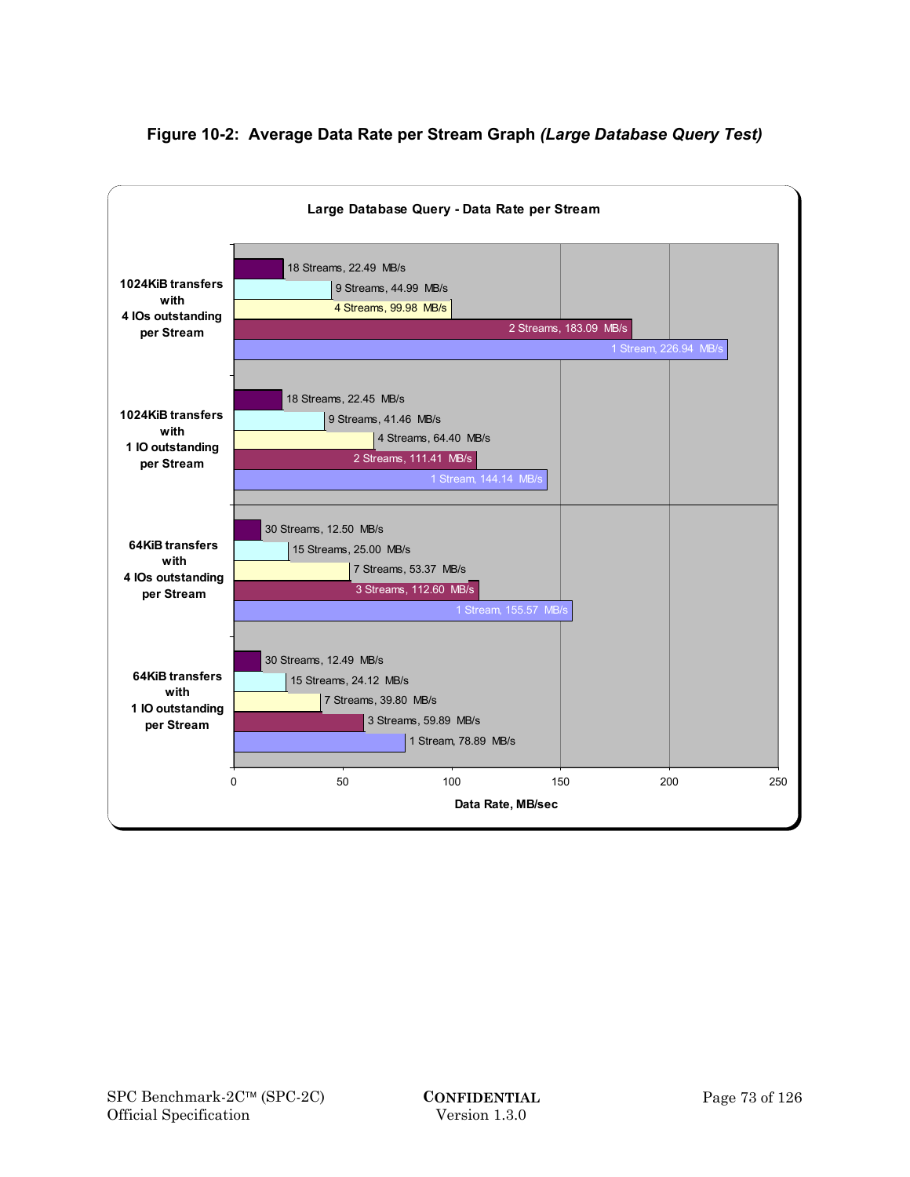**Figure 10-2: Average Data Rate per Stream Graph *(Large Database Query Test)***

**Large Database Query - Data Rate per Stream**

| Test | Streams | Data Rate (MB/s) |
|---|---|---|
| 1024KiB transfers with 4 IOs outstanding per Stream | 18 Streams | 22.49 |
| | 9 Streams | 44.99 |
| | 4 Streams | 99.98 |
| | 2 Streams | 183.09 |
| | 1 Stream | 226.94 |
| 1024KiB transfers with 1 IO outstanding per Stream | 18 Streams | 22.45 |
| | 9 Streams | 41.46 |
| | 4 Streams | 64.40 |
| | 2 Streams | 111.41 |
| | 1 Stream | 144.14 |
| 64KiB transfers with 4 IOs outstanding per Stream | 30 Streams | 12.50 |
| | 15 Streams | 25.00 |
| | 7 Streams | 53.37 |
| | 3 Streams | 112.60 |
| | 1 Stream | 155.57 |
| 64KiB transfers with 1 IO outstanding per Stream | 30 Streams | 12.49 |
| | 15 Streams | 24.12 |
| | 7 Streams | 39.80 |
| | 3 Streams | 59.89 |
| | 1 Stream | 78.89 |

Data Rate, MB/sec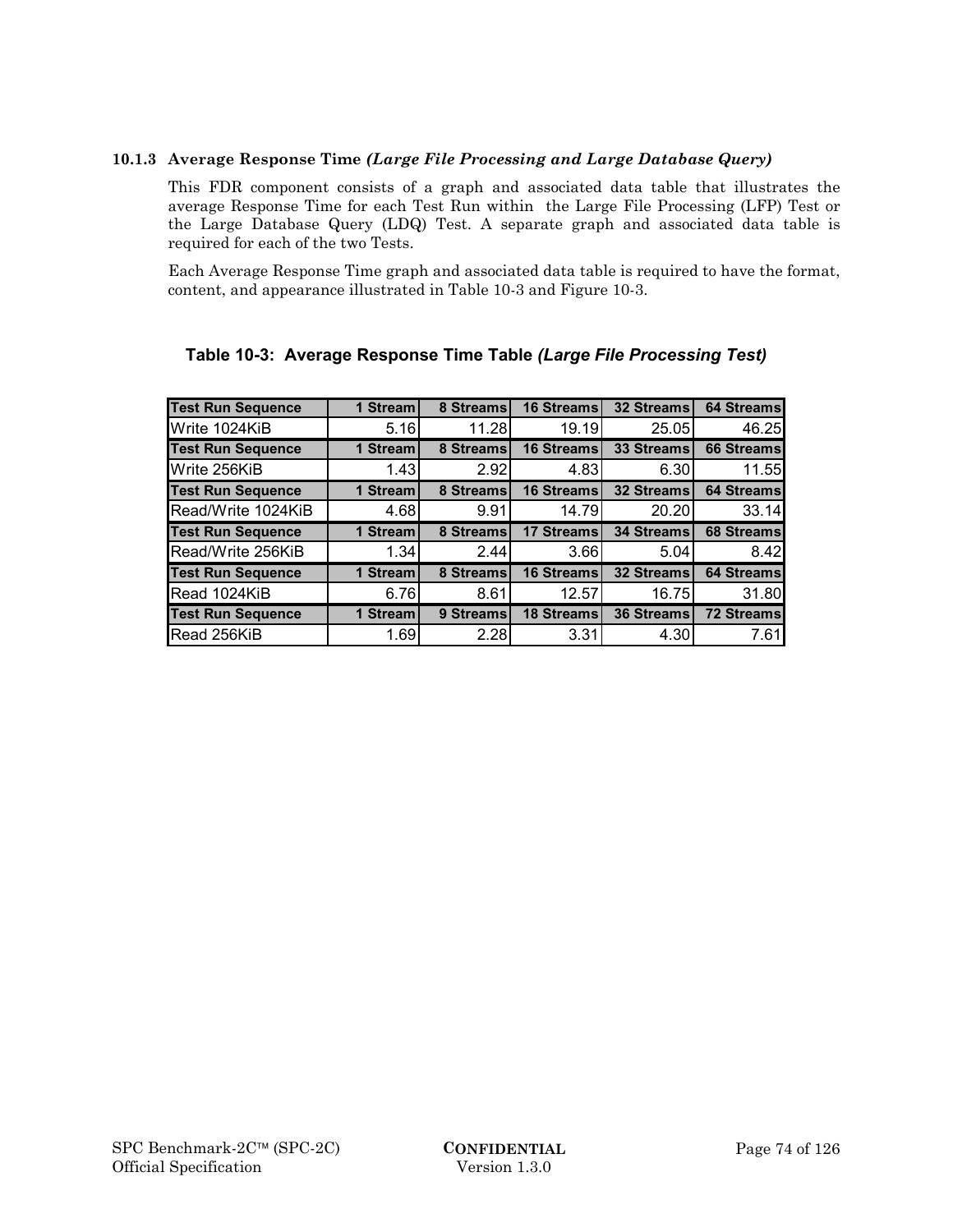### 10.1.3 Average Response Time *(Large File Processing and Large Database Query)*

This FDR component consists of a graph and associated data table that illustrates the average Response Time for each Test Run within the Large File Processing (LFP) Test or the Large Database Query (LDQ) Test. A separate graph and associated data table is required for each of the two Tests.

Each Average Response Time graph and associated data table is required to have the format, content, and appearance illustrated in Table 10-3 and Figure 10-3.

**Table 10-3: Average Response Time Table *(Large File Processing Test)***

| Test Run Sequence | 1 Stream | 8 Streams | 16 Streams | 32 Streams | 64 Streams |
|---|---|---|---|---|---|
| Write 1024KiB | 5.16 | 11.28 | 19.19 | 25.05 | 46.25 |
| **Test Run Sequence** | **1 Stream** | **8 Streams** | **16 Streams** | **33 Streams** | **66 Streams** |
| Write 256KiB | 1.43 | 2.92 | 4.83 | 6.30 | 11.55 |
| **Test Run Sequence** | **1 Stream** | **8 Streams** | **16 Streams** | **32 Streams** | **64 Streams** |
| Read/Write 1024KiB | 4.68 | 9.91 | 14.79 | 20.20 | 33.14 |
| **Test Run Sequence** | **1 Stream** | **8 Streams** | **17 Streams** | **34 Streams** | **68 Streams** |
| Read/Write 256KiB | 1.34 | 2.44 | 3.66 | 5.04 | 8.42 |
| **Test Run Sequence** | **1 Stream** | **8 Streams** | **16 Streams** | **32 Streams** | **64 Streams** |
| Read 1024KiB | 6.76 | 8.61 | 12.57 | 16.75 | 31.80 |
| **Test Run Sequence** | **1 Stream** | **9 Streams** | **18 Streams** | **36 Streams** | **72 Streams** |
| Read 256KiB | 1.69 | 2.28 | 3.31 | 4.30 | 7.61 |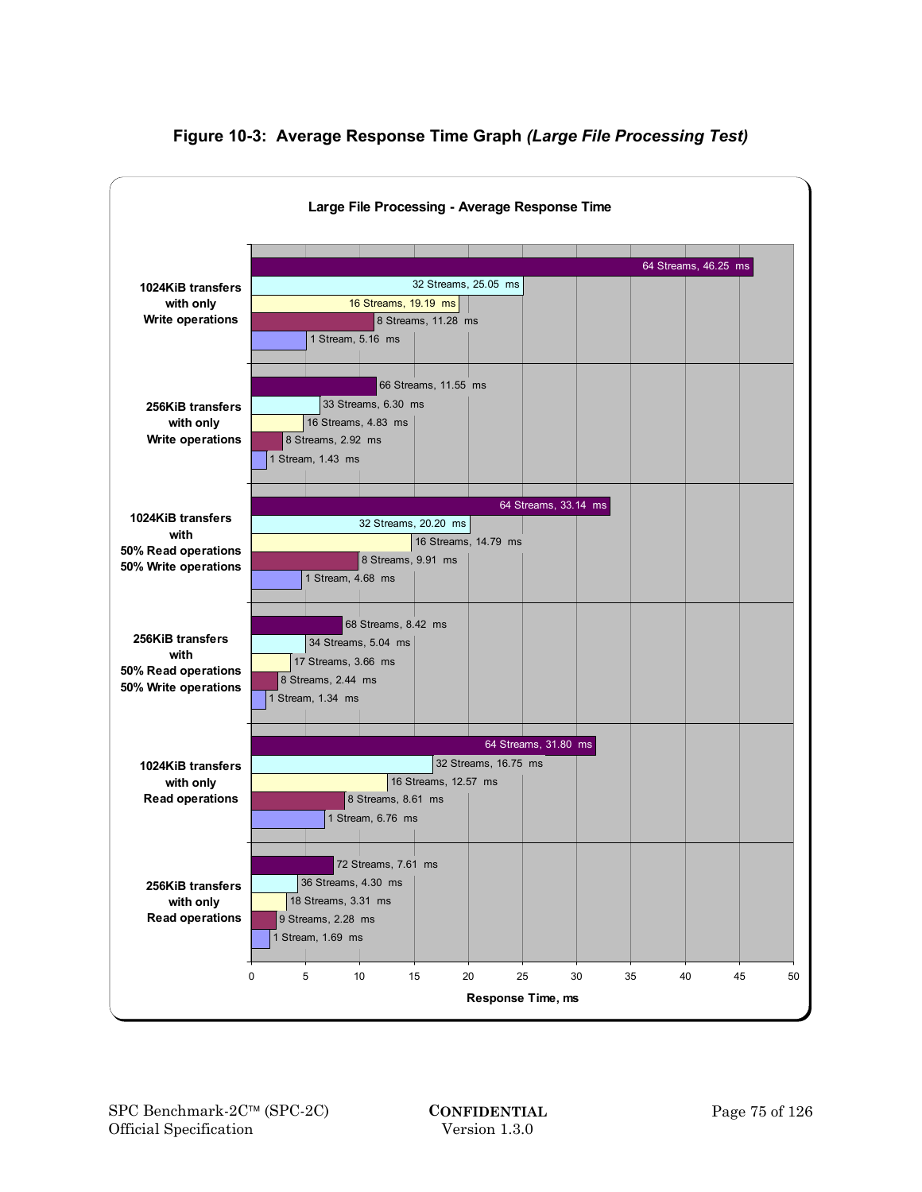**Figure 10-3: Average Response Time Graph *(Large File Processing Test)***

**Large File Processing - Average Response Time**

| Test | Streams | Average Response Time (ms) |
|---|---|---|
| 1024KiB transfers with only Write operations | 64 Streams | 46.25 |
| | 32 Streams | 25.05 |
| | 16 Streams | 19.19 |
| | 8 Streams | 11.28 |
| | 1 Stream | 5.16 |
| 256KiB transfers with only Write operations | 66 Streams | 11.55 |
| | 33 Streams | 6.30 |
| | 16 Streams | 4.83 |
| | 8 Streams | 2.92 |
| | 1 Stream | 1.43 |
| 1024KiB transfers with 50% Read operations 50% Write operations | 64 Streams | 33.14 |
| | 32 Streams | 20.20 |
| | 16 Streams | 14.79 |
| | 8 Streams | 9.91 |
| | 1 Stream | 4.68 |
| 256KiB transfers with 50% Read operations 50% Write operations | 68 Streams | 8.42 |
| | 34 Streams | 5.04 |
| | 17 Streams | 3.66 |
| | 8 Streams | 2.44 |
| | 1 Stream | 1.34 |
| 1024KiB transfers with only Read operations | 64 Streams | 31.80 |
| | 32 Streams | 16.75 |
| | 16 Streams | 12.57 |
| | 8 Streams | 8.61 |
| | 1 Stream | 6.76 |
| 256KiB transfers with only Read operations | 72 Streams | 7.61 |
| | 36 Streams | 4.30 |
| | 18 Streams | 3.31 |
| | 9 Streams | 2.28 |
| | 1 Stream | 1.69 |

Response Time, ms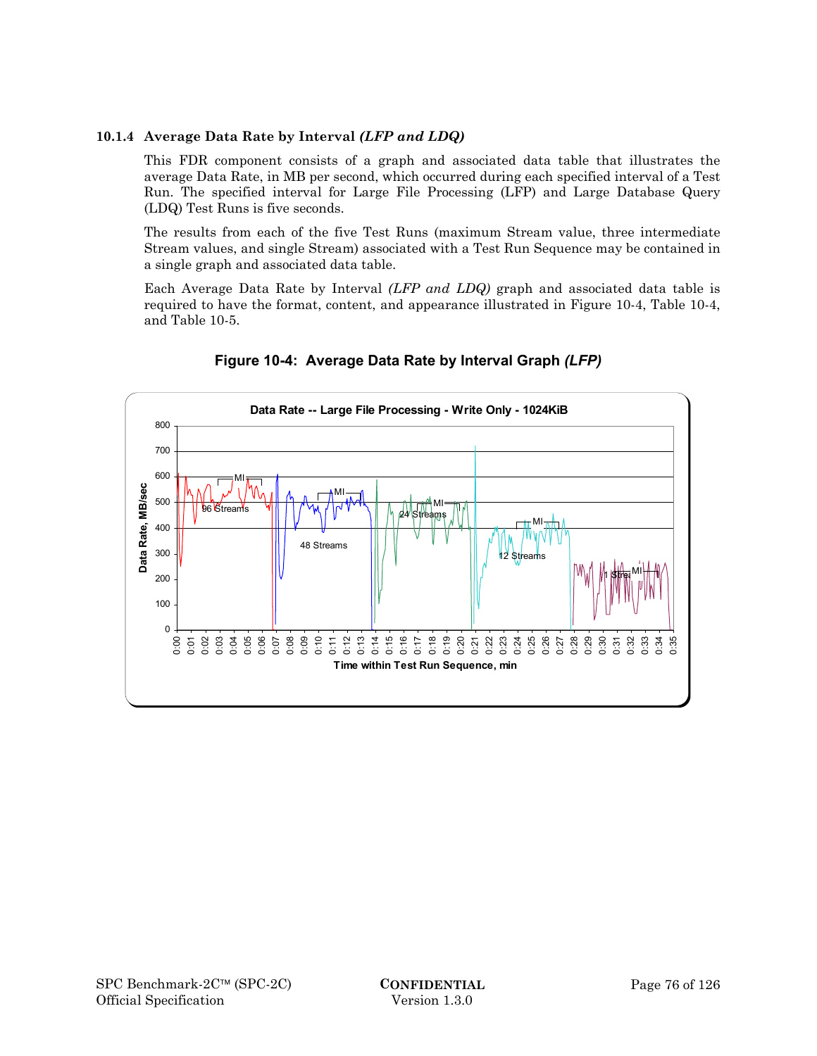### 10.1.4 Average Data Rate by Interval *(LFP and LDQ)*

This FDR component consists of a graph and associated data table that illustrates the average Data Rate, in MB per second, which occurred during each specified interval of a Test Run. The specified interval for Large File Processing (LFP) and Large Database Query (LDQ) Test Runs is five seconds.

The results from each of the five Test Runs (maximum Stream value, three intermediate Stream values, and single Stream) associated with a Test Run Sequence may be contained in a single graph and associated data table.

Each Average Data Rate by Interval *(LFP and LDQ)* graph and associated data table is required to have the format, content, and appearance illustrated in Figure 10-4, Table 10-4, and Table 10-5.

**Figure 10-4: Average Data Rate by Interval Graph *(LFP)***

Data Rate -- Large File Processing - Write Only - 1024KiB

Data Rate, MB/sec

Time within Test Run Sequence, min

96 Streams | 48 Streams | 24 Streams | 12 Streams | 1 Stream | MI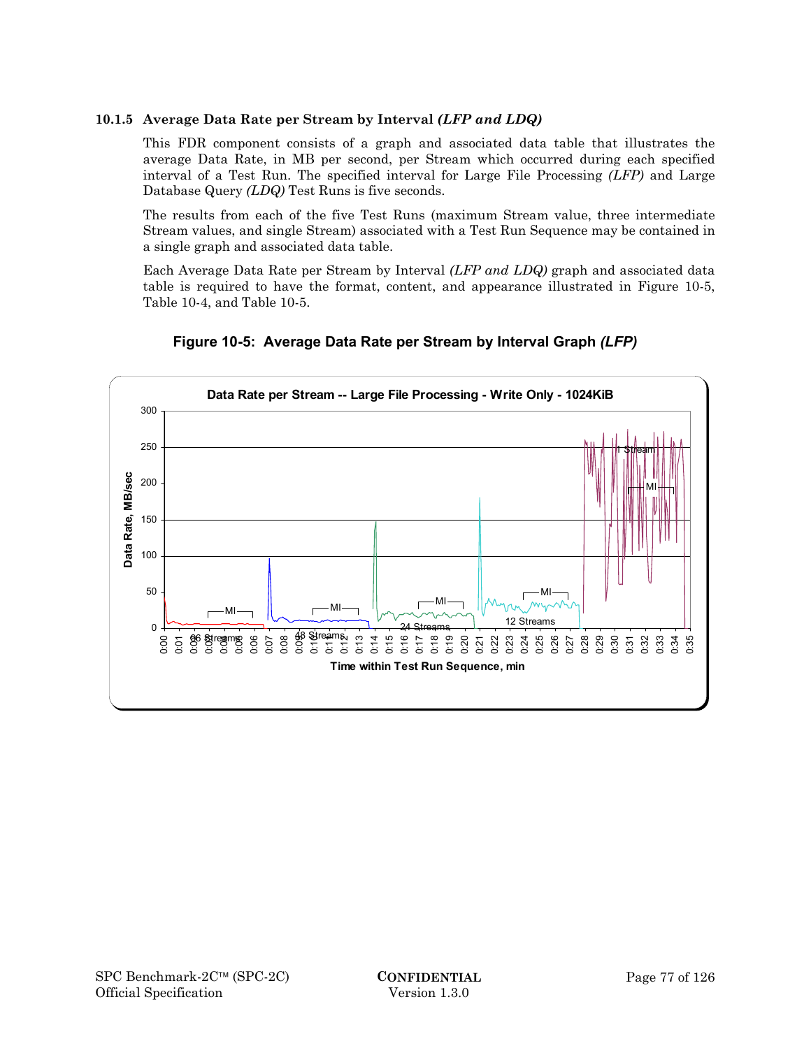### 10.1.5 Average Data Rate per Stream by Interval *(LFP and LDQ)*

This FDR component consists of a graph and associated data table that illustrates the average Data Rate, in MB per second, per Stream which occurred during each specified interval of a Test Run. The specified interval for Large File Processing *(LFP)* and Large Database Query *(LDQ)* Test Runs is five seconds.

The results from each of the five Test Runs (maximum Stream value, three intermediate Stream values, and single Stream) associated with a Test Run Sequence may be contained in a single graph and associated data table.

Each Average Data Rate per Stream by Interval *(LFP and LDQ)* graph and associated data table is required to have the format, content, and appearance illustrated in Figure 10-5, Table 10-4, and Table 10-5.

**Figure 10-5: Average Data Rate per Stream by Interval Graph *(LFP)***

**Data Rate per Stream -- Large File Processing - Write Only - 1024KiB**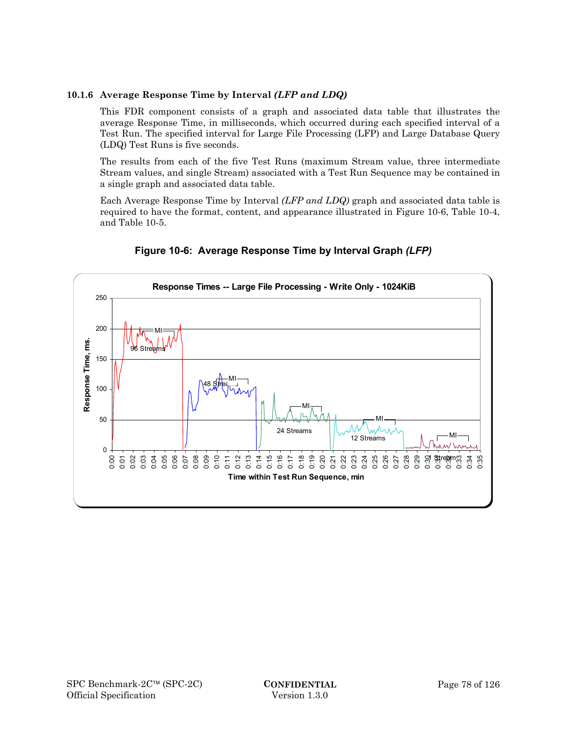### 10.1.6 Average Response Time by Interval *(LFP and LDQ)*

This FDR component consists of a graph and associated data table that illustrates the average Response Time, in milliseconds, which occurred during each specified interval of a Test Run. The specified interval for Large File Processing (LFP) and Large Database Query (LDQ) Test Runs is five seconds.

The results from each of the five Test Runs (maximum Stream value, three intermediate Stream values, and single Stream) associated with a Test Run Sequence may be contained in a single graph and associated data table.

Each Average Response Time by Interval *(LFP and LDQ)* graph and associated data table is required to have the format, content, and appearance illustrated in Figure 10-6, Table 10-4, and Table 10-5.

**Figure 10-6: Average Response Time by Interval Graph *(LFP)***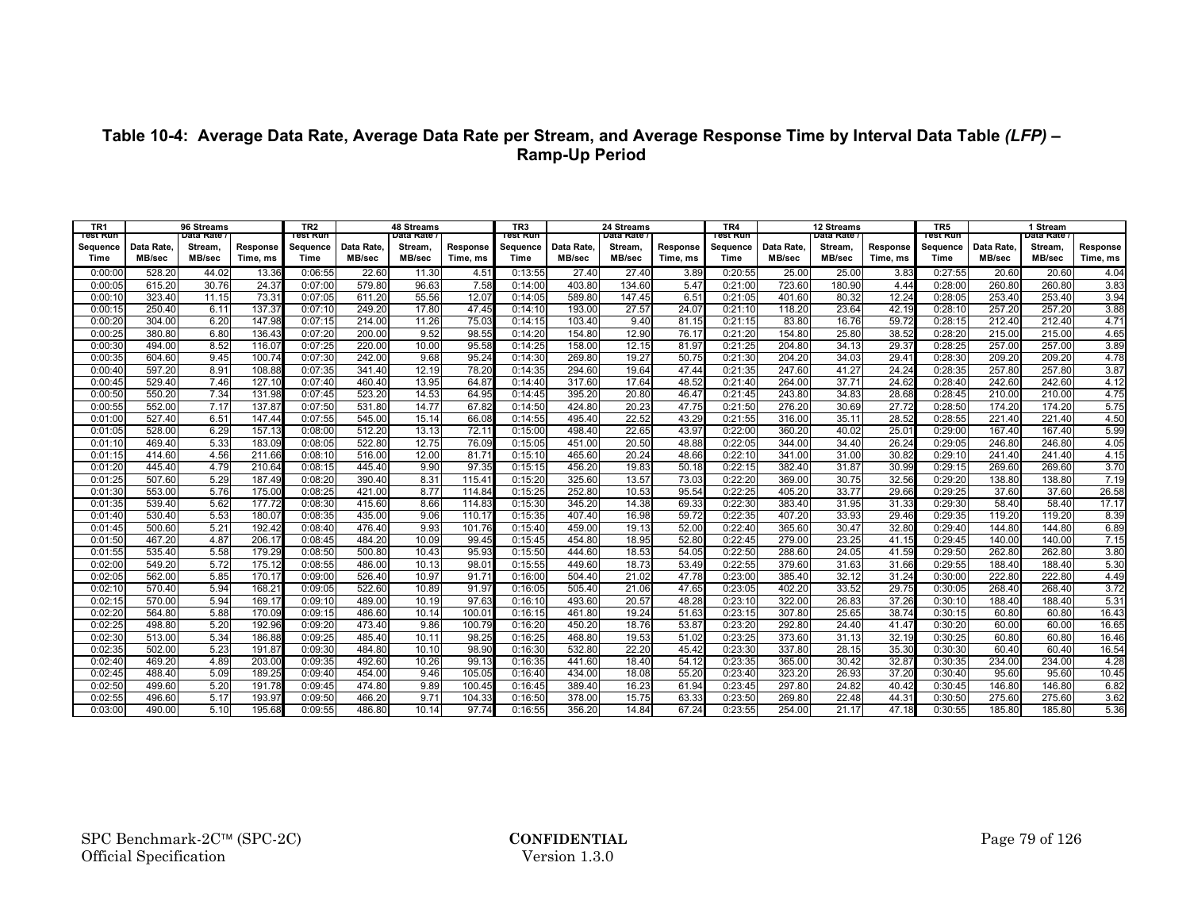**Table 10-4: Average Data Rate, Average Data Rate per Stream, and Average Response Time by Interval Data Table *(LFP)* – Ramp-Up Period**

| TR1 | 96 Streams | | | TR2 | 48 Streams | | | TR3 | 24 Streams | | | TR4 | 12 Streams | | | TR5 | 1 Stream | | |
|---|---|---|---|---|---|---|---|---|---|---|---|---|---|---|---|---|---|---|---|
| Test Run Sequence Time | Data Rate, MB/sec | Data Rate / Stream, MB/sec | Response Time, ms | Test Run Sequence Time | Data Rate, MB/sec | Data Rate / Stream, MB/sec | Response Time, ms | Test Run Sequence Time | Data Rate, MB/sec | Data Rate / Stream, MB/sec | Response Time, ms | Test Run Sequence Time | Data Rate, MB/sec | Data Rate / Stream, MB/sec | Response Time, ms | Test Run Sequence Time | Data Rate, MB/sec | Data Rate / Stream, MB/sec | Response Time, ms |
| 0:00:00 | 528.20 | 44.02 | 13.36 | 0:06:55 | 22.60 | 11.30 | 4.51 | 0:13:55 | 27.40 | 27.40 | 3.89 | 0:20:55 | 25.00 | 25.00 | 3.83 | 0:27:55 | 20.60 | 20.60 | 4.04 |
| 0:00:05 | 615.20 | 30.76 | 24.37 | 0:07:00 | 579.80 | 96.63 | 7.58 | 0:14:00 | 403.80 | 134.60 | 5.47 | 0:21:00 | 723.60 | 180.90 | 4.44 | 0:28:00 | 260.80 | 260.80 | 3.83 |
| 0:00:10 | 323.40 | 11.15 | 73.31 | 0:07:05 | 611.20 | 55.56 | 12.07 | 0:14:05 | 589.80 | 147.45 | 6.51 | 0:21:05 | 401.60 | 80.32 | 12.24 | 0:28:05 | 253.40 | 253.40 | 3.94 |
| 0:00:15 | 250.40 | 6.11 | 137.37 | 0:07:10 | 249.20 | 17.80 | 47.45 | 0:14:10 | 193.00 | 27.57 | 24.07 | 0:21:10 | 118.20 | 23.64 | 42.19 | 0:28:10 | 257.20 | 257.20 | 3.88 |
| 0:00:20 | 304.00 | 6.20 | 147.98 | 0:07:15 | 214.00 | 11.26 | 75.03 | 0:14:15 | 103.40 | 9.40 | 81.15 | 0:21:15 | 83.80 | 16.76 | 59.72 | 0:28:15 | 212.40 | 212.40 | 4.71 |
| 0:00:25 | 380.80 | 6.80 | 136.43 | 0:07:20 | 200.00 | 9.52 | 98.55 | 0:14:20 | 154.80 | 12.90 | 76.17 | 0:21:20 | 154.80 | 25.80 | 38.52 | 0:28:20 | 215.00 | 215.00 | 4.65 |
| 0:00:30 | 494.00 | 8.52 | 116.07 | 0:07:25 | 220.00 | 10.00 | 95.58 | 0:14:25 | 158.00 | 12.15 | 81.97 | 0:21:25 | 204.80 | 34.13 | 29.37 | 0:28:25 | 257.00 | 257.00 | 3.89 |
| 0:00:35 | 604.60 | 9.45 | 100.74 | 0:07:30 | 242.00 | 9.68 | 95.24 | 0:14:30 | 269.80 | 19.27 | 50.75 | 0:21:30 | 204.20 | 34.03 | 29.41 | 0:28:30 | 209.20 | 209.20 | 4.78 |
| 0:00:40 | 597.20 | 8.91 | 108.88 | 0:07:35 | 341.40 | 12.19 | 78.20 | 0:14:35 | 294.60 | 19.64 | 47.44 | 0:21:35 | 247.60 | 41.27 | 24.24 | 0:28:35 | 257.80 | 257.80 | 3.87 |
| 0:00:45 | 529.40 | 7.46 | 127.10 | 0:07:40 | 460.40 | 13.95 | 64.87 | 0:14:40 | 317.60 | 17.64 | 48.52 | 0:21:40 | 264.00 | 37.71 | 24.62 | 0:28:40 | 242.60 | 242.60 | 4.12 |
| 0:00:50 | 550.20 | 7.34 | 131.98 | 0:07:45 | 523.20 | 14.53 | 64.95 | 0:14:45 | 395.20 | 20.80 | 46.47 | 0:21:45 | 243.80 | 34.83 | 28.68 | 0:28:45 | 210.00 | 210.00 | 4.75 |
| 0:00:55 | 552.00 | 7.17 | 137.87 | 0:07:50 | 531.80 | 14.77 | 67.82 | 0:14:50 | 424.80 | 20.23 | 47.75 | 0:21:50 | 276.20 | 30.69 | 27.72 | 0:28:50 | 174.20 | 174.20 | 5.75 |
| 0:01:00 | 527.40 | 6.51 | 147.44 | 0:07:55 | 545.00 | 15.14 | 66.08 | 0:14:55 | 495.40 | 22.52 | 43.29 | 0:21:55 | 316.00 | 35.11 | 28.52 | 0:28:55 | 221.40 | 221.40 | 4.50 |
| 0:01:05 | 528.00 | 6.29 | 157.13 | 0:08:00 | 512.20 | 13.13 | 72.11 | 0:15:00 | 498.40 | 22.65 | 43.97 | 0:22:00 | 360.20 | 40.02 | 25.01 | 0:29:00 | 167.40 | 167.40 | 5.99 |
| 0:01:10 | 469.40 | 5.33 | 183.09 | 0:08:05 | 522.80 | 12.75 | 76.09 | 0:15:05 | 451.00 | 20.50 | 48.88 | 0:22:05 | 344.00 | 34.40 | 26.24 | 0:29:05 | 246.80 | 246.80 | 4.05 |
| 0:01:15 | 414.60 | 4.56 | 211.66 | 0:08:10 | 516.00 | 12.00 | 81.71 | 0:15:10 | 465.60 | 20.24 | 48.66 | 0:22:10 | 341.00 | 31.00 | 30.82 | 0:29:10 | 241.40 | 241.40 | 4.15 |
| 0:01:20 | 445.40 | 4.79 | 210.64 | 0:08:15 | 445.40 | 9.90 | 97.35 | 0:15:15 | 456.20 | 19.83 | 50.18 | 0:22:15 | 382.40 | 31.87 | 30.99 | 0:29:15 | 269.60 | 269.60 | 3.70 |
| 0:01:25 | 507.60 | 5.29 | 187.49 | 0:08:20 | 390.40 | 8.31 | 115.41 | 0:15:20 | 325.60 | 13.57 | 73.03 | 0:22:20 | 369.00 | 30.75 | 32.56 | 0:29:20 | 138.80 | 138.80 | 7.19 |
| 0:01:30 | 553.00 | 5.76 | 175.00 | 0:08:25 | 421.00 | 8.77 | 114.84 | 0:15:25 | 252.80 | 10.53 | 95.54 | 0:22:25 | 405.20 | 33.77 | 29.66 | 0:29:25 | 37.60 | 37.60 | 26.58 |
| 0:01:35 | 539.40 | 5.62 | 177.72 | 0:08:30 | 415.60 | 8.66 | 114.83 | 0:15:30 | 345.20 | 14.38 | 69.33 | 0:22:30 | 383.40 | 31.95 | 31.33 | 0:29:30 | 58.40 | 58.40 | 17.17 |
| 0:01:40 | 530.40 | 5.53 | 180.07 | 0:08:35 | 435.00 | 9.06 | 110.17 | 0:15:35 | 407.40 | 16.98 | 59.72 | 0:22:35 | 407.20 | 33.93 | 29.46 | 0:29:35 | 119.20 | 119.20 | 8.39 |
| 0:01:45 | 500.60 | 5.21 | 192.42 | 0:08:40 | 476.40 | 9.93 | 101.76 | 0:15:40 | 459.00 | 19.13 | 52.00 | 0:22:40 | 365.60 | 30.47 | 32.80 | 0:29:40 | 144.80 | 144.80 | 6.89 |
| 0:01:50 | 467.20 | 4.87 | 206.17 | 0:08:45 | 484.20 | 10.09 | 99.45 | 0:15:45 | 454.80 | 18.95 | 52.80 | 0:22:45 | 279.00 | 23.25 | 41.15 | 0:29:45 | 140.00 | 140.00 | 7.15 |
| 0:01:55 | 535.40 | 5.58 | 179.29 | 0:08:50 | 500.80 | 10.43 | 95.93 | 0:15:50 | 444.60 | 18.53 | 54.05 | 0:22:50 | 288.60 | 24.05 | 41.59 | 0:29:50 | 262.80 | 262.80 | 3.80 |
| 0:02:00 | 549.20 | 5.72 | 175.12 | 0:08:55 | 486.00 | 10.13 | 98.01 | 0:15:55 | 449.60 | 18.73 | 53.49 | 0:22:55 | 379.60 | 31.63 | 31.66 | 0:29:55 | 188.40 | 188.40 | 5.30 |
| 0:02:05 | 562.00 | 5.85 | 170.17 | 0:09:00 | 526.40 | 10.97 | 91.71 | 0:16:00 | 504.40 | 21.02 | 47.78 | 0:23:00 | 385.40 | 32.12 | 31.24 | 0:30:00 | 222.80 | 222.80 | 4.49 |
| 0:02:10 | 570.40 | 5.94 | 168.21 | 0:09:05 | 522.60 | 10.89 | 91.97 | 0:16:05 | 505.40 | 21.06 | 47.65 | 0:23:05 | 402.20 | 33.52 | 29.75 | 0:30:05 | 268.40 | 268.40 | 3.72 |
| 0:02:15 | 570.00 | 5.94 | 169.17 | 0:09:10 | 489.00 | 10.19 | 97.63 | 0:16:10 | 493.60 | 20.57 | 48.28 | 0:23:10 | 322.00 | 26.83 | 37.26 | 0:30:10 | 188.40 | 188.40 | 5.31 |
| 0:02:20 | 564.80 | 5.88 | 170.09 | 0:09:15 | 486.60 | 10.14 | 100.01 | 0:16:15 | 461.80 | 19.24 | 51.63 | 0:23:15 | 307.80 | 25.65 | 38.74 | 0:30:15 | 60.80 | 60.80 | 16.43 |
| 0:02:25 | 498.80 | 5.20 | 192.96 | 0:09:20 | 473.40 | 9.86 | 100.79 | 0:16:20 | 450.20 | 18.76 | 53.87 | 0:23:20 | 292.80 | 24.40 | 41.47 | 0:30:20 | 60.00 | 60.00 | 16.65 |
| 0:02:30 | 513.00 | 5.34 | 186.88 | 0:09:25 | 485.40 | 10.11 | 98.25 | 0:16:25 | 468.80 | 19.53 | 51.02 | 0:23:25 | 373.60 | 31.13 | 32.19 | 0:30:25 | 60.80 | 60.80 | 16.46 |
| 0:02:35 | 502.00 | 5.23 | 191.87 | 0:09:30 | 484.80 | 10.10 | 98.90 | 0:16:30 | 532.80 | 22.20 | 45.42 | 0:23:30 | 337.80 | 28.15 | 35.30 | 0:30:30 | 60.40 | 60.40 | 16.54 |
| 0:02:40 | 469.20 | 4.89 | 203.00 | 0:09:35 | 492.60 | 10.26 | 99.13 | 0:16:35 | 441.60 | 18.40 | 54.12 | 0:23:35 | 365.00 | 30.42 | 32.87 | 0:30:35 | 234.00 | 234.00 | 4.28 |
| 0:02:45 | 488.40 | 5.09 | 189.25 | 0:09:40 | 454.00 | 9.46 | 105.05 | 0:16:40 | 434.00 | 18.08 | 55.20 | 0:23:40 | 323.20 | 26.93 | 37.20 | 0:30:40 | 95.60 | 95.60 | 10.45 |
| 0:02:50 | 499.60 | 5.20 | 191.78 | 0:09:45 | 474.80 | 9.89 | 100.45 | 0:16:45 | 389.40 | 16.23 | 61.94 | 0:23:45 | 297.80 | 24.82 | 40.42 | 0:30:45 | 146.80 | 146.80 | 6.82 |
| 0:02:55 | 496.60 | 5.17 | 193.97 | 0:09:50 | 466.20 | 9.71 | 104.33 | 0:16:50 | 378.00 | 15.75 | 63.33 | 0:23:50 | 269.80 | 22.48 | 44.31 | 0:30:50 | 275.60 | 275.60 | 3.62 |
| 0:03:00 | 490.00 | 5.10 | 195.68 | 0:09:55 | 486.80 | 10.14 | 97.74 | 0:16:55 | 356.20 | 14.84 | 67.24 | 0:23:55 | 254.00 | 21.17 | 47.18 | 0:30:55 | 185.80 | 185.80 | 5.36 |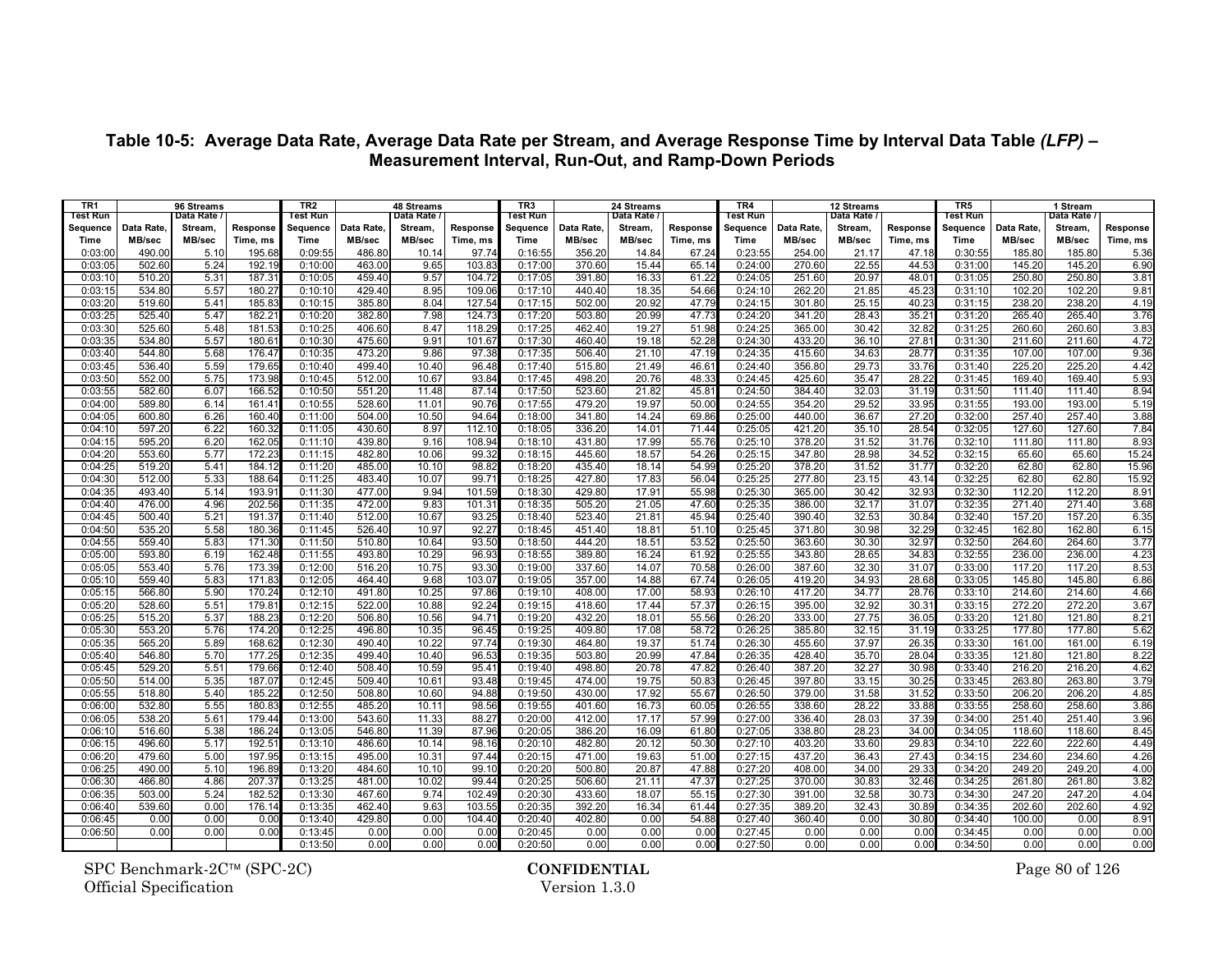**Table 10-5: Average Data Rate, Average Data Rate per Stream, and Average Response Time by Interval Data Table *(LFP)* – Measurement Interval, Run-Out, and Ramp-Down Periods**

| TR1 | 96 Streams | | | TR2 | 48 Streams | | | TR3 | 24 Streams | | | TR4 | 12 Streams | | | TR5 | 1 Stream | | |
|---|---|---|---|---|---|---|---|---|---|---|---|---|---|---|---|---|---|---|---|
| Test Run Sequence Time | Data Rate, MB/sec | Data Rate / Stream, MB/sec | Response Time, ms | Test Run Sequence Time | Data Rate, MB/sec | Data Rate / Stream, MB/sec | Response Time, ms | Test Run Sequence Time | Data Rate, MB/sec | Data Rate / Stream, MB/sec | Response Time, ms | Test Run Sequence Time | Data Rate, MB/sec | Data Rate / Stream, MB/sec | Response Time, ms | Test Run Sequence Time | Data Rate, MB/sec | Data Rate / Stream, MB/sec | Response Time, ms |
| 0:03:00 | 490.00 | 5.10 | 195.68 | 0:09:55 | 486.80 | 10.14 | 97.74 | 0:16:55 | 356.20 | 14.84 | 67.24 | 0:23:55 | 254.00 | 21.17 | 47.18 | 0:30:55 | 185.80 | 185.80 | 5.36 |
| 0:03:05 | 502.60 | 5.24 | 192.19 | 0:10:00 | 463.00 | 9.65 | 103.83 | 0:17:00 | 370.60 | 15.44 | 65.14 | 0:24:00 | 270.60 | 22.55 | 44.53 | 0:31:00 | 145.20 | 145.20 | 6.90 |
| 0:03:10 | 510.20 | 5.31 | 187.31 | 0:10:05 | 459.40 | 9.57 | 104.72 | 0:17:05 | 391.80 | 16.33 | 61.22 | 0:24:05 | 251.60 | 20.97 | 48.01 | 0:31:05 | 250.80 | 250.80 | 3.81 |
| 0:03:15 | 534.80 | 5.57 | 180.27 | 0:10:10 | 429.40 | 8.95 | 109.06 | 0:17:10 | 440.40 | 18.35 | 54.66 | 0:24:10 | 262.20 | 21.85 | 45.23 | 0:31:10 | 102.20 | 102.20 | 9.81 |
| 0:03:20 | 519.60 | 5.41 | 185.83 | 0:10:15 | 385.80 | 8.04 | 127.54 | 0:17:15 | 502.00 | 20.92 | 47.79 | 0:24:15 | 301.80 | 25.15 | 40.23 | 0:31:15 | 238.20 | 238.20 | 4.19 |
| 0:03:25 | 525.40 | 5.47 | 182.21 | 0:10:20 | 382.80 | 7.98 | 124.73 | 0:17:20 | 503.80 | 20.99 | 47.73 | 0:24:20 | 341.20 | 28.43 | 35.21 | 0:31:20 | 265.40 | 265.40 | 3.76 |
| 0:03:30 | 525.60 | 5.48 | 181.53 | 0:10:25 | 406.60 | 8.47 | 118.29 | 0:17:25 | 462.40 | 19.27 | 51.98 | 0:24:25 | 365.00 | 30.42 | 32.82 | 0:31:25 | 260.60 | 260.60 | 3.83 |
| 0:03:35 | 534.80 | 5.57 | 180.61 | 0:10:30 | 475.60 | 9.91 | 101.67 | 0:17:30 | 460.40 | 19.18 | 52.28 | 0:24:30 | 433.20 | 36.10 | 27.81 | 0:31:30 | 211.60 | 211.60 | 4.72 |
| 0:03:40 | 544.80 | 5.68 | 176.47 | 0:10:35 | 473.20 | 9.86 | 97.38 | 0:17:35 | 506.40 | 21.10 | 47.19 | 0:24:35 | 415.60 | 34.63 | 28.77 | 0:31:35 | 107.00 | 107.00 | 9.36 |
| 0:03:45 | 536.40 | 5.59 | 179.65 | 0:10:40 | 499.40 | 10.40 | 96.48 | 0:17:40 | 515.80 | 21.49 | 46.61 | 0:24:40 | 356.80 | 29.73 | 33.76 | 0:31:40 | 225.20 | 225.20 | 4.42 |
| 0:03:50 | 552.00 | 5.75 | 173.98 | 0:10:45 | 512.00 | 10.67 | 93.84 | 0:17:45 | 498.20 | 20.76 | 48.33 | 0:24:45 | 425.60 | 35.47 | 28.22 | 0:31:45 | 169.40 | 169.40 | 5.93 |
| 0:03:55 | 582.60 | 6.07 | 166.52 | 0:10:50 | 551.20 | 11.48 | 87.14 | 0:17:50 | 523.60 | 21.82 | 45.81 | 0:24:50 | 384.40 | 32.03 | 31.19 | 0:31:50 | 111.40 | 111.40 | 8.94 |
| 0:04:00 | 589.80 | 6.14 | 161.41 | 0:10:55 | 528.60 | 11.01 | 90.76 | 0:17:55 | 479.20 | 19.97 | 50.00 | 0:24:55 | 354.20 | 29.52 | 33.95 | 0:31:55 | 193.00 | 193.00 | 5.19 |
| 0:04:05 | 600.80 | 6.26 | 160.40 | 0:11:00 | 504.00 | 10.50 | 94.64 | 0:18:00 | 341.80 | 14.24 | 69.86 | 0:25:00 | 440.00 | 36.67 | 27.20 | 0:32:00 | 257.40 | 257.40 | 3.88 |
| 0:04:10 | 597.20 | 6.22 | 160.32 | 0:11:05 | 430.60 | 8.97 | 112.10 | 0:18:05 | 336.20 | 14.01 | 71.44 | 0:25:05 | 421.20 | 35.10 | 28.54 | 0:32:05 | 127.60 | 127.60 | 7.84 |
| 0:04:15 | 595.20 | 6.20 | 162.05 | 0:11:10 | 439.80 | 9.16 | 108.94 | 0:18:10 | 431.80 | 17.99 | 55.76 | 0:25:10 | 378.20 | 31.52 | 31.76 | 0:32:10 | 111.80 | 111.80 | 8.93 |
| 0:04:20 | 553.60 | 5.77 | 172.23 | 0:11:15 | 482.80 | 10.06 | 99.32 | 0:18:15 | 445.60 | 18.57 | 54.26 | 0:25:15 | 347.80 | 28.98 | 34.52 | 0:32:15 | 65.60 | 65.60 | 15.24 |
| 0:04:25 | 519.20 | 5.41 | 184.12 | 0:11:20 | 485.00 | 10.10 | 98.82 | 0:18:20 | 435.40 | 18.14 | 54.99 | 0:25:20 | 378.20 | 31.52 | 31.77 | 0:32:20 | 62.80 | 62.80 | 15.96 |
| 0:04:30 | 512.00 | 5.33 | 188.64 | 0:11:25 | 483.40 | 10.07 | 99.71 | 0:18:25 | 427.80 | 17.83 | 56.04 | 0:25:25 | 277.80 | 23.15 | 43.14 | 0:32:25 | 62.80 | 62.80 | 15.92 |
| 0:04:35 | 493.40 | 5.14 | 193.91 | 0:11:30 | 477.00 | 9.94 | 101.59 | 0:18:30 | 429.80 | 17.91 | 55.98 | 0:25:30 | 365.00 | 30.42 | 32.93 | 0:32:30 | 112.20 | 112.20 | 8.91 |
| 0:04:40 | 476.00 | 4.96 | 202.56 | 0:11:35 | 472.00 | 9.83 | 101.31 | 0:18:35 | 505.20 | 21.05 | 47.60 | 0:25:35 | 386.00 | 32.17 | 31.07 | 0:32:35 | 271.40 | 271.40 | 3.68 |
| 0:04:45 | 500.40 | 5.21 | 191.37 | 0:11:40 | 512.00 | 10.67 | 93.25 | 0:18:40 | 523.40 | 21.81 | 45.94 | 0:25:40 | 390.40 | 32.53 | 30.84 | 0:32:40 | 157.20 | 157.20 | 6.35 |
| 0:04:50 | 535.20 | 5.58 | 180.36 | 0:11:45 | 526.40 | 10.97 | 92.27 | 0:18:45 | 451.40 | 18.81 | 51.10 | 0:25:45 | 371.80 | 30.98 | 32.29 | 0:32:45 | 162.80 | 162.80 | 6.15 |
| 0:04:55 | 559.40 | 5.83 | 171.30 | 0:11:50 | 510.80 | 10.64 | 93.50 | 0:18:50 | 444.20 | 18.51 | 53.52 | 0:25:50 | 363.60 | 30.30 | 32.97 | 0:32:50 | 264.60 | 264.60 | 3.77 |
| 0:05:00 | 593.80 | 6.19 | 162.48 | 0:11:55 | 493.80 | 10.29 | 96.93 | 0:18:55 | 389.80 | 16.24 | 61.92 | 0:25:55 | 343.80 | 28.65 | 34.83 | 0:32:55 | 236.00 | 236.00 | 4.23 |
| 0:05:05 | 553.40 | 5.76 | 173.39 | 0:12:00 | 516.20 | 10.75 | 93.30 | 0:19:00 | 337.60 | 14.07 | 70.58 | 0:26:00 | 387.60 | 32.30 | 31.07 | 0:33:00 | 117.20 | 117.20 | 8.53 |
| 0:05:10 | 559.40 | 5.83 | 171.83 | 0:12:05 | 464.40 | 9.68 | 103.07 | 0:19:05 | 357.00 | 14.88 | 67.74 | 0:26:05 | 419.20 | 34.93 | 28.68 | 0:33:05 | 145.80 | 145.80 | 6.86 |
| 0:05:15 | 566.80 | 5.90 | 170.24 | 0:12:10 | 491.80 | 10.25 | 97.86 | 0:19:10 | 408.00 | 17.00 | 58.93 | 0:26:10 | 417.20 | 34.77 | 28.76 | 0:33:10 | 214.60 | 214.60 | 4.66 |
| 0:05:20 | 528.60 | 5.51 | 179.81 | 0:12:15 | 522.00 | 10.88 | 92.24 | 0:19:15 | 418.60 | 17.44 | 57.37 | 0:26:15 | 395.00 | 32.92 | 30.31 | 0:33:15 | 272.20 | 272.20 | 3.67 |
| 0:05:25 | 515.20 | 5.37 | 188.23 | 0:12:20 | 506.80 | 10.56 | 94.71 | 0:19:20 | 432.20 | 18.01 | 55.56 | 0:26:20 | 333.00 | 27.75 | 36.05 | 0:33:20 | 121.80 | 121.80 | 8.21 |
| 0:05:30 | 553.20 | 5.76 | 174.20 | 0:12:25 | 496.80 | 10.35 | 96.45 | 0:19:25 | 409.80 | 17.08 | 58.72 | 0:26:25 | 385.80 | 32.15 | 31.19 | 0:33:25 | 177.80 | 177.80 | 5.62 |
| 0:05:35 | 565.20 | 5.89 | 168.62 | 0:12:30 | 490.40 | 10.22 | 97.74 | 0:19:30 | 464.80 | 19.37 | 51.74 | 0:26:30 | 455.60 | 37.97 | 26.35 | 0:33:30 | 161.00 | 161.00 | 6.19 |
| 0:05:40 | 546.80 | 5.70 | 177.25 | 0:12:35 | 499.40 | 10.40 | 96.53 | 0:19:35 | 503.80 | 20.99 | 47.84 | 0:26:35 | 428.40 | 35.70 | 28.04 | 0:33:35 | 121.80 | 121.80 | 8.22 |
| 0:05:45 | 529.20 | 5.51 | 179.66 | 0:12:40 | 508.40 | 10.59 | 95.41 | 0:19:40 | 498.80 | 20.78 | 47.82 | 0:26:40 | 387.20 | 32.27 | 30.98 | 0:33:40 | 216.20 | 216.20 | 4.62 |
| 0:05:50 | 514.00 | 5.35 | 187.07 | 0:12:45 | 509.40 | 10.61 | 93.48 | 0:19:45 | 474.00 | 19.75 | 50.83 | 0:26:45 | 397.80 | 33.15 | 30.25 | 0:33:45 | 263.80 | 263.80 | 3.79 |
| 0:05:55 | 518.80 | 5.40 | 185.22 | 0:12:50 | 508.80 | 10.60 | 94.88 | 0:19:50 | 430.00 | 17.92 | 55.67 | 0:26:50 | 379.00 | 31.58 | 31.52 | 0:33:50 | 206.20 | 206.20 | 4.85 |
| 0:06:00 | 532.80 | 5.55 | 180.83 | 0:12:55 | 485.20 | 10.11 | 98.56 | 0:19:55 | 401.60 | 16.73 | 60.05 | 0:26:55 | 338.60 | 28.22 | 33.88 | 0:33:55 | 258.60 | 258.60 | 3.86 |
| 0:06:05 | 538.20 | 5.61 | 179.44 | 0:13:00 | 543.60 | 11.33 | 88.27 | 0:20:00 | 412.00 | 17.17 | 57.99 | 0:27:00 | 336.40 | 28.03 | 37.39 | 0:34:00 | 251.40 | 251.40 | 3.96 |
| 0:06:10 | 516.60 | 5.38 | 186.24 | 0:13:05 | 546.80 | 11.39 | 87.96 | 0:20:05 | 386.20 | 16.09 | 61.80 | 0:27:05 | 338.80 | 28.23 | 34.00 | 0:34:05 | 118.60 | 118.60 | 8.45 |
| 0:06:15 | 496.60 | 5.17 | 192.51 | 0:13:10 | 486.60 | 10.14 | 98.16 | 0:20:10 | 482.80 | 20.12 | 50.30 | 0:27:10 | 403.20 | 33.60 | 29.83 | 0:34:10 | 222.60 | 222.60 | 4.49 |
| 0:06:20 | 479.60 | 5.00 | 197.95 | 0:13:15 | 495.00 | 10.31 | 97.44 | 0:20:15 | 471.00 | 19.63 | 51.00 | 0:27:15 | 437.20 | 36.43 | 27.43 | 0:34:15 | 234.60 | 234.60 | 4.26 |
| 0:06:25 | 490.00 | 5.10 | 196.89 | 0:13:20 | 484.60 | 10.10 | 99.10 | 0:20:20 | 500.80 | 20.87 | 47.88 | 0:27:20 | 408.00 | 34.00 | 29.33 | 0:34:20 | 249.20 | 249.20 | 4.00 |
| 0:06:30 | 466.80 | 4.86 | 207.37 | 0:13:25 | 481.00 | 10.02 | 99.44 | 0:20:25 | 506.60 | 21.11 | 47.37 | 0:27:25 | 370.00 | 30.83 | 32.46 | 0:34:25 | 261.80 | 261.80 | 3.82 |
| 0:06:35 | 503.00 | 5.24 | 182.52 | 0:13:30 | 467.60 | 9.74 | 102.49 | 0:20:30 | 433.60 | 18.07 | 55.15 | 0:27:30 | 391.00 | 32.58 | 30.73 | 0:34:30 | 247.20 | 247.20 | 4.04 |
| 0:06:40 | 539.60 | 0.00 | 176.14 | 0:13:35 | 462.40 | 9.63 | 103.55 | 0:20:35 | 392.20 | 16.34 | 61.44 | 0:27:35 | 389.20 | 32.43 | 30.89 | 0:34:35 | 202.60 | 202.60 | 4.92 |
| 0:06:45 | 0.00 | 0.00 | 0.00 | 0:13:40 | 429.80 | 0.00 | 104.40 | 0:20:40 | 402.80 | 0.00 | 54.88 | 0:27:40 | 360.40 | 0.00 | 30.80 | 0:34:40 | 100.00 | 0.00 | 8.91 |
| 0:06:50 | 0.00 | 0.00 | 0.00 | 0:13:45 | 0.00 | 0.00 | 0.00 | 0:20:45 | 0.00 | 0.00 | 0.00 | 0:27:45 | 0.00 | 0.00 | 0.00 | 0:34:45 | 0.00 | 0.00 | 0.00 |
| | | | | 0:13:50 | 0.00 | 0.00 | 0.00 | 0:20:50 | 0.00 | 0.00 | 0.00 | 0:27:50 | 0.00 | 0.00 | 0.00 | 0:34:50 | 0.00 | 0.00 | 0.00 |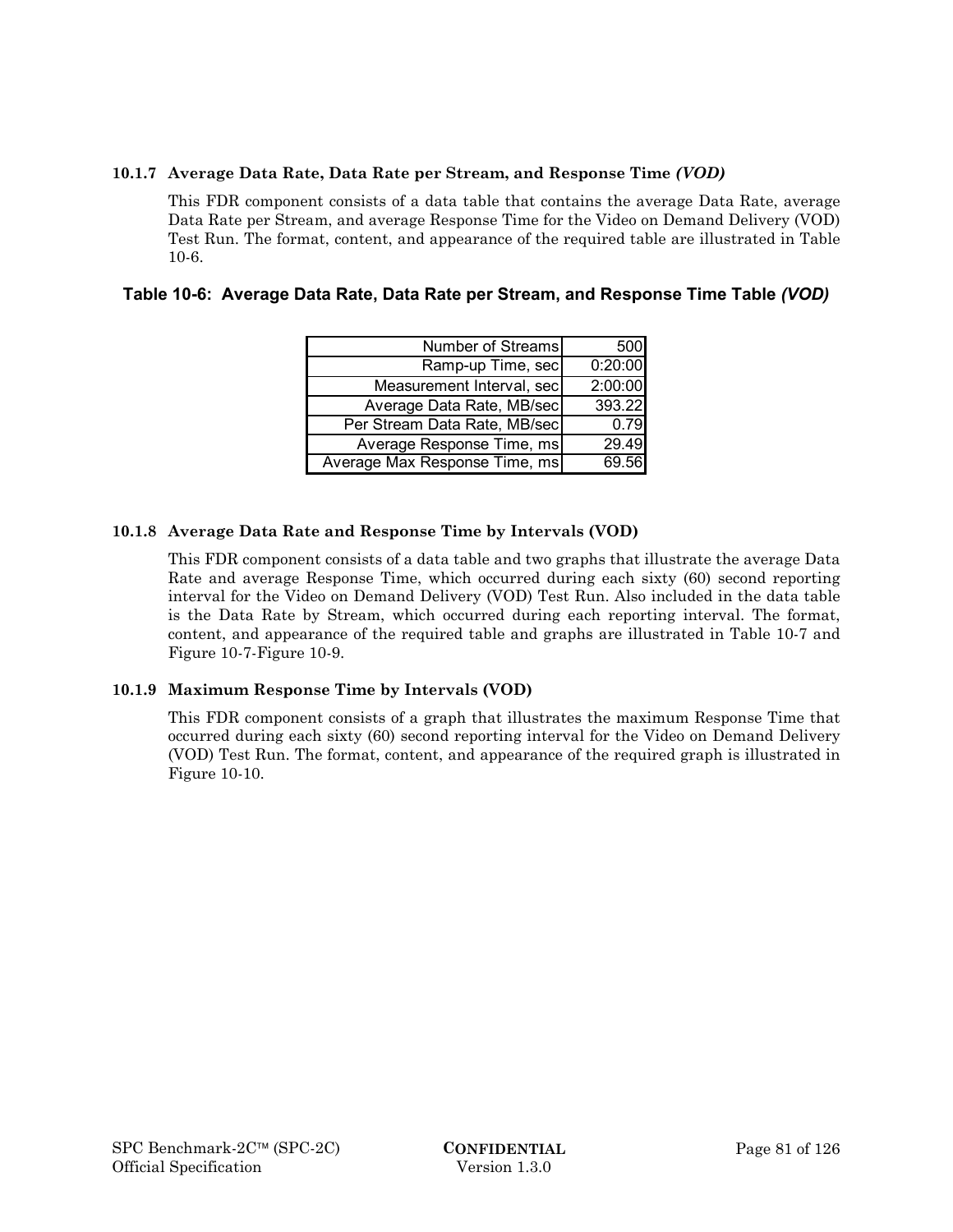### 10.1.7 Average Data Rate, Data Rate per Stream, and Response Time *(VOD)*

This FDR component consists of a data table that contains the average Data Rate, average Data Rate per Stream, and average Response Time for the Video on Demand Delivery (VOD) Test Run. The format, content, and appearance of the required table are illustrated in Table 10-6.

**Table 10-6: Average Data Rate, Data Rate per Stream, and Response Time Table *(VOD)***

| | |
|---:|---:|
| Number of Streams | 500 |
| Ramp-up Time, sec | 0:20:00 |
| Measurement Interval, sec | 2:00:00 |
| Average Data Rate, MB/sec | 393.22 |
| Per Stream Data Rate, MB/sec | 0.79 |
| Average Response Time, ms | 29.49 |
| Average Max Response Time, ms | 69.56 |

### 10.1.8 Average Data Rate and Response Time by Intervals (VOD)

This FDR component consists of a data table and two graphs that illustrate the average Data Rate and average Response Time, which occurred during each sixty (60) second reporting interval for the Video on Demand Delivery (VOD) Test Run. Also included in the data table is the Data Rate by Stream, which occurred during each reporting interval. The format, content, and appearance of the required table and graphs are illustrated in Table 10-7 and Figure 10-7-Figure 10-9.

### 10.1.9 Maximum Response Time by Intervals (VOD)

This FDR component consists of a graph that illustrates the maximum Response Time that occurred during each sixty (60) second reporting interval for the Video on Demand Delivery (VOD) Test Run. The format, content, and appearance of the required graph is illustrated in Figure 10-10.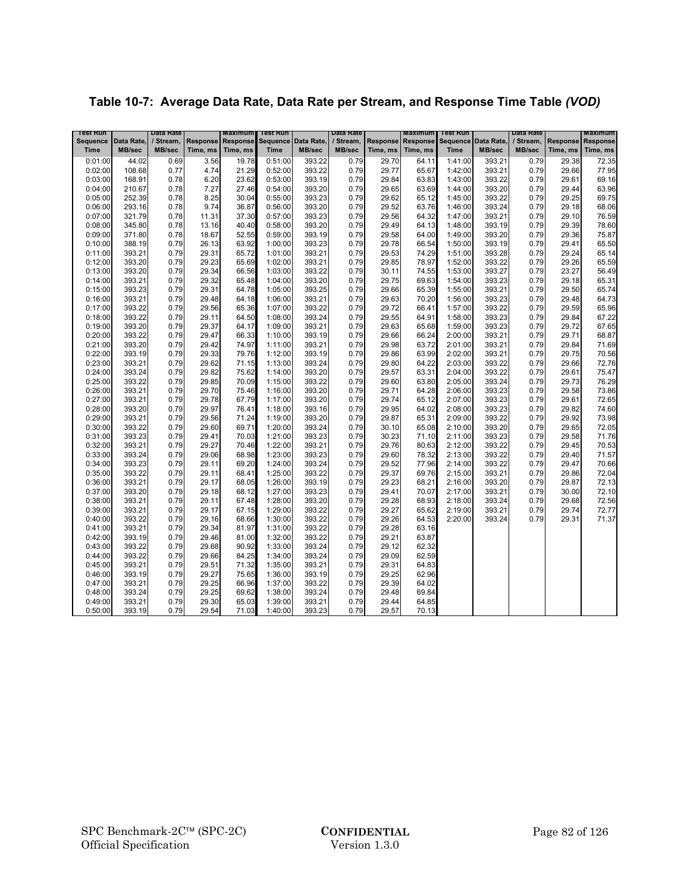## Table 10-7: Average Data Rate, Data Rate per Stream, and Response Time Table *(VOD)*

| Test Run Sequence Time | Data Rate, MB/sec | Data Rate / Stream, MB/sec | Response Time, ms | Maximum Response Time, ms | Test Run Sequence Time | Data Rate, MB/sec | Data Rate / Stream, MB/sec | Response Time, ms | Maximum Response Time, ms | Test Run Sequence Time | Data Rate, MB/sec | Data Rate / Stream, MB/sec | Response Time, ms | Maximum Response Time, ms |
|---|---|---|---|---|---|---|---|---|---|---|---|---|---|---|
| 0:01:00 | 44.02 | 0.69 | 3.56 | 19.78 | 0:51:00 | 393.22 | 0.79 | 29.70 | 64.11 | 1:41:00 | 393.21 | 0.79 | 29.38 | 72.35 |
| 0:02:00 | 108.68 | 0.77 | 4.74 | 21.29 | 0:52:00 | 393.22 | 0.79 | 29.77 | 65.67 | 1:42:00 | 393.21 | 0.79 | 29.66 | 77.95 |
| 0:03:00 | 168.91 | 0.78 | 6.20 | 23.62 | 0:53:00 | 393.19 | 0.79 | 29.84 | 63.83 | 1:43:00 | 393.22 | 0.79 | 29.61 | 69.16 |
| 0:04:00 | 210.67 | 0.78 | 7.27 | 27.46 | 0:54:00 | 393.20 | 0.79 | 29.65 | 63.69 | 1:44:00 | 393.20 | 0.79 | 29.44 | 63.96 |
| 0:05:00 | 252.39 | 0.78 | 8.25 | 30.04 | 0:55:00 | 393.23 | 0.79 | 29.62 | 65.12 | 1:45:00 | 393.22 | 0.79 | 29.25 | 69.75 |
| 0:06:00 | 293.16 | 0.78 | 9.74 | 36.87 | 0:56:00 | 393.20 | 0.79 | 29.52 | 63.76 | 1:46:00 | 393.24 | 0.79 | 29.18 | 68.06 |
| 0:07:00 | 321.79 | 0.78 | 11.31 | 37.30 | 0:57:00 | 393.23 | 0.79 | 29.56 | 64.32 | 1:47:00 | 393.21 | 0.79 | 29.10 | 76.59 |
| 0:08:00 | 345.80 | 0.78 | 13.16 | 40.40 | 0:58:00 | 393.20 | 0.79 | 29.49 | 64.13 | 1:48:00 | 393.19 | 0.79 | 29.39 | 78.60 |
| 0:09:00 | 371.80 | 0.78 | 18.67 | 52.55 | 0:59:00 | 393.19 | 0.79 | 29.58 | 64.00 | 1:49:00 | 393.20 | 0.79 | 29.36 | 75.87 |
| 0:10:00 | 388.19 | 0.79 | 26.13 | 63.92 | 1:00:00 | 393.23 | 0.79 | 29.78 | 66.54 | 1:50:00 | 393.19 | 0.79 | 29.41 | 65.50 |
| 0:11:00 | 393.21 | 0.79 | 29.31 | 65.72 | 1:01:00 | 393.21 | 0.79 | 29.53 | 74.29 | 1:51:00 | 393.28 | 0.79 | 29.24 | 65.14 |
| 0:12:00 | 393.20 | 0.79 | 29.23 | 65.69 | 1:02:00 | 393.21 | 0.79 | 29.85 | 78.97 | 1:52:00 | 393.22 | 0.79 | 29.26 | 65.59 |
| 0:13:00 | 393.20 | 0.79 | 29.34 | 66.56 | 1:03:00 | 393.22 | 0.79 | 30.11 | 74.55 | 1:53:00 | 393.27 | 0.79 | 23.27 | 56.49 |
| 0:14:00 | 393.21 | 0.79 | 29.32 | 65.48 | 1:04:00 | 393.20 | 0.79 | 29.75 | 69.63 | 1:54:00 | 393.23 | 0.79 | 29.18 | 65.31 |
| 0:15:00 | 393.23 | 0.79 | 29.31 | 64.78 | 1:05:00 | 393.25 | 0.79 | 29.66 | 65.39 | 1:55:00 | 393.21 | 0.79 | 29.50 | 65.74 |
| 0:16:00 | 393.21 | 0.79 | 29.48 | 64.18 | 1:06:00 | 393.21 | 0.79 | 29.63 | 70.20 | 1:56:00 | 393.23 | 0.79 | 29.48 | 64.73 |
| 0:17:00 | 393.22 | 0.79 | 29.56 | 65.36 | 1:07:00 | 393.22 | 0.79 | 29.72 | 66.41 | 1:57:00 | 393.22 | 0.79 | 29.59 | 65.96 |
| 0:18:00 | 393.22 | 0.79 | 29.11 | 64.50 | 1:08:00 | 393.24 | 0.79 | 29.55 | 64.91 | 1:58:00 | 393.23 | 0.79 | 29.84 | 67.22 |
| 0:19:00 | 393.20 | 0.79 | 29.37 | 64.17 | 1:09:00 | 393.21 | 0.79 | 29.63 | 65.68 | 1:59:00 | 393.23 | 0.79 | 29.72 | 67.65 |
| 0:20:00 | 393.22 | 0.79 | 29.47 | 66.33 | 1:10:00 | 393.19 | 0.79 | 29.66 | 66.24 | 2:00:00 | 393.21 | 0.79 | 29.71 | 68.87 |
| 0:21:00 | 393.20 | 0.79 | 29.42 | 74.97 | 1:11:00 | 393.21 | 0.79 | 29.98 | 63.72 | 2:01:00 | 393.21 | 0.79 | 29.84 | 71.69 |
| 0:22:00 | 393.19 | 0.79 | 29.33 | 79.76 | 1:12:00 | 393.19 | 0.79 | 29.86 | 63.99 | 2:02:00 | 393.21 | 0.79 | 29.75 | 70.56 |
| 0:23:00 | 393.21 | 0.79 | 29.62 | 71.15 | 1:13:00 | 393.24 | 0.79 | 29.80 | 64.22 | 2:03:00 | 393.22 | 0.79 | 29.66 | 72.76 |
| 0:24:00 | 393.24 | 0.79 | 29.82 | 75.62 | 1:14:00 | 393.20 | 0.79 | 29.57 | 63.31 | 2:04:00 | 393.22 | 0.79 | 29.61 | 75.47 |
| 0:25:00 | 393.22 | 0.79 | 29.85 | 70.09 | 1:15:00 | 393.22 | 0.79 | 29.60 | 63.80 | 2:05:00 | 393.24 | 0.79 | 29.73 | 76.29 |
| 0:26:00 | 393.21 | 0.79 | 29.70 | 75.46 | 1:16:00 | 393.20 | 0.79 | 29.71 | 64.28 | 2:06:00 | 393.23 | 0.79 | 29.58 | 73.86 |
| 0:27:00 | 393.21 | 0.79 | 29.78 | 67.79 | 1:17:00 | 393.20 | 0.79 | 29.74 | 65.12 | 2:07:00 | 393.23 | 0.79 | 29.61 | 72.65 |
| 0:28:00 | 393.20 | 0.79 | 29.97 | 76.41 | 1:18:00 | 393.16 | 0.79 | 29.95 | 64.02 | 2:08:00 | 393.23 | 0.79 | 29.82 | 74.60 |
| 0:29:00 | 393.21 | 0.79 | 29.56 | 71.24 | 1:19:00 | 393.20 | 0.79 | 29.87 | 65.31 | 2:09:00 | 393.22 | 0.79 | 29.92 | 73.98 |
| 0:30:00 | 393.22 | 0.79 | 29.60 | 69.71 | 1:20:00 | 393.24 | 0.79 | 30.10 | 65.08 | 2:10:00 | 393.20 | 0.79 | 29.65 | 72.05 |
| 0:31:00 | 393.23 | 0.79 | 29.41 | 70.03 | 1:21:00 | 393.23 | 0.79 | 30.23 | 71.10 | 2:11:00 | 393.23 | 0.79 | 29.58 | 71.76 |
| 0:32:00 | 393.21 | 0.79 | 29.27 | 70.46 | 1:22:00 | 393.21 | 0.79 | 29.76 | 80.63 | 2:12:00 | 393.22 | 0.79 | 29.45 | 70.53 |
| 0:33:00 | 393.24 | 0.79 | 29.06 | 68.98 | 1:23:00 | 393.23 | 0.79 | 29.60 | 78.32 | 2:13:00 | 393.22 | 0.79 | 29.40 | 71.57 |
| 0:34:00 | 393.23 | 0.79 | 29.11 | 69.20 | 1:24:00 | 393.24 | 0.79 | 29.52 | 77.96 | 2:14:00 | 393.22 | 0.79 | 29.47 | 70.66 |
| 0:35:00 | 393.22 | 0.79 | 29.11 | 68.41 | 1:25:00 | 393.22 | 0.79 | 29.37 | 69.76 | 2:15:00 | 393.21 | 0.79 | 29.86 | 72.04 |
| 0:36:00 | 393.21 | 0.79 | 29.17 | 68.05 | 1:26:00 | 393.19 | 0.79 | 29.23 | 68.21 | 2:16:00 | 393.20 | 0.79 | 29.87 | 72.13 |
| 0:37:00 | 393.20 | 0.79 | 29.18 | 68.12 | 1:27:00 | 393.23 | 0.79 | 29.41 | 70.07 | 2:17:00 | 393.21 | 0.79 | 30.00 | 72.10 |
| 0:38:00 | 393.21 | 0.79 | 29.11 | 67.48 | 1:28:00 | 393.20 | 0.79 | 29.28 | 68.93 | 2:18:00 | 393.24 | 0.79 | 29.68 | 72.56 |
| 0:39:00 | 393.21 | 0.79 | 29.17 | 67.15 | 1:29:00 | 393.22 | 0.79 | 29.27 | 65.62 | 2:19:00 | 393.21 | 0.79 | 29.74 | 72.77 |
| 0:40:00 | 393.22 | 0.79 | 29.16 | 68.66 | 1:30:00 | 393.22 | 0.79 | 29.26 | 64.53 | 2:20:00 | 393.24 | 0.79 | 29.31 | 71.37 |
| 0:41:00 | 393.21 | 0.79 | 29.34 | 81.97 | 1:31:00 | 393.22 | 0.79 | 29.28 | 63.16 | | | | | |
| 0:42:00 | 393.19 | 0.79 | 29.46 | 81.00 | 1:32:00 | 393.22 | 0.79 | 29.21 | 63.87 | | | | | |
| 0:43:00 | 393.22 | 0.79 | 29.68 | 90.92 | 1:33:00 | 393.24 | 0.79 | 29.12 | 62.32 | | | | | |
| 0:44:00 | 393.22 | 0.79 | 29.66 | 84.25 | 1:34:00 | 393.24 | 0.79 | 29.09 | 62.59 | | | | | |
| 0:45:00 | 393.21 | 0.79 | 29.51 | 71.32 | 1:35:00 | 393.21 | 0.79 | 29.31 | 64.83 | | | | | |
| 0:46:00 | 393.19 | 0.79 | 29.27 | 75.65 | 1:36:00 | 393.19 | 0.79 | 29.25 | 62.96 | | | | | |
| 0:47:00 | 393.21 | 0.79 | 29.25 | 66.96 | 1:37:00 | 393.22 | 0.79 | 29.39 | 64.02 | | | | | |
| 0:48:00 | 393.24 | 0.79 | 29.25 | 69.62 | 1:38:00 | 393.24 | 0.79 | 29.48 | 69.84 | | | | | |
| 0:49:00 | 393.21 | 0.79 | 29.30 | 65.03 | 1:39:00 | 393.21 | 0.79 | 29.44 | 64.85 | | | | | |
| 0:50:00 | 393.19 | 0.79 | 29.54 | 71.03 | 1:40:00 | 393.23 | 0.79 | 29.57 | 70.13 | | | | | |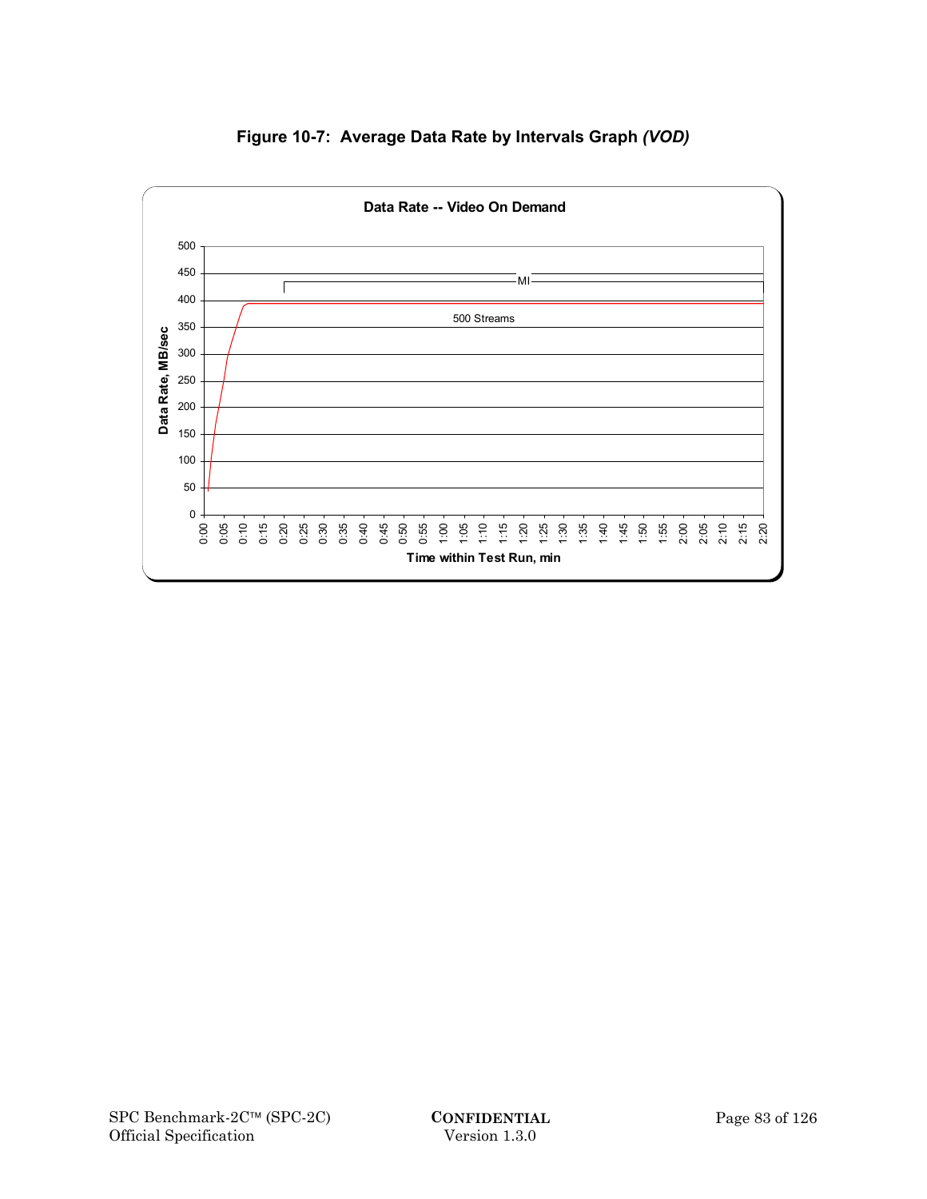**Figure 10-7: Average Data Rate by Intervals Graph *(VOD)***

Data Rate -- Video On Demand

Data Rate, MB/sec

MI

500 Streams

Time within Test Run, min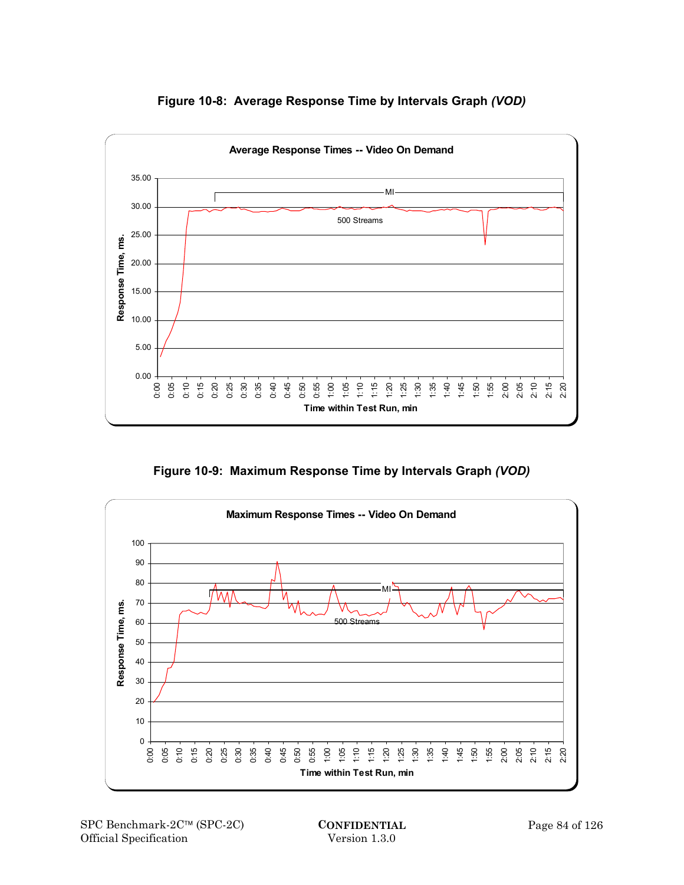**Figure 10-8: Average Response Time by Intervals Graph *(VOD)***

**Figure 10-9: Maximum Response Time by Intervals Graph *(VOD)***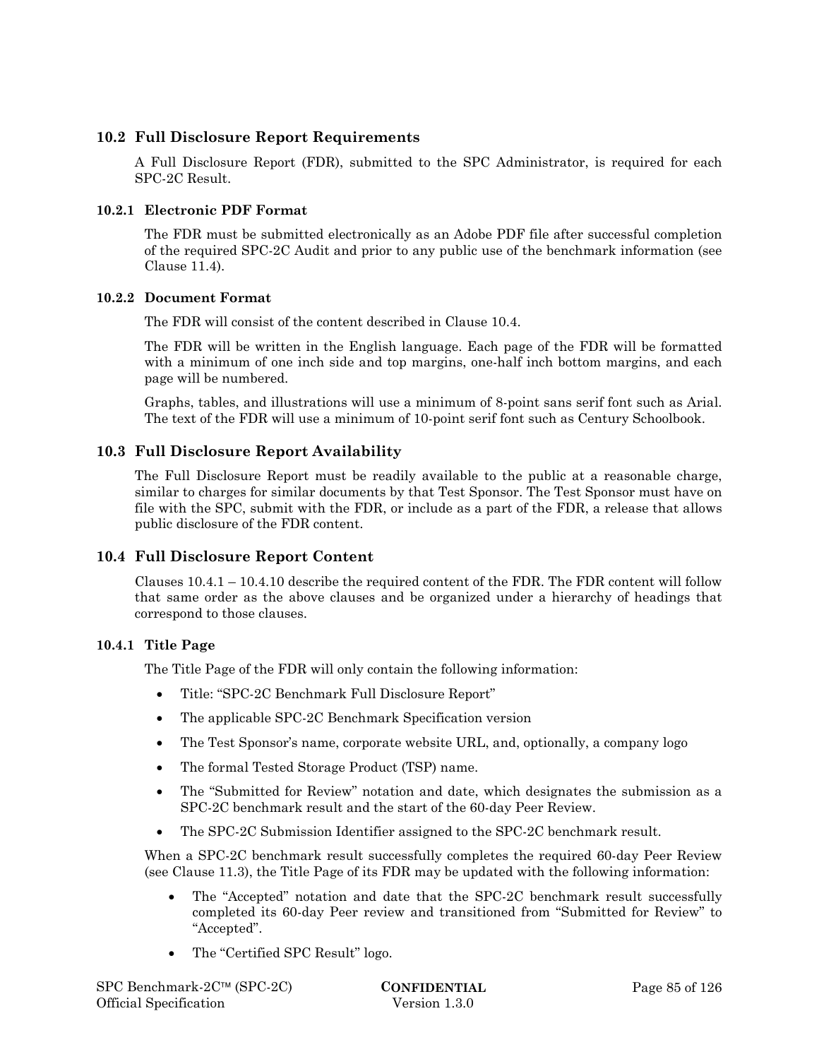## 10.2 Full Disclosure Report Requirements

A Full Disclosure Report (FDR), submitted to the SPC Administrator, is required for each SPC-2C Result.

### 10.2.1 Electronic PDF Format

The FDR must be submitted electronically as an Adobe PDF file after successful completion of the required SPC-2C Audit and prior to any public use of the benchmark information (see Clause 11.4).

### 10.2.2 Document Format

The FDR will consist of the content described in Clause 10.4.

The FDR will be written in the English language. Each page of the FDR will be formatted with a minimum of one inch side and top margins, one-half inch bottom margins, and each page will be numbered.

Graphs, tables, and illustrations will use a minimum of 8-point sans serif font such as Arial. The text of the FDR will use a minimum of 10-point serif font such as Century Schoolbook.

## 10.3 Full Disclosure Report Availability

The Full Disclosure Report must be readily available to the public at a reasonable charge, similar to charges for similar documents by that Test Sponsor. The Test Sponsor must have on file with the SPC, submit with the FDR, or include as a part of the FDR, a release that allows public disclosure of the FDR content.

## 10.4 Full Disclosure Report Content

Clauses 10.4.1 – 10.4.10 describe the required content of the FDR. The FDR content will follow that same order as the above clauses and be organized under a hierarchy of headings that correspond to those clauses.

### 10.4.1 Title Page

The Title Page of the FDR will only contain the following information:

- Title: "SPC-2C Benchmark Full Disclosure Report"
- The applicable SPC-2C Benchmark Specification version
- The Test Sponsor's name, corporate website URL, and, optionally, a company logo
- The formal Tested Storage Product (TSP) name.
- The "Submitted for Review" notation and date, which designates the submission as a SPC-2C benchmark result and the start of the 60-day Peer Review.
- The SPC-2C Submission Identifier assigned to the SPC-2C benchmark result.

When a SPC-2C benchmark result successfully completes the required 60-day Peer Review (see Clause 11.3), the Title Page of its FDR may be updated with the following information:

- The "Accepted" notation and date that the SPC-2C benchmark result successfully completed its 60-day Peer review and transitioned from "Submitted for Review" to "Accepted".
- The "Certified SPC Result" logo.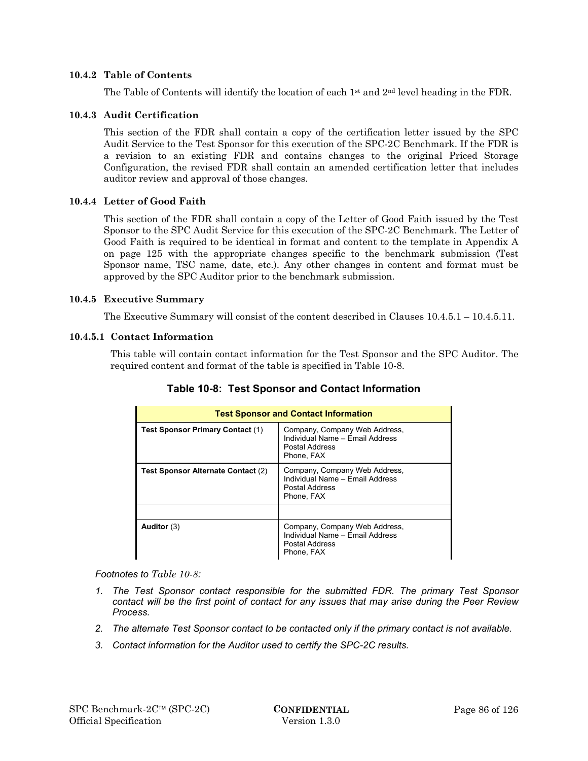### 10.4.2 Table of Contents

The Table of Contents will identify the location of each 1st and 2nd level heading in the FDR.

### 10.4.3 Audit Certification

This section of the FDR shall contain a copy of the certification letter issued by the SPC Audit Service to the Test Sponsor for this execution of the SPC-2C Benchmark. If the FDR is a revision to an existing FDR and contains changes to the original Priced Storage Configuration, the revised FDR shall contain an amended certification letter that includes auditor review and approval of those changes.

### 10.4.4 Letter of Good Faith

This section of the FDR shall contain a copy of the Letter of Good Faith issued by the Test Sponsor to the SPC Audit Service for this execution of the SPC-2C Benchmark. The Letter of Good Faith is required to be identical in format and content to the template in Appendix A on page 125 with the appropriate changes specific to the benchmark submission (Test Sponsor name, TSC name, date, etc.). Any other changes in content and format must be approved by the SPC Auditor prior to the benchmark submission.

### 10.4.5 Executive Summary

The Executive Summary will consist of the content described in Clauses 10.4.5.1 – 10.4.5.11.

#### 10.4.5.1 Contact Information

This table will contain contact information for the Test Sponsor and the SPC Auditor. The required content and format of the table is specified in Table 10-8.

**Table 10-8: Test Sponsor and Contact Information**

| Test Sponsor and Contact Information | |
|---|---|
| **Test Sponsor Primary Contact** (1) | Company, Company Web Address,<br>Individual Name – Email Address<br>Postal Address<br>Phone, FAX |
| **Test Sponsor Alternate Contact** (2) | Company, Company Web Address,<br>Individual Name – Email Address<br>Postal Address<br>Phone, FAX |
| | |
| **Auditor** (3) | Company, Company Web Address,<br>Individual Name – Email Address<br>Postal Address<br>Phone, FAX |

*Footnotes to Table 10-8:*

1. *The Test Sponsor contact responsible for the submitted FDR. The primary Test Sponsor contact will be the first point of contact for any issues that may arise during the Peer Review Process.*
2. *The alternate Test Sponsor contact to be contacted only if the primary contact is not available.*
3. *Contact information for the Auditor used to certify the SPC-2C results.*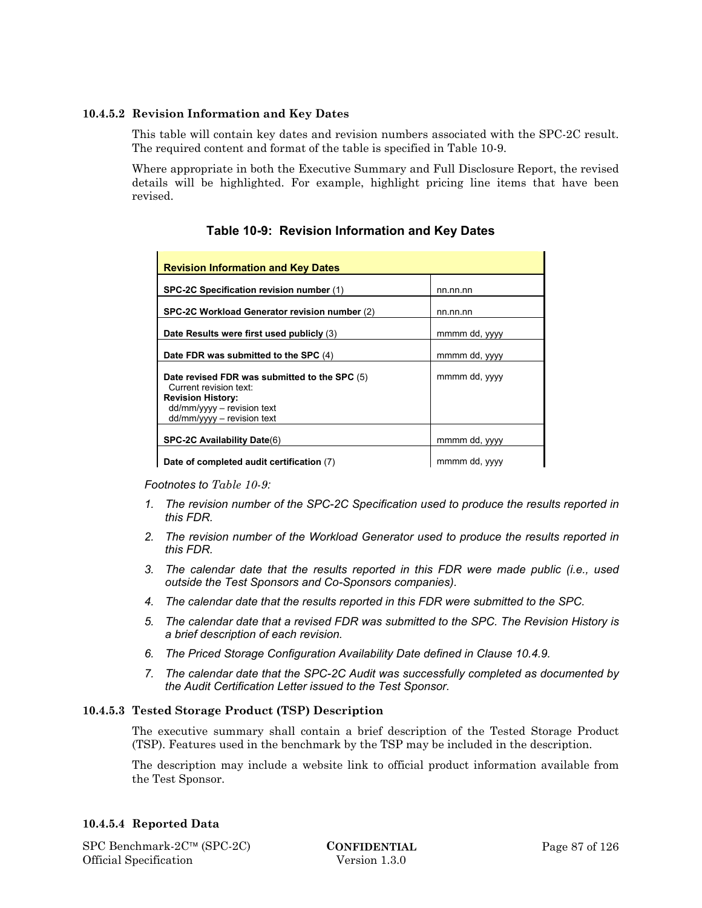#### 10.4.5.2 Revision Information and Key Dates

This table will contain key dates and revision numbers associated with the SPC-2C result. The required content and format of the table is specified in Table 10-9.

Where appropriate in both the Executive Summary and Full Disclosure Report, the revised details will be highlighted. For example, highlight pricing line items that have been revised.

**Table 10-9: Revision Information and Key Dates**

| **Revision Information and Key Dates** | |
|---|---|
| **SPC-2C Specification revision number** (1) | nn.nn.nn |
| **SPC-2C Workload Generator revision number** (2) | nn.nn.nn |
| **Date Results were first used publicly** (3) | mmmm dd, yyyy |
| **Date FDR was submitted to the SPC** (4) | mmmm dd, yyyy |
| **Date revised FDR was submitted to the SPC** (5)<br>Current revision text:<br>**Revision History:**<br>dd/mm/yyyy – revision text<br>dd/mm/yyyy – revision text | mmmm dd, yyyy |
| **SPC-2C Availability Date**(6) | mmmm dd, yyyy |
| **Date of completed audit certification** (7) | mmmm dd, yyyy |

*Footnotes to Table 10-9:*

1. *The revision number of the SPC-2C Specification used to produce the results reported in this FDR.*
2. *The revision number of the Workload Generator used to produce the results reported in this FDR.*
3. *The calendar date that the results reported in this FDR were made public (i.e., used outside the Test Sponsors and Co-Sponsors companies).*
4. *The calendar date that the results reported in this FDR were submitted to the SPC.*
5. *The calendar date that a revised FDR was submitted to the SPC. The Revision History is a brief description of each revision.*
6. *The Priced Storage Configuration Availability Date defined in Clause 10.4.9.*
7. *The calendar date that the SPC-2C Audit was successfully completed as documented by the Audit Certification Letter issued to the Test Sponsor.*

#### 10.4.5.3 Tested Storage Product (TSP) Description

The executive summary shall contain a brief description of the Tested Storage Product (TSP). Features used in the benchmark by the TSP may be included in the description.

The description may include a website link to official product information available from the Test Sponsor.

#### 10.4.5.4 Reported Data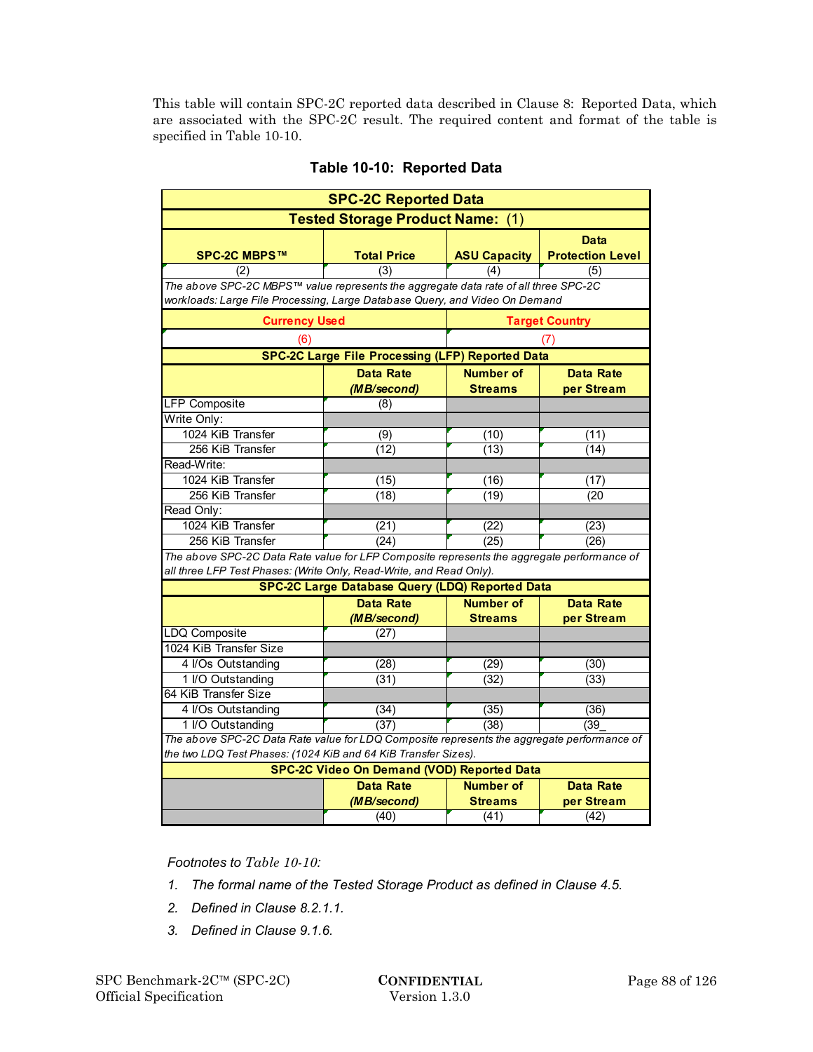This table will contain SPC-2C reported data described in Clause 8: Reported Data, which are associated with the SPC-2C result. The required content and format of the table is specified in Table 10-10.

**Table 10-10: Reported Data**

| SPC-2C Reported Data | | | |
|---|---|---|---|
| **Tested Storage Product Name: (1)** | | | |
| **SPC-2C MBPS™** | **Total Price** | **ASU Capacity** | **Data Protection Level** |
| (2) | (3) | (4) | (5) |
| *The above SPC-2C MBPS™ value represents the aggregate data rate of all three SPC-2C workloads: Large File Processing, Large Database Query, and Video On Demand* | | | |
| **Currency Used** | | **Target Country** | |
| (6) | | (7) | |
| **SPC-2C Large File Processing (LFP) Reported Data** | | | |
| | **Data Rate (MB/second)** | **Number of Streams** | **Data Rate per Stream** |
| LFP Composite | (8) | | |
| Write Only: | | | |
| 1024 KiB Transfer | (9) | (10) | (11) |
| 256 KiB Transfer | (12) | (13) | (14) |
| Read-Write: | | | |
| 1024 KiB Transfer | (15) | (16) | (17) |
| 256 KiB Transfer | (18) | (19) | (20 |
| Read Only: | | | |
| 1024 KiB Transfer | (21) | (22) | (23) |
| 256 KiB Transfer | (24) | (25) | (26) |
| *The above SPC-2C Data Rate value for LFP Composite represents the aggregate performance of all three LFP Test Phases: (Write Only, Read-Write, and Read Only).* | | | |
| **SPC-2C Large Database Query (LDQ) Reported Data** | | | |
| | **Data Rate (MB/second)** | **Number of Streams** | **Data Rate per Stream** |
| LDQ Composite | (27) | | |
| 1024 KiB Transfer Size | | | |
| 4 I/Os Outstanding | (28) | (29) | (30) |
| 1 I/O Outstanding | (31) | (32) | (33) |
| 64 KiB Transfer Size | | | |
| 4 I/Os Outstanding | (34) | (35) | (36) |
| 1 I/O Outstanding | (37) | (38) | (39_ |
| *The above SPC-2C Data Rate value for LDQ Composite represents the aggregate performance of the two LDQ Test Phases: (1024 KiB and 64 KiB Transfer Sizes).* | | | |
| **SPC-2C Video On Demand (VOD) Reported Data** | | | |
| | **Data Rate (MB/second)** | **Number of Streams** | **Data Rate per Stream** |
| | (40) | (41) | (42) |

*Footnotes to Table 10-10:*

1. *The formal name of the Tested Storage Product as defined in Clause 4.5.*
2. *Defined in Clause 8.2.1.1.*
3. *Defined in Clause 9.1.6.*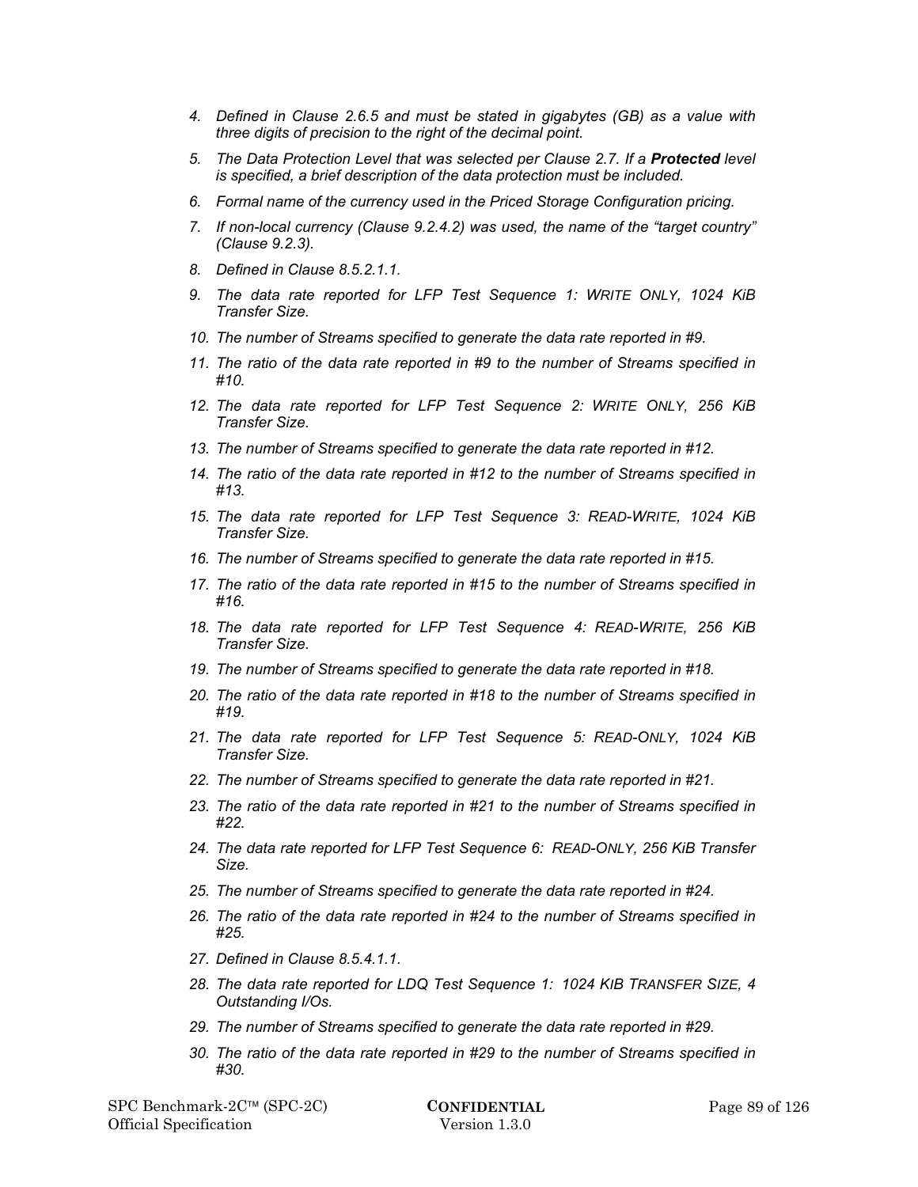4. *Defined in Clause 2.6.5 and must be stated in gigabytes (GB) as a value with three digits of precision to the right of the decimal point.*
5. *The Data Protection Level that was selected per Clause 2.7. If a* ***Protected*** *level is specified, a brief description of the data protection must be included.*
6. *Formal name of the currency used in the Priced Storage Configuration pricing.*
7. *If non-local currency (Clause 9.2.4.2) was used, the name of the "target country" (Clause 9.2.3).*
8. *Defined in Clause 8.5.2.1.1.*
9. *The data rate reported for LFP Test Sequence 1: WRITE ONLY, 1024 KiB Transfer Size.*
10. *The number of Streams specified to generate the data rate reported in #9.*
11. *The ratio of the data rate reported in #9 to the number of Streams specified in #10.*
12. *The data rate reported for LFP Test Sequence 2: WRITE ONLY, 256 KiB Transfer Size.*
13. *The number of Streams specified to generate the data rate reported in #12.*
14. *The ratio of the data rate reported in #12 to the number of Streams specified in #13.*
15. *The data rate reported for LFP Test Sequence 3: READ-WRITE, 1024 KiB Transfer Size.*
16. *The number of Streams specified to generate the data rate reported in #15.*
17. *The ratio of the data rate reported in #15 to the number of Streams specified in #16.*
18. *The data rate reported for LFP Test Sequence 4: READ-WRITE, 256 KiB Transfer Size.*
19. *The number of Streams specified to generate the data rate reported in #18.*
20. *The ratio of the data rate reported in #18 to the number of Streams specified in #19.*
21. *The data rate reported for LFP Test Sequence 5: READ-ONLY, 1024 KiB Transfer Size.*
22. *The number of Streams specified to generate the data rate reported in #21.*
23. *The ratio of the data rate reported in #21 to the number of Streams specified in #22.*
24. *The data rate reported for LFP Test Sequence 6: READ-ONLY, 256 KiB Transfer Size.*
25. *The number of Streams specified to generate the data rate reported in #24.*
26. *The ratio of the data rate reported in #24 to the number of Streams specified in #25.*
27. *Defined in Clause 8.5.4.1.1.*
28. *The data rate reported for LDQ Test Sequence 1: 1024 KiB TRANSFER SIZE, 4 Outstanding I/Os.*
29. *The number of Streams specified to generate the data rate reported in #29.*
30. *The ratio of the data rate reported in #29 to the number of Streams specified in #30.*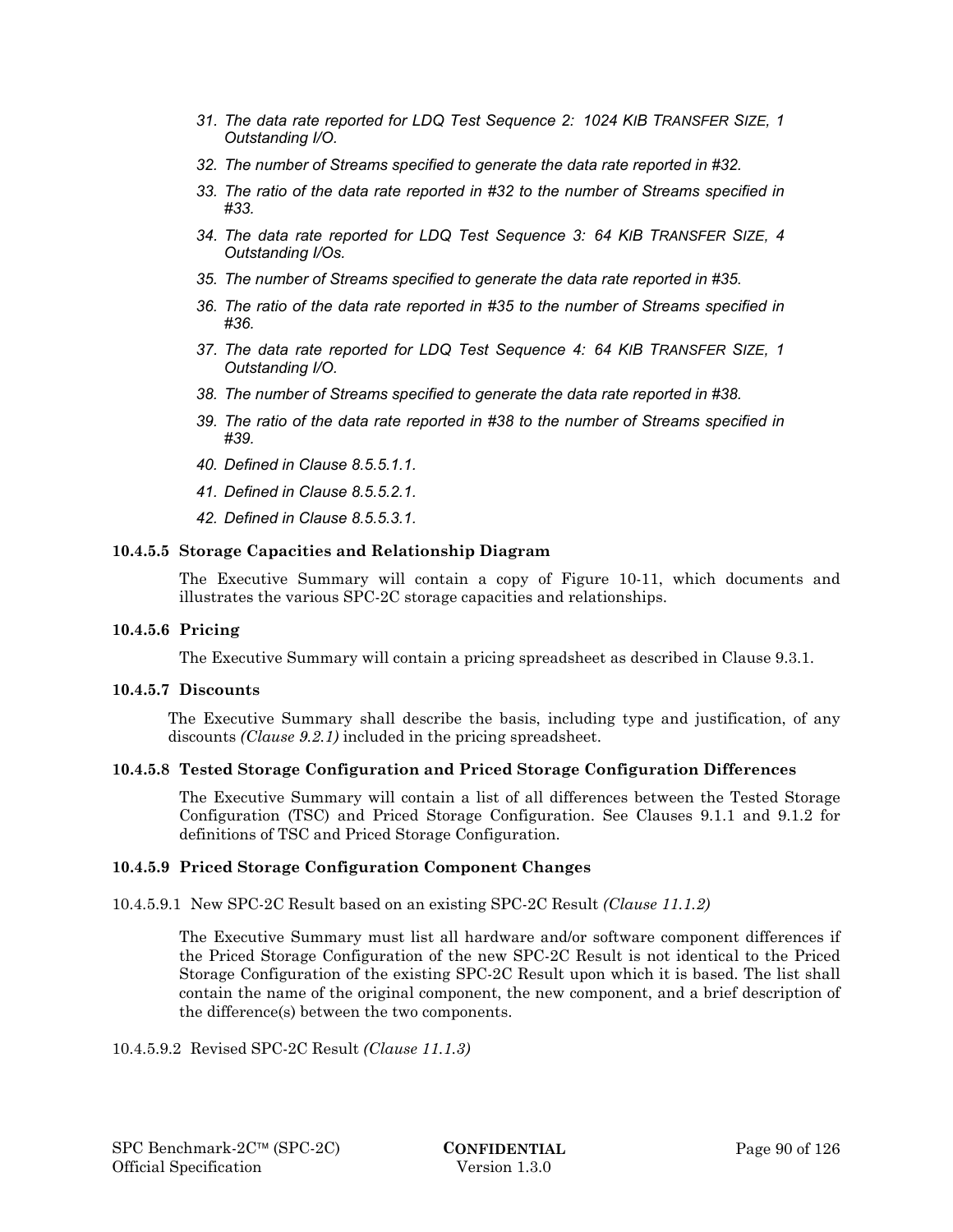31. *The data rate reported for LDQ Test Sequence 2: 1024 KIB TRANSFER SIZE, 1 Outstanding I/O.*

32. *The number of Streams specified to generate the data rate reported in #32.*

33. *The ratio of the data rate reported in #32 to the number of Streams specified in #33.*

34. *The data rate reported for LDQ Test Sequence 3: 64 KIB TRANSFER SIZE, 4 Outstanding I/Os.*

35. *The number of Streams specified to generate the data rate reported in #35.*

36. *The ratio of the data rate reported in #35 to the number of Streams specified in #36.*

37. *The data rate reported for LDQ Test Sequence 4: 64 KIB TRANSFER SIZE, 1 Outstanding I/O.*

38. *The number of Streams specified to generate the data rate reported in #38.*

39. *The ratio of the data rate reported in #38 to the number of Streams specified in #39.*

40. *Defined in Clause 8.5.5.1.1.*

41. *Defined in Clause 8.5.5.2.1.*

42. *Defined in Clause 8.5.5.3.1.*

#### 10.4.5.5 Storage Capacities and Relationship Diagram

The Executive Summary will contain a copy of Figure 10-11, which documents and illustrates the various SPC-2C storage capacities and relationships.

#### 10.4.5.6 Pricing

The Executive Summary will contain a pricing spreadsheet as described in Clause 9.3.1.

#### 10.4.5.7 Discounts

The Executive Summary shall describe the basis, including type and justification, of any discounts *(Clause 9.2.1)* included in the pricing spreadsheet.

#### 10.4.5.8 Tested Storage Configuration and Priced Storage Configuration Differences

The Executive Summary will contain a list of all differences between the Tested Storage Configuration (TSC) and Priced Storage Configuration. See Clauses 9.1.1 and 9.1.2 for definitions of TSC and Priced Storage Configuration.

#### 10.4.5.9 Priced Storage Configuration Component Changes

10.4.5.9.1 New SPC-2C Result based on an existing SPC-2C Result *(Clause 11.1.2)*

The Executive Summary must list all hardware and/or software component differences if the Priced Storage Configuration of the new SPC-2C Result is not identical to the Priced Storage Configuration of the existing SPC-2C Result upon which it is based. The list shall contain the name of the original component, the new component, and a brief description of the difference(s) between the two components.

10.4.5.9.2 Revised SPC-2C Result *(Clause 11.1.3)*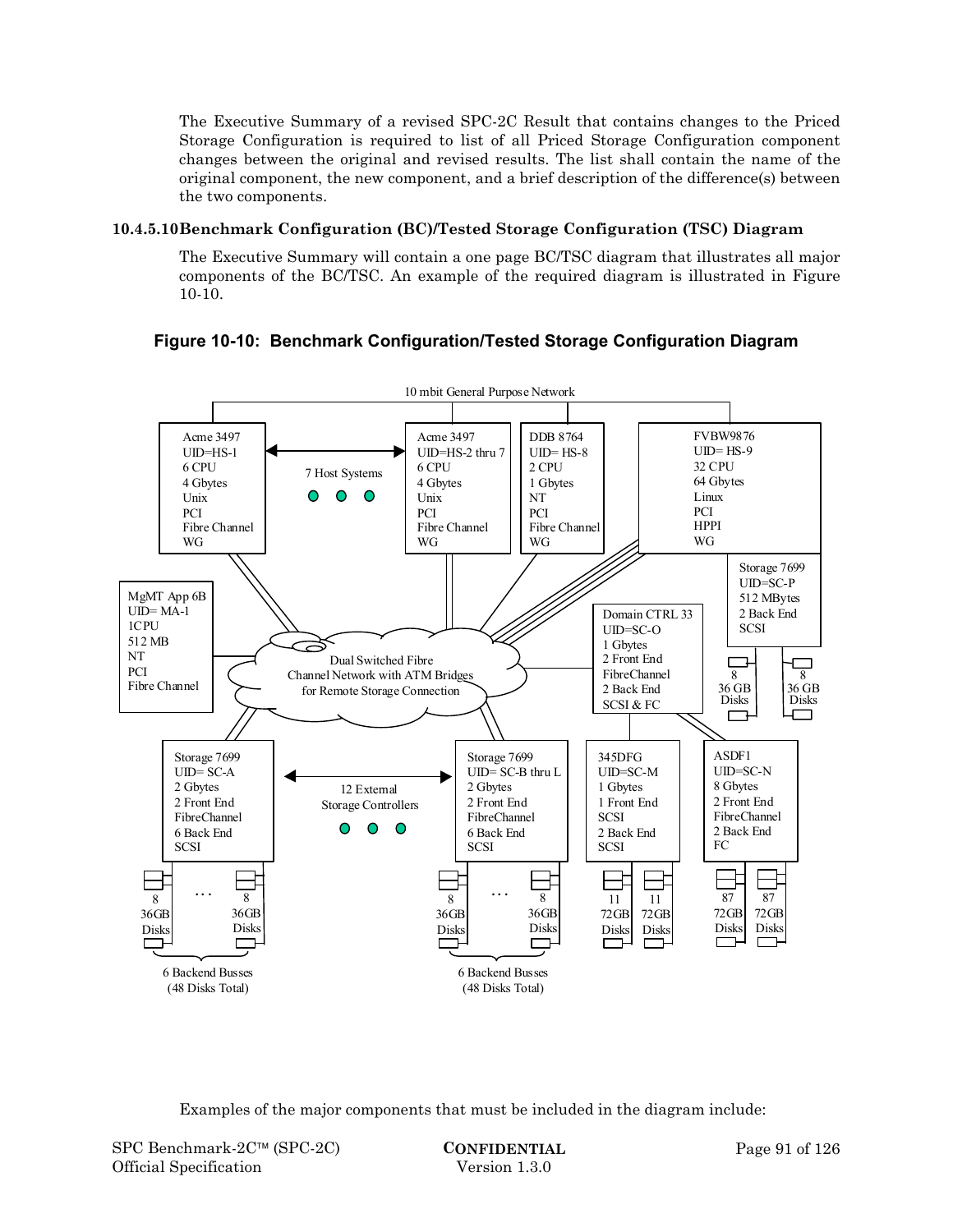The Executive Summary of a revised SPC-2C Result that contains changes to the Priced Storage Configuration is required to list of all Priced Storage Configuration component changes between the original and revised results. The list shall contain the name of the original component, the new component, and a brief description of the difference(s) between the two components.

#### 10.4.5.10 Benchmark Configuration (BC)/Tested Storage Configuration (TSC) Diagram

The Executive Summary will contain a one page BC/TSC diagram that illustrates all major components of the BC/TSC. An example of the required diagram is illustrated in Figure 10-10.

**Figure 10-10: Benchmark Configuration/Tested Storage Configuration Diagram**

10 mbit General Purpose Network

Acme 3497
UID=HS-1
6 CPU
4 Gbytes
Unix
PCI
Fibre Channel
WG

7 Host Systems

Acme 3497
UID=HS-2 thru 7
6 CPU
4 Gbytes
Unix
PCI
Fibre Channel
WG

DDB 8764
UID= HS-8
2 CPU
1 Gbytes
NT
PCI
Fibre Channel
WG

FVBW9876
UID= HS-9
32 CPU
64 Gbytes
Linux
PCI
HPPI
WG

Storage 7699
UID=SC-P
512 MBytes
2 Back End
SCSI

8 36 GB Disks | 8 36 GB Disks

MgMT App 6B
UID= MA-1
1CPU
512 MB
NT
PCI
Fibre Channel

Dual Switched Fibre Channel Network with ATM Bridges for Remote Storage Connection

Domain CTRL 33
UID=SC-O
1 Gbytes
2 Front End
FibreChannel
2 Back End
SCSI & FC

Storage 7699
UID= SC-A
2 Gbytes
2 Front End
FibreChannel
6 Back End
SCSI

12 External Storage Controllers

Storage 7699
UID= SC-B thru L
2 Gbytes
2 Front End
FibreChannel
6 Back End
SCSI

345DFG
UID=SC-M
1 Gbytes
1 Front End
SCSI
2 Back End
SCSI

ASDF1
UID=SC-N
8 Gbytes
2 Front End
FibreChannel
2 Back End
FC

8 36GB Disks … 8 36GB Disks
6 Backend Busses (48 Disks Total)

8 36GB Disks … 8 36GB Disks
6 Backend Busses (48 Disks Total)

11 72GB Disks | 11 72GB Disks

87 72GB Disks | 87 72GB Disks

Examples of the major components that must be included in the diagram include: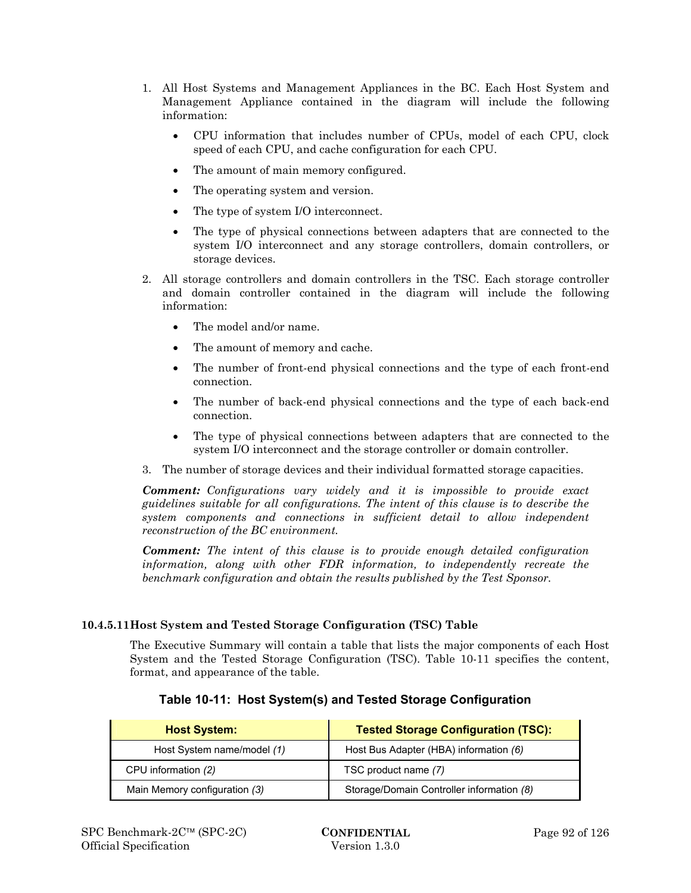1. All Host Systems and Management Appliances in the BC. Each Host System and Management Appliance contained in the diagram will include the following information:

   - CPU information that includes number of CPUs, model of each CPU, clock speed of each CPU, and cache configuration for each CPU.
   - The amount of main memory configured.
   - The operating system and version.
   - The type of system I/O interconnect.
   - The type of physical connections between adapters that are connected to the system I/O interconnect and any storage controllers, domain controllers, or storage devices.

2. All storage controllers and domain controllers in the TSC. Each storage controller and domain controller contained in the diagram will include the following information:

   - The model and/or name.
   - The amount of memory and cache.
   - The number of front-end physical connections and the type of each front-end connection.
   - The number of back-end physical connections and the type of each back-end connection.
   - The type of physical connections between adapters that are connected to the system I/O interconnect and the storage controller or domain controller.

3. The number of storage devices and their individual formatted storage capacities.

***Comment:*** *Configurations vary widely and it is impossible to provide exact guidelines suitable for all configurations. The intent of this clause is to describe the system components and connections in sufficient detail to allow independent reconstruction of the BC environment.*

***Comment:*** *The intent of this clause is to provide enough detailed configuration information, along with other FDR information, to independently recreate the benchmark configuration and obtain the results published by the Test Sponsor.*

#### 10.4.5.11 Host System and Tested Storage Configuration (TSC) Table

The Executive Summary will contain a table that lists the major components of each Host System and the Tested Storage Configuration (TSC). Table 10-11 specifies the content, format, and appearance of the table.

**Table 10-11: Host System(s) and Tested Storage Configuration**

| Host System: | Tested Storage Configuration (TSC): |
|---|---|
| Host System name/model *(1)* | Host Bus Adapter (HBA) information *(6)* |
| CPU information *(2)* | TSC product name *(7)* |
| Main Memory configuration *(3)* | Storage/Domain Controller information *(8)* |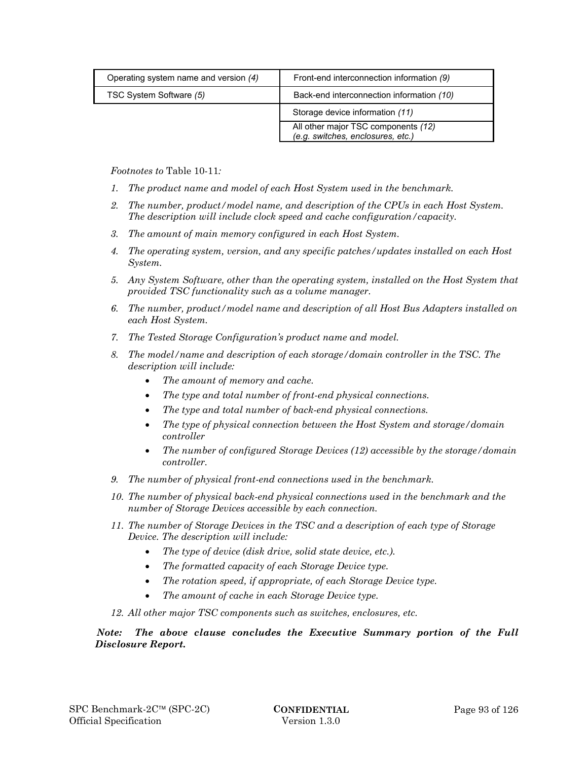| | |
|---|---|
| Operating system name and version *(4)* | Front-end interconnection information *(9)* |
| TSC System Software *(5)* | Back-end interconnection information *(10)* |
| | Storage device information *(11)* |
| | All other major TSC components *(12)* *(e.g. switches, enclosures, etc.)* |

*Footnotes to* Table 10-11*:*

1. *The product name and model of each Host System used in the benchmark.*
2. *The number, product/model name, and description of the CPUs in each Host System. The description will include clock speed and cache configuration/capacity.*
3. *The amount of main memory configured in each Host System.*
4. *The operating system, version, and any specific patches/updates installed on each Host System.*
5. *Any System Software, other than the operating system, installed on the Host System that provided TSC functionality such as a volume manager.*
6. *The number, product/model name and description of all Host Bus Adapters installed on each Host System.*
7. *The Tested Storage Configuration's product name and model.*
8. *The model/name and description of each storage/domain controller in the TSC. The description will include:*
    - *The amount of memory and cache.*
    - *The type and total number of front-end physical connections.*
    - *The type and total number of back-end physical connections.*
    - *The type of physical connection between the Host System and storage/domain controller*
    - *The number of configured Storage Devices (12) accessible by the storage/domain controller.*
9. *The number of physical front-end connections used in the benchmark.*
10. *The number of physical back-end physical connections used in the benchmark and the number of Storage Devices accessible by each connection.*
11. *The number of Storage Devices in the TSC and a description of each type of Storage Device. The description will include:*
    - *The type of device (disk drive, solid state device, etc.).*
    - *The formatted capacity of each Storage Device type.*
    - *The rotation speed, if appropriate, of each Storage Device type.*
    - *The amount of cache in each Storage Device type.*
12. *All other major TSC components such as switches, enclosures, etc.*

***Note: The above clause concludes the Executive Summary portion of the Full Disclosure Report.***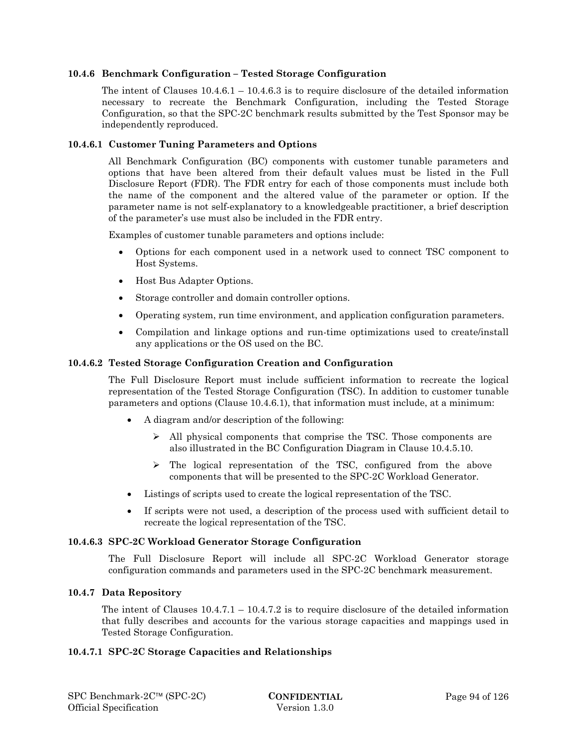### 10.4.6 Benchmark Configuration – Tested Storage Configuration

The intent of Clauses 10.4.6.1 – 10.4.6.3 is to require disclosure of the detailed information necessary to recreate the Benchmark Configuration, including the Tested Storage Configuration, so that the SPC-2C benchmark results submitted by the Test Sponsor may be independently reproduced.

#### 10.4.6.1 Customer Tuning Parameters and Options

All Benchmark Configuration (BC) components with customer tunable parameters and options that have been altered from their default values must be listed in the Full Disclosure Report (FDR). The FDR entry for each of those components must include both the name of the component and the altered value of the parameter or option. If the parameter name is not self-explanatory to a knowledgeable practitioner, a brief description of the parameter's use must also be included in the FDR entry.

Examples of customer tunable parameters and options include:

- Options for each component used in a network used to connect TSC component to Host Systems.
- Host Bus Adapter Options.
- Storage controller and domain controller options.
- Operating system, run time environment, and application configuration parameters.
- Compilation and linkage options and run-time optimizations used to create/install any applications or the OS used on the BC.

#### 10.4.6.2 Tested Storage Configuration Creation and Configuration

The Full Disclosure Report must include sufficient information to recreate the logical representation of the Tested Storage Configuration (TSC). In addition to customer tunable parameters and options (Clause 10.4.6.1), that information must include, at a minimum:

- A diagram and/or description of the following:
  - ➢ All physical components that comprise the TSC. Those components are also illustrated in the BC Configuration Diagram in Clause 10.4.5.10.
  - ➢ The logical representation of the TSC, configured from the above components that will be presented to the SPC-2C Workload Generator.
- Listings of scripts used to create the logical representation of the TSC.
- If scripts were not used, a description of the process used with sufficient detail to recreate the logical representation of the TSC.

#### 10.4.6.3 SPC-2C Workload Generator Storage Configuration

The Full Disclosure Report will include all SPC-2C Workload Generator storage configuration commands and parameters used in the SPC-2C benchmark measurement.

### 10.4.7 Data Repository

The intent of Clauses 10.4.7.1 – 10.4.7.2 is to require disclosure of the detailed information that fully describes and accounts for the various storage capacities and mappings used in Tested Storage Configuration.

#### 10.4.7.1 SPC-2C Storage Capacities and Relationships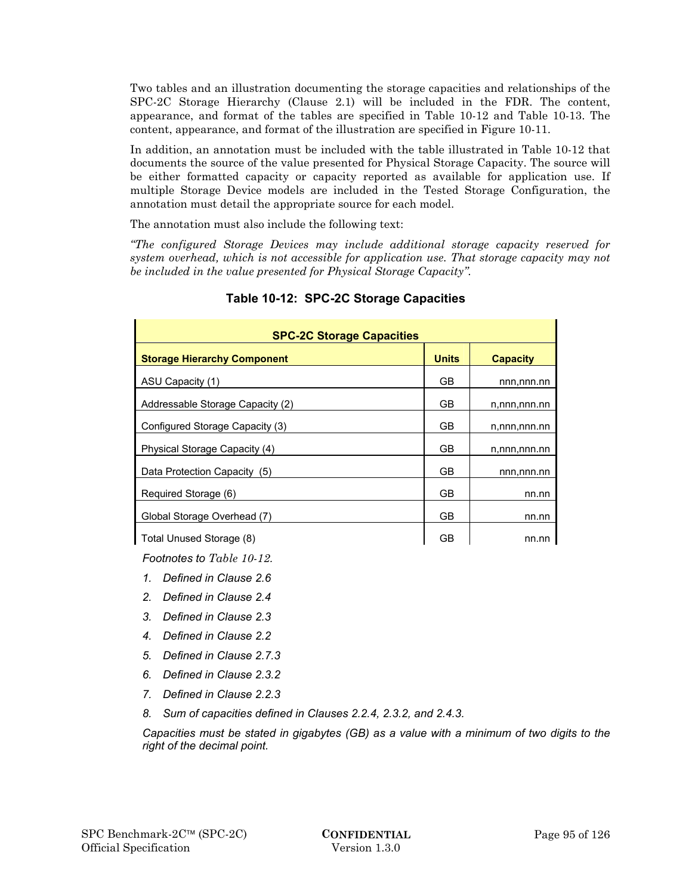Two tables and an illustration documenting the storage capacities and relationships of the SPC-2C Storage Hierarchy (Clause 2.1) will be included in the FDR. The content, appearance, and format of the tables are specified in Table 10-12 and Table 10-13. The content, appearance, and format of the illustration are specified in Figure 10-11.

In addition, an annotation must be included with the table illustrated in Table 10-12 that documents the source of the value presented for Physical Storage Capacity. The source will be either formatted capacity or capacity reported as available for application use. If multiple Storage Device models are included in the Tested Storage Configuration, the annotation must detail the appropriate source for each model.

The annotation must also include the following text:

*"The configured Storage Devices may include additional storage capacity reserved for system overhead, which is not accessible for application use. That storage capacity may not be included in the value presented for Physical Storage Capacity".*

**Table 10-12: SPC-2C Storage Capacities**

| SPC-2C Storage Capacities | | |
|---|---|---|
| **Storage Hierarchy Component** | **Units** | **Capacity** |
| ASU Capacity (1) | GB | nnn,nnn.nn |
| Addressable Storage Capacity (2) | GB | n,nnn,nnn.nn |
| Configured Storage Capacity (3) | GB | n,nnn,nnn.nn |
| Physical Storage Capacity (4) | GB | n,nnn,nnn.nn |
| Data Protection Capacity (5) | GB | nnn,nnn.nn |
| Required Storage (6) | GB | nn.nn |
| Global Storage Overhead (7) | GB | nn.nn |
| Total Unused Storage (8) | GB | nn.nn |

*Footnotes to Table 10-12.*

1. *Defined in Clause 2.6*
2. *Defined in Clause 2.4*
3. *Defined in Clause 2.3*
4. *Defined in Clause 2.2*
5. *Defined in Clause 2.7.3*
6. *Defined in Clause 2.3.2*
7. *Defined in Clause 2.2.3*
8. *Sum of capacities defined in Clauses 2.2.4, 2.3.2, and 2.4.3.*

*Capacities must be stated in gigabytes (GB) as a value with a minimum of two digits to the right of the decimal point.*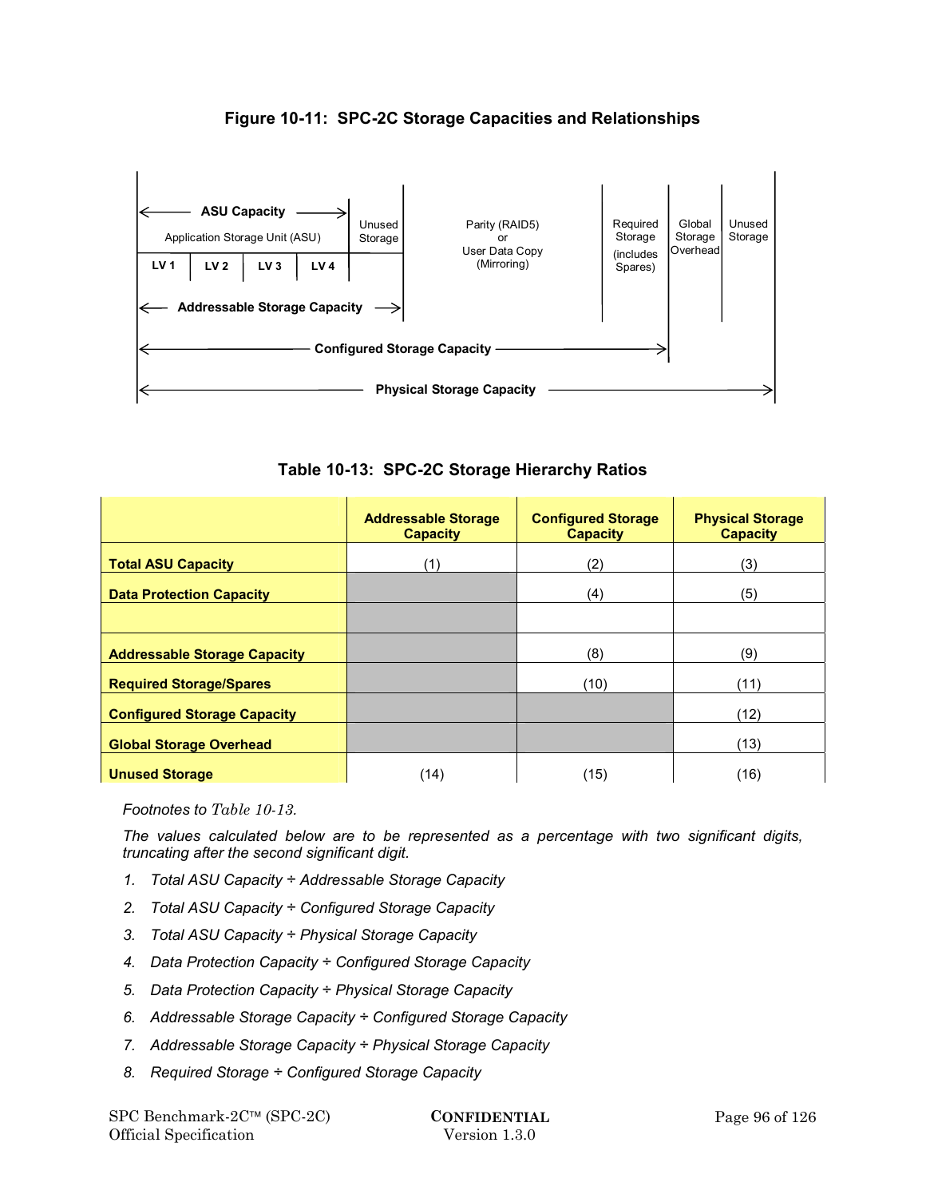**Figure 10-11: SPC-2C Storage Capacities and Relationships**

ASU Capacity

Application Storage Unit (ASU)

LV 1 | LV 2 | LV 3 | LV 4

Unused Storage

Parity (RAID5) or User Data Copy (Mirroring)

Required Storage (includes Spares)

Global Storage Overhead

Unused Storage

Addressable Storage Capacity

Configured Storage Capacity

Physical Storage Capacity

**Table 10-13: SPC-2C Storage Hierarchy Ratios**

| | Addressable Storage Capacity | Configured Storage Capacity | Physical Storage Capacity |
|---|---|---|---|
| **Total ASU Capacity** | (1) | (2) | (3) |
| **Data Protection Capacity** | | (4) | (5) |
| | | | |
| **Addressable Storage Capacity** | | (8) | (9) |
| **Required Storage/Spares** | | (10) | (11) |
| **Configured Storage Capacity** | | | (12) |
| **Global Storage Overhead** | | | (13) |
| **Unused Storage** | (14) | (15) | (16) |

*Footnotes to Table 10-13.*

*The values calculated below are to be represented as a percentage with two significant digits, truncating after the second significant digit.*

1. *Total ASU Capacity ÷ Addressable Storage Capacity*
2. *Total ASU Capacity ÷ Configured Storage Capacity*
3. *Total ASU Capacity ÷ Physical Storage Capacity*
4. *Data Protection Capacity ÷ Configured Storage Capacity*
5. *Data Protection Capacity ÷ Physical Storage Capacity*
6. *Addressable Storage Capacity ÷ Configured Storage Capacity*
7. *Addressable Storage Capacity ÷ Physical Storage Capacity*
8. *Required Storage ÷ Configured Storage Capacity*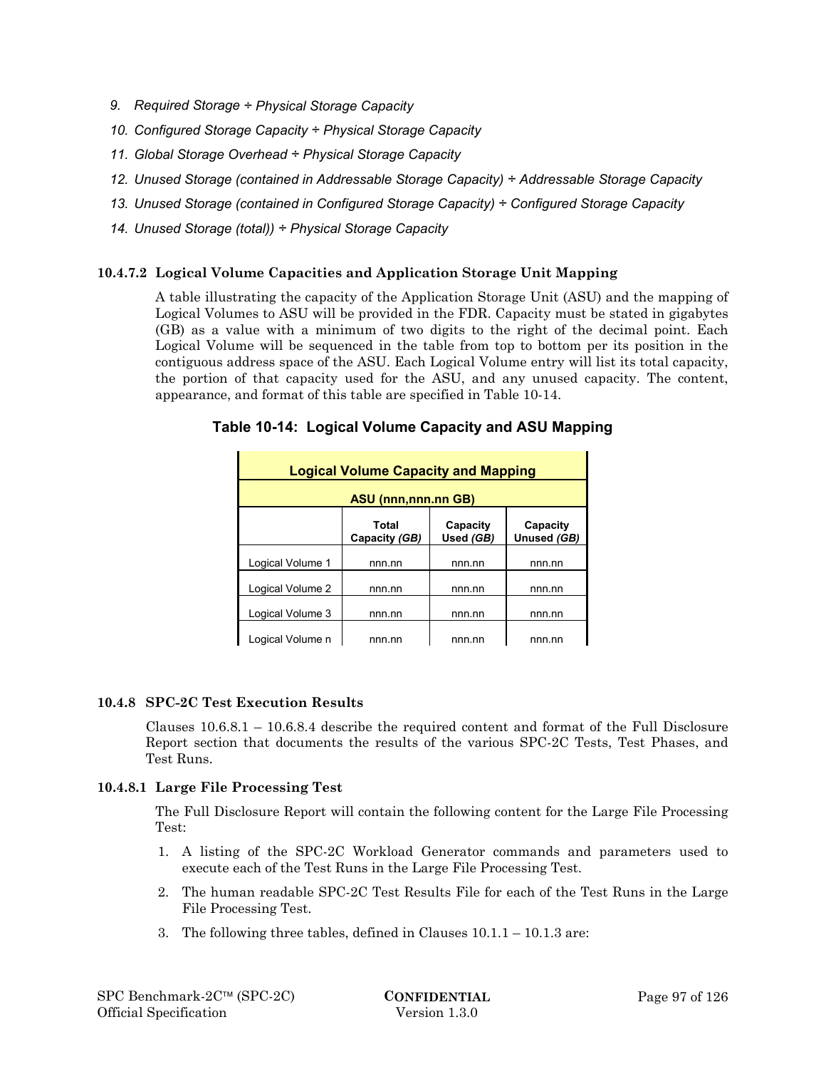9. *Required Storage ÷ Physical Storage Capacity*
10. *Configured Storage Capacity ÷ Physical Storage Capacity*
11. *Global Storage Overhead ÷ Physical Storage Capacity*
12. *Unused Storage (contained in Addressable Storage Capacity) ÷ Addressable Storage Capacity*
13. *Unused Storage (contained in Configured Storage Capacity) ÷ Configured Storage Capacity*
14. *Unused Storage (total)) ÷ Physical Storage Capacity*

#### 10.4.7.2 Logical Volume Capacities and Application Storage Unit Mapping

A table illustrating the capacity of the Application Storage Unit (ASU) and the mapping of Logical Volumes to ASU will be provided in the FDR. Capacity must be stated in gigabytes (GB) as a value with a minimum of two digits to the right of the decimal point. Each Logical Volume will be sequenced in the table from top to bottom per its position in the contiguous address space of the ASU. Each Logical Volume entry will list its total capacity, the portion of that capacity used for the ASU, and any unused capacity. The content, appearance, and format of this table are specified in Table 10-14.

**Table 10-14: Logical Volume Capacity and ASU Mapping**

| **Logical Volume Capacity and Mapping** | | | |
|---|---|---|---|
| **ASU (nnn,nnn.nn GB)** | | | |
| | **Total Capacity *(GB)*** | **Capacity Used *(GB)*** | **Capacity Unused *(GB)*** |
| Logical Volume 1 | nnn.nn | nnn.nn | nnn.nn |
| Logical Volume 2 | nnn.nn | nnn.nn | nnn.nn |
| Logical Volume 3 | nnn.nn | nnn.nn | nnn.nn |
| Logical Volume n | nnn.nn | nnn.nn | nnn.nn |

### 10.4.8 SPC-2C Test Execution Results

Clauses 10.6.8.1 – 10.6.8.4 describe the required content and format of the Full Disclosure Report section that documents the results of the various SPC-2C Tests, Test Phases, and Test Runs.

#### 10.4.8.1 Large File Processing Test

The Full Disclosure Report will contain the following content for the Large File Processing Test:

1. A listing of the SPC-2C Workload Generator commands and parameters used to execute each of the Test Runs in the Large File Processing Test.
2. The human readable SPC-2C Test Results File for each of the Test Runs in the Large File Processing Test.
3. The following three tables, defined in Clauses 10.1.1 – 10.1.3 are: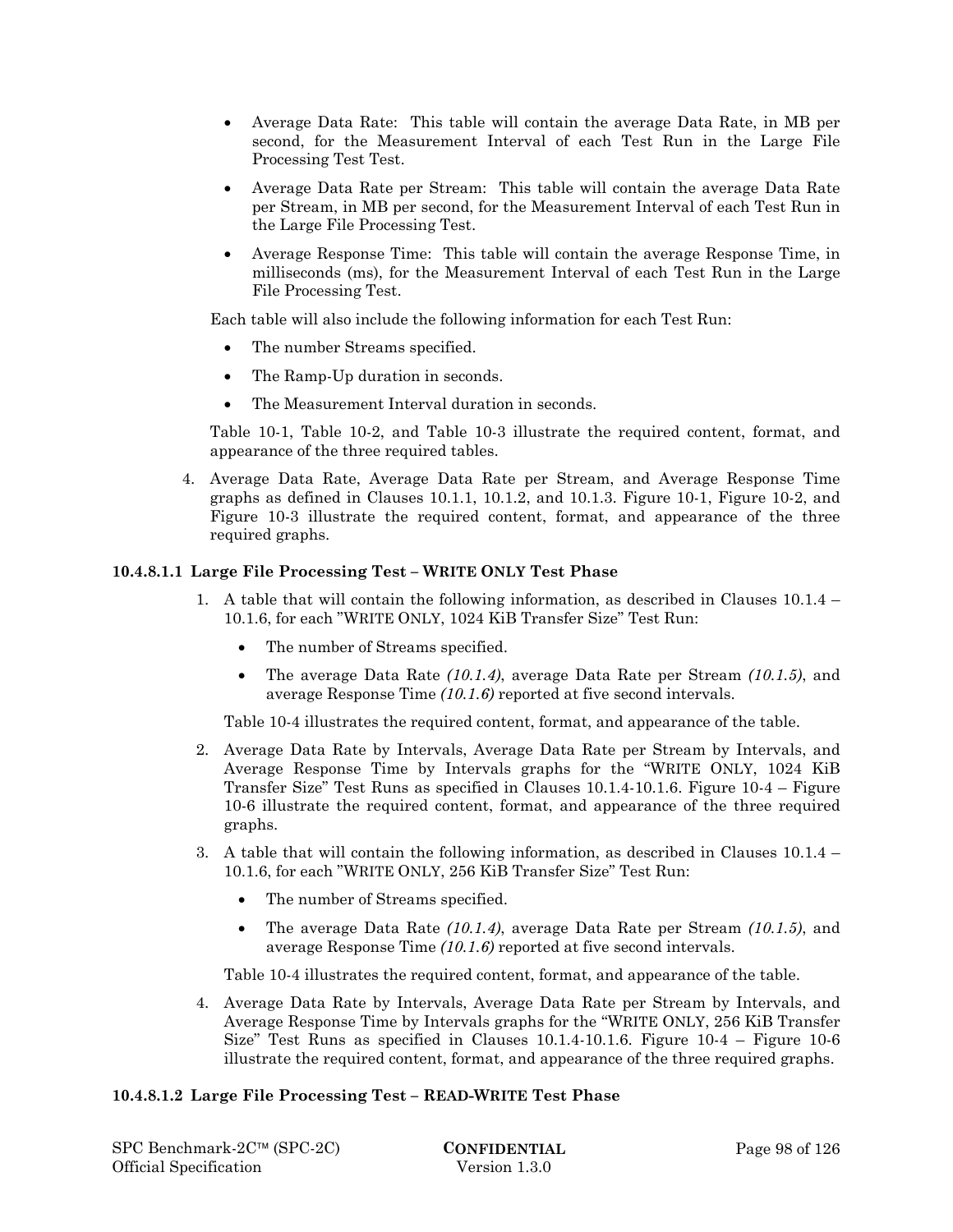- Average Data Rate: This table will contain the average Data Rate, in MB per second, for the Measurement Interval of each Test Run in the Large File Processing Test Test.
- Average Data Rate per Stream: This table will contain the average Data Rate per Stream, in MB per second, for the Measurement Interval of each Test Run in the Large File Processing Test.
- Average Response Time: This table will contain the average Response Time, in milliseconds (ms), for the Measurement Interval of each Test Run in the Large File Processing Test.

Each table will also include the following information for each Test Run:

- The number Streams specified.
- The Ramp-Up duration in seconds.
- The Measurement Interval duration in seconds.

Table 10-1, Table 10-2, and Table 10-3 illustrate the required content, format, and appearance of the three required tables.

4. Average Data Rate, Average Data Rate per Stream, and Average Response Time graphs as defined in Clauses 10.1.1, 10.1.2, and 10.1.3. Figure 10-1, Figure 10-2, and Figure 10-3 illustrate the required content, format, and appearance of the three required graphs.

#### 10.4.8.1.1 Large File Processing Test – WRITE ONLY Test Phase

1. A table that will contain the following information, as described in Clauses 10.1.4 – 10.1.6, for each "WRITE ONLY, 1024 KiB Transfer Size" Test Run:
   - The number of Streams specified.
   - The average Data Rate *(10.1.4)*, average Data Rate per Stream *(10.1.5)*, and average Response Time *(10.1.6)* reported at five second intervals.

   Table 10-4 illustrates the required content, format, and appearance of the table.

2. Average Data Rate by Intervals, Average Data Rate per Stream by Intervals, and Average Response Time by Intervals graphs for the "WRITE ONLY, 1024 KiB Transfer Size" Test Runs as specified in Clauses 10.1.4-10.1.6. Figure 10-4 – Figure 10-6 illustrate the required content, format, and appearance of the three required graphs.

3. A table that will contain the following information, as described in Clauses 10.1.4 – 10.1.6, for each "WRITE ONLY, 256 KiB Transfer Size" Test Run:
   - The number of Streams specified.
   - The average Data Rate *(10.1.4)*, average Data Rate per Stream *(10.1.5)*, and average Response Time *(10.1.6)* reported at five second intervals.

   Table 10-4 illustrates the required content, format, and appearance of the table.

4. Average Data Rate by Intervals, Average Data Rate per Stream by Intervals, and Average Response Time by Intervals graphs for the "WRITE ONLY, 256 KiB Transfer Size" Test Runs as specified in Clauses 10.1.4-10.1.6. Figure 10-4 – Figure 10-6 illustrate the required content, format, and appearance of the three required graphs.

#### 10.4.8.1.2 Large File Processing Test – READ-WRITE Test Phase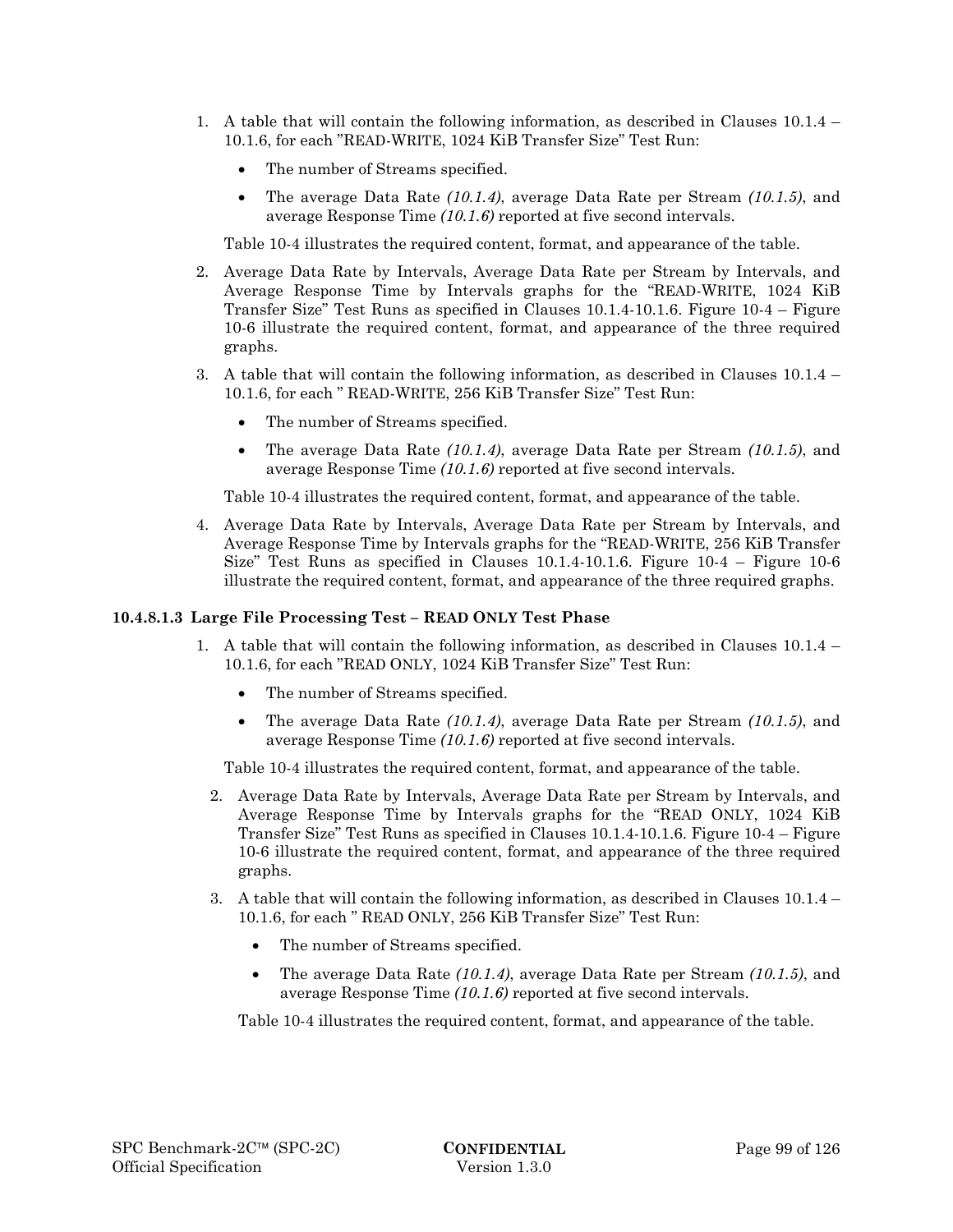1. A table that will contain the following information, as described in Clauses 10.1.4 – 10.1.6, for each "READ-WRITE, 1024 KiB Transfer Size" Test Run:

   - The number of Streams specified.
   - The average Data Rate *(10.1.4)*, average Data Rate per Stream *(10.1.5)*, and average Response Time *(10.1.6)* reported at five second intervals.

   Table 10-4 illustrates the required content, format, and appearance of the table.

2. Average Data Rate by Intervals, Average Data Rate per Stream by Intervals, and Average Response Time by Intervals graphs for the "READ-WRITE, 1024 KiB Transfer Size" Test Runs as specified in Clauses 10.1.4-10.1.6. Figure 10-4 – Figure 10-6 illustrate the required content, format, and appearance of the three required graphs.

3. A table that will contain the following information, as described in Clauses 10.1.4 – 10.1.6, for each " READ-WRITE, 256 KiB Transfer Size" Test Run:

   - The number of Streams specified.
   - The average Data Rate *(10.1.4)*, average Data Rate per Stream *(10.1.5)*, and average Response Time *(10.1.6)* reported at five second intervals.

   Table 10-4 illustrates the required content, format, and appearance of the table.

4. Average Data Rate by Intervals, Average Data Rate per Stream by Intervals, and Average Response Time by Intervals graphs for the "READ-WRITE, 256 KiB Transfer Size" Test Runs as specified in Clauses 10.1.4-10.1.6. Figure 10-4 – Figure 10-6 illustrate the required content, format, and appearance of the three required graphs.

#### 10.4.8.1.3 Large File Processing Test – READ ONLY Test Phase

1. A table that will contain the following information, as described in Clauses 10.1.4 – 10.1.6, for each "READ ONLY, 1024 KiB Transfer Size" Test Run:

   - The number of Streams specified.
   - The average Data Rate *(10.1.4)*, average Data Rate per Stream *(10.1.5)*, and average Response Time *(10.1.6)* reported at five second intervals.

   Table 10-4 illustrates the required content, format, and appearance of the table.

2. Average Data Rate by Intervals, Average Data Rate per Stream by Intervals, and Average Response Time by Intervals graphs for the "READ ONLY, 1024 KiB Transfer Size" Test Runs as specified in Clauses 10.1.4-10.1.6. Figure 10-4 – Figure 10-6 illustrate the required content, format, and appearance of the three required graphs.

3. A table that will contain the following information, as described in Clauses 10.1.4 – 10.1.6, for each " READ ONLY, 256 KiB Transfer Size" Test Run:

   - The number of Streams specified.
   - The average Data Rate *(10.1.4)*, average Data Rate per Stream *(10.1.5)*, and average Response Time *(10.1.6)* reported at five second intervals.

   Table 10-4 illustrates the required content, format, and appearance of the table.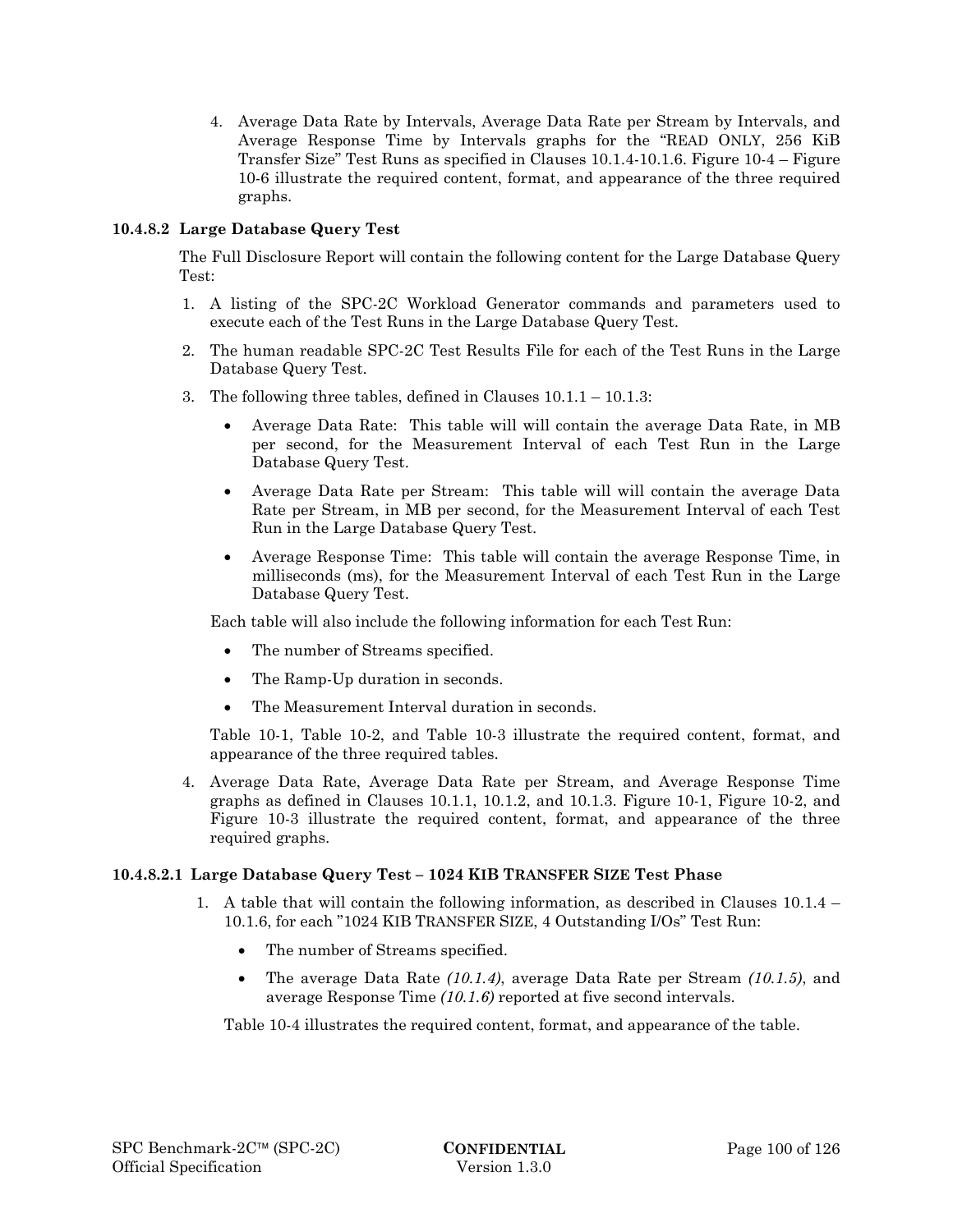4. Average Data Rate by Intervals, Average Data Rate per Stream by Intervals, and Average Response Time by Intervals graphs for the "READ ONLY, 256 KiB Transfer Size" Test Runs as specified in Clauses 10.1.4-10.1.6. Figure 10-4 – Figure 10-6 illustrate the required content, format, and appearance of the three required graphs.

#### 10.4.8.2 Large Database Query Test

The Full Disclosure Report will contain the following content for the Large Database Query Test:

1. A listing of the SPC-2C Workload Generator commands and parameters used to execute each of the Test Runs in the Large Database Query Test.
2. The human readable SPC-2C Test Results File for each of the Test Runs in the Large Database Query Test.
3. The following three tables, defined in Clauses 10.1.1 – 10.1.3:
   - Average Data Rate: This table will will contain the average Data Rate, in MB per second, for the Measurement Interval of each Test Run in the Large Database Query Test.
   - Average Data Rate per Stream: This table will will contain the average Data Rate per Stream, in MB per second, for the Measurement Interval of each Test Run in the Large Database Query Test.
   - Average Response Time: This table will contain the average Response Time, in milliseconds (ms), for the Measurement Interval of each Test Run in the Large Database Query Test.

   Each table will also include the following information for each Test Run:

   - The number of Streams specified.
   - The Ramp-Up duration in seconds.
   - The Measurement Interval duration in seconds.

   Table 10-1, Table 10-2, and Table 10-3 illustrate the required content, format, and appearance of the three required tables.
4. Average Data Rate, Average Data Rate per Stream, and Average Response Time graphs as defined in Clauses 10.1.1, 10.1.2, and 10.1.3. Figure 10-1, Figure 10-2, and Figure 10-3 illustrate the required content, format, and appearance of the three required graphs.

##### 10.4.8.2.1 Large Database Query Test – 1024 KIB TRANSFER SIZE Test Phase

1. A table that will contain the following information, as described in Clauses 10.1.4 – 10.1.6, for each "1024 KIB TRANSFER SIZE, 4 Outstanding I/Os" Test Run:
   - The number of Streams specified.
   - The average Data Rate *(10.1.4)*, average Data Rate per Stream *(10.1.5)*, and average Response Time *(10.1.6)* reported at five second intervals.

   Table 10-4 illustrates the required content, format, and appearance of the table.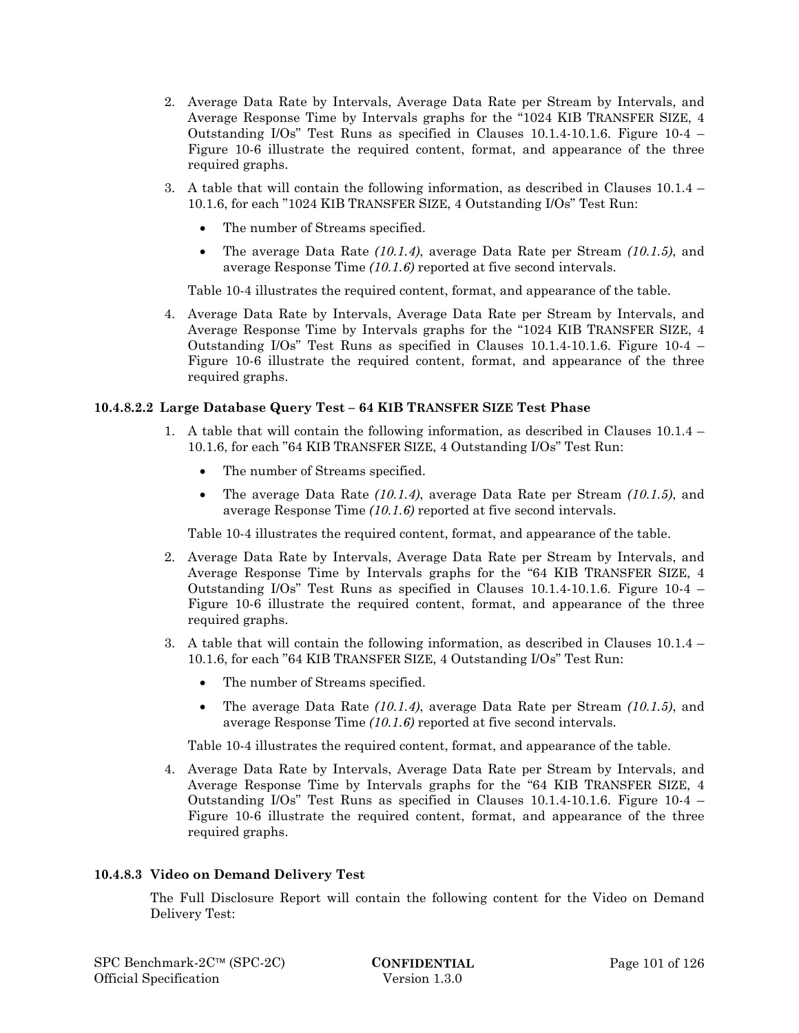2. Average Data Rate by Intervals, Average Data Rate per Stream by Intervals, and Average Response Time by Intervals graphs for the "1024 KIB TRANSFER SIZE, 4 Outstanding I/Os" Test Runs as specified in Clauses 10.1.4-10.1.6. Figure 10-4 – Figure 10-6 illustrate the required content, format, and appearance of the three required graphs.

3. A table that will contain the following information, as described in Clauses 10.1.4 – 10.1.6, for each "1024 KIB TRANSFER SIZE, 4 Outstanding I/Os" Test Run:

   - The number of Streams specified.
   - The average Data Rate *(10.1.4)*, average Data Rate per Stream *(10.1.5)*, and average Response Time *(10.1.6)* reported at five second intervals.

   Table 10-4 illustrates the required content, format, and appearance of the table.

4. Average Data Rate by Intervals, Average Data Rate per Stream by Intervals, and Average Response Time by Intervals graphs for the "1024 KIB TRANSFER SIZE, 4 Outstanding I/Os" Test Runs as specified in Clauses 10.1.4-10.1.6. Figure 10-4 – Figure 10-6 illustrate the required content, format, and appearance of the three required graphs.

#### 10.4.8.2.2 Large Database Query Test – 64 KIB TRANSFER SIZE Test Phase

1. A table that will contain the following information, as described in Clauses 10.1.4 – 10.1.6, for each "64 KIB TRANSFER SIZE, 4 Outstanding I/Os" Test Run:

   - The number of Streams specified.
   - The average Data Rate *(10.1.4)*, average Data Rate per Stream *(10.1.5)*, and average Response Time *(10.1.6)* reported at five second intervals.

   Table 10-4 illustrates the required content, format, and appearance of the table.

2. Average Data Rate by Intervals, Average Data Rate per Stream by Intervals, and Average Response Time by Intervals graphs for the "64 KIB TRANSFER SIZE, 4 Outstanding I/Os" Test Runs as specified in Clauses 10.1.4-10.1.6. Figure 10-4 – Figure 10-6 illustrate the required content, format, and appearance of the three required graphs.

3. A table that will contain the following information, as described in Clauses 10.1.4 – 10.1.6, for each "64 KIB TRANSFER SIZE, 4 Outstanding I/Os" Test Run:

   - The number of Streams specified.
   - The average Data Rate *(10.1.4)*, average Data Rate per Stream *(10.1.5)*, and average Response Time *(10.1.6)* reported at five second intervals.

   Table 10-4 illustrates the required content, format, and appearance of the table.

4. Average Data Rate by Intervals, Average Data Rate per Stream by Intervals, and Average Response Time by Intervals graphs for the "64 KIB TRANSFER SIZE, 4 Outstanding I/Os" Test Runs as specified in Clauses 10.1.4-10.1.6. Figure 10-4 – Figure 10-6 illustrate the required content, format, and appearance of the three required graphs.

### 10.4.8.3 Video on Demand Delivery Test

The Full Disclosure Report will contain the following content for the Video on Demand Delivery Test: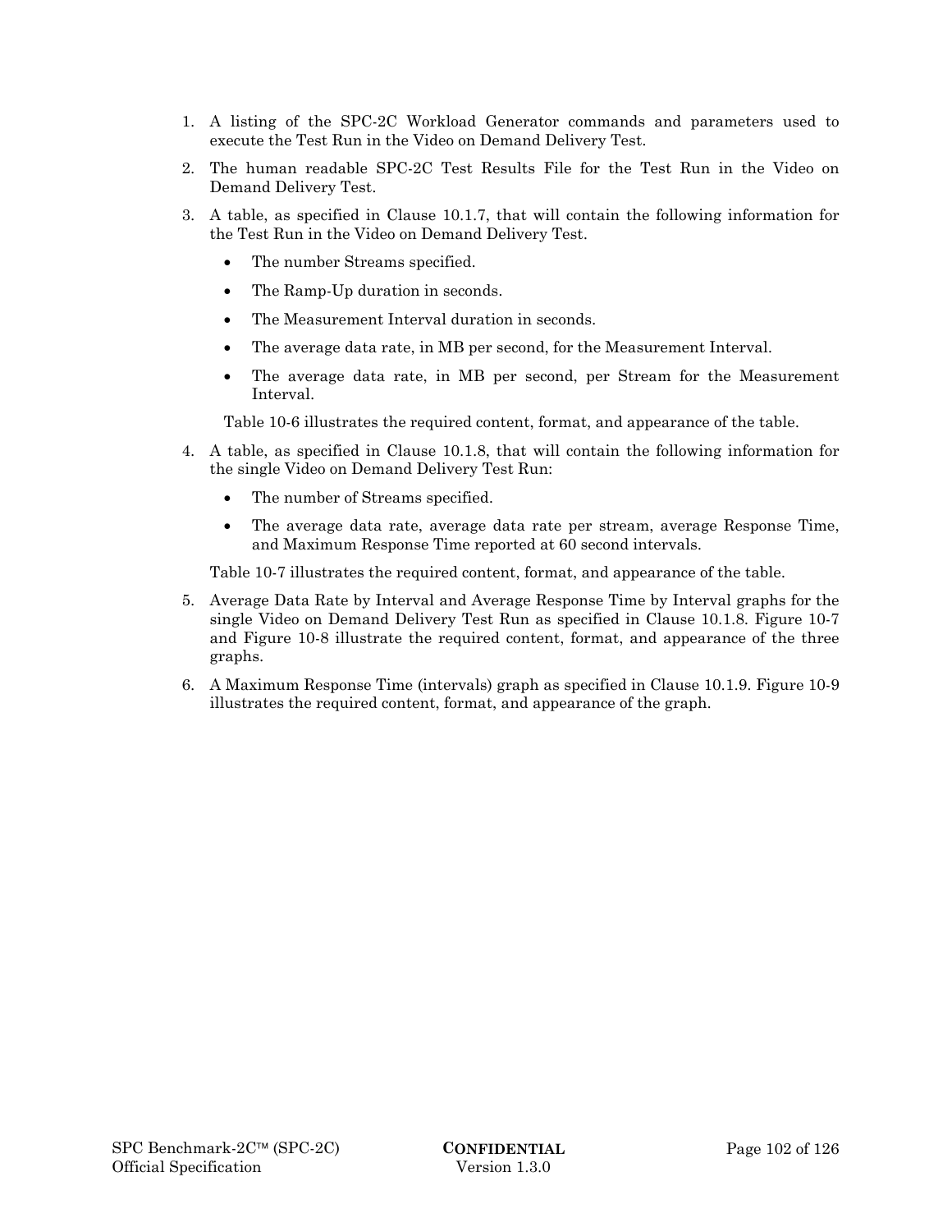1. A listing of the SPC-2C Workload Generator commands and parameters used to execute the Test Run in the Video on Demand Delivery Test.
2. The human readable SPC-2C Test Results File for the Test Run in the Video on Demand Delivery Test.
3. A table, as specified in Clause 10.1.7, that will contain the following information for the Test Run in the Video on Demand Delivery Test.
   - The number Streams specified.
   - The Ramp-Up duration in seconds.
   - The Measurement Interval duration in seconds.
   - The average data rate, in MB per second, for the Measurement Interval.
   - The average data rate, in MB per second, per Stream for the Measurement Interval.

   Table 10-6 illustrates the required content, format, and appearance of the table.
4. A table, as specified in Clause 10.1.8, that will contain the following information for the single Video on Demand Delivery Test Run:
   - The number of Streams specified.
   - The average data rate, average data rate per stream, average Response Time, and Maximum Response Time reported at 60 second intervals.

   Table 10-7 illustrates the required content, format, and appearance of the table.
5. Average Data Rate by Interval and Average Response Time by Interval graphs for the single Video on Demand Delivery Test Run as specified in Clause 10.1.8. Figure 10-7 and Figure 10-8 illustrate the required content, format, and appearance of the three graphs.
6. A Maximum Response Time (intervals) graph as specified in Clause 10.1.9. Figure 10-9 illustrates the required content, format, and appearance of the graph.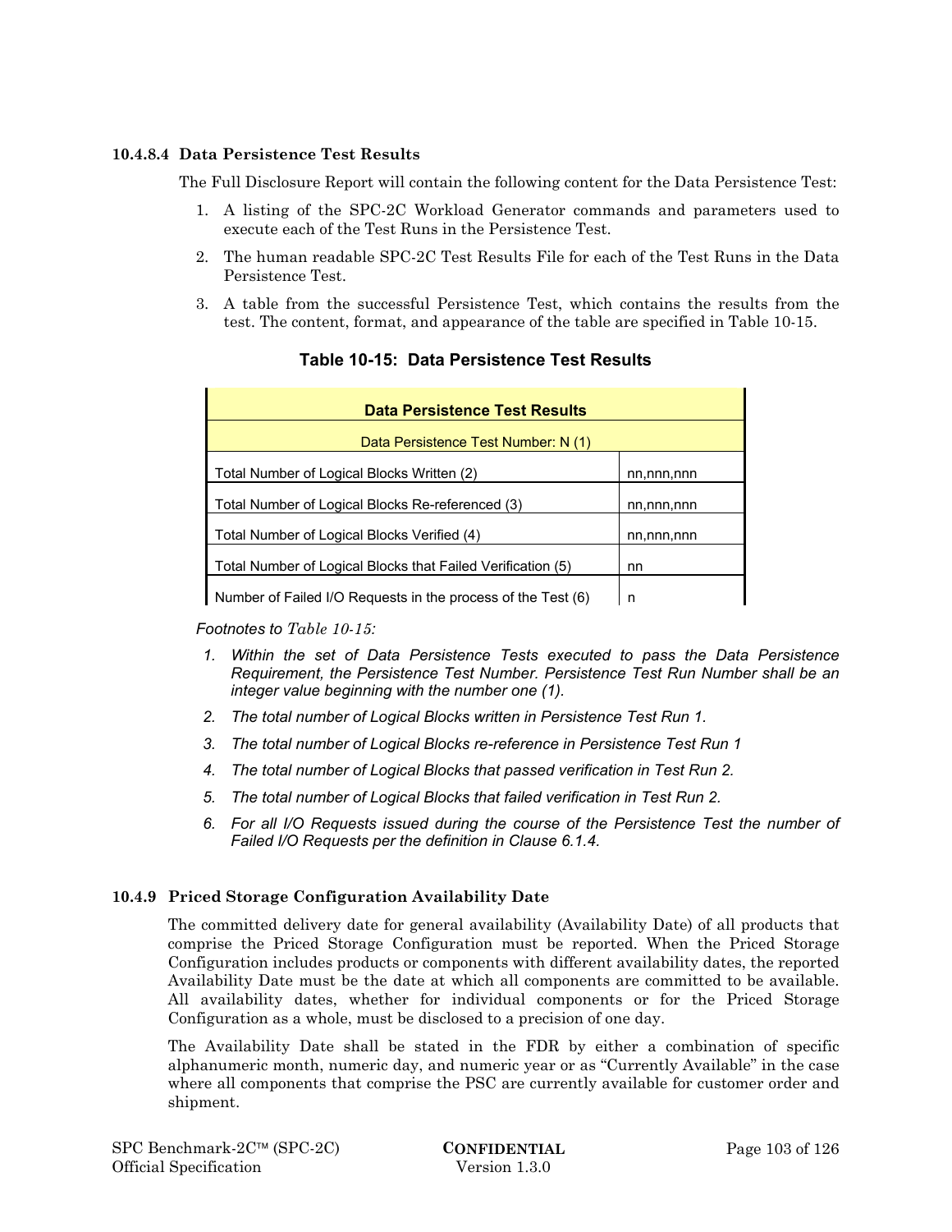#### 10.4.8.4 Data Persistence Test Results

The Full Disclosure Report will contain the following content for the Data Persistence Test:

1. A listing of the SPC-2C Workload Generator commands and parameters used to execute each of the Test Runs in the Persistence Test.
2. The human readable SPC-2C Test Results File for each of the Test Runs in the Data Persistence Test.
3. A table from the successful Persistence Test, which contains the results from the test. The content, format, and appearance of the table are specified in Table 10-15.

**Table 10-15: Data Persistence Test Results**

| **Data Persistence Test Results** | |
|---|---|
| Data Persistence Test Number: N (1) | |
| Total Number of Logical Blocks Written (2) | nn,nnn,nnn |
| Total Number of Logical Blocks Re-referenced (3) | nn,nnn,nnn |
| Total Number of Logical Blocks Verified (4) | nn,nnn,nnn |
| Total Number of Logical Blocks that Failed Verification (5) | nn |
| Number of Failed I/O Requests in the process of the Test (6) | n |

*Footnotes to Table 10-15:*

1. *Within the set of Data Persistence Tests executed to pass the Data Persistence Requirement, the Persistence Test Number. Persistence Test Run Number shall be an integer value beginning with the number one (1).*
2. *The total number of Logical Blocks written in Persistence Test Run 1.*
3. *The total number of Logical Blocks re-reference in Persistence Test Run 1*
4. *The total number of Logical Blocks that passed verification in Test Run 2.*
5. *The total number of Logical Blocks that failed verification in Test Run 2.*
6. *For all I/O Requests issued during the course of the Persistence Test the number of Failed I/O Requests per the definition in Clause 6.1.4.*

### 10.4.9 Priced Storage Configuration Availability Date

The committed delivery date for general availability (Availability Date) of all products that comprise the Priced Storage Configuration must be reported. When the Priced Storage Configuration includes products or components with different availability dates, the reported Availability Date must be the date at which all components are committed to be available. All availability dates, whether for individual components or for the Priced Storage Configuration as a whole, must be disclosed to a precision of one day.

The Availability Date shall be stated in the FDR by either a combination of specific alphanumeric month, numeric day, and numeric year or as "Currently Available" in the case where all components that comprise the PSC are currently available for customer order and shipment.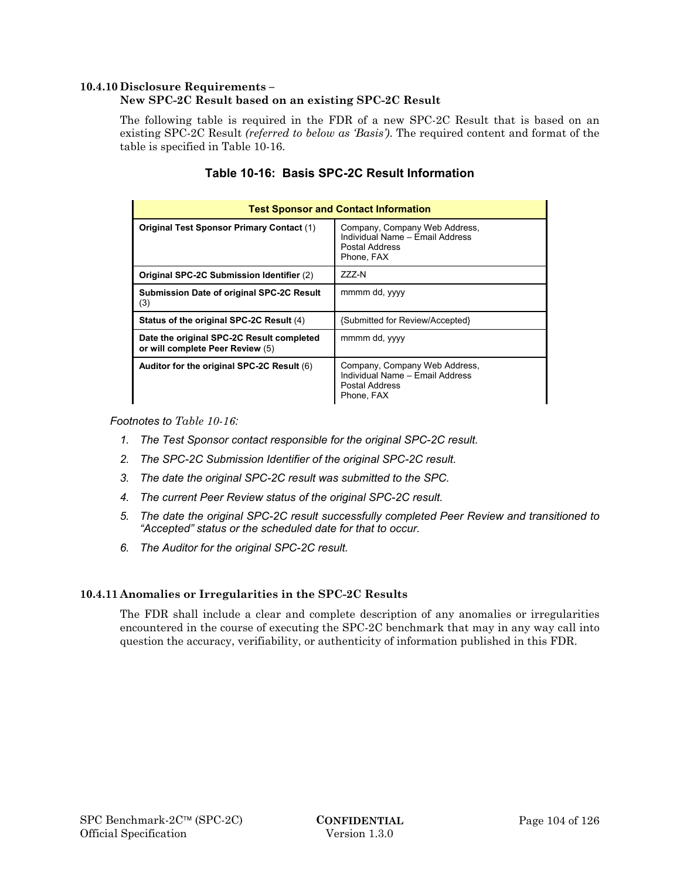### 10.4.10 Disclosure Requirements – New SPC-2C Result based on an existing SPC-2C Result

The following table is required in the FDR of a new SPC-2C Result that is based on an existing SPC-2C Result *(referred to below as 'Basis')*. The required content and format of the table is specified in Table 10-16.

**Table 10-16: Basis SPC-2C Result Information**

| Test Sponsor and Contact Information | |
|---|---|
| **Original Test Sponsor Primary Contact** (1) | Company, Company Web Address, Individual Name – Email Address Postal Address Phone, FAX |
| **Original SPC-2C Submission Identifier** (2) | ZZZ-N |
| **Submission Date of original SPC-2C Result** (3) | mmmm dd, yyyy |
| **Status of the original SPC-2C Result** (4) | {Submitted for Review/Accepted} |
| **Date the original SPC-2C Result completed or will complete Peer Review** (5) | mmmm dd, yyyy |
| **Auditor for the original SPC-2C Result** (6) | Company, Company Web Address, Individual Name – Email Address Postal Address Phone, FAX |

*Footnotes to Table 10-16:*

1. *The Test Sponsor contact responsible for the original SPC-2C result.*
2. *The SPC-2C Submission Identifier of the original SPC-2C result.*
3. *The date the original SPC-2C result was submitted to the SPC.*
4. *The current Peer Review status of the original SPC-2C result.*
5. *The date the original SPC-2C result successfully completed Peer Review and transitioned to "Accepted" status or the scheduled date for that to occur.*
6. *The Auditor for the original SPC-2C result.*

### 10.4.11 Anomalies or Irregularities in the SPC-2C Results

The FDR shall include a clear and complete description of any anomalies or irregularities encountered in the course of executing the SPC-2C benchmark that may in any way call into question the accuracy, verifiability, or authenticity of information published in this FDR.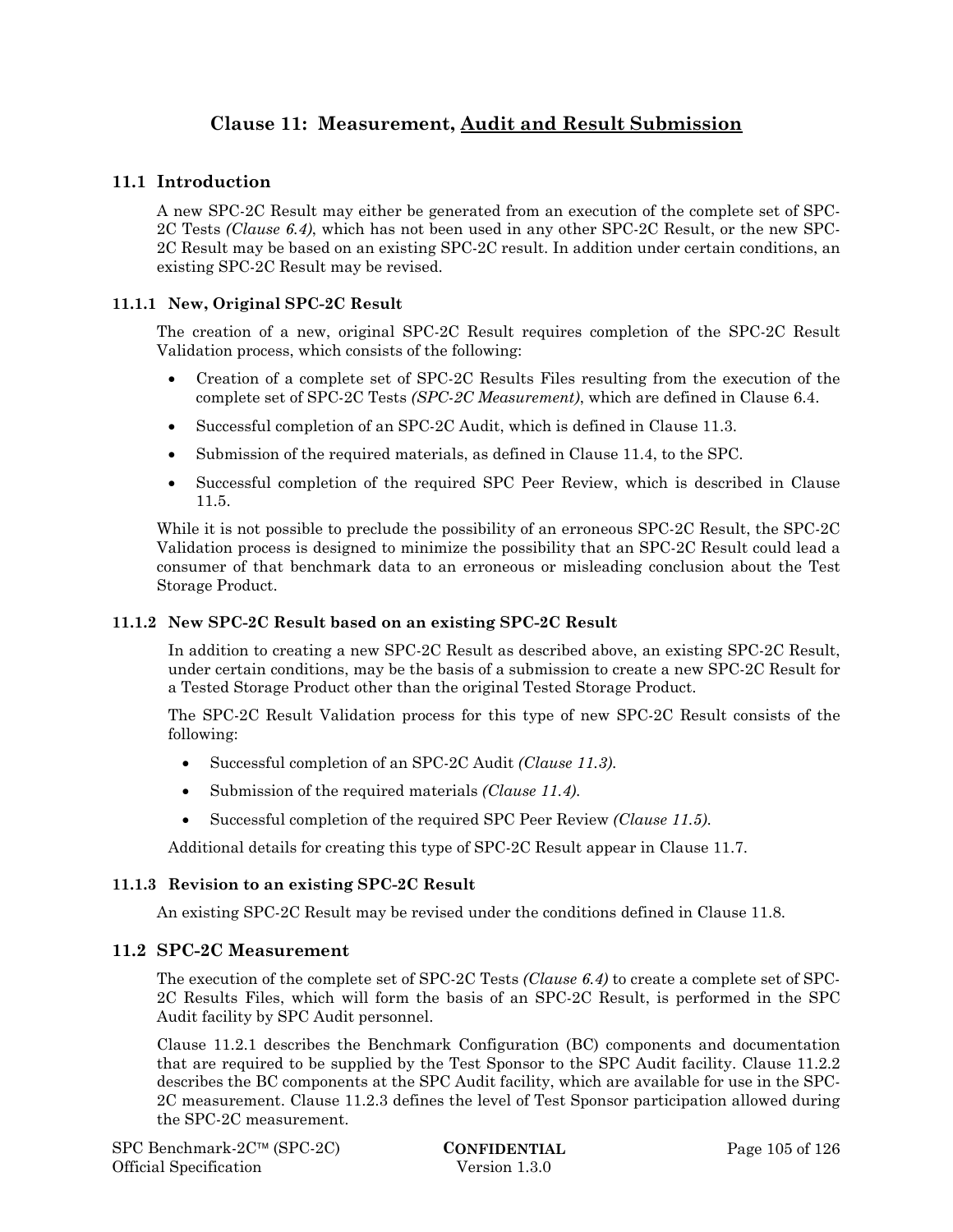# Clause 11: Measurement, Audit and Result Submission

## 11.1 Introduction

A new SPC-2C Result may either be generated from an execution of the complete set of SPC-2C Tests *(Clause 6.4)*, which has not been used in any other SPC-2C Result, or the new SPC-2C Result may be based on an existing SPC-2C result. In addition under certain conditions, an existing SPC-2C Result may be revised.

### 11.1.1 New, Original SPC-2C Result

The creation of a new, original SPC-2C Result requires completion of the SPC-2C Result Validation process, which consists of the following:

- Creation of a complete set of SPC-2C Results Files resulting from the execution of the complete set of SPC-2C Tests *(SPC-2C Measurement)*, which are defined in Clause 6.4.
- Successful completion of an SPC-2C Audit, which is defined in Clause 11.3.
- Submission of the required materials, as defined in Clause 11.4, to the SPC.
- Successful completion of the required SPC Peer Review, which is described in Clause 11.5.

While it is not possible to preclude the possibility of an erroneous SPC-2C Result, the SPC-2C Validation process is designed to minimize the possibility that an SPC-2C Result could lead a consumer of that benchmark data to an erroneous or misleading conclusion about the Test Storage Product.

### 11.1.2 New SPC-2C Result based on an existing SPC-2C Result

In addition to creating a new SPC-2C Result as described above, an existing SPC-2C Result, under certain conditions, may be the basis of a submission to create a new SPC-2C Result for a Tested Storage Product other than the original Tested Storage Product.

The SPC-2C Result Validation process for this type of new SPC-2C Result consists of the following:

- Successful completion of an SPC-2C Audit *(Clause 11.3)*.
- Submission of the required materials *(Clause 11.4)*.
- Successful completion of the required SPC Peer Review *(Clause 11.5)*.

Additional details for creating this type of SPC-2C Result appear in Clause 11.7.

### 11.1.3 Revision to an existing SPC-2C Result

An existing SPC-2C Result may be revised under the conditions defined in Clause 11.8.

## 11.2 SPC-2C Measurement

The execution of the complete set of SPC-2C Tests *(Clause 6.4)* to create a complete set of SPC-2C Results Files, which will form the basis of an SPC-2C Result, is performed in the SPC Audit facility by SPC Audit personnel.

Clause 11.2.1 describes the Benchmark Configuration (BC) components and documentation that are required to be supplied by the Test Sponsor to the SPC Audit facility. Clause 11.2.2 describes the BC components at the SPC Audit facility, which are available for use in the SPC-2C measurement. Clause 11.2.3 defines the level of Test Sponsor participation allowed during the SPC-2C measurement.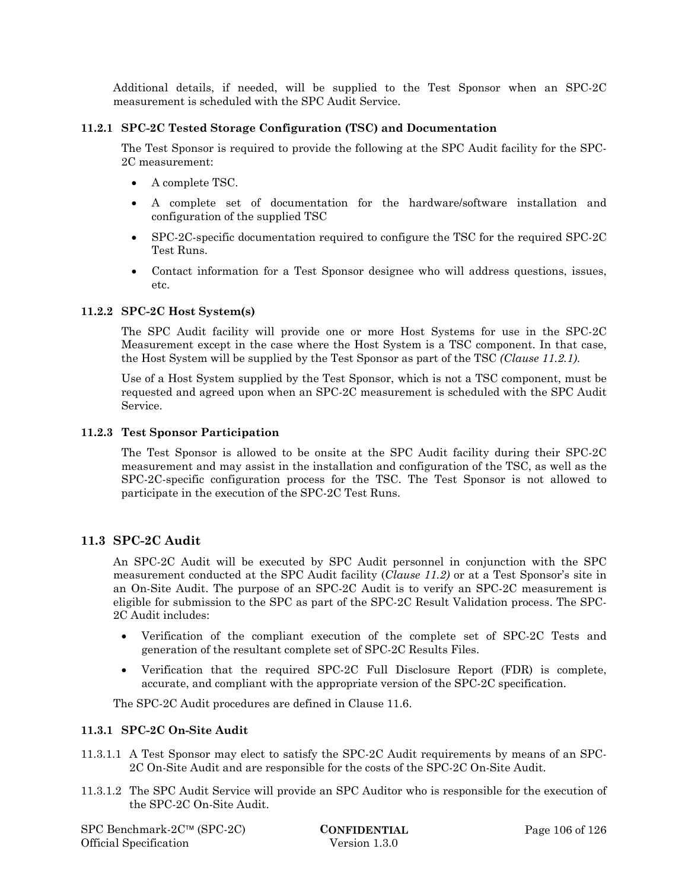Additional details, if needed, will be supplied to the Test Sponsor when an SPC-2C measurement is scheduled with the SPC Audit Service.

### 11.2.1 SPC-2C Tested Storage Configuration (TSC) and Documentation

The Test Sponsor is required to provide the following at the SPC Audit facility for the SPC-2C measurement:

- A complete TSC.
- A complete set of documentation for the hardware/software installation and configuration of the supplied TSC
- SPC-2C-specific documentation required to configure the TSC for the required SPC-2C Test Runs.
- Contact information for a Test Sponsor designee who will address questions, issues, etc.

### 11.2.2 SPC-2C Host System(s)

The SPC Audit facility will provide one or more Host Systems for use in the SPC-2C Measurement except in the case where the Host System is a TSC component. In that case, the Host System will be supplied by the Test Sponsor as part of the TSC *(Clause 11.2.1)*.

Use of a Host System supplied by the Test Sponsor, which is not a TSC component, must be requested and agreed upon when an SPC-2C measurement is scheduled with the SPC Audit Service.

### 11.2.3 Test Sponsor Participation

The Test Sponsor is allowed to be onsite at the SPC Audit facility during their SPC-2C measurement and may assist in the installation and configuration of the TSC, as well as the SPC-2C-specific configuration process for the TSC. The Test Sponsor is not allowed to participate in the execution of the SPC-2C Test Runs.

## 11.3 SPC-2C Audit

An SPC-2C Audit will be executed by SPC Audit personnel in conjunction with the SPC measurement conducted at the SPC Audit facility (*Clause 11.2)* or at a Test Sponsor's site in an On-Site Audit. The purpose of an SPC-2C Audit is to verify an SPC-2C measurement is eligible for submission to the SPC as part of the SPC-2C Result Validation process. The SPC-2C Audit includes:

- Verification of the compliant execution of the complete set of SPC-2C Tests and generation of the resultant complete set of SPC-2C Results Files.
- Verification that the required SPC-2C Full Disclosure Report (FDR) is complete, accurate, and compliant with the appropriate version of the SPC-2C specification.

The SPC-2C Audit procedures are defined in Clause 11.6.

### 11.3.1 SPC-2C On-Site Audit

11.3.1.1 A Test Sponsor may elect to satisfy the SPC-2C Audit requirements by means of an SPC-2C On-Site Audit and are responsible for the costs of the SPC-2C On-Site Audit.

11.3.1.2 The SPC Audit Service will provide an SPC Auditor who is responsible for the execution of the SPC-2C On-Site Audit.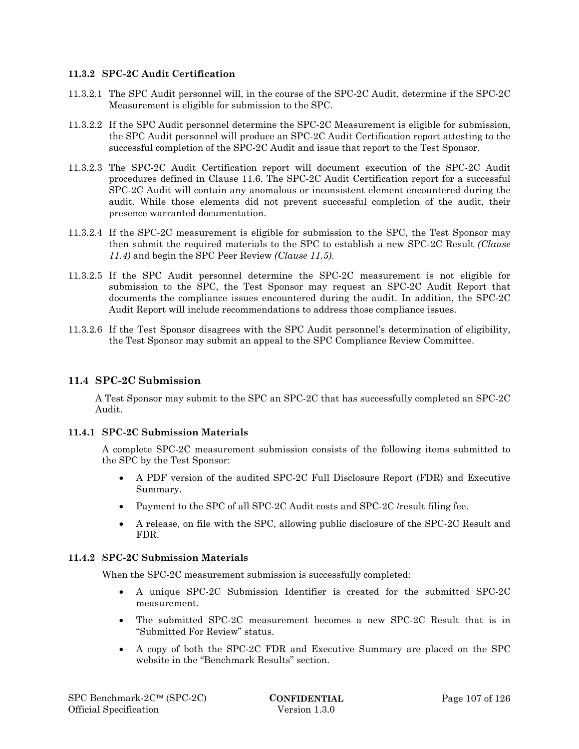### 11.3.2 SPC-2C Audit Certification

11.3.2.1 The SPC Audit personnel will, in the course of the SPC-2C Audit, determine if the SPC-2C Measurement is eligible for submission to the SPC.

11.3.2.2 If the SPC Audit personnel determine the SPC-2C Measurement is eligible for submission, the SPC Audit personnel will produce an SPC-2C Audit Certification report attesting to the successful completion of the SPC-2C Audit and issue that report to the Test Sponsor.

11.3.2.3 The SPC-2C Audit Certification report will document execution of the SPC-2C Audit procedures defined in Clause 11.6. The SPC-2C Audit Certification report for a successful SPC-2C Audit will contain any anomalous or inconsistent element encountered during the audit. While those elements did not prevent successful completion of the audit, their presence warranted documentation.

11.3.2.4 If the SPC-2C measurement is eligible for submission to the SPC, the Test Sponsor may then submit the required materials to the SPC to establish a new SPC-2C Result *(Clause 11.4)* and begin the SPC Peer Review *(Clause 11.5)*.

11.3.2.5 If the SPC Audit personnel determine the SPC-2C measurement is not eligible for submission to the SPC, the Test Sponsor may request an SPC-2C Audit Report that documents the compliance issues encountered during the audit. In addition, the SPC-2C Audit Report will include recommendations to address those compliance issues.

11.3.2.6 If the Test Sponsor disagrees with the SPC Audit personnel's determination of eligibility, the Test Sponsor may submit an appeal to the SPC Compliance Review Committee.

## 11.4 SPC-2C Submission

A Test Sponsor may submit to the SPC an SPC-2C that has successfully completed an SPC-2C Audit.

### 11.4.1 SPC-2C Submission Materials

A complete SPC-2C measurement submission consists of the following items submitted to the SPC by the Test Sponsor:

- A PDF version of the audited SPC-2C Full Disclosure Report (FDR) and Executive Summary.
- Payment to the SPC of all SPC-2C Audit costs and SPC-2C /result filing fee.
- A release, on file with the SPC, allowing public disclosure of the SPC-2C Result and FDR.

### 11.4.2 SPC-2C Submission Materials

When the SPC-2C measurement submission is successfully completed:

- A unique SPC-2C Submission Identifier is created for the submitted SPC-2C measurement.
- The submitted SPC-2C measurement becomes a new SPC-2C Result that is in "Submitted For Review" status.
- A copy of both the SPC-2C FDR and Executive Summary are placed on the SPC website in the "Benchmark Results" section.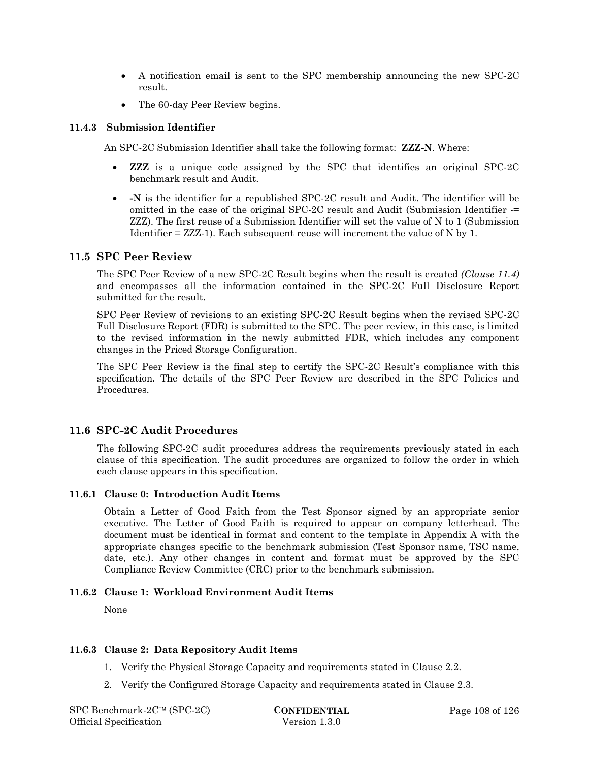- A notification email is sent to the SPC membership announcing the new SPC-2C result.
- The 60-day Peer Review begins.

#### 11.4.3 Submission Identifier

An SPC-2C Submission Identifier shall take the following format: **ZZZ-N**. Where:

- **ZZZ** is a unique code assigned by the SPC that identifies an original SPC-2C benchmark result and Audit.
- **-N** is the identifier for a republished SPC-2C result and Audit. The identifier will be omitted in the case of the original SPC-2C result and Audit (Submission Identifier -= ZZZ). The first reuse of a Submission Identifier will set the value of N to 1 (Submission Identifier = ZZZ-1). Each subsequent reuse will increment the value of N by 1.

### 11.5 SPC Peer Review

The SPC Peer Review of a new SPC-2C Result begins when the result is created *(Clause 11.4)* and encompasses all the information contained in the SPC-2C Full Disclosure Report submitted for the result.

SPC Peer Review of revisions to an existing SPC-2C Result begins when the revised SPC-2C Full Disclosure Report (FDR) is submitted to the SPC. The peer review, in this case, is limited to the revised information in the newly submitted FDR, which includes any component changes in the Priced Storage Configuration.

The SPC Peer Review is the final step to certify the SPC-2C Result's compliance with this specification. The details of the SPC Peer Review are described in the SPC Policies and Procedures.

### 11.6 SPC-2C Audit Procedures

The following SPC-2C audit procedures address the requirements previously stated in each clause of this specification. The audit procedures are organized to follow the order in which each clause appears in this specification.

#### 11.6.1 Clause 0: Introduction Audit Items

Obtain a Letter of Good Faith from the Test Sponsor signed by an appropriate senior executive. The Letter of Good Faith is required to appear on company letterhead. The document must be identical in format and content to the template in Appendix A with the appropriate changes specific to the benchmark submission (Test Sponsor name, TSC name, date, etc.). Any other changes in content and format must be approved by the SPC Compliance Review Committee (CRC) prior to the benchmark submission.

#### 11.6.2 Clause 1: Workload Environment Audit Items

None

#### 11.6.3 Clause 2: Data Repository Audit Items

1. Verify the Physical Storage Capacity and requirements stated in Clause 2.2.
2. Verify the Configured Storage Capacity and requirements stated in Clause 2.3.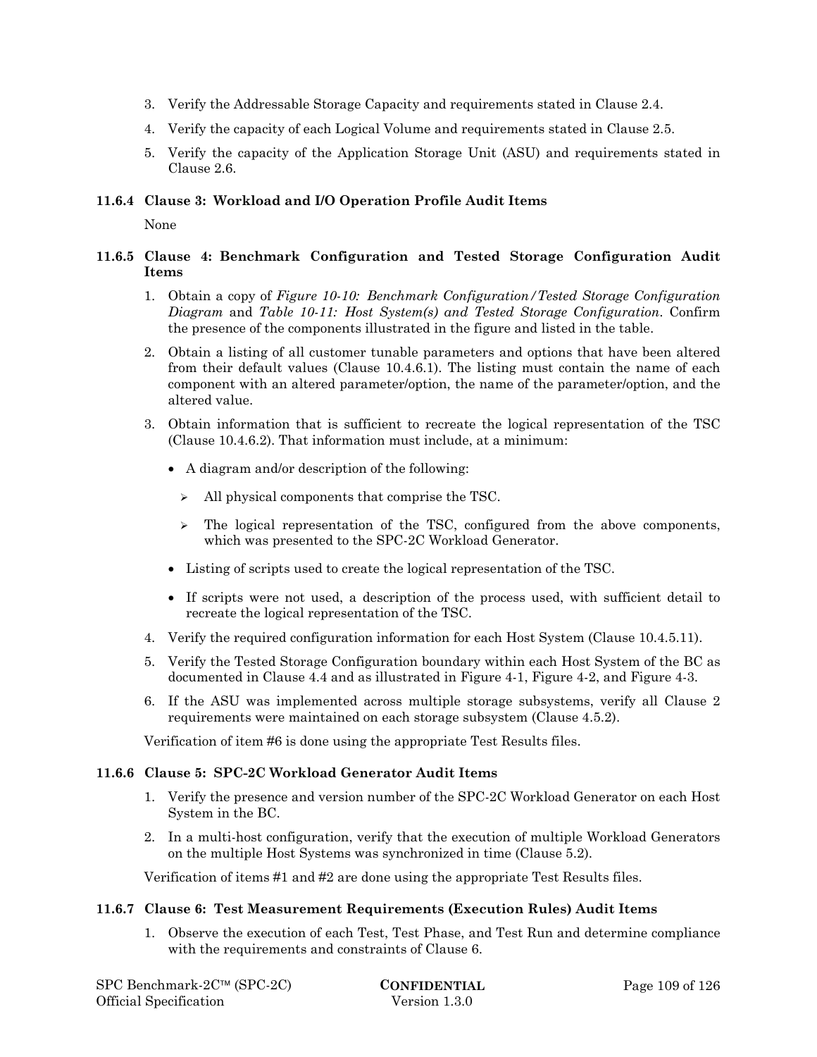3. Verify the Addressable Storage Capacity and requirements stated in Clause 2.4.
4. Verify the capacity of each Logical Volume and requirements stated in Clause 2.5.
5. Verify the capacity of the Application Storage Unit (ASU) and requirements stated in Clause 2.6.

### 11.6.4 Clause 3: Workload and I/O Operation Profile Audit Items

None

### 11.6.5 Clause 4: Benchmark Configuration and Tested Storage Configuration Audit Items

1. Obtain a copy of *Figure 10-10: Benchmark Configuration/Tested Storage Configuration Diagram* and *Table 10-11: Host System(s) and Tested Storage Configuration*. Confirm the presence of the components illustrated in the figure and listed in the table.
2. Obtain a listing of all customer tunable parameters and options that have been altered from their default values (Clause 10.4.6.1). The listing must contain the name of each component with an altered parameter/option, the name of the parameter/option, and the altered value.
3. Obtain information that is sufficient to recreate the logical representation of the TSC (Clause 10.4.6.2). That information must include, at a minimum:
   - A diagram and/or description of the following:
     - All physical components that comprise the TSC.
     - The logical representation of the TSC, configured from the above components, which was presented to the SPC-2C Workload Generator.
   - Listing of scripts used to create the logical representation of the TSC.
   - If scripts were not used, a description of the process used, with sufficient detail to recreate the logical representation of the TSC.
4. Verify the required configuration information for each Host System (Clause 10.4.5.11).
5. Verify the Tested Storage Configuration boundary within each Host System of the BC as documented in Clause 4.4 and as illustrated in Figure 4-1, Figure 4-2, and Figure 4-3.
6. If the ASU was implemented across multiple storage subsystems, verify all Clause 2 requirements were maintained on each storage subsystem (Clause 4.5.2).

Verification of item #6 is done using the appropriate Test Results files.

### 11.6.6 Clause 5: SPC-2C Workload Generator Audit Items

1. Verify the presence and version number of the SPC-2C Workload Generator on each Host System in the BC.
2. In a multi-host configuration, verify that the execution of multiple Workload Generators on the multiple Host Systems was synchronized in time (Clause 5.2).

Verification of items #1 and #2 are done using the appropriate Test Results files.

### 11.6.7 Clause 6: Test Measurement Requirements (Execution Rules) Audit Items

1. Observe the execution of each Test, Test Phase, and Test Run and determine compliance with the requirements and constraints of Clause 6.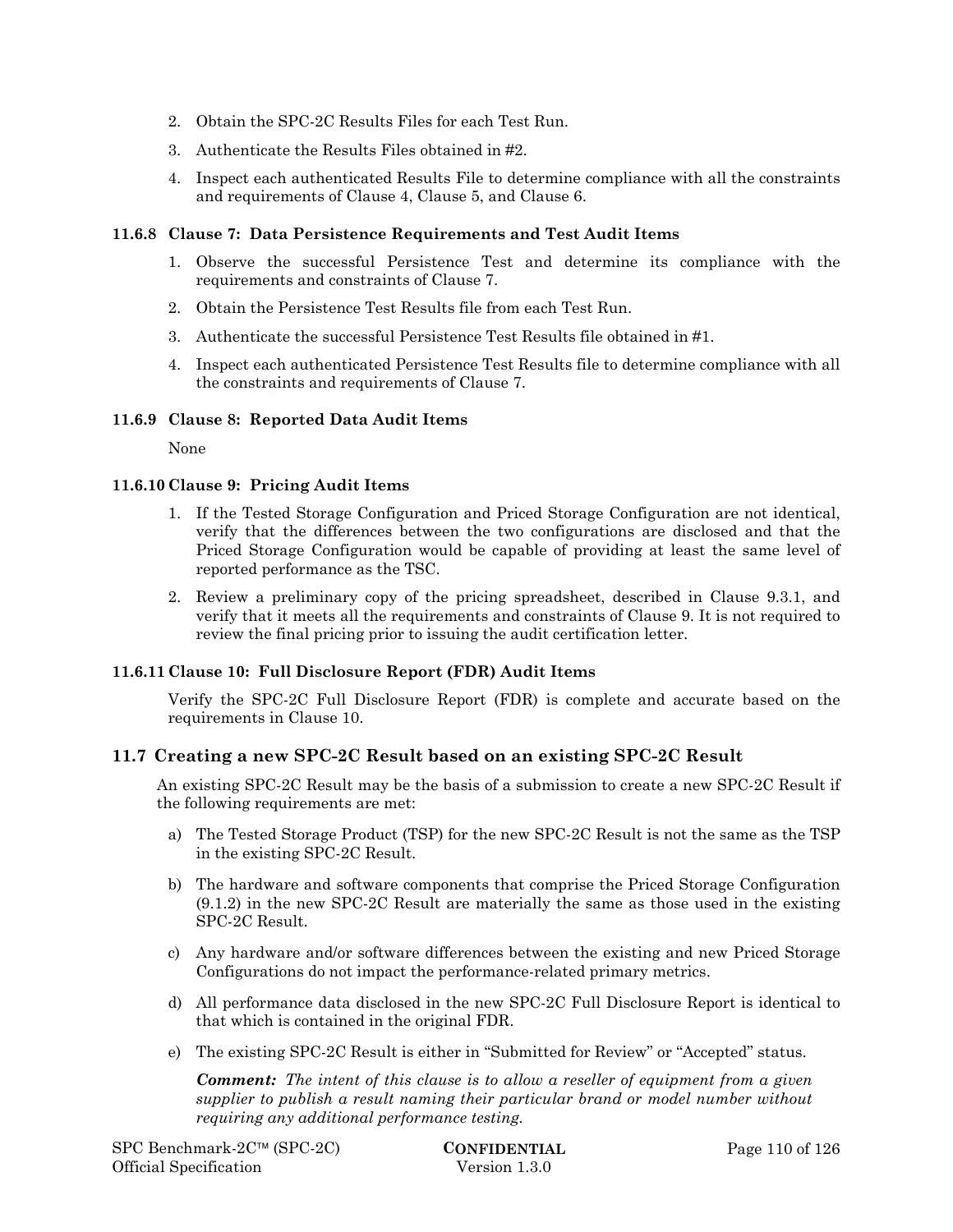2. Obtain the SPC-2C Results Files for each Test Run.
3. Authenticate the Results Files obtained in #2.
4. Inspect each authenticated Results File to determine compliance with all the constraints and requirements of Clause 4, Clause 5, and Clause 6.

### 11.6.8 Clause 7: Data Persistence Requirements and Test Audit Items

1. Observe the successful Persistence Test and determine its compliance with the requirements and constraints of Clause 7.
2. Obtain the Persistence Test Results file from each Test Run.
3. Authenticate the successful Persistence Test Results file obtained in #1.
4. Inspect each authenticated Persistence Test Results file to determine compliance with all the constraints and requirements of Clause 7.

### 11.6.9 Clause 8: Reported Data Audit Items

None

### 11.6.10 Clause 9: Pricing Audit Items

1. If the Tested Storage Configuration and Priced Storage Configuration are not identical, verify that the differences between the two configurations are disclosed and that the Priced Storage Configuration would be capable of providing at least the same level of reported performance as the TSC.
2. Review a preliminary copy of the pricing spreadsheet, described in Clause 9.3.1, and verify that it meets all the requirements and constraints of Clause 9. It is not required to review the final pricing prior to issuing the audit certification letter.

### 11.6.11 Clause 10: Full Disclosure Report (FDR) Audit Items

Verify the SPC-2C Full Disclosure Report (FDR) is complete and accurate based on the requirements in Clause 10.

## 11.7 Creating a new SPC-2C Result based on an existing SPC-2C Result

An existing SPC-2C Result may be the basis of a submission to create a new SPC-2C Result if the following requirements are met:

a) The Tested Storage Product (TSP) for the new SPC-2C Result is not the same as the TSP in the existing SPC-2C Result.

b) The hardware and software components that comprise the Priced Storage Configuration (9.1.2) in the new SPC-2C Result are materially the same as those used in the existing SPC-2C Result.

c) Any hardware and/or software differences between the existing and new Priced Storage Configurations do not impact the performance-related primary metrics.

d) All performance data disclosed in the new SPC-2C Full Disclosure Report is identical to that which is contained in the original FDR.

e) The existing SPC-2C Result is either in "Submitted for Review" or "Accepted" status.

***Comment:*** *The intent of this clause is to allow a reseller of equipment from a given supplier to publish a result naming their particular brand or model number without requiring any additional performance testing.*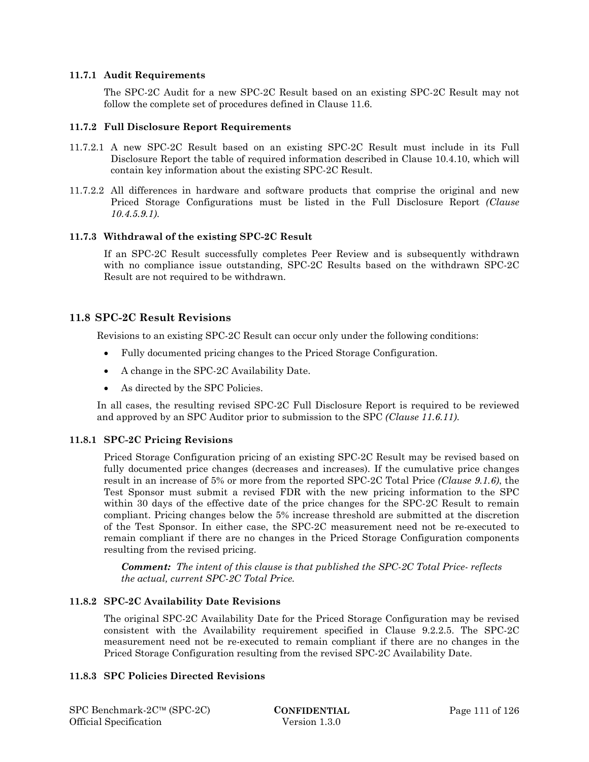### 11.7.1 Audit Requirements

The SPC-2C Audit for a new SPC-2C Result based on an existing SPC-2C Result may not follow the complete set of procedures defined in Clause 11.6.

### 11.7.2 Full Disclosure Report Requirements

11.7.2.1 A new SPC-2C Result based on an existing SPC-2C Result must include in its Full Disclosure Report the table of required information described in Clause 10.4.10, which will contain key information about the existing SPC-2C Result.

11.7.2.2 All differences in hardware and software products that comprise the original and new Priced Storage Configurations must be listed in the Full Disclosure Report *(Clause 10.4.5.9.1)*.

### 11.7.3 Withdrawal of the existing SPC-2C Result

If an SPC-2C Result successfully completes Peer Review and is subsequently withdrawn with no compliance issue outstanding, SPC-2C Results based on the withdrawn SPC-2C Result are not required to be withdrawn.

## 11.8 SPC-2C Result Revisions

Revisions to an existing SPC-2C Result can occur only under the following conditions:

- Fully documented pricing changes to the Priced Storage Configuration.
- A change in the SPC-2C Availability Date.
- As directed by the SPC Policies.

In all cases, the resulting revised SPC-2C Full Disclosure Report is required to be reviewed and approved by an SPC Auditor prior to submission to the SPC *(Clause 11.6.11)*.

### 11.8.1 SPC-2C Pricing Revisions

Priced Storage Configuration pricing of an existing SPC-2C Result may be revised based on fully documented price changes (decreases and increases). If the cumulative price changes result in an increase of 5% or more from the reported SPC-2C Total Price *(Clause 9.1.6)*, the Test Sponsor must submit a revised FDR with the new pricing information to the SPC within 30 days of the effective date of the price changes for the SPC-2C Result to remain compliant. Pricing changes below the 5% increase threshold are submitted at the discretion of the Test Sponsor. In either case, the SPC-2C measurement need not be re-executed to remain compliant if there are no changes in the Priced Storage Configuration components resulting from the revised pricing.

> ***Comment:*** *The intent of this clause is that published the SPC-2C Total Price- reflects the actual, current SPC-2C Total Price.*

### 11.8.2 SPC-2C Availability Date Revisions

The original SPC-2C Availability Date for the Priced Storage Configuration may be revised consistent with the Availability requirement specified in Clause 9.2.2.5. The SPC-2C measurement need not be re-executed to remain compliant if there are no changes in the Priced Storage Configuration resulting from the revised SPC-2C Availability Date.

### 11.8.3 SPC Policies Directed Revisions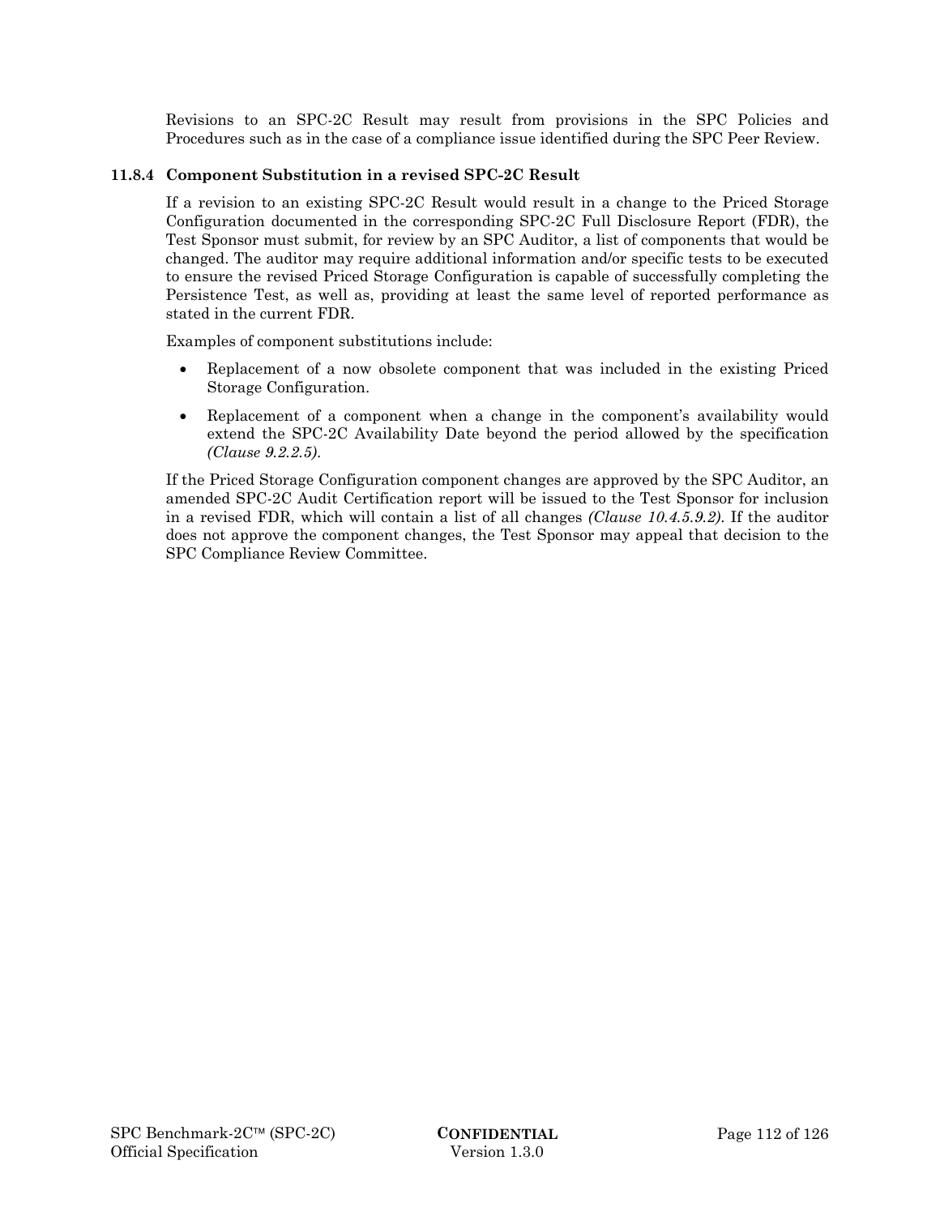Revisions to an SPC-2C Result may result from provisions in the SPC Policies and Procedures such as in the case of a compliance issue identified during the SPC Peer Review.

### 11.8.4 Component Substitution in a revised SPC-2C Result

If a revision to an existing SPC-2C Result would result in a change to the Priced Storage Configuration documented in the corresponding SPC-2C Full Disclosure Report (FDR), the Test Sponsor must submit, for review by an SPC Auditor, a list of components that would be changed. The auditor may require additional information and/or specific tests to be executed to ensure the revised Priced Storage Configuration is capable of successfully completing the Persistence Test, as well as, providing at least the same level of reported performance as stated in the current FDR.

Examples of component substitutions include:

- Replacement of a now obsolete component that was included in the existing Priced Storage Configuration.
- Replacement of a component when a change in the component's availability would extend the SPC-2C Availability Date beyond the period allowed by the specification *(Clause 9.2.2.5)*.

If the Priced Storage Configuration component changes are approved by the SPC Auditor, an amended SPC-2C Audit Certification report will be issued to the Test Sponsor for inclusion in a revised FDR, which will contain a list of all changes *(Clause 10.4.5.9.2)*. If the auditor does not approve the component changes, the Test Sponsor may appeal that decision to the SPC Compliance Review Committee.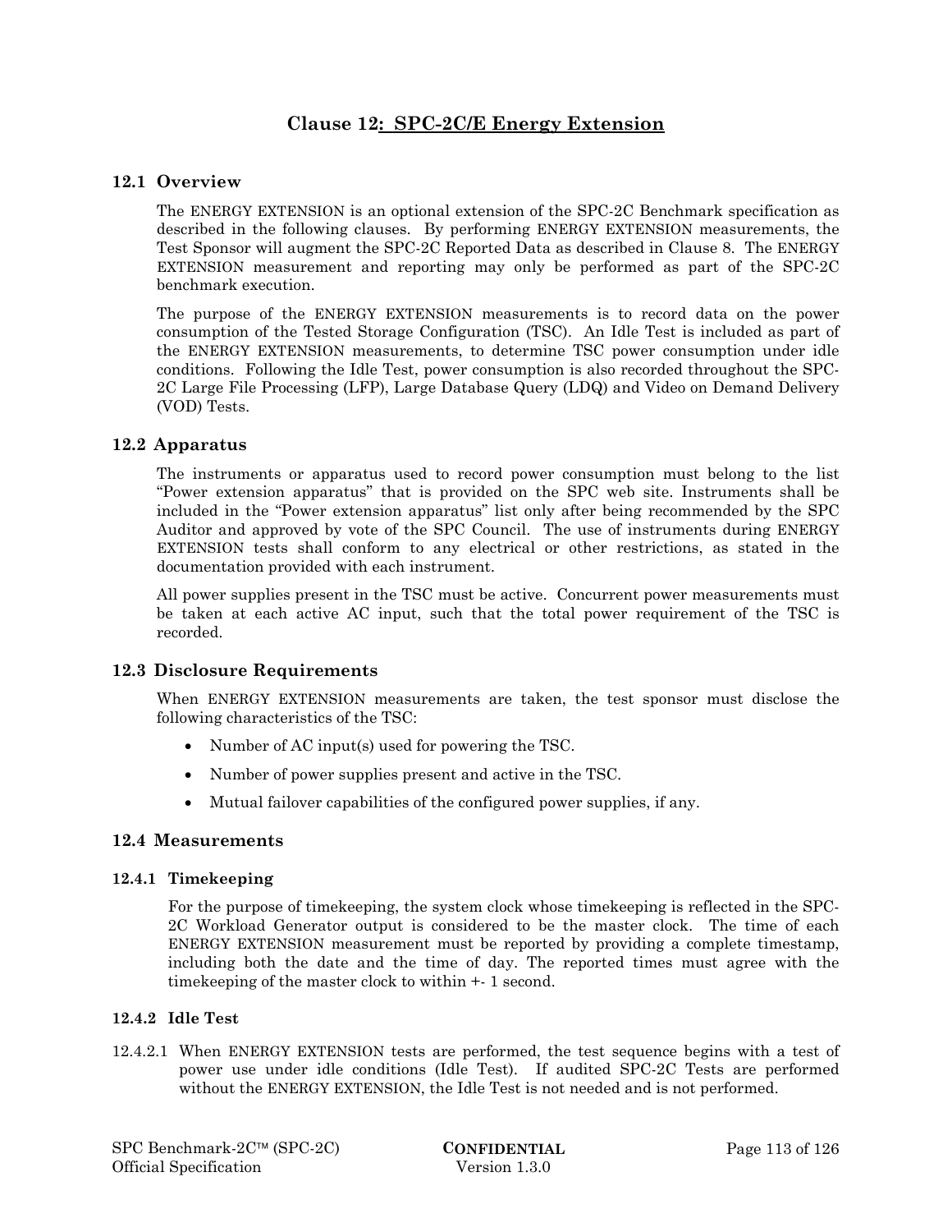# Clause 12: SPC-2C/E Energy Extension

## 12.1 Overview

The ENERGY EXTENSION is an optional extension of the SPC-2C Benchmark specification as described in the following clauses. By performing ENERGY EXTENSION measurements, the Test Sponsor will augment the SPC-2C Reported Data as described in Clause 8. The ENERGY EXTENSION measurement and reporting may only be performed as part of the SPC-2C benchmark execution.

The purpose of the ENERGY EXTENSION measurements is to record data on the power consumption of the Tested Storage Configuration (TSC). An Idle Test is included as part of the ENERGY EXTENSION measurements, to determine TSC power consumption under idle conditions. Following the Idle Test, power consumption is also recorded throughout the SPC-2C Large File Processing (LFP), Large Database Query (LDQ) and Video on Demand Delivery (VOD) Tests.

## 12.2 Apparatus

The instruments or apparatus used to record power consumption must belong to the list "Power extension apparatus" that is provided on the SPC web site. Instruments shall be included in the "Power extension apparatus" list only after being recommended by the SPC Auditor and approved by vote of the SPC Council. The use of instruments during ENERGY EXTENSION tests shall conform to any electrical or other restrictions, as stated in the documentation provided with each instrument.

All power supplies present in the TSC must be active. Concurrent power measurements must be taken at each active AC input, such that the total power requirement of the TSC is recorded.

## 12.3 Disclosure Requirements

When ENERGY EXTENSION measurements are taken, the test sponsor must disclose the following characteristics of the TSC:

- Number of AC input(s) used for powering the TSC.
- Number of power supplies present and active in the TSC.
- Mutual failover capabilities of the configured power supplies, if any.

## 12.4 Measurements

### 12.4.1 Timekeeping

For the purpose of timekeeping, the system clock whose timekeeping is reflected in the SPC-2C Workload Generator output is considered to be the master clock. The time of each ENERGY EXTENSION measurement must be reported by providing a complete timestamp, including both the date and the time of day. The reported times must agree with the timekeeping of the master clock to within +- 1 second.

### 12.4.2 Idle Test

12.4.2.1 When ENERGY EXTENSION tests are performed, the test sequence begins with a test of power use under idle conditions (Idle Test). If audited SPC-2C Tests are performed without the ENERGY EXTENSION, the Idle Test is not needed and is not performed.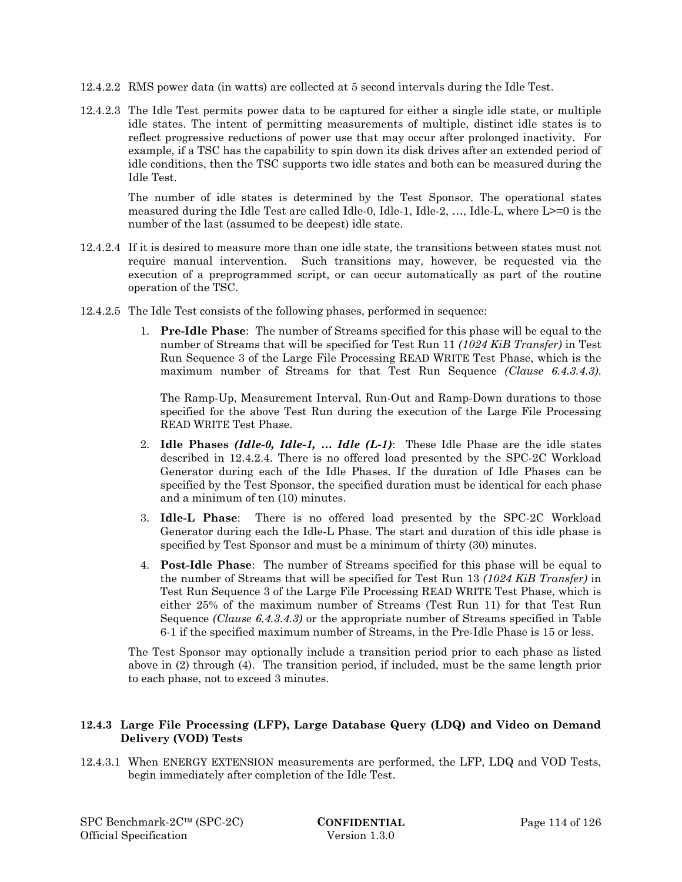12.4.2.2 RMS power data (in watts) are collected at 5 second intervals during the Idle Test.

12.4.2.3 The Idle Test permits power data to be captured for either a single idle state, or multiple idle states. The intent of permitting measurements of multiple, distinct idle states is to reflect progressive reductions of power use that may occur after prolonged inactivity. For example, if a TSC has the capability to spin down its disk drives after an extended period of idle conditions, then the TSC supports two idle states and both can be measured during the Idle Test.

The number of idle states is determined by the Test Sponsor. The operational states measured during the Idle Test are called Idle-0, Idle-1, Idle-2, …, Idle-L, where L>=0 is the number of the last (assumed to be deepest) idle state.

12.4.2.4 If it is desired to measure more than one idle state, the transitions between states must not require manual intervention. Such transitions may, however, be requested via the execution of a preprogrammed script, or can occur automatically as part of the routine operation of the TSC.

12.4.2.5 The Idle Test consists of the following phases, performed in sequence:

1. **Pre-Idle Phase**: The number of Streams specified for this phase will be equal to the number of Streams that will be specified for Test Run 11 *(1024 KiB Transfer)* in Test Run Sequence 3 of the Large File Processing READ WRITE Test Phase, which is the maximum number of Streams for that Test Run Sequence *(Clause 6.4.3.4.3)*.

   The Ramp-Up, Measurement Interval, Run-Out and Ramp-Down durations to those specified for the above Test Run during the execution of the Large File Processing READ WRITE Test Phase.

2. **Idle Phases *(Idle-0, Idle-1, … Idle (L-1)***: These Idle Phase are the idle states described in 12.4.2.4. There is no offered load presented by the SPC-2C Workload Generator during each of the Idle Phases. If the duration of Idle Phases can be specified by the Test Sponsor, the specified duration must be identical for each phase and a minimum of ten (10) minutes.

3. **Idle-L Phase**: There is no offered load presented by the SPC-2C Workload Generator during each the Idle-L Phase. The start and duration of this idle phase is specified by Test Sponsor and must be a minimum of thirty (30) minutes.

4. **Post-Idle Phase**: The number of Streams specified for this phase will be equal to the number of Streams that will be specified for Test Run 13 *(1024 KiB Transfer)* in Test Run Sequence 3 of the Large File Processing READ WRITE Test Phase, which is either 25% of the maximum number of Streams (Test Run 11) for that Test Run Sequence *(Clause 6.4.3.4.3)* or the appropriate number of Streams specified in Table 6-1 if the specified maximum number of Streams, in the Pre-Idle Phase is 15 or less.

The Test Sponsor may optionally include a transition period prior to each phase as listed above in (2) through (4). The transition period, if included, must be the same length prior to each phase, not to exceed 3 minutes.

### 12.4.3 Large File Processing (LFP), Large Database Query (LDQ) and Video on Demand Delivery (VOD) Tests

12.4.3.1 When ENERGY EXTENSION measurements are performed, the LFP, LDQ and VOD Tests, begin immediately after completion of the Idle Test.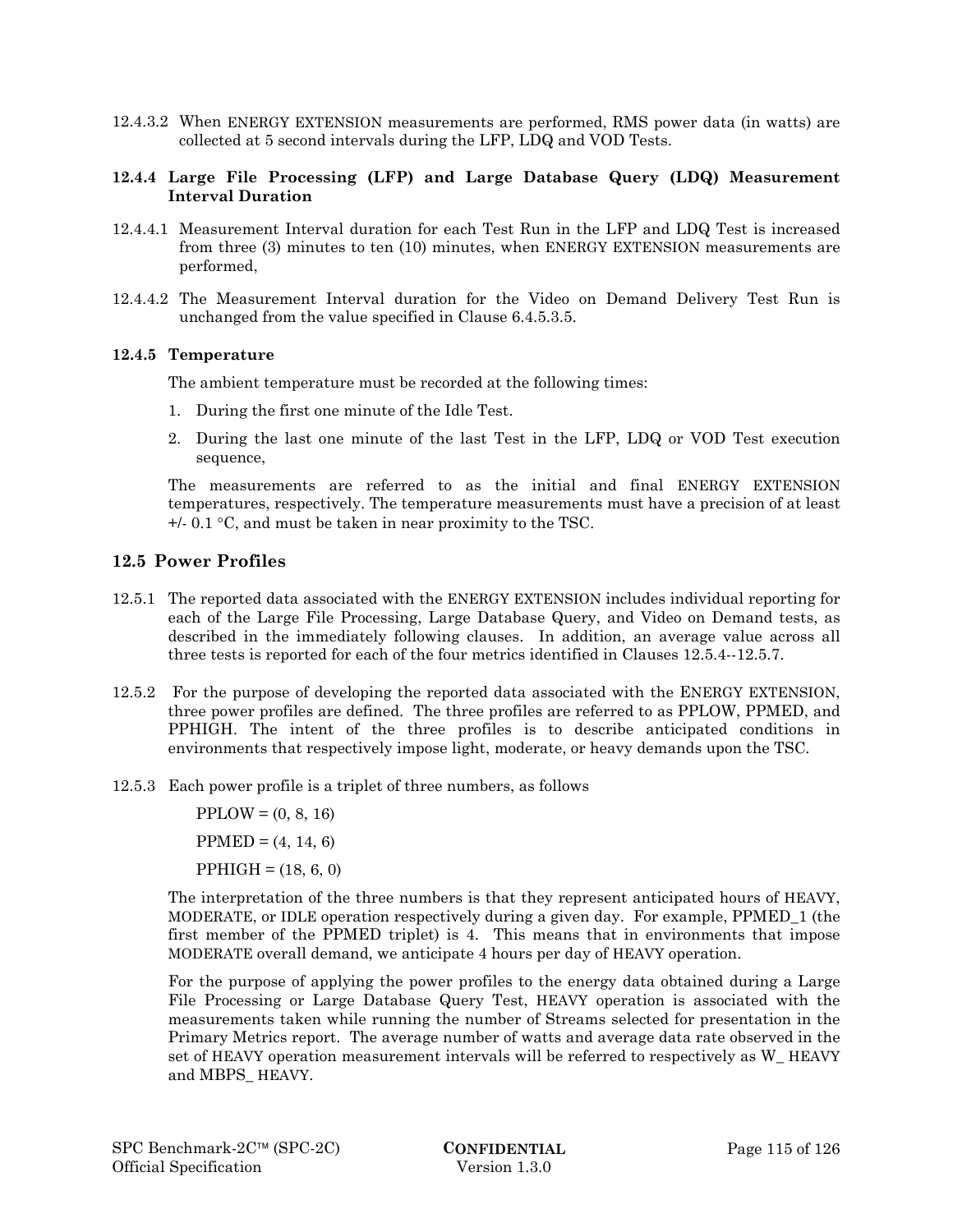12.4.3.2 When ENERGY EXTENSION measurements are performed, RMS power data (in watts) are collected at 5 second intervals during the LFP, LDQ and VOD Tests.

### 12.4.4 Large File Processing (LFP) and Large Database Query (LDQ) Measurement Interval Duration

12.4.4.1 Measurement Interval duration for each Test Run in the LFP and LDQ Test is increased from three (3) minutes to ten (10) minutes, when ENERGY EXTENSION measurements are performed,

12.4.4.2 The Measurement Interval duration for the Video on Demand Delivery Test Run is unchanged from the value specified in Clause 6.4.5.3.5.

### 12.4.5 Temperature

The ambient temperature must be recorded at the following times:

1. During the first one minute of the Idle Test.
2. During the last one minute of the last Test in the LFP, LDQ or VOD Test execution sequence,

The measurements are referred to as the initial and final ENERGY EXTENSION temperatures, respectively. The temperature measurements must have a precision of at least +/- 0.1 °C, and must be taken in near proximity to the TSC.

## 12.5 Power Profiles

12.5.1 The reported data associated with the ENERGY EXTENSION includes individual reporting for each of the Large File Processing, Large Database Query, and Video on Demand tests, as described in the immediately following clauses. In addition, an average value across all three tests is reported for each of the four metrics identified in Clauses 12.5.4--12.5.7.

12.5.2 For the purpose of developing the reported data associated with the ENERGY EXTENSION, three power profiles are defined. The three profiles are referred to as PPLOW, PPMED, and PPHIGH. The intent of the three profiles is to describe anticipated conditions in environments that respectively impose light, moderate, or heavy demands upon the TSC.

12.5.3 Each power profile is a triplet of three numbers, as follows

PPLOW = (0, 8, 16)

PPMED = (4, 14, 6)

PPHIGH = (18, 6, 0)

The interpretation of the three numbers is that they represent anticipated hours of HEAVY, MODERATE, or IDLE operation respectively during a given day. For example, PPMED_1 (the first member of the PPMED triplet) is 4. This means that in environments that impose MODERATE overall demand, we anticipate 4 hours per day of HEAVY operation.

For the purpose of applying the power profiles to the energy data obtained during a Large File Processing or Large Database Query Test, HEAVY operation is associated with the measurements taken while running the number of Streams selected for presentation in the Primary Metrics report. The average number of watts and average data rate observed in the set of HEAVY operation measurement intervals will be referred to respectively as W_ HEAVY and MBPS_ HEAVY.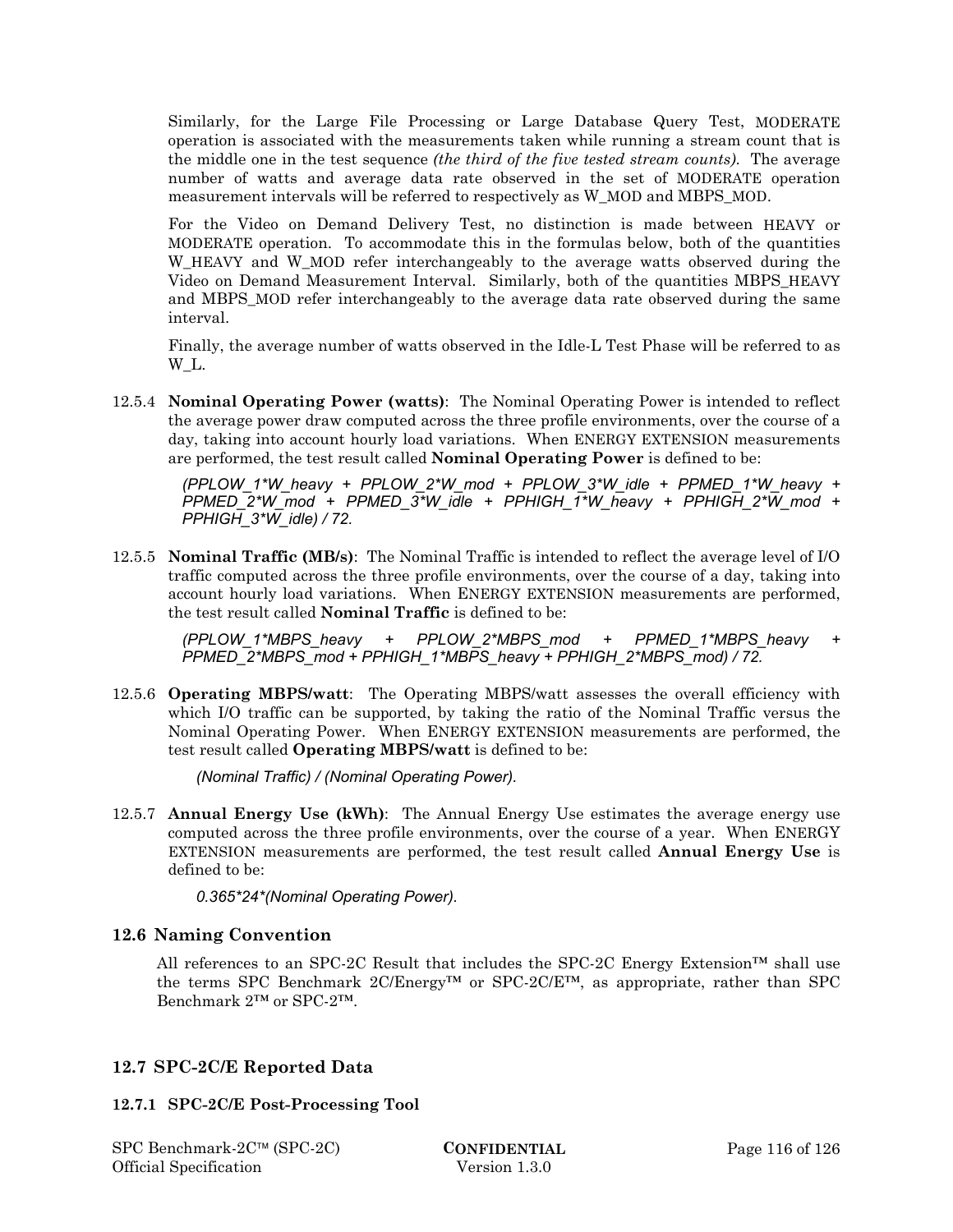Similarly, for the Large File Processing or Large Database Query Test, MODERATE operation is associated with the measurements taken while running a stream count that is the middle one in the test sequence *(the third of the five tested stream counts).* The average number of watts and average data rate observed in the set of MODERATE operation measurement intervals will be referred to respectively as W_MOD and MBPS_MOD.

For the Video on Demand Delivery Test, no distinction is made between HEAVY or MODERATE operation. To accommodate this in the formulas below, both of the quantities W_HEAVY and W_MOD refer interchangeably to the average watts observed during the Video on Demand Measurement Interval. Similarly, both of the quantities MBPS_HEAVY and MBPS_MOD refer interchangeably to the average data rate observed during the same interval.

Finally, the average number of watts observed in the Idle-L Test Phase will be referred to as W_L.

12.5.4 **Nominal Operating Power (watts)**: The Nominal Operating Power is intended to reflect the average power draw computed across the three profile environments, over the course of a day, taking into account hourly load variations. When ENERGY EXTENSION measurements are performed, the test result called **Nominal Operating Power** is defined to be:

*(PPLOW_1*W_heavy + PPLOW_2*W_mod + PPLOW_3*W_idle + PPMED_1*W_heavy + PPMED_2*W_mod + PPMED_3*W_idle + PPHIGH_1*W_heavy + PPHIGH_2*W_mod + PPHIGH_3*W_idle) / 72.*

12.5.5 **Nominal Traffic (MB/s)**: The Nominal Traffic is intended to reflect the average level of I/O traffic computed across the three profile environments, over the course of a day, taking into account hourly load variations. When ENERGY EXTENSION measurements are performed, the test result called **Nominal Traffic** is defined to be:

*(PPLOW_1*MBPS_heavy + PPLOW_2*MBPS_mod + PPMED_1*MBPS_heavy + PPMED_2*MBPS_mod + PPHIGH_1*MBPS_heavy + PPHIGH_2*MBPS_mod) / 72.*

12.5.6 **Operating MBPS/watt**: The Operating MBPS/watt assesses the overall efficiency with which I/O traffic can be supported, by taking the ratio of the Nominal Traffic versus the Nominal Operating Power. When ENERGY EXTENSION measurements are performed, the test result called **Operating MBPS/watt** is defined to be:

*(Nominal Traffic) / (Nominal Operating Power).*

12.5.7 **Annual Energy Use (kWh)**: The Annual Energy Use estimates the average energy use computed across the three profile environments, over the course of a year. When ENERGY EXTENSION measurements are performed, the test result called **Annual Energy Use** is defined to be:

*0.365*24*(Nominal Operating Power).*

## 12.6 Naming Convention

All references to an SPC-2C Result that includes the SPC-2C Energy Extension™ shall use the terms SPC Benchmark 2C/Energy™ or SPC-2C/E™, as appropriate, rather than SPC Benchmark 2™ or SPC-2™.

## 12.7 SPC-2C/E Reported Data

### 12.7.1 SPC-2C/E Post-Processing Tool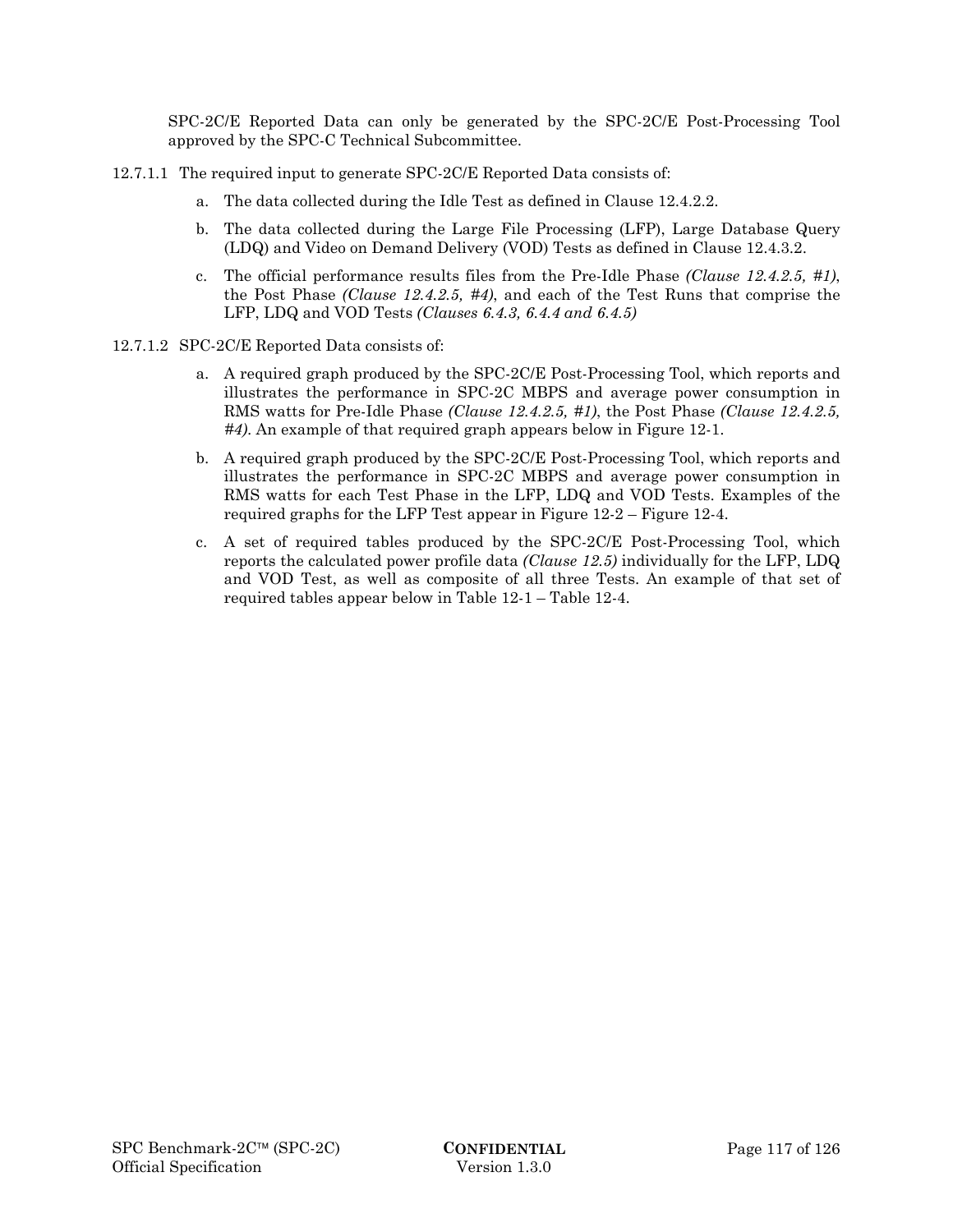SPC-2C/E Reported Data can only be generated by the SPC-2C/E Post-Processing Tool approved by the SPC-C Technical Subcommittee.

12.7.1.1 The required input to generate SPC-2C/E Reported Data consists of:

a. The data collected during the Idle Test as defined in Clause 12.4.2.2.

b. The data collected during the Large File Processing (LFP), Large Database Query (LDQ) and Video on Demand Delivery (VOD) Tests as defined in Clause 12.4.3.2.

c. The official performance results files from the Pre-Idle Phase *(Clause 12.4.2.5, #1)*, the Post Phase *(Clause 12.4.2.5, #4)*, and each of the Test Runs that comprise the LFP, LDQ and VOD Tests *(Clauses 6.4.3, 6.4.4 and 6.4.5)*

12.7.1.2 SPC-2C/E Reported Data consists of:

a. A required graph produced by the SPC-2C/E Post-Processing Tool, which reports and illustrates the performance in SPC-2C MBPS and average power consumption in RMS watts for Pre-Idle Phase *(Clause 12.4.2.5, #1)*, the Post Phase *(Clause 12.4.2.5, #4)*. An example of that required graph appears below in Figure 12-1.

b. A required graph produced by the SPC-2C/E Post-Processing Tool, which reports and illustrates the performance in SPC-2C MBPS and average power consumption in RMS watts for each Test Phase in the LFP, LDQ and VOD Tests. Examples of the required graphs for the LFP Test appear in Figure 12-2 – Figure 12-4.

c. A set of required tables produced by the SPC-2C/E Post-Processing Tool, which reports the calculated power profile data *(Clause 12.5)* individually for the LFP, LDQ and VOD Test, as well as composite of all three Tests. An example of that set of required tables appear below in Table 12-1 – Table 12-4.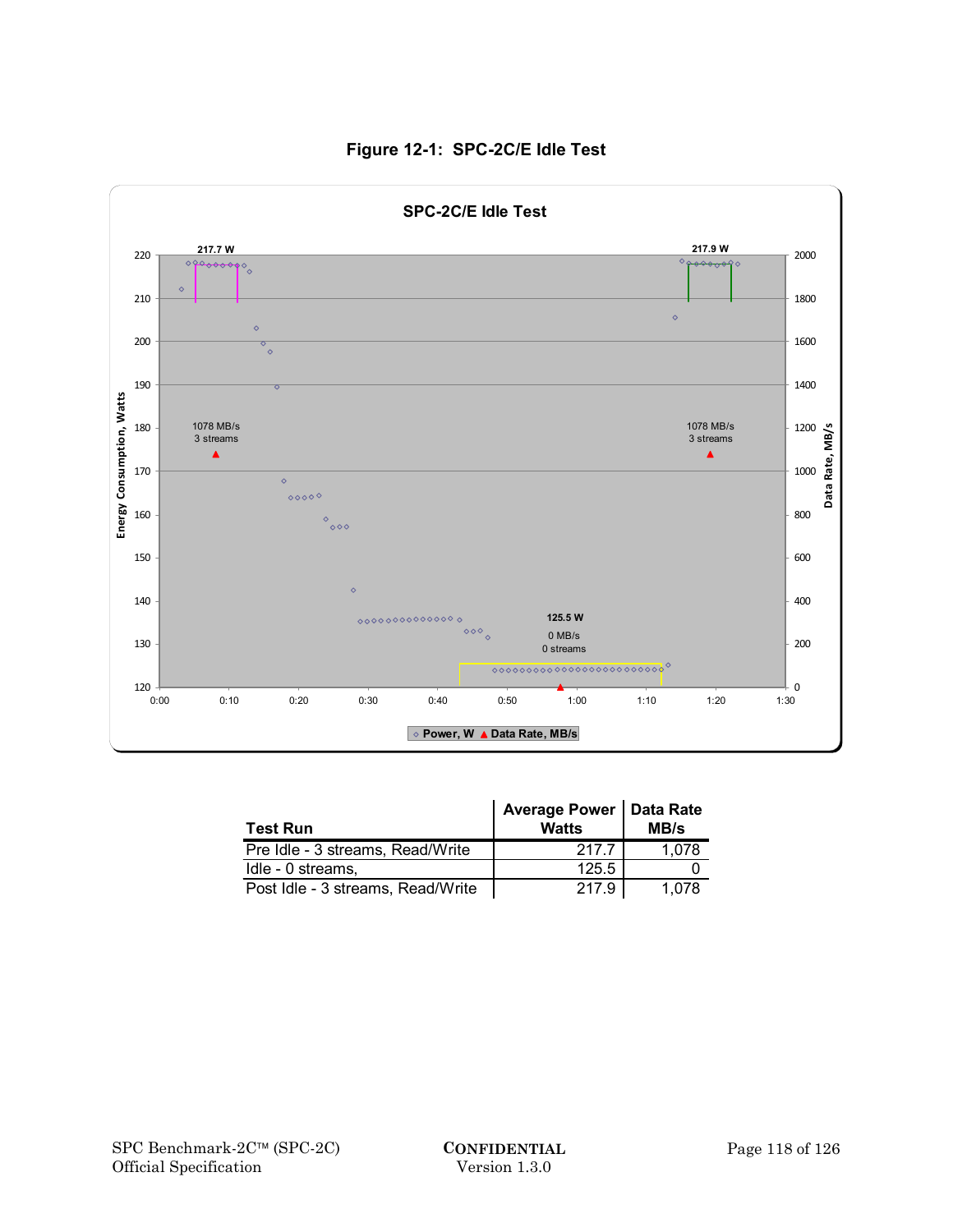**Figure 12-1: SPC-2C/E Idle Test**

| Test Run | Average Power Watts | Data Rate MB/s |
|---|---:|---:|
| Pre Idle - 3 streams, Read/Write | 217.7 | 1,078 |
| Idle - 0 streams, | 125.5 | 0 |
| Post Idle - 3 streams, Read/Write | 217.9 | 1,078 |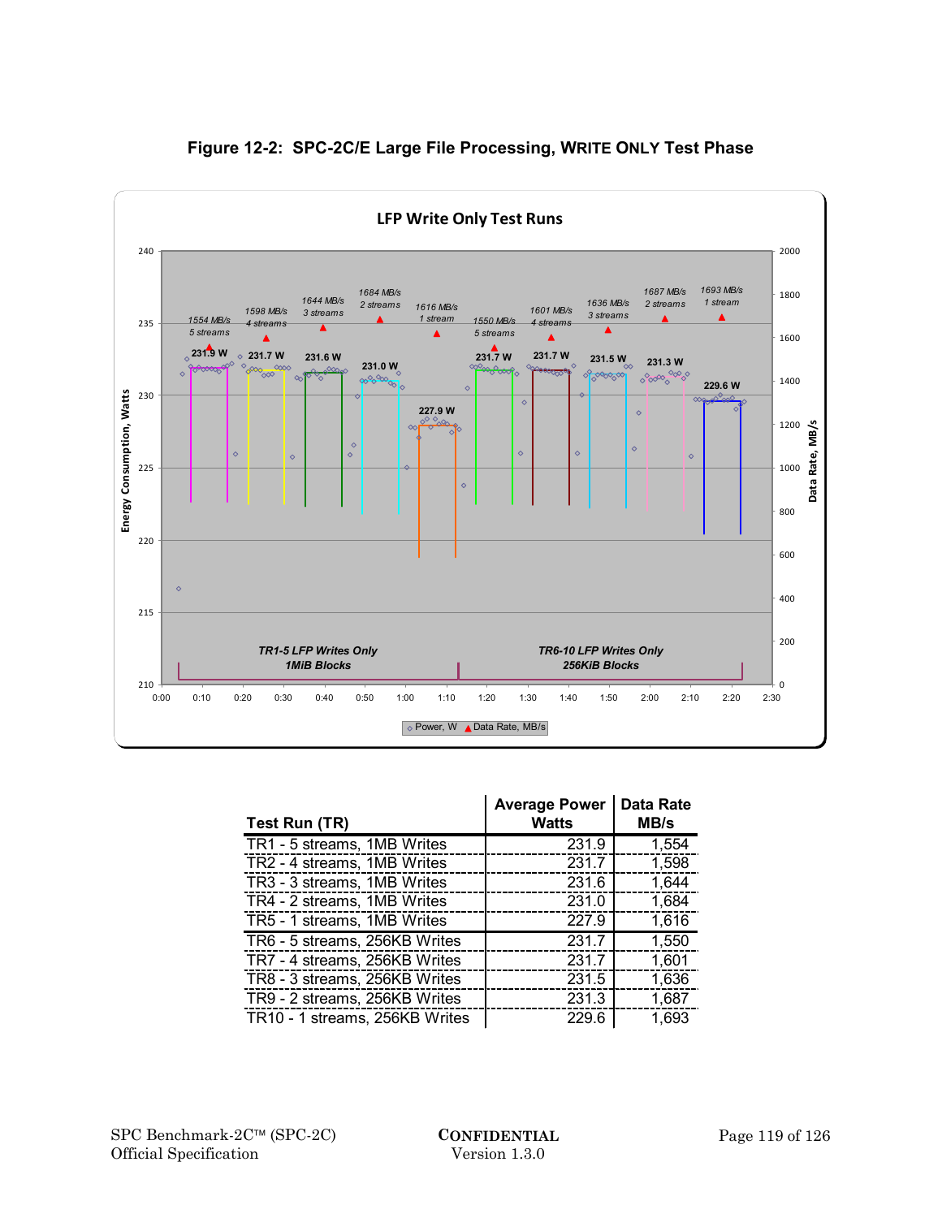**Figure 12-2: SPC-2C/E Large File Processing, WRITE ONLY Test Phase**

| Test Run (TR) | Average Power Watts | Data Rate MB/s |
|---|---|---|
| TR1 - 5 streams, 1MB Writes | 231.9 | 1,554 |
| TR2 - 4 streams, 1MB Writes | 231.7 | 1,598 |
| TR3 - 3 streams, 1MB Writes | 231.6 | 1,644 |
| TR4 - 2 streams, 1MB Writes | 231.0 | 1,684 |
| TR5 - 1 streams, 1MB Writes | 227.9 | 1,616 |
| TR6 - 5 streams, 256KB Writes | 231.7 | 1,550 |
| TR7 - 4 streams, 256KB Writes | 231.7 | 1,601 |
| TR8 - 3 streams, 256KB Writes | 231.5 | 1,636 |
| TR9 - 2 streams, 256KB Writes | 231.3 | 1,687 |
| TR10 - 1 streams, 256KB Writes | 229.6 | 1,693 |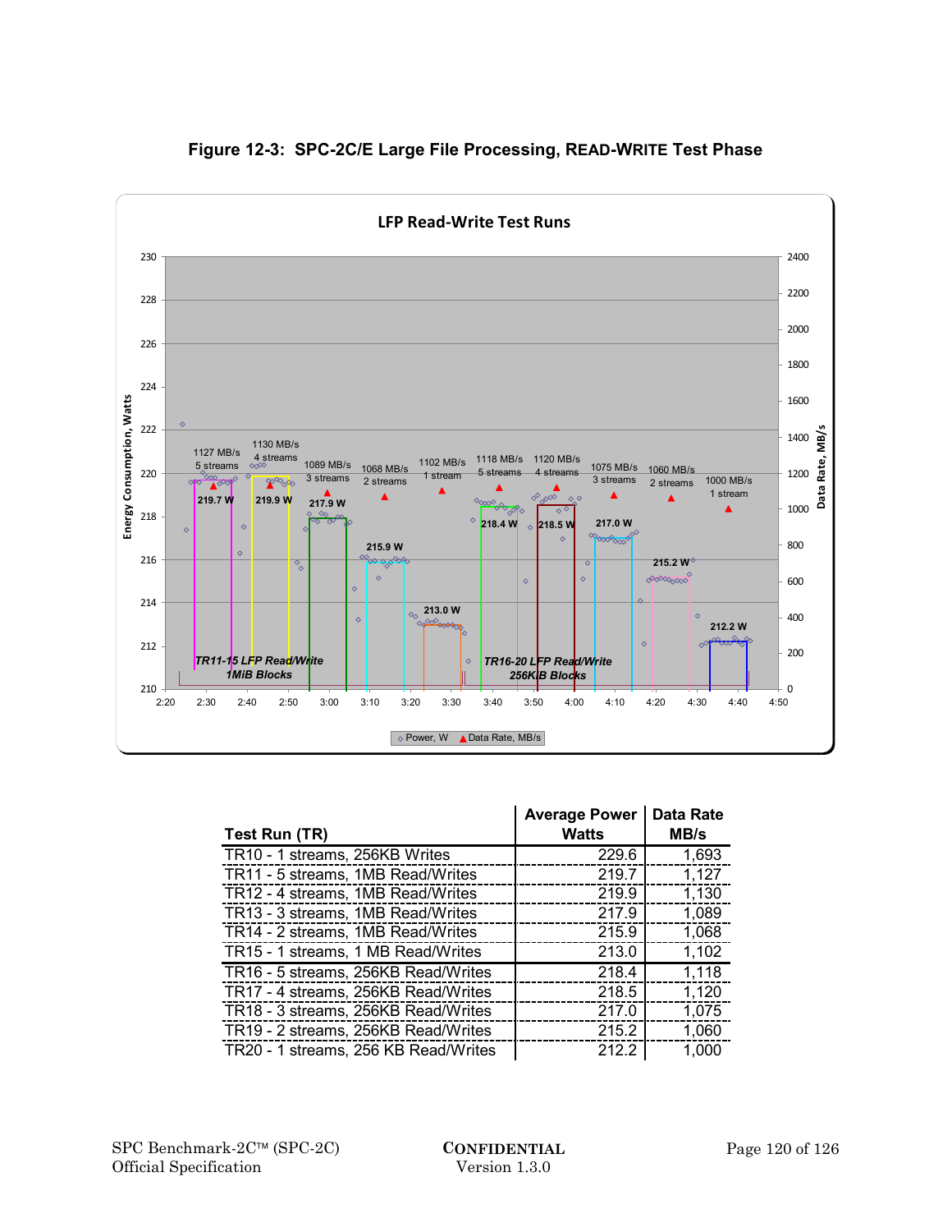**Figure 12-3: SPC-2C/E Large File Processing, READ-WRITE Test Phase**

| Test Run (TR) | Average Power Watts | Data Rate MB/s |
|---|---|---|
| TR10 - 1 streams, 256KB Writes | 229.6 | 1,693 |
| TR11 - 5 streams, 1MB Read/Writes | 219.7 | 1,127 |
| TR12 - 4 streams, 1MB Read/Writes | 219.9 | 1,130 |
| TR13 - 3 streams, 1MB Read/Writes | 217.9 | 1,089 |
| TR14 - 2 streams, 1MB Read/Writes | 215.9 | 1,068 |
| TR15 - 1 streams, 1 MB Read/Writes | 213.0 | 1,102 |
| TR16 - 5 streams, 256KB Read/Writes | 218.4 | 1,118 |
| TR17 - 4 streams, 256KB Read/Writes | 218.5 | 1,120 |
| TR18 - 3 streams, 256KB Read/Writes | 217.0 | 1,075 |
| TR19 - 2 streams, 256KB Read/Writes | 215.2 | 1,060 |
| TR20 - 1 streams, 256 KB Read/Writes | 212.2 | 1,000 |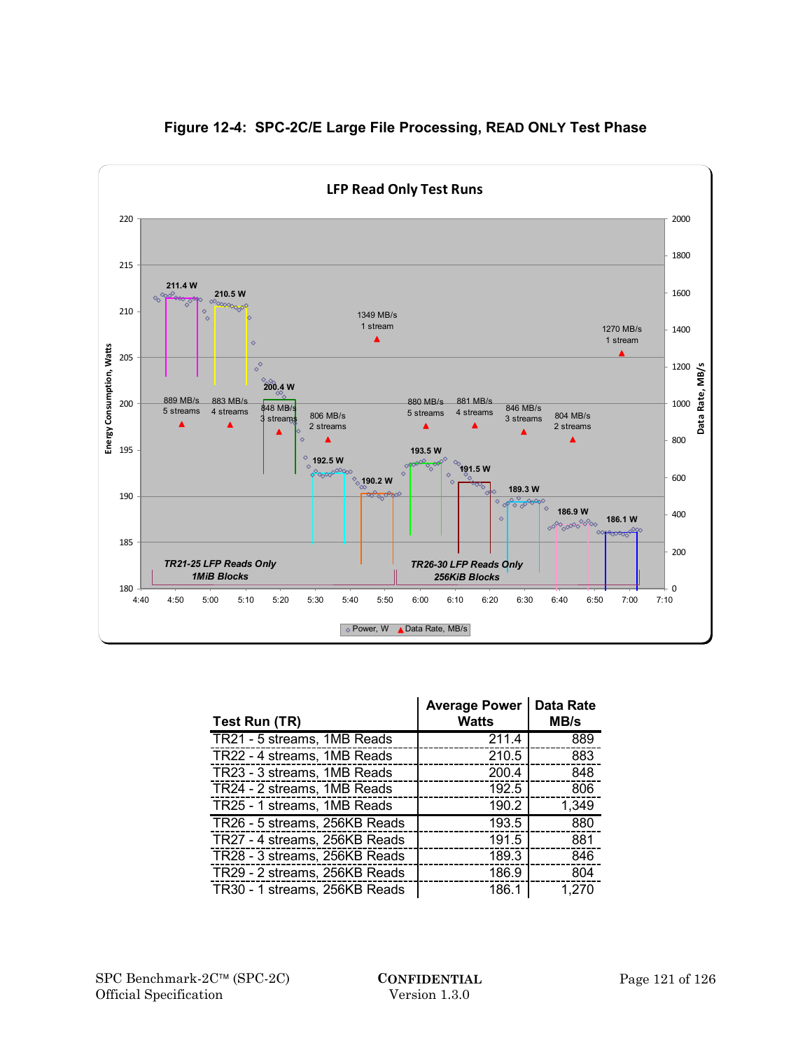**Figure 12-4: SPC-2C/E Large File Processing, READ ONLY Test Phase**

| Test Run (TR) | Average Power Watts | Data Rate MB/s |
|---|---|---|
| TR21 - 5 streams, 1MB Reads | 211.4 | 889 |
| TR22 - 4 streams, 1MB Reads | 210.5 | 883 |
| TR23 - 3 streams, 1MB Reads | 200.4 | 848 |
| TR24 - 2 streams, 1MB Reads | 192.5 | 806 |
| TR25 - 1 streams, 1MB Reads | 190.2 | 1,349 |
| TR26 - 5 streams, 256KB Reads | 193.5 | 880 |
| TR27 - 4 streams, 256KB Reads | 191.5 | 881 |
| TR28 - 3 streams, 256KB Reads | 189.3 | 846 |
| TR29 - 2 streams, 256KB Reads | 186.9 | 804 |
| TR30 - 1 streams, 256KB Reads | 186.1 | 1,270 |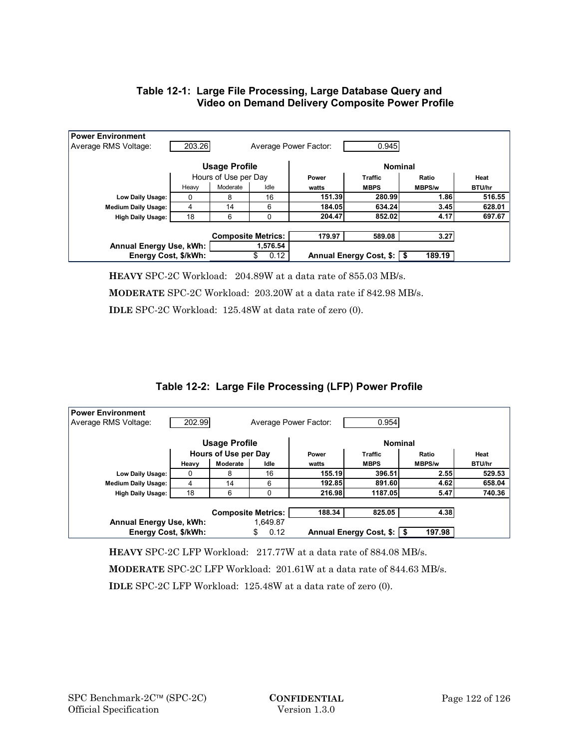### Table 12-1: Large File Processing, Large Database Query and Video on Demand Delivery Composite Power Profile

**Power Environment**

Average RMS Voltage: 203.26 | Average Power Factor: 0.945

| | Usage Profile | | | Nominal | | | |
|---|---|---|---|---|---|---|---|
| | Hours of Use per Day | | | Power | Traffic | Ratio | Heat |
| | Heavy | Moderate | Idle | watts | MBPS | MBPS/w | BTU/hr |
| **Low Daily Usage:** | 0 | 8 | 16 | 151.39 | 280.99 | 1.86 | 516.55 |
| **Medium Daily Usage:** | 4 | 14 | 6 | 184.05 | 634.24 | 3.45 | 628.01 |
| **High Daily Usage:** | 18 | 6 | 0 | 204.47 | 852.02 | 4.17 | 697.67 |
| | | **Composite Metrics:** | | 179.97 | 589.08 | 3.27 | |
| **Annual Energy Use, kWh:** | | | 1,576.54 | | | | |
| **Energy Cost, $/kWh:** | | | $ 0.12 | **Annual Energy Cost, $:** | | $ 189.19 | |

**HEAVY** SPC-2C Workload: 204.89W at a data rate of 855.03 MB/s.

**MODERATE** SPC-2C Workload: 203.20W at a data rate if 842.98 MB/s.

**IDLE** SPC-2C Workload: 125.48W at data rate of zero (0).

### Table 12-2: Large File Processing (LFP) Power Profile

**Power Environment**

Average RMS Voltage: 202.99 | Average Power Factor: 0.954

| | Usage Profile | | | Nominal | | | |
|---|---|---|---|---|---|---|---|
| | Hours of Use per Day | | | Power | Traffic | Ratio | Heat |
| | Heavy | Moderate | Idle | watts | MBPS | MBPS/w | BTU/hr |
| **Low Daily Usage:** | 0 | 8 | 16 | 155.19 | 396.51 | 2.55 | 529.53 |
| **Medium Daily Usage:** | 4 | 14 | 6 | 192.85 | 891.60 | 4.62 | 658.04 |
| **High Daily Usage:** | 18 | 6 | 0 | 216.98 | 1187.05 | 5.47 | 740.36 |
| | | **Composite Metrics:** | | 188.34 | 825.05 | 4.38 | |
| **Annual Energy Use, kWh:** | | | 1,649.87 | | | | |
| **Energy Cost, $/kWh:** | | | $ 0.12 | **Annual Energy Cost, $:** | | $ 197.98 | |

**HEAVY** SPC-2C LFP Workload: 217.77W at a data rate of 884.08 MB/s.

**MODERATE** SPC-2C LFP Workload: 201.61W at a data rate of 844.63 MB/s.

**IDLE** SPC-2C LFP Workload: 125.48W at a data rate of zero (0).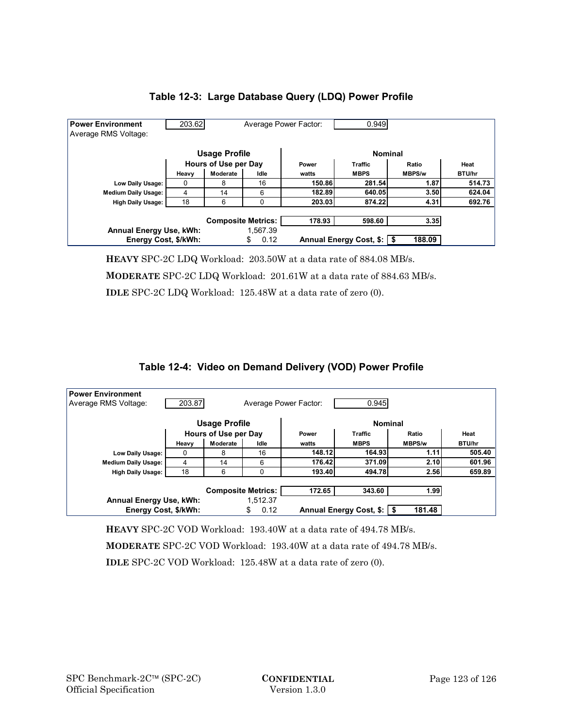### Table 12-3: Large Database Query (LDQ) Power Profile

| **Power Environment** | 203.62 | | Average Power Factor: | 0.949 | | |
|---|---|---|---|---|---|---|
| Average RMS Voltage: | | | | | | |
| | **Usage Profile** | | | **Nominal** | | |
| | **Hours of Use per Day** | | | | | |
| | **Heavy** | **Moderate** | **Idle** | **Power watts** | **Traffic MBPS** | **Ratio MBPS/w** | **Heat BTU/hr** |
| **Low Daily Usage:** | 0 | 8 | 16 | **150.86** | **281.54** | **1.87** | **514.73** |
| **Medium Daily Usage:** | 4 | 14 | 6 | **182.89** | **640.05** | **3.50** | **624.04** |
| **High Daily Usage:** | 18 | 6 | 0 | **203.03** | **874.22** | **4.31** | **692.76** |
| | | **Composite Metrics:** | | **178.93** | **598.60** | **3.35** | |
| **Annual Energy Use, kWh:** | | | 1,567.39 | | | | |
| **Energy Cost, $/kWh:** | | | $ 0.12 | **Annual Energy Cost, $:** | | **$ 188.09** | |

**HEAVY** SPC-2C LDQ Workload: 203.50W at a data rate of 884.08 MB/s.

**MODERATE** SPC-2C LDQ Workload: 201.61W at a data rate of 884.63 MB/s.

**IDLE** SPC-2C LDQ Workload: 125.48W at a data rate of zero (0).

### Table 12-4: Video on Demand Delivery (VOD) Power Profile

| **Power Environment** | | | | | | | |
|---|---|---|---|---|---|---|---|
| Average RMS Voltage: | 203.87 | | Average Power Factor: | 0.945 | | | |
| | **Usage Profile** | | | **Nominal** | | | |
| | **Hours of Use per Day** | | | | | | |
| | **Heavy** | **Moderate** | **Idle** | **Power watts** | **Traffic MBPS** | **Ratio MBPS/w** | **Heat BTU/hr** |
| **Low Daily Usage:** | 0 | 8 | 16 | **148.12** | **164.93** | **1.11** | **505.40** |
| **Medium Daily Usage:** | 4 | 14 | 6 | **176.42** | **371.09** | **2.10** | **601.96** |
| **High Daily Usage:** | 18 | 6 | 0 | **193.40** | **494.78** | **2.56** | **659.89** |
| | | **Composite Metrics:** | | **172.65** | **343.60** | **1.99** | |
| **Annual Energy Use, kWh:** | | | 1,512.37 | | | | |
| **Energy Cost, $/kWh:** | | | $ 0.12 | **Annual Energy Cost, $:** | | **$ 181.48** | |

**HEAVY** SPC-2C VOD Workload: 193.40W at a data rate of 494.78 MB/s.

**MODERATE** SPC-2C VOD Workload: 193.40W at a data rate of 494.78 MB/s.

**IDLE** SPC-2C VOD Workload: 125.48W at a data rate of zero (0).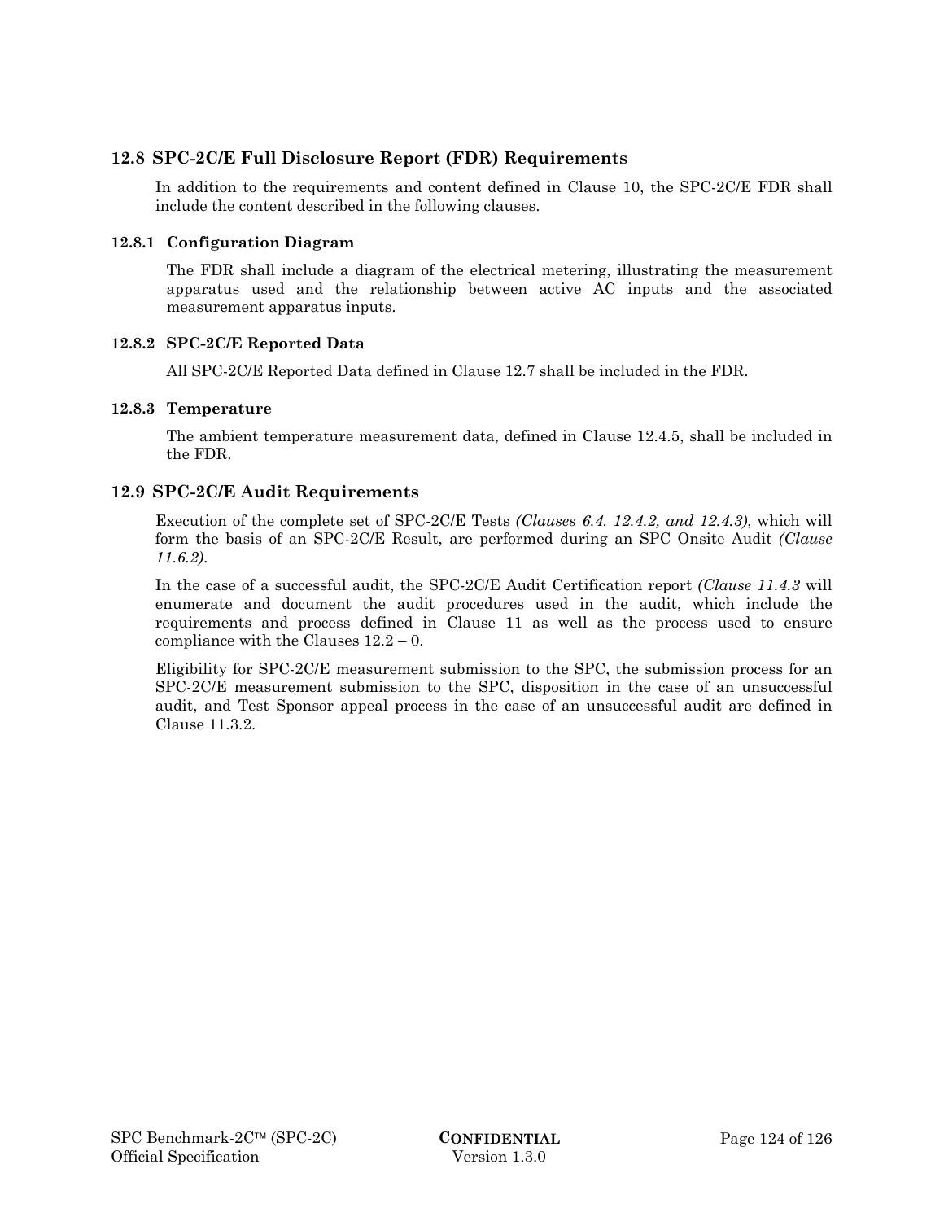## 12.8 SPC-2C/E Full Disclosure Report (FDR) Requirements

In addition to the requirements and content defined in Clause 10, the SPC-2C/E FDR shall include the content described in the following clauses.

### 12.8.1 Configuration Diagram

The FDR shall include a diagram of the electrical metering, illustrating the measurement apparatus used and the relationship between active AC inputs and the associated measurement apparatus inputs.

### 12.8.2 SPC-2C/E Reported Data

All SPC-2C/E Reported Data defined in Clause 12.7 shall be included in the FDR.

### 12.8.3 Temperature

The ambient temperature measurement data, defined in Clause 12.4.5, shall be included in the FDR.

## 12.9 SPC-2C/E Audit Requirements

Execution of the complete set of SPC-2C/E Tests *(Clauses 6.4. 12.4.2, and 12.4.3)*, which will form the basis of an SPC-2C/E Result, are performed during an SPC Onsite Audit *(Clause 11.6.2)*.

In the case of a successful audit, the SPC-2C/E Audit Certification report *(Clause 11.4.3* will enumerate and document the audit procedures used in the audit, which include the requirements and process defined in Clause 11 as well as the process used to ensure compliance with the Clauses 12.2 – 0.

Eligibility for SPC-2C/E measurement submission to the SPC, the submission process for an SPC-2C/E measurement submission to the SPC, disposition in the case of an unsuccessful audit, and Test Sponsor appeal process in the case of an unsuccessful audit are defined in Clause 11.3.2.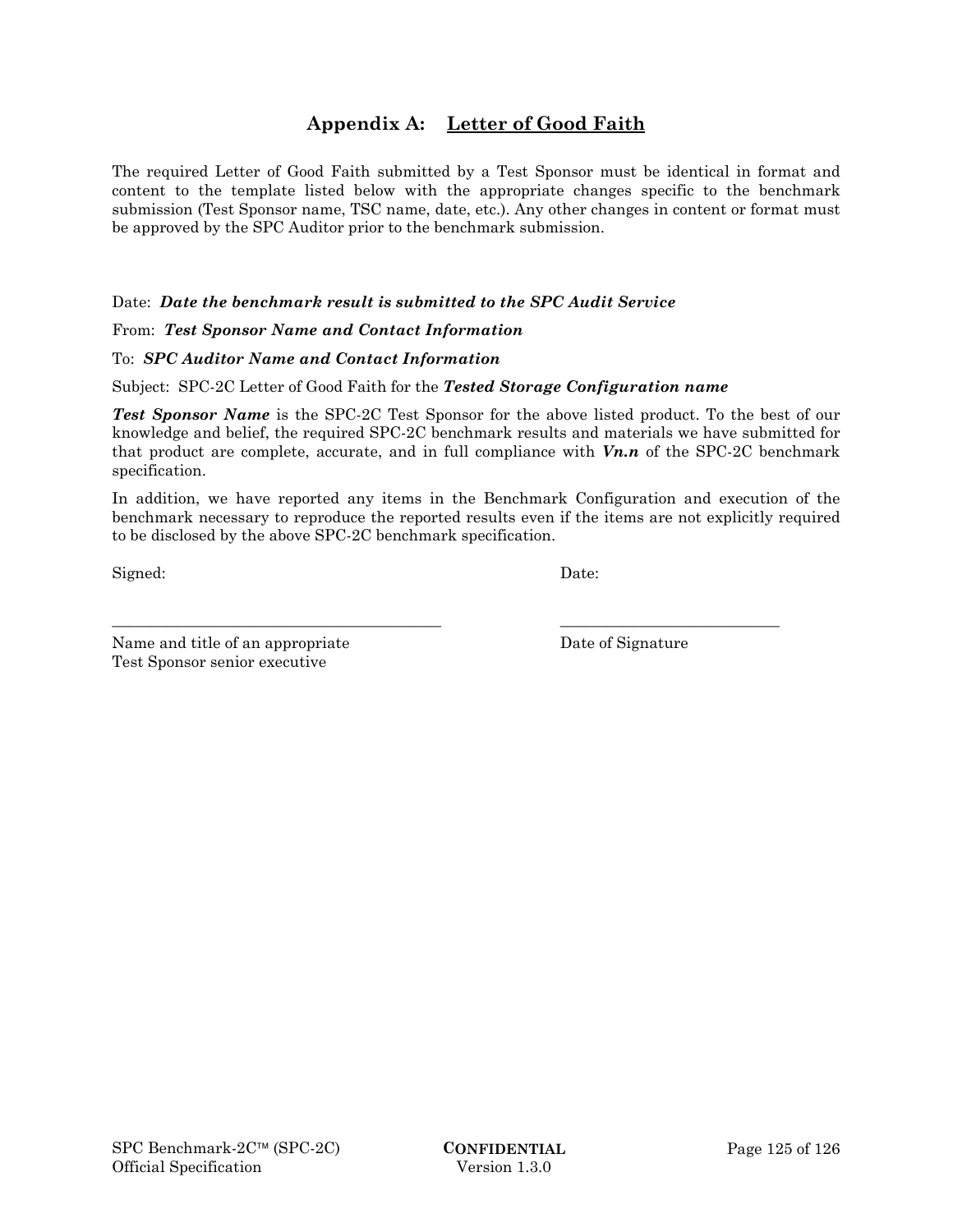# Appendix A: Letter of Good Faith

The required Letter of Good Faith submitted by a Test Sponsor must be identical in format and content to the template listed below with the appropriate changes specific to the benchmark submission (Test Sponsor name, TSC name, date, etc.). Any other changes in content or format must be approved by the SPC Auditor prior to the benchmark submission.

Date: ***Date the benchmark result is submitted to the SPC Audit Service***

From: ***Test Sponsor Name and Contact Information***

To: ***SPC Auditor Name and Contact Information***

Subject: SPC-2C Letter of Good Faith for the ***Tested Storage Configuration name***

***Test Sponsor Name*** is the SPC-2C Test Sponsor for the above listed product. To the best of our knowledge and belief, the required SPC-2C benchmark results and materials we have submitted for that product are complete, accurate, and in full compliance with ***Vn.n*** of the SPC-2C benchmark specification.

In addition, we have reported any items in the Benchmark Configuration and execution of the benchmark necessary to reproduce the reported results even if the items are not explicitly required to be disclosed by the above SPC-2C benchmark specification.

Signed: Date:

\_\_\_\_\_\_\_\_\_\_\_\_\_\_\_\_\_\_\_\_\_\_\_\_\_\_\_\_\_\_\_\_\_\_\_\_\_\_ \_\_\_\_\_\_\_\_\_\_\_\_\_\_\_\_\_\_\_\_\_\_\_\_\_\_

Name and title of an appropriate Test Sponsor senior executive

Date of Signature